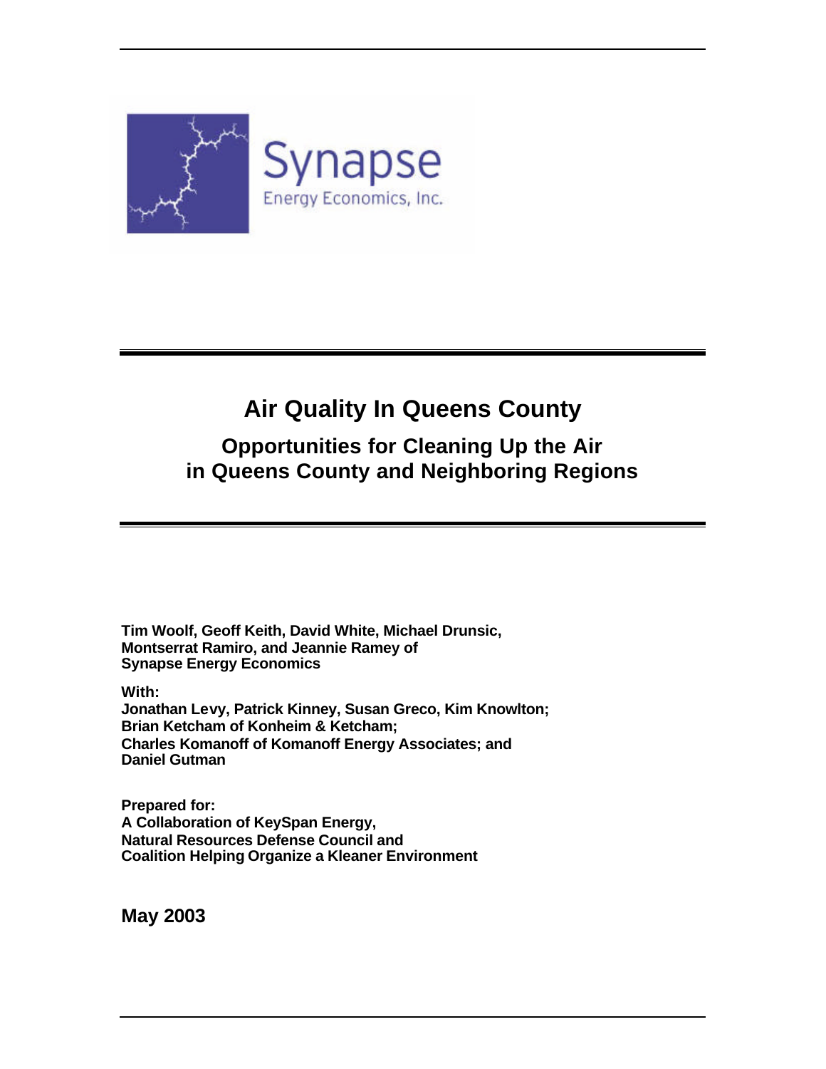Synapse

Energy Economics, Inc.

# Air Quality In Queens County

## Opportunities for Cleaning Up the Air in Queens County and Neighboring Regions

**Tim Woolf, Geoff Keith, David White, Michael Drunsic, Montserrat Ramiro, and Jeannie Ramey of Synapse Energy Economics**

**With:**
**Jonathan Levy, Patrick Kinney, Susan Greco, Kim Knowlton; Brian Ketcham of Konheim & Ketcham; Charles Komanoff of Komanoff Energy Associates; and Daniel Gutman**

**Prepared for:**
**A Collaboration of KeySpan Energy, Natural Resources Defense Council and Coalition Helping Organize a Kleaner Environment**

**May 2003**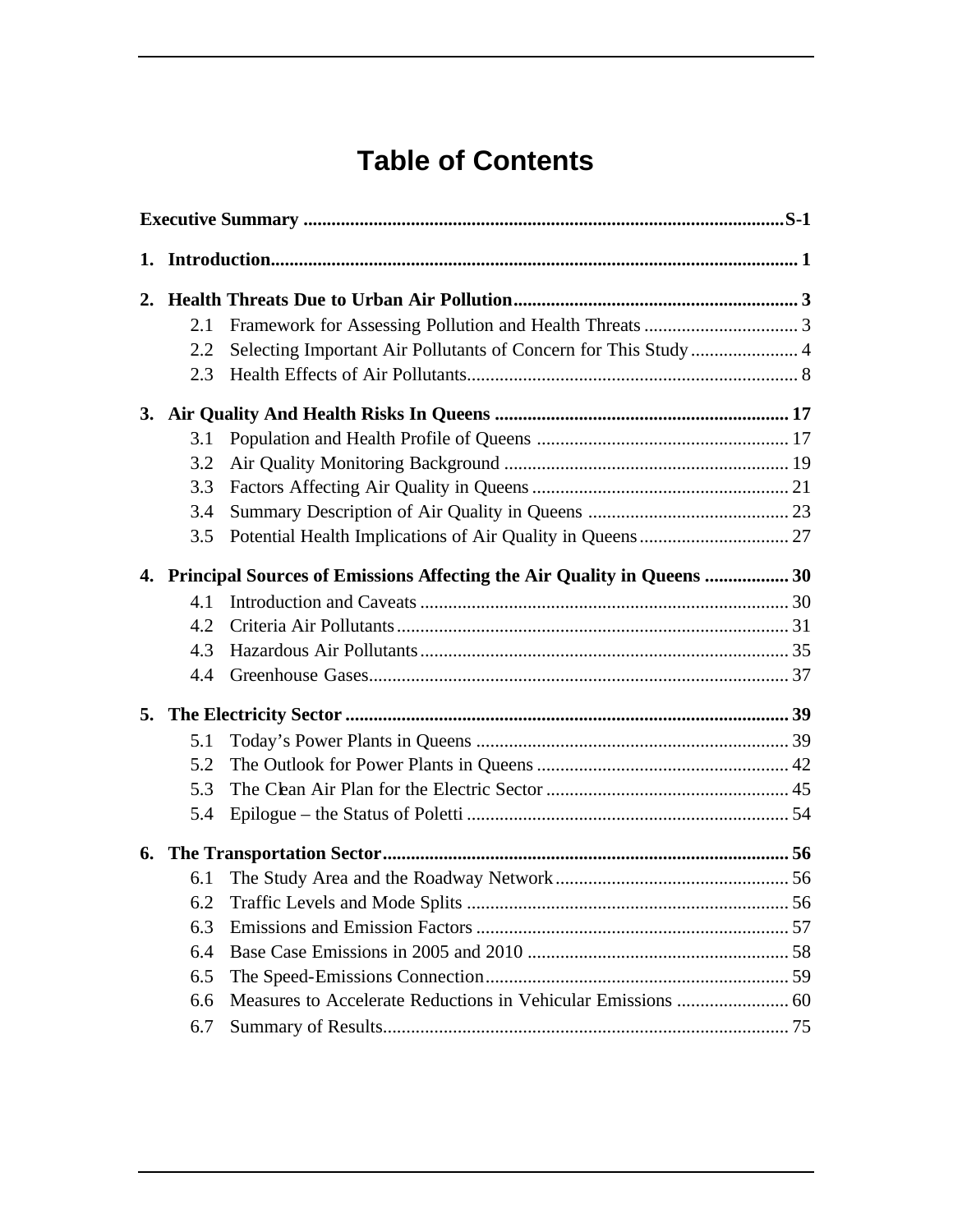# Table of Contents

**Executive Summary ....................................................................................................S-1**

**1. Introduction............................................................................................................... 1**

**2. Health Threats Due to Urban Air Pollution............................................................ 3**

- 2.1 Framework for Assessing Pollution and Health Threats ................................ 3
- 2.2 Selecting Important Air Pollutants of Concern for This Study ...................... 4
- 2.3 Health Effects of Air Pollutants...................................................................... 8

**3. Air Quality And Health Risks In Queens ............................................................. 17**

- 3.1 Population and Health Profile of Queens ..................................................... 17
- 3.2 Air Quality Monitoring Background ............................................................ 19
- 3.3 Factors Affecting Air Quality in Queens ...................................................... 21
- 3.4 Summary Description of Air Quality in Queens .......................................... 23
- 3.5 Potential Health Implications of Air Quality in Queens ............................... 27

**4. Principal Sources of Emissions Affecting the Air Quality in Queens ................. 30**

- 4.1 Introduction and Caveats .............................................................................. 30
- 4.2 Criteria Air Pollutants ................................................................................... 31
- 4.3 Hazardous Air Pollutants .............................................................................. 35
- 4.4 Greenhouse Gases......................................................................................... 37

**5. The Electricity Sector ............................................................................................. 39**

- 5.1 Today's Power Plants in Queens .................................................................. 39
- 5.2 The Outlook for Power Plants in Queens ..................................................... 42
- 5.3 The Clean Air Plan for the Electric Sector ................................................... 45
- 5.4 Epilogue – the Status of Poletti .................................................................... 54

**6. The Transportation Sector..................................................................................... 56**

- 6.1 The Study Area and the Roadway Network ................................................. 56
- 6.2 Traffic Levels and Mode Splits .................................................................... 56
- 6.3 Emissions and Emission Factors .................................................................. 57
- 6.4 Base Case Emissions in 2005 and 2010 ....................................................... 58
- 6.5 The Speed-Emissions Connection................................................................ 59
- 6.6 Measures to Accelerate Reductions in Vehicular Emissions ........................ 60
- 6.7 Summary of Results...................................................................................... 75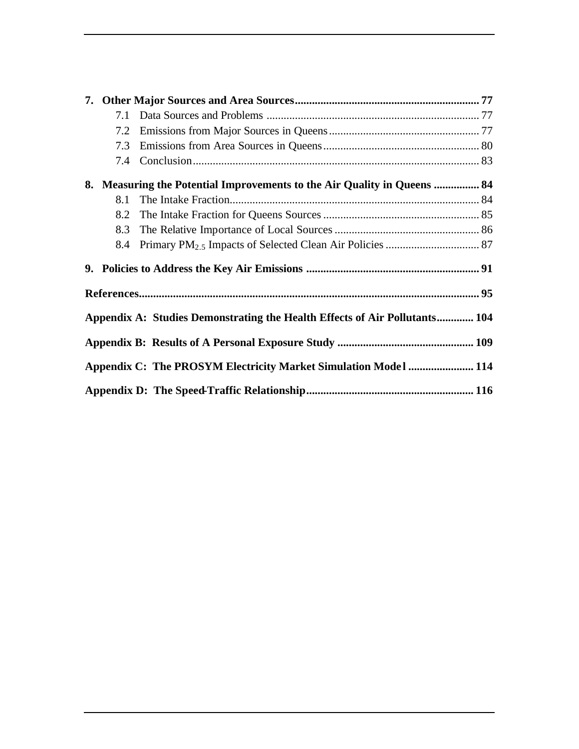**7. Other Major Sources and Area Sources** ................................................................ **77**

7.1 Data Sources and Problems .......................................................................... 77

7.2 Emissions from Major Sources in Queens .................................................... 77

7.3 Emissions from Area Sources in Queens ...................................................... 80

7.4 Conclusion ................................................................................................... 83

**8. Measuring the Potential Improvements to the Air Quality in Queens** ................ **84**

8.1 The Intake Fraction ....................................................................................... 84

8.2 The Intake Fraction for Queens Sources ...................................................... 85

8.3 The Relative Importance of Local Sources ................................................... 86

8.4 Primary $PM_{2.5}$ Impacts of Selected Clean Air Policies ................................. 87

**9. Policies to Address the Key Air Emissions** ............................................................ **91**

**References** ...................................................................................................................... **95**

**Appendix A: Studies Demonstrating the Health Effects of Air Pollutants** ............. **104**

**Appendix B: Results of A Personal Exposure Study** ............................................... **109**

**Appendix C: The PROSYM Electricity Market Simulation Model** ....................... **114**

**Appendix D: The Speed-Traffic Relationship** .......................................................... **116**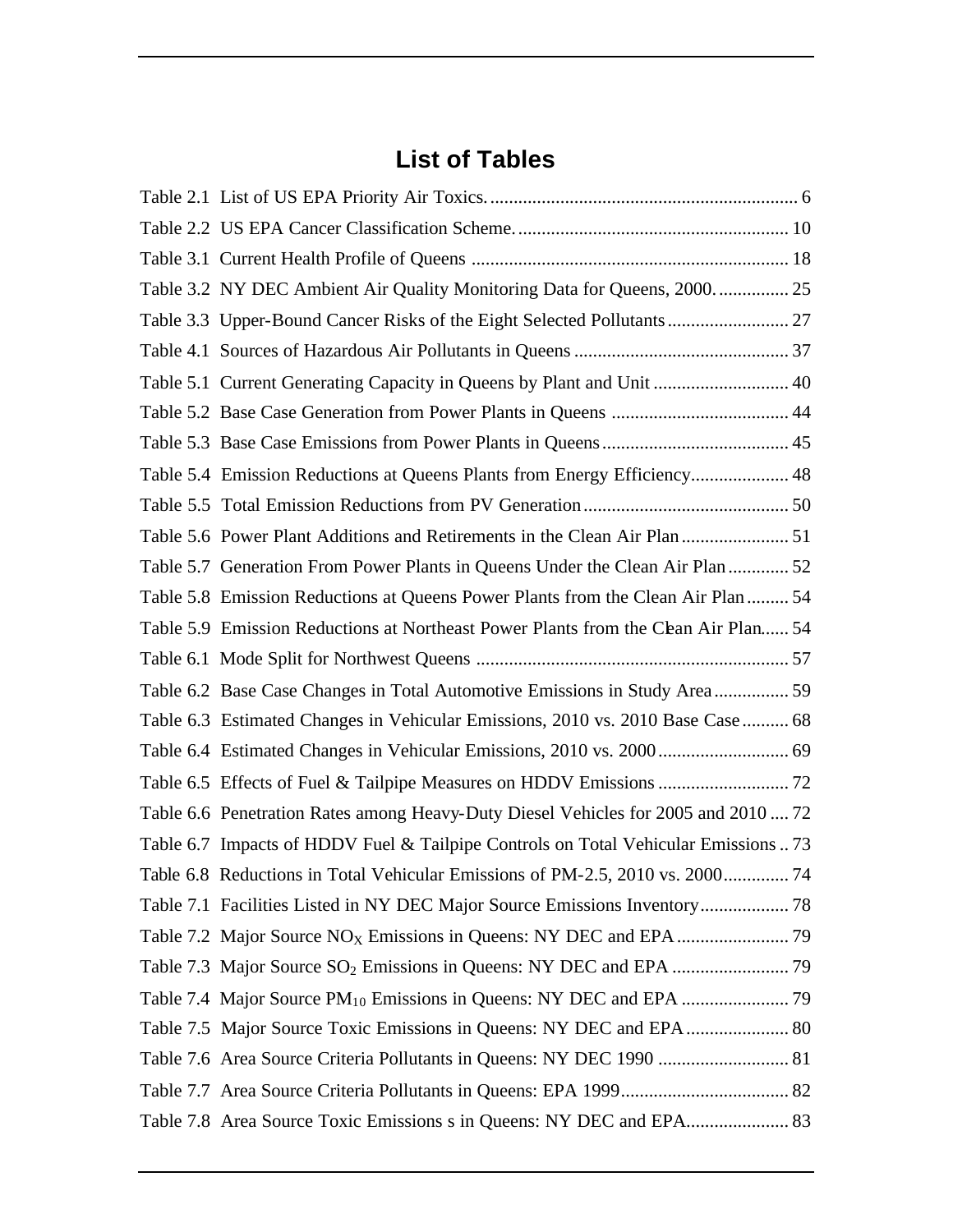# List of Tables

Table 2.1 List of US EPA Priority Air Toxics. .................................................................. 6

Table 2.2 US EPA Cancer Classification Scheme. .......................................................... 10

Table 3.1 Current Health Profile of Queens .................................................................... 18

Table 3.2 NY DEC Ambient Air Quality Monitoring Data for Queens, 2000. ............... 25

Table 3.3 Upper-Bound Cancer Risks of the Eight Selected Pollutants .......................... 27

Table 4.1 Sources of Hazardous Air Pollutants in Queens .............................................. 37

Table 5.1 Current Generating Capacity in Queens by Plant and Unit ............................. 40

Table 5.2 Base Case Generation from Power Plants in Queens ...................................... 44

Table 5.3 Base Case Emissions from Power Plants in Queens ........................................ 45

Table 5.4 Emission Reductions at Queens Plants from Energy Efficiency..................... 48

Table 5.5 Total Emission Reductions from PV Generation ............................................ 50

Table 5.6 Power Plant Additions and Retirements in the Clean Air Plan ....................... 51

Table 5.7 Generation From Power Plants in Queens Under the Clean Air Plan ............. 52

Table 5.8 Emission Reductions at Queens Power Plants from the Clean Air Plan ......... 54

Table 5.9 Emission Reductions at Northeast Power Plants from the Clean Air Plan...... 54

Table 6.1 Mode Split for Northwest Queens ................................................................... 57

Table 6.2 Base Case Changes in Total Automotive Emissions in Study Area ................ 59

Table 6.3 Estimated Changes in Vehicular Emissions, 2010 vs. 2010 Base Case .......... 68

Table 6.4 Estimated Changes in Vehicular Emissions, 2010 vs. 2000 ............................ 69

Table 6.5 Effects of Fuel & Tailpipe Measures on HDDV Emissions ............................ 72

Table 6.6 Penetration Rates among Heavy-Duty Diesel Vehicles for 2005 and 2010 .... 72

Table 6.7 Impacts of HDDV Fuel & Tailpipe Controls on Total Vehicular Emissions .. 73

Table 6.8 Reductions in Total Vehicular Emissions of PM-2.5, 2010 vs. 2000.............. 74

Table 7.1 Facilities Listed in NY DEC Major Source Emissions Inventory................... 78

Table 7.2 Major Source $NO_X$ Emissions in Queens: NY DEC and EPA ........................ 79

Table 7.3 Major Source $SO_2$ Emissions in Queens: NY DEC and EPA ......................... 79

Table 7.4 Major Source $PM_{10}$ Emissions in Queens: NY DEC and EPA ....................... 79

Table 7.5 Major Source Toxic Emissions in Queens: NY DEC and EPA ...................... 80

Table 7.6 Area Source Criteria Pollutants in Queens: NY DEC 1990 ............................ 81

Table 7.7 Area Source Criteria Pollutants in Queens: EPA 1999.................................... 82

Table 7.8 Area Source Toxic Emissions s in Queens: NY DEC and EPA...................... 83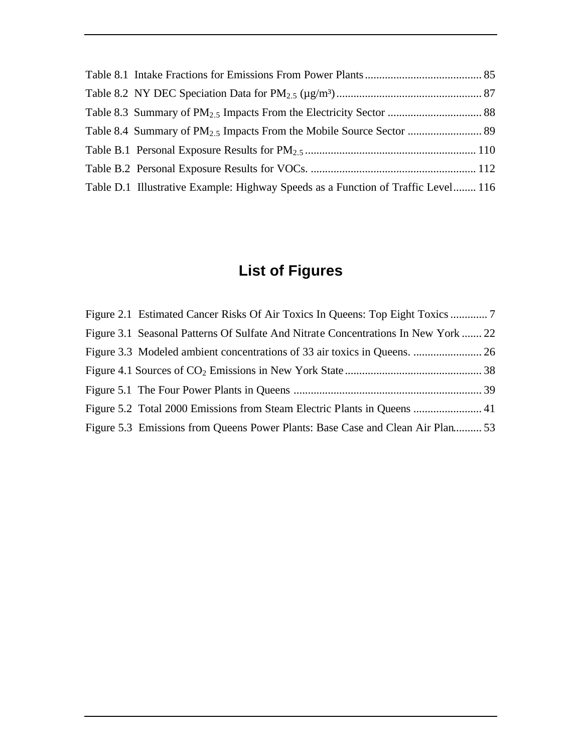Table 8.1 Intake Fractions for Emissions From Power Plants ......................................... 85

Table 8.2 NY DEC Speciation Data for $PM_{2.5}$ (µg/m³) ................................................... 87

Table 8.3 Summary of $PM_{2.5}$ Impacts From the Electricity Sector ................................. 88

Table 8.4 Summary of $PM_{2.5}$ Impacts From the Mobile Source Sector .......................... 89

Table B.1 Personal Exposure Results for $PM_{2.5}$ ............................................................ 110

Table B.2 Personal Exposure Results for VOCs. .......................................................... 112

Table D.1 Illustrative Example: Highway Speeds as a Function of Traffic Level ........ 116

# List of Figures

Figure 2.1 Estimated Cancer Risks Of Air Toxics In Queens: Top Eight Toxics ............. 7

Figure 3.1 Seasonal Patterns Of Sulfate And Nitrate Concentrations In New York ....... 22

Figure 3.3 Modeled ambient concentrations of 33 air toxics in Queens. ........................ 26

Figure 4.1 Sources of $CO_2$ Emissions in New York State ................................................ 38

Figure 5.1 The Four Power Plants in Queens .................................................................. 39

Figure 5.2 Total 2000 Emissions from Steam Electric Plants in Queens ........................ 41

Figure 5.3 Emissions from Queens Power Plants: Base Case and Clean Air Plan.......... 53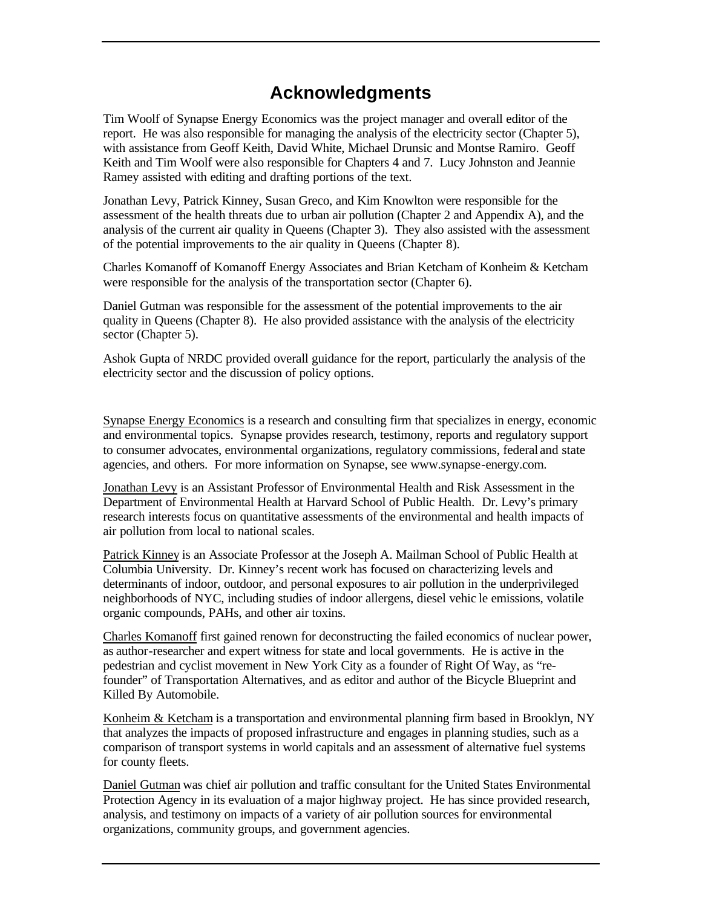# Acknowledgments

Tim Woolf of Synapse Energy Economics was the project manager and overall editor of the report. He was also responsible for managing the analysis of the electricity sector (Chapter 5), with assistance from Geoff Keith, David White, Michael Drunsic and Montse Ramiro. Geoff Keith and Tim Woolf were also responsible for Chapters 4 and 7. Lucy Johnston and Jeannie Ramey assisted with editing and drafting portions of the text.

Jonathan Levy, Patrick Kinney, Susan Greco, and Kim Knowlton were responsible for the assessment of the health threats due to urban air pollution (Chapter 2 and Appendix A), and the analysis of the current air quality in Queens (Chapter 3). They also assisted with the assessment of the potential improvements to the air quality in Queens (Chapter 8).

Charles Komanoff of Komanoff Energy Associates and Brian Ketcham of Konheim & Ketcham were responsible for the analysis of the transportation sector (Chapter 6).

Daniel Gutman was responsible for the assessment of the potential improvements to the air quality in Queens (Chapter 8). He also provided assistance with the analysis of the electricity sector (Chapter 5).

Ashok Gupta of NRDC provided overall guidance for the report, particularly the analysis of the electricity sector and the discussion of policy options.

Synapse Energy Economics is a research and consulting firm that specializes in energy, economic and environmental topics. Synapse provides research, testimony, reports and regulatory support to consumer advocates, environmental organizations, regulatory commissions, federal and state agencies, and others. For more information on Synapse, see www.synapse-energy.com.

Jonathan Levy is an Assistant Professor of Environmental Health and Risk Assessment in the Department of Environmental Health at Harvard School of Public Health. Dr. Levy's primary research interests focus on quantitative assessments of the environmental and health impacts of air pollution from local to national scales.

Patrick Kinney is an Associate Professor at the Joseph A. Mailman School of Public Health at Columbia University. Dr. Kinney's recent work has focused on characterizing levels and determinants of indoor, outdoor, and personal exposures to air pollution in the underprivileged neighborhoods of NYC, including studies of indoor allergens, diesel vehicle emissions, volatile organic compounds, PAHs, and other air toxins.

Charles Komanoff first gained renown for deconstructing the failed economics of nuclear power, as author-researcher and expert witness for state and local governments. He is active in the pedestrian and cyclist movement in New York City as a founder of Right Of Way, as "re-founder" of Transportation Alternatives, and as editor and author of the Bicycle Blueprint and Killed By Automobile.

Konheim & Ketcham is a transportation and environmental planning firm based in Brooklyn, NY that analyzes the impacts of proposed infrastructure and engages in planning studies, such as a comparison of transport systems in world capitals and an assessment of alternative fuel systems for county fleets.

Daniel Gutman was chief air pollution and traffic consultant for the United States Environmental Protection Agency in its evaluation of a major highway project. He has since provided research, analysis, and testimony on impacts of a variety of air pollution sources for environmental organizations, community groups, and government agencies.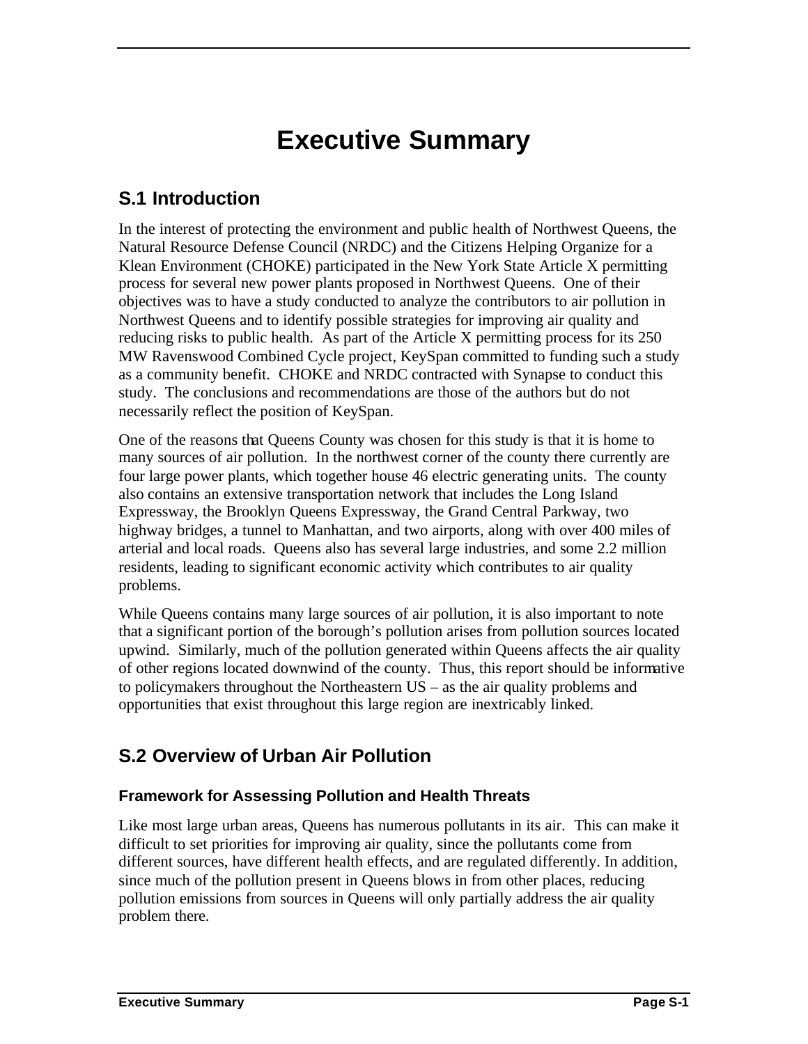# Executive Summary

## S.1 Introduction

In the interest of protecting the environment and public health of Northwest Queens, the Natural Resource Defense Council (NRDC) and the Citizens Helping Organize for a Klean Environment (CHOKE) participated in the New York State Article X permitting process for several new power plants proposed in Northwest Queens. One of their objectives was to have a study conducted to analyze the contributors to air pollution in Northwest Queens and to identify possible strategies for improving air quality and reducing risks to public health. As part of the Article X permitting process for its 250 MW Ravenswood Combined Cycle project, KeySpan committed to funding such a study as a community benefit. CHOKE and NRDC contracted with Synapse to conduct this study. The conclusions and recommendations are those of the authors but do not necessarily reflect the position of KeySpan.

One of the reasons that Queens County was chosen for this study is that it is home to many sources of air pollution. In the northwest corner of the county there currently are four large power plants, which together house 46 electric generating units. The county also contains an extensive transportation network that includes the Long Island Expressway, the Brooklyn Queens Expressway, the Grand Central Parkway, two highway bridges, a tunnel to Manhattan, and two airports, along with over 400 miles of arterial and local roads. Queens also has several large industries, and some 2.2 million residents, leading to significant economic activity which contributes to air quality problems.

While Queens contains many large sources of air pollution, it is also important to note that a significant portion of the borough's pollution arises from pollution sources located upwind. Similarly, much of the pollution generated within Queens affects the air quality of other regions located downwind of the county. Thus, this report should be informative to policymakers throughout the Northeastern US – as the air quality problems and opportunities that exist throughout this large region are inextricably linked.

## S.2 Overview of Urban Air Pollution

### Framework for Assessing Pollution and Health Threats

Like most large urban areas, Queens has numerous pollutants in its air. This can make it difficult to set priorities for improving air quality, since the pollutants come from different sources, have different health effects, and are regulated differently. In addition, since much of the pollution present in Queens blows in from other places, reducing pollution emissions from sources in Queens will only partially address the air quality problem there.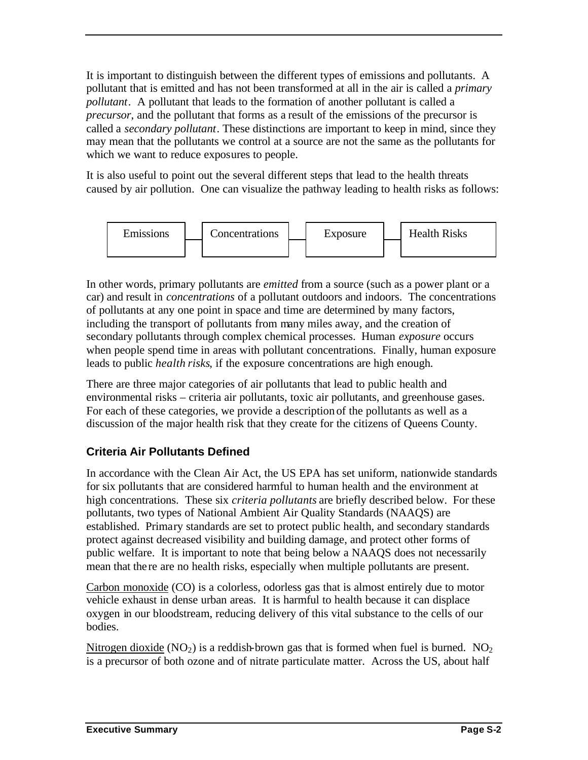It is important to distinguish between the different types of emissions and pollutants. A pollutant that is emitted and has not been transformed at all in the air is called a *primary pollutant*. A pollutant that leads to the formation of another pollutant is called a *precursor*, and the pollutant that forms as a result of the emissions of the precursor is called a *secondary pollutant*. These distinctions are important to keep in mind, since they may mean that the pollutants we control at a source are not the same as the pollutants for which we want to reduce exposures to people.

It is also useful to point out the several different steps that lead to the health threats caused by air pollution. One can visualize the pathway leading to health risks as follows:

Emissions — Concentrations — Exposure — Health Risks

In other words, primary pollutants are *emitted* from a source (such as a power plant or a car) and result in *concentrations* of a pollutant outdoors and indoors. The concentrations of pollutants at any one point in space and time are determined by many factors, including the transport of pollutants from many miles away, and the creation of secondary pollutants through complex chemical processes. Human *exposure* occurs when people spend time in areas with pollutant concentrations. Finally, human exposure leads to public *health risks*, if the exposure concentrations are high enough.

There are three major categories of air pollutants that lead to public health and environmental risks – criteria air pollutants, toxic air pollutants, and greenhouse gases. For each of these categories, we provide a description of the pollutants as well as a discussion of the major health risk that they create for the citizens of Queens County.

### Criteria Air Pollutants Defined

In accordance with the Clean Air Act, the US EPA has set uniform, nationwide standards for six pollutants that are considered harmful to human health and the environment at high concentrations. These six *criteria pollutants* are briefly described below. For these pollutants, two types of National Ambient Air Quality Standards (NAAQS) are established. Primary standards are set to protect public health, and secondary standards protect against decreased visibility and building damage, and protect other forms of public welfare. It is important to note that being below a NAAQS does not necessarily mean that there are no health risks, especially when multiple pollutants are present.

Carbon monoxide (CO) is a colorless, odorless gas that is almost entirely due to motor vehicle exhaust in dense urban areas. It is harmful to health because it can displace oxygen in our bloodstream, reducing delivery of this vital substance to the cells of our bodies.

Nitrogen dioxide ($NO_2$) is a reddish-brown gas that is formed when fuel is burned. $NO_2$ is a precursor of both ozone and of nitrate particulate matter. Across the US, about half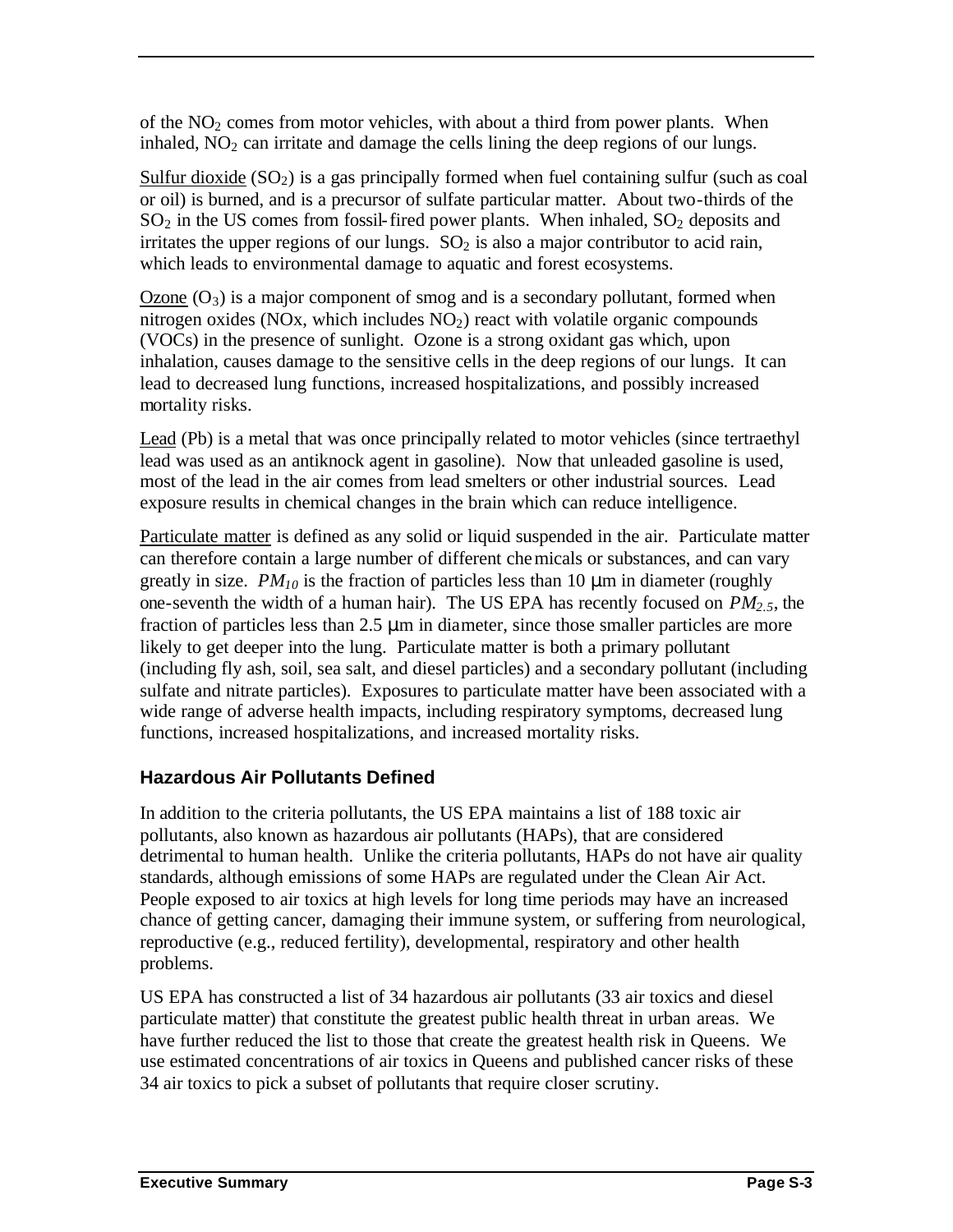of the $NO_2$ comes from motor vehicles, with about a third from power plants. When inhaled, $NO_2$ can irritate and damage the cells lining the deep regions of our lungs.

Sulfur dioxide ($SO_2$) is a gas principally formed when fuel containing sulfur (such as coal or oil) is burned, and is a precursor of sulfate particular matter. About two-thirds of the $SO_2$ in the US comes from fossil-fired power plants. When inhaled, $SO_2$ deposits and irritates the upper regions of our lungs. $SO_2$ is also a major contributor to acid rain, which leads to environmental damage to aquatic and forest ecosystems.

Ozone ($O_3$) is a major component of smog and is a secondary pollutant, formed when nitrogen oxides (NOx, which includes $NO_2$) react with volatile organic compounds (VOCs) in the presence of sunlight. Ozone is a strong oxidant gas which, upon inhalation, causes damage to the sensitive cells in the deep regions of our lungs. It can lead to decreased lung functions, increased hospitalizations, and possibly increased mortality risks.

Lead (Pb) is a metal that was once principally related to motor vehicles (since tertraethyl lead was used as an antiknock agent in gasoline). Now that unleaded gasoline is used, most of the lead in the air comes from lead smelters or other industrial sources. Lead exposure results in chemical changes in the brain which can reduce intelligence.

Particulate matter is defined as any solid or liquid suspended in the air. Particulate matter can therefore contain a large number of different chemicals or substances, and can vary greatly in size. $PM_{10}$ is the fraction of particles less than 10 μm in diameter (roughly one-seventh the width of a human hair). The US EPA has recently focused on $PM_{2.5}$, the fraction of particles less than 2.5 μm in diameter, since those smaller particles are more likely to get deeper into the lung. Particulate matter is both a primary pollutant (including fly ash, soil, sea salt, and diesel particles) and a secondary pollutant (including sulfate and nitrate particles). Exposures to particulate matter have been associated with a wide range of adverse health impacts, including respiratory symptoms, decreased lung functions, increased hospitalizations, and increased mortality risks.

### Hazardous Air Pollutants Defined

In addition to the criteria pollutants, the US EPA maintains a list of 188 toxic air pollutants, also known as hazardous air pollutants (HAPs), that are considered detrimental to human health. Unlike the criteria pollutants, HAPs do not have air quality standards, although emissions of some HAPs are regulated under the Clean Air Act. People exposed to air toxics at high levels for long time periods may have an increased chance of getting cancer, damaging their immune system, or suffering from neurological, reproductive (e.g., reduced fertility), developmental, respiratory and other health problems.

US EPA has constructed a list of 34 hazardous air pollutants (33 air toxics and diesel particulate matter) that constitute the greatest public health threat in urban areas. We have further reduced the list to those that create the greatest health risk in Queens. We use estimated concentrations of air toxics in Queens and published cancer risks of these 34 air toxics to pick a subset of pollutants that require closer scrutiny.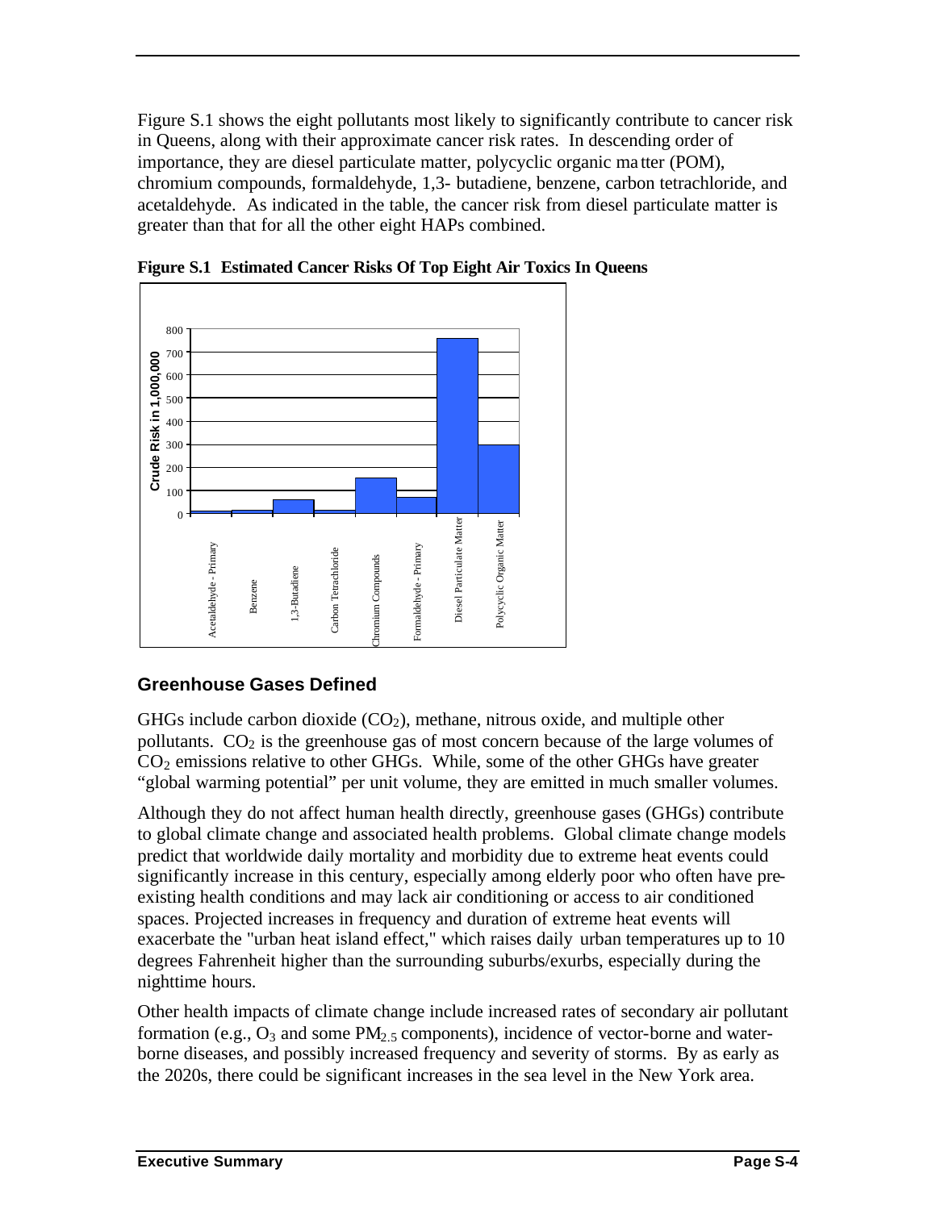Figure S.1 shows the eight pollutants most likely to significantly contribute to cancer risk in Queens, along with their approximate cancer risk rates. In descending order of importance, they are diesel particulate matter, polycyclic organic matter (POM), chromium compounds, formaldehyde, 1,3- butadiene, benzene, carbon tetrachloride, and acetaldehyde. As indicated in the table, the cancer risk from diesel particulate matter is greater than that for all the other eight HAPs combined.

**Figure S.1 Estimated Cancer Risks Of Top Eight Air Toxics In Queens**

## Greenhouse Gases Defined

GHGs include carbon dioxide ($CO_2$), methane, nitrous oxide, and multiple other pollutants. $CO_2$ is the greenhouse gas of most concern because of the large volumes of $CO_2$ emissions relative to other GHGs. While, some of the other GHGs have greater "global warming potential" per unit volume, they are emitted in much smaller volumes.

Although they do not affect human health directly, greenhouse gases (GHGs) contribute to global climate change and associated health problems. Global climate change models predict that worldwide daily mortality and morbidity due to extreme heat events could significantly increase in this century, especially among elderly poor who often have pre-existing health conditions and may lack air conditioning or access to air conditioned spaces. Projected increases in frequency and duration of extreme heat events will exacerbate the "urban heat island effect," which raises daily urban temperatures up to 10 degrees Fahrenheit higher than the surrounding suburbs/exurbs, especially during the nighttime hours.

Other health impacts of climate change include increased rates of secondary air pollutant formation (e.g., $O_3$ and some $PM_{2.5}$ components), incidence of vector-borne and water-borne diseases, and possibly increased frequency and severity of storms. By as early as the 2020s, there could be significant increases in the sea level in the New York area.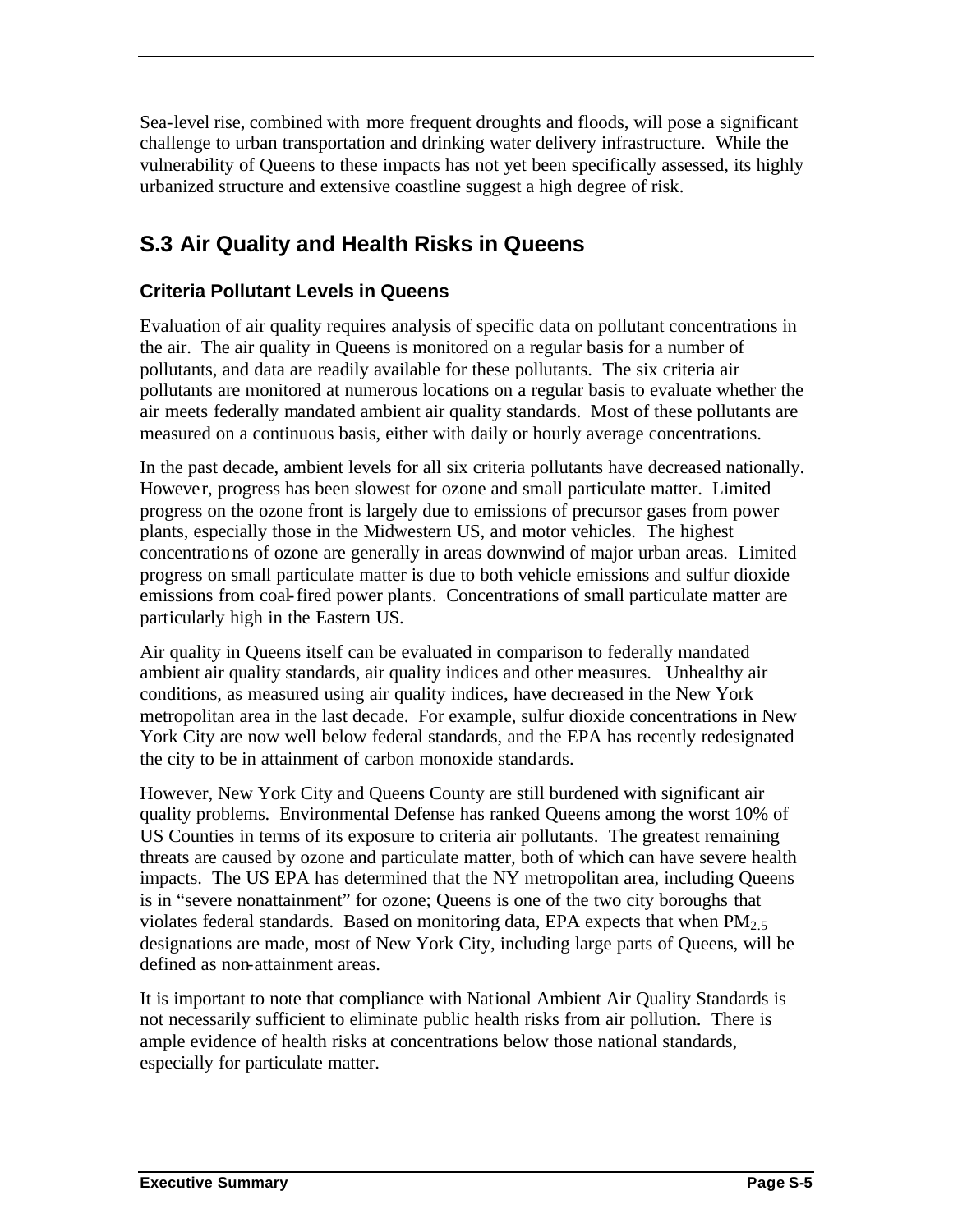Sea-level rise, combined with more frequent droughts and floods, will pose a significant challenge to urban transportation and drinking water delivery infrastructure. While the vulnerability of Queens to these impacts has not yet been specifically assessed, its highly urbanized structure and extensive coastline suggest a high degree of risk.

## S.3 Air Quality and Health Risks in Queens

### Criteria Pollutant Levels in Queens

Evaluation of air quality requires analysis of specific data on pollutant concentrations in the air. The air quality in Queens is monitored on a regular basis for a number of pollutants, and data are readily available for these pollutants. The six criteria air pollutants are monitored at numerous locations on a regular basis to evaluate whether the air meets federally mandated ambient air quality standards. Most of these pollutants are measured on a continuous basis, either with daily or hourly average concentrations.

In the past decade, ambient levels for all six criteria pollutants have decreased nationally. However, progress has been slowest for ozone and small particulate matter. Limited progress on the ozone front is largely due to emissions of precursor gases from power plants, especially those in the Midwestern US, and motor vehicles. The highest concentrations of ozone are generally in areas downwind of major urban areas. Limited progress on small particulate matter is due to both vehicle emissions and sulfur dioxide emissions from coal-fired power plants. Concentrations of small particulate matter are particularly high in the Eastern US.

Air quality in Queens itself can be evaluated in comparison to federally mandated ambient air quality standards, air quality indices and other measures. Unhealthy air conditions, as measured using air quality indices, have decreased in the New York metropolitan area in the last decade. For example, sulfur dioxide concentrations in New York City are now well below federal standards, and the EPA has recently redesignated the city to be in attainment of carbon monoxide standards.

However, New York City and Queens County are still burdened with significant air quality problems. Environmental Defense has ranked Queens among the worst 10% of US Counties in terms of its exposure to criteria air pollutants. The greatest remaining threats are caused by ozone and particulate matter, both of which can have severe health impacts. The US EPA has determined that the NY metropolitan area, including Queens is in "severe nonattainment" for ozone; Queens is one of the two city boroughs that violates federal standards. Based on monitoring data, EPA expects that when $PM_{2.5}$ designations are made, most of New York City, including large parts of Queens, will be defined as non-attainment areas.

It is important to note that compliance with National Ambient Air Quality Standards is not necessarily sufficient to eliminate public health risks from air pollution. There is ample evidence of health risks at concentrations below those national standards, especially for particulate matter.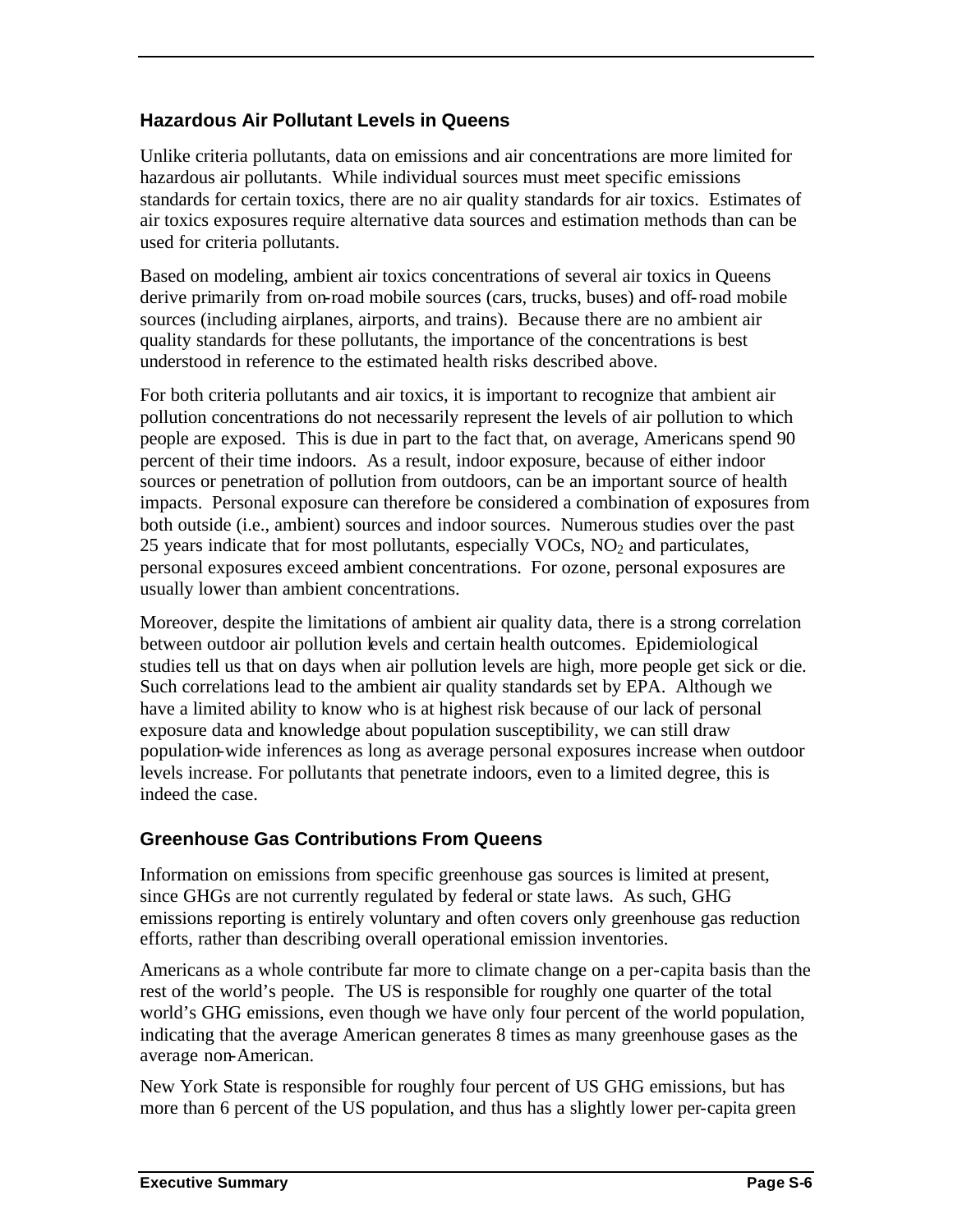### Hazardous Air Pollutant Levels in Queens

Unlike criteria pollutants, data on emissions and air concentrations are more limited for hazardous air pollutants. While individual sources must meet specific emissions standards for certain toxics, there are no air quality standards for air toxics. Estimates of air toxics exposures require alternative data sources and estimation methods than can be used for criteria pollutants.

Based on modeling, ambient air toxics concentrations of several air toxics in Queens derive primarily from on-road mobile sources (cars, trucks, buses) and off-road mobile sources (including airplanes, airports, and trains). Because there are no ambient air quality standards for these pollutants, the importance of the concentrations is best understood in reference to the estimated health risks described above.

For both criteria pollutants and air toxics, it is important to recognize that ambient air pollution concentrations do not necessarily represent the levels of air pollution to which people are exposed. This is due in part to the fact that, on average, Americans spend 90 percent of their time indoors. As a result, indoor exposure, because of either indoor sources or penetration of pollution from outdoors, can be an important source of health impacts. Personal exposure can therefore be considered a combination of exposures from both outside (i.e., ambient) sources and indoor sources. Numerous studies over the past 25 years indicate that for most pollutants, especially VOCs, $NO_2$ and particulates, personal exposures exceed ambient concentrations. For ozone, personal exposures are usually lower than ambient concentrations.

Moreover, despite the limitations of ambient air quality data, there is a strong correlation between outdoor air pollution levels and certain health outcomes. Epidemiological studies tell us that on days when air pollution levels are high, more people get sick or die. Such correlations lead to the ambient air quality standards set by EPA. Although we have a limited ability to know who is at highest risk because of our lack of personal exposure data and knowledge about population susceptibility, we can still draw population-wide inferences as long as average personal exposures increase when outdoor levels increase. For pollutants that penetrate indoors, even to a limited degree, this is indeed the case.

### Greenhouse Gas Contributions From Queens

Information on emissions from specific greenhouse gas sources is limited at present, since GHGs are not currently regulated by federal or state laws. As such, GHG emissions reporting is entirely voluntary and often covers only greenhouse gas reduction efforts, rather than describing overall operational emission inventories.

Americans as a whole contribute far more to climate change on a per-capita basis than the rest of the world's people. The US is responsible for roughly one quarter of the total world's GHG emissions, even though we have only four percent of the world population, indicating that the average American generates 8 times as many greenhouse gases as the average non-American.

New York State is responsible for roughly four percent of US GHG emissions, but has more than 6 percent of the US population, and thus has a slightly lower per-capita green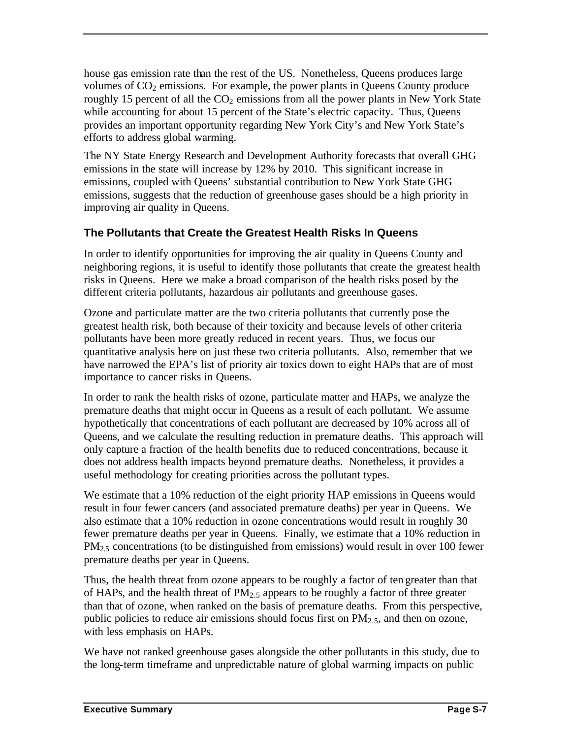house gas emission rate than the rest of the US. Nonetheless, Queens produces large volumes of $CO_2$ emissions. For example, the power plants in Queens County produce roughly 15 percent of all the $CO_2$ emissions from all the power plants in New York State while accounting for about 15 percent of the State's electric capacity. Thus, Queens provides an important opportunity regarding New York City's and New York State's efforts to address global warming.

The NY State Energy Research and Development Authority forecasts that overall GHG emissions in the state will increase by 12% by 2010. This significant increase in emissions, coupled with Queens' substantial contribution to New York State GHG emissions, suggests that the reduction of greenhouse gases should be a high priority in improving air quality in Queens.

### The Pollutants that Create the Greatest Health Risks In Queens

In order to identify opportunities for improving the air quality in Queens County and neighboring regions, it is useful to identify those pollutants that create the greatest health risks in Queens. Here we make a broad comparison of the health risks posed by the different criteria pollutants, hazardous air pollutants and greenhouse gases.

Ozone and particulate matter are the two criteria pollutants that currently pose the greatest health risk, both because of their toxicity and because levels of other criteria pollutants have been more greatly reduced in recent years. Thus, we focus our quantitative analysis here on just these two criteria pollutants. Also, remember that we have narrowed the EPA's list of priority air toxics down to eight HAPs that are of most importance to cancer risks in Queens.

In order to rank the health risks of ozone, particulate matter and HAPs, we analyze the premature deaths that might occur in Queens as a result of each pollutant. We assume hypothetically that concentrations of each pollutant are decreased by 10% across all of Queens, and we calculate the resulting reduction in premature deaths. This approach will only capture a fraction of the health benefits due to reduced concentrations, because it does not address health impacts beyond premature deaths. Nonetheless, it provides a useful methodology for creating priorities across the pollutant types.

We estimate that a 10% reduction of the eight priority HAP emissions in Queens would result in four fewer cancers (and associated premature deaths) per year in Queens. We also estimate that a 10% reduction in ozone concentrations would result in roughly 30 fewer premature deaths per year in Queens. Finally, we estimate that a 10% reduction in $PM_{2.5}$ concentrations (to be distinguished from emissions) would result in over 100 fewer premature deaths per year in Queens.

Thus, the health threat from ozone appears to be roughly a factor of ten greater than that of HAPs, and the health threat of $PM_{2.5}$ appears to be roughly a factor of three greater than that of ozone, when ranked on the basis of premature deaths. From this perspective, public policies to reduce air emissions should focus first on $PM_{2.5}$, and then on ozone, with less emphasis on HAPs.

We have not ranked greenhouse gases alongside the other pollutants in this study, due to the long-term timeframe and unpredictable nature of global warming impacts on public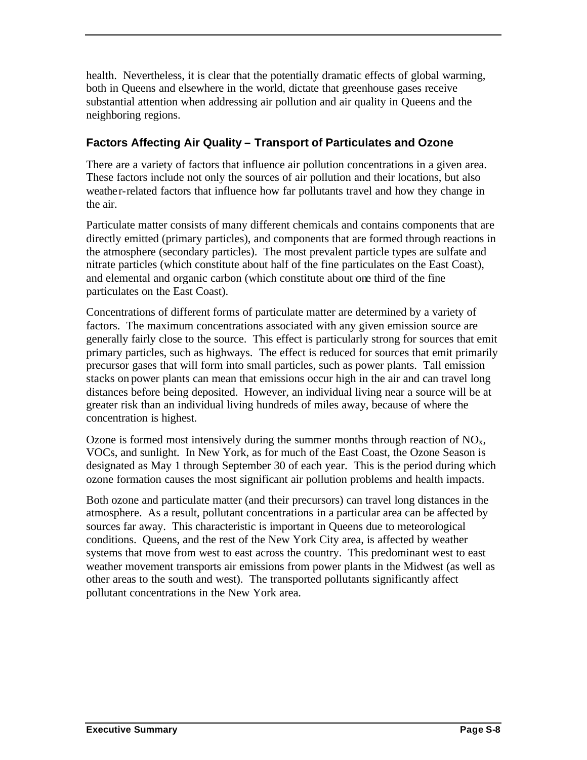health. Nevertheless, it is clear that the potentially dramatic effects of global warming, both in Queens and elsewhere in the world, dictate that greenhouse gases receive substantial attention when addressing air pollution and air quality in Queens and the neighboring regions.

### Factors Affecting Air Quality – Transport of Particulates and Ozone

There are a variety of factors that influence air pollution concentrations in a given area. These factors include not only the sources of air pollution and their locations, but also weather-related factors that influence how far pollutants travel and how they change in the air.

Particulate matter consists of many different chemicals and contains components that are directly emitted (primary particles), and components that are formed through reactions in the atmosphere (secondary particles). The most prevalent particle types are sulfate and nitrate particles (which constitute about half of the fine particulates on the East Coast), and elemental and organic carbon (which constitute about one third of the fine particulates on the East Coast).

Concentrations of different forms of particulate matter are determined by a variety of factors. The maximum concentrations associated with any given emission source are generally fairly close to the source. This effect is particularly strong for sources that emit primary particles, such as highways. The effect is reduced for sources that emit primarily precursor gases that will form into small particles, such as power plants. Tall emission stacks on power plants can mean that emissions occur high in the air and can travel long distances before being deposited. However, an individual living near a source will be at greater risk than an individual living hundreds of miles away, because of where the concentration is highest.

Ozone is formed most intensively during the summer months through reaction of $NO_x$, VOCs, and sunlight. In New York, as for much of the East Coast, the Ozone Season is designated as May 1 through September 30 of each year. This is the period during which ozone formation causes the most significant air pollution problems and health impacts.

Both ozone and particulate matter (and their precursors) can travel long distances in the atmosphere. As a result, pollutant concentrations in a particular area can be affected by sources far away. This characteristic is important in Queens due to meteorological conditions. Queens, and the rest of the New York City area, is affected by weather systems that move from west to east across the country. This predominant west to east weather movement transports air emissions from power plants in the Midwest (as well as other areas to the south and west). The transported pollutants significantly affect pollutant concentrations in the New York area.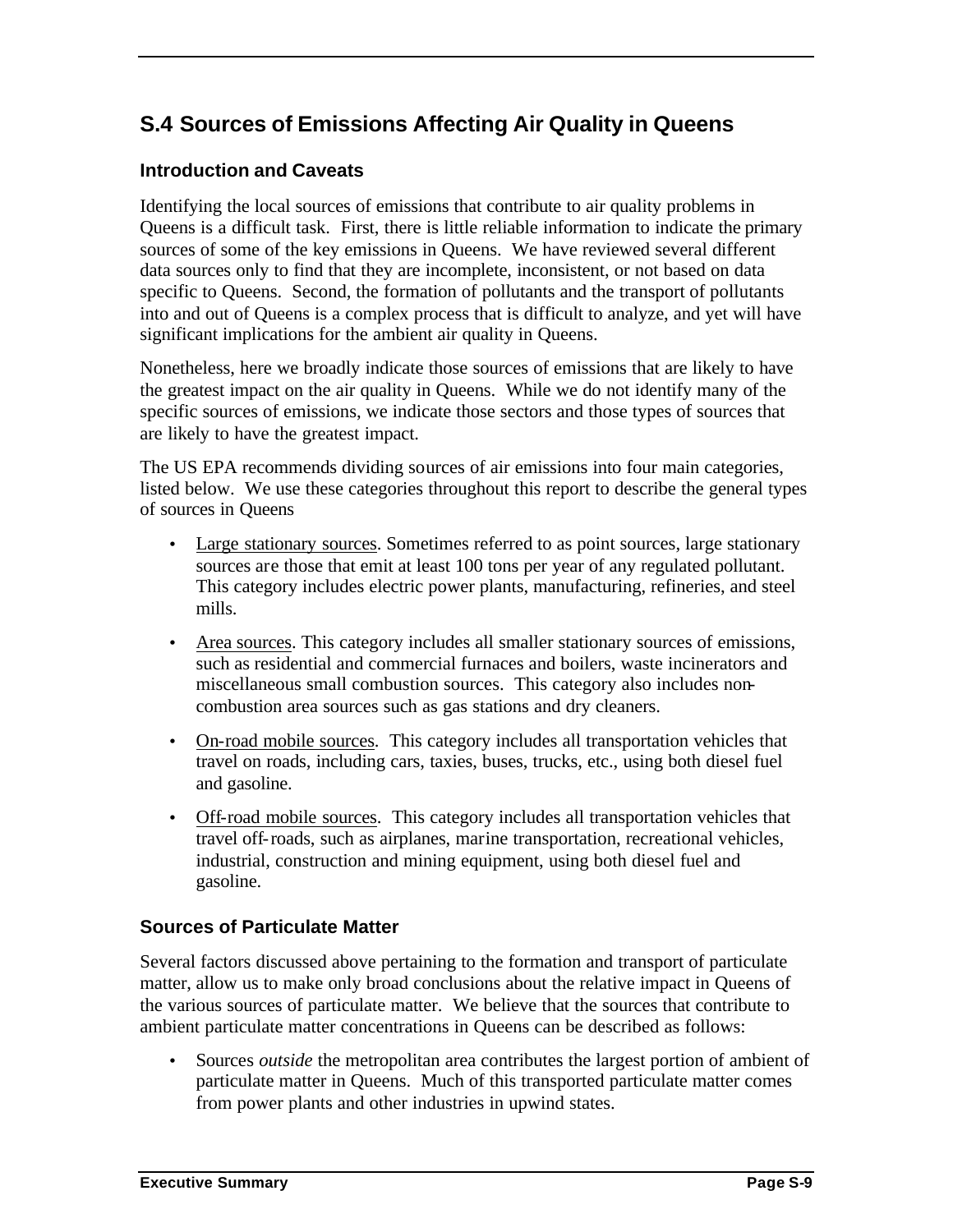## S.4 Sources of Emissions Affecting Air Quality in Queens

### Introduction and Caveats

Identifying the local sources of emissions that contribute to air quality problems in Queens is a difficult task. First, there is little reliable information to indicate the primary sources of some of the key emissions in Queens. We have reviewed several different data sources only to find that they are incomplete, inconsistent, or not based on data specific to Queens. Second, the formation of pollutants and the transport of pollutants into and out of Queens is a complex process that is difficult to analyze, and yet will have significant implications for the ambient air quality in Queens.

Nonetheless, here we broadly indicate those sources of emissions that are likely to have the greatest impact on the air quality in Queens. While we do not identify many of the specific sources of emissions, we indicate those sectors and those types of sources that are likely to have the greatest impact.

The US EPA recommends dividing sources of air emissions into four main categories, listed below. We use these categories throughout this report to describe the general types of sources in Queens

- Large stationary sources. Sometimes referred to as point sources, large stationary sources are those that emit at least 100 tons per year of any regulated pollutant. This category includes electric power plants, manufacturing, refineries, and steel mills.
- Area sources. This category includes all smaller stationary sources of emissions, such as residential and commercial furnaces and boilers, waste incinerators and miscellaneous small combustion sources. This category also includes non-combustion area sources such as gas stations and dry cleaners.
- On-road mobile sources. This category includes all transportation vehicles that travel on roads, including cars, taxies, buses, trucks, etc., using both diesel fuel and gasoline.
- Off-road mobile sources. This category includes all transportation vehicles that travel off-roads, such as airplanes, marine transportation, recreational vehicles, industrial, construction and mining equipment, using both diesel fuel and gasoline.

### Sources of Particulate Matter

Several factors discussed above pertaining to the formation and transport of particulate matter, allow us to make only broad conclusions about the relative impact in Queens of the various sources of particulate matter. We believe that the sources that contribute to ambient particulate matter concentrations in Queens can be described as follows:

- Sources *outside* the metropolitan area contributes the largest portion of ambient of particulate matter in Queens. Much of this transported particulate matter comes from power plants and other industries in upwind states.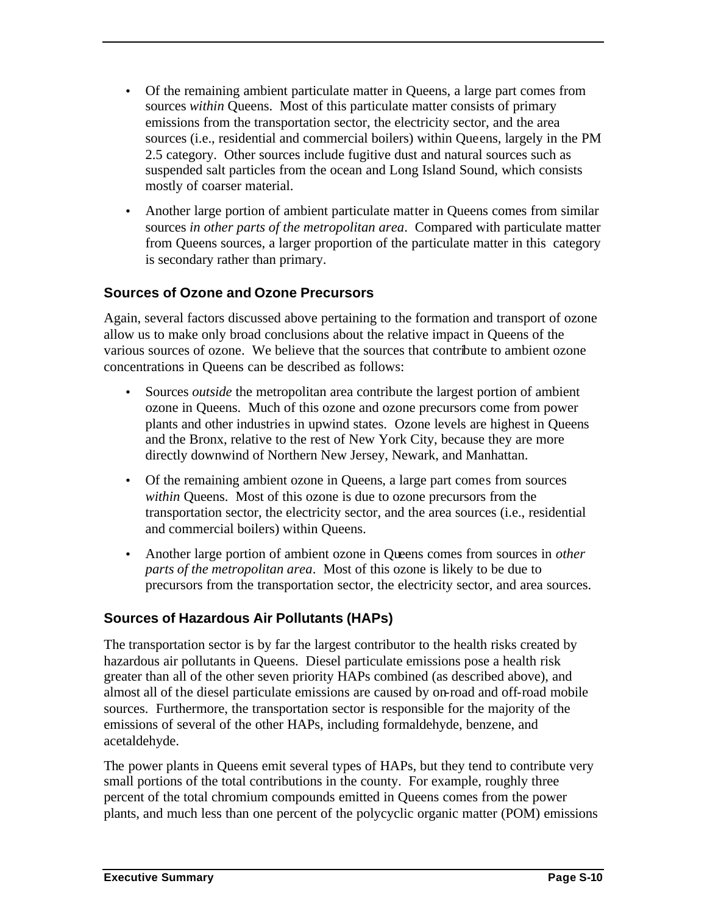- Of the remaining ambient particulate matter in Queens, a large part comes from sources *within* Queens. Most of this particulate matter consists of primary emissions from the transportation sector, the electricity sector, and the area sources (i.e., residential and commercial boilers) within Queens, largely in the PM 2.5 category. Other sources include fugitive dust and natural sources such as suspended salt particles from the ocean and Long Island Sound, which consists mostly of coarser material.

- Another large portion of ambient particulate matter in Queens comes from similar sources *in other parts of the metropolitan area*. Compared with particulate matter from Queens sources, a larger proportion of the particulate matter in this category is secondary rather than primary.

### Sources of Ozone and Ozone Precursors

Again, several factors discussed above pertaining to the formation and transport of ozone allow us to make only broad conclusions about the relative impact in Queens of the various sources of ozone. We believe that the sources that contribute to ambient ozone concentrations in Queens can be described as follows:

- Sources *outside* the metropolitan area contribute the largest portion of ambient ozone in Queens. Much of this ozone and ozone precursors come from power plants and other industries in upwind states. Ozone levels are highest in Queens and the Bronx, relative to the rest of New York City, because they are more directly downwind of Northern New Jersey, Newark, and Manhattan.

- Of the remaining ambient ozone in Queens, a large part comes from sources *within* Queens. Most of this ozone is due to ozone precursors from the transportation sector, the electricity sector, and the area sources (i.e., residential and commercial boilers) within Queens.

- Another large portion of ambient ozone in Queens comes from sources in *other parts of the metropolitan area*. Most of this ozone is likely to be due to precursors from the transportation sector, the electricity sector, and area sources.

### Sources of Hazardous Air Pollutants (HAPs)

The transportation sector is by far the largest contributor to the health risks created by hazardous air pollutants in Queens. Diesel particulate emissions pose a health risk greater than all of the other seven priority HAPs combined (as described above), and almost all of the diesel particulate emissions are caused by on-road and off-road mobile sources. Furthermore, the transportation sector is responsible for the majority of the emissions of several of the other HAPs, including formaldehyde, benzene, and acetaldehyde.

The power plants in Queens emit several types of HAPs, but they tend to contribute very small portions of the total contributions in the county. For example, roughly three percent of the total chromium compounds emitted in Queens comes from the power plants, and much less than one percent of the polycyclic organic matter (POM) emissions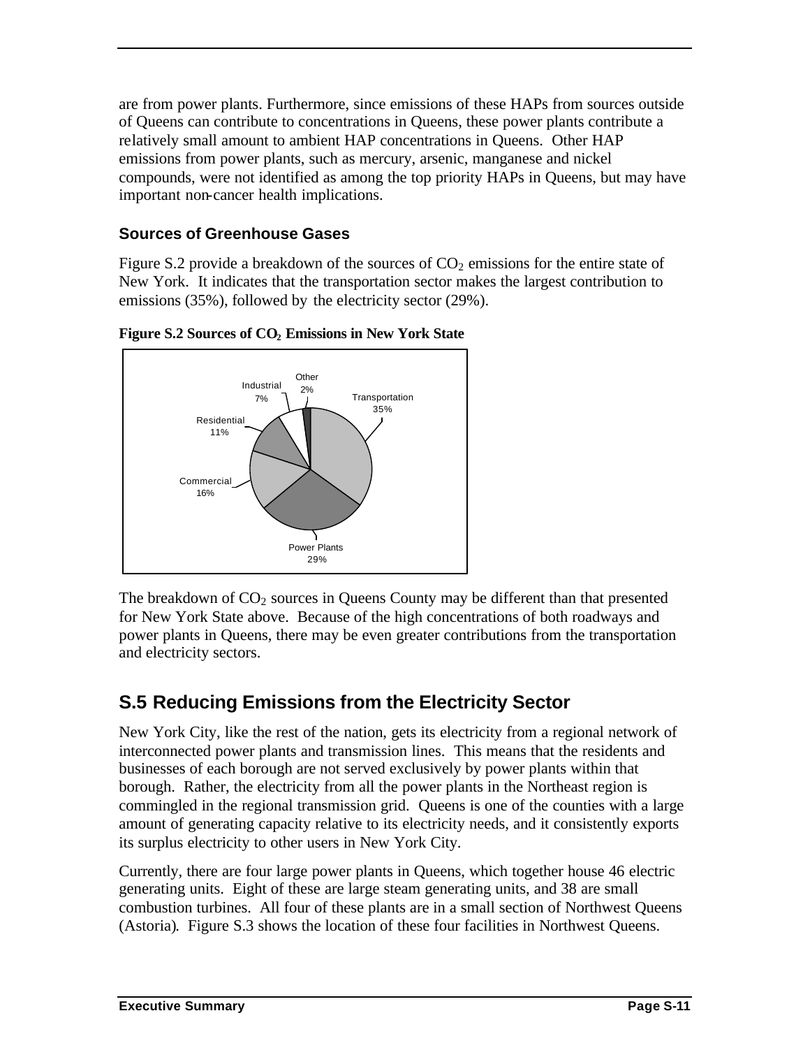are from power plants. Furthermore, since emissions of these HAPs from sources outside of Queens can contribute to concentrations in Queens, these power plants contribute a relatively small amount to ambient HAP concentrations in Queens. Other HAP emissions from power plants, such as mercury, arsenic, manganese and nickel compounds, were not identified as among the top priority HAPs in Queens, but may have important non-cancer health implications.

### Sources of Greenhouse Gases

Figure S.2 provide a breakdown of the sources of $CO_2$ emissions for the entire state of New York. It indicates that the transportation sector makes the largest contribution to emissions (35%), followed by the electricity sector (29%).

**Figure S.2 Sources of $CO_2$ Emissions in New York State**

| Sector | Share |
|---|---|
| Transportation | 35% |
| Power Plants | 29% |
| Commercial | 16% |
| Residential | 11% |
| Industrial | 7% |
| Other | 2% |

The breakdown of $CO_2$ sources in Queens County may be different than that presented for New York State above. Because of the high concentrations of both roadways and power plants in Queens, there may be even greater contributions from the transportation and electricity sectors.

## S.5 Reducing Emissions from the Electricity Sector

New York City, like the rest of the nation, gets its electricity from a regional network of interconnected power plants and transmission lines. This means that the residents and businesses of each borough are not served exclusively by power plants within that borough. Rather, the electricity from all the power plants in the Northeast region is commingled in the regional transmission grid. Queens is one of the counties with a large amount of generating capacity relative to its electricity needs, and it consistently exports its surplus electricity to other users in New York City.

Currently, there are four large power plants in Queens, which together house 46 electric generating units. Eight of these are large steam generating units, and 38 are small combustion turbines. All four of these plants are in a small section of Northwest Queens (Astoria). Figure S.3 shows the location of these four facilities in Northwest Queens.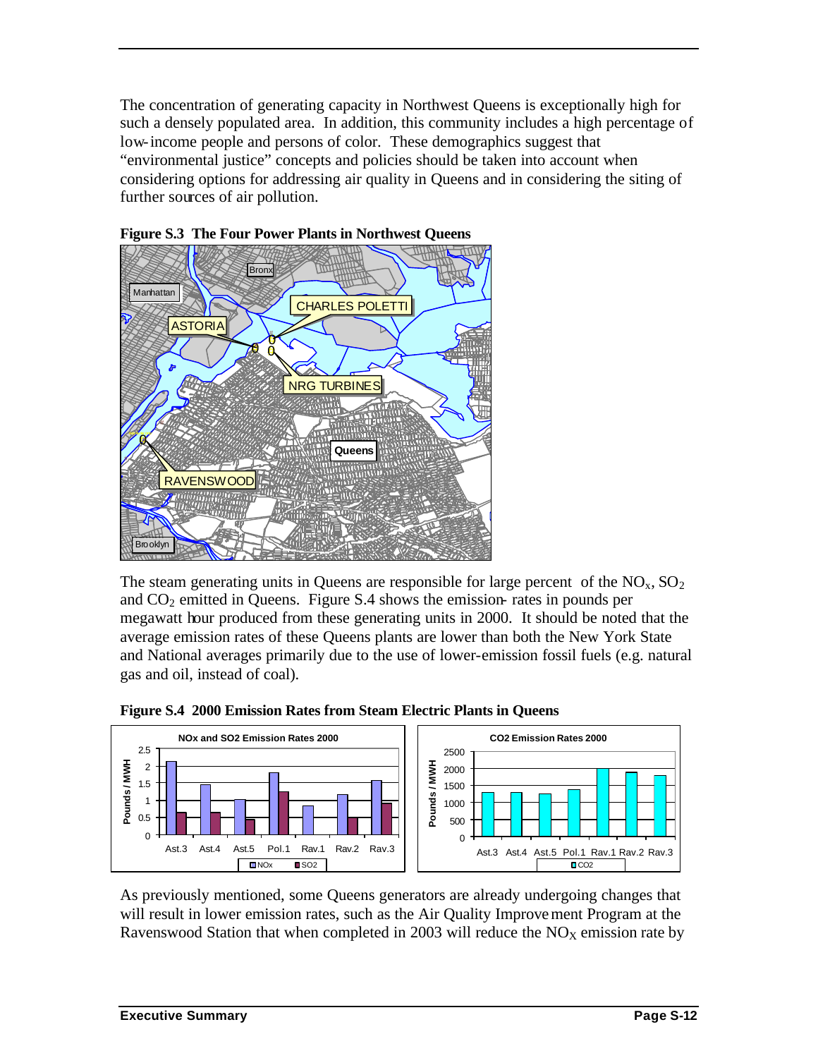The concentration of generating capacity in Northwest Queens is exceptionally high for such a densely populated area. In addition, this community includes a high percentage of low-income people and persons of color. These demographics suggest that "environmental justice" concepts and policies should be taken into account when considering options for addressing air quality in Queens and in considering the siting of further sources of air pollution.

**Figure S.3 The Four Power Plants in Northwest Queens**

The steam generating units in Queens are responsible for large percent of the $NO_x$, $SO_2$ and $CO_2$ emitted in Queens. Figure S.4 shows the emission- rates in pounds per megawatt hour produced from these generating units in 2000. It should be noted that the average emission rates of these Queens plants are lower than both the New York State and National averages primarily due to the use of lower-emission fossil fuels (e.g. natural gas and oil, instead of coal).

**Figure S.4 2000 Emission Rates from Steam Electric Plants in Queens**

As previously mentioned, some Queens generators are already undergoing changes that will result in lower emission rates, such as the Air Quality Improvement Program at the Ravenswood Station that when completed in 2003 will reduce the $NO_X$ emission rate by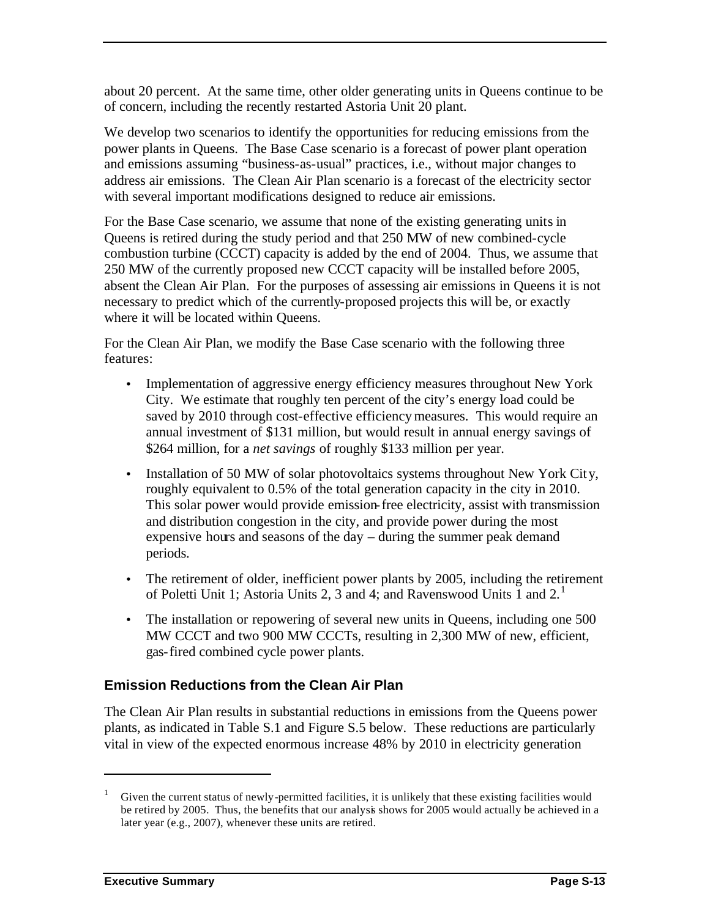about 20 percent. At the same time, other older generating units in Queens continue to be of concern, including the recently restarted Astoria Unit 20 plant.

We develop two scenarios to identify the opportunities for reducing emissions from the power plants in Queens. The Base Case scenario is a forecast of power plant operation and emissions assuming "business-as-usual" practices, i.e., without major changes to address air emissions. The Clean Air Plan scenario is a forecast of the electricity sector with several important modifications designed to reduce air emissions.

For the Base Case scenario, we assume that none of the existing generating units in Queens is retired during the study period and that 250 MW of new combined-cycle combustion turbine (CCCT) capacity is added by the end of 2004. Thus, we assume that 250 MW of the currently proposed new CCCT capacity will be installed before 2005, absent the Clean Air Plan. For the purposes of assessing air emissions in Queens it is not necessary to predict which of the currently-proposed projects this will be, or exactly where it will be located within Queens.

For the Clean Air Plan, we modify the Base Case scenario with the following three features:

- Implementation of aggressive energy efficiency measures throughout New York City. We estimate that roughly ten percent of the city's energy load could be saved by 2010 through cost-effective efficiency measures. This would require an annual investment of $131 million, but would result in annual energy savings of $264 million, for a *net savings* of roughly $133 million per year.
- Installation of 50 MW of solar photovoltaics systems throughout New York City, roughly equivalent to 0.5% of the total generation capacity in the city in 2010. This solar power would provide emission-free electricity, assist with transmission and distribution congestion in the city, and provide power during the most expensive hours and seasons of the day – during the summer peak demand periods.
- The retirement of older, inefficient power plants by 2005, including the retirement of Poletti Unit 1; Astoria Units 2, 3 and 4; and Ravenswood Units 1 and 2.[1]
- The installation or repowering of several new units in Queens, including one 500 MW CCCT and two 900 MW CCCTs, resulting in 2,300 MW of new, efficient, gas-fired combined cycle power plants.

### Emission Reductions from the Clean Air Plan

The Clean Air Plan results in substantial reductions in emissions from the Queens power plants, as indicated in Table S.1 and Figure S.5 below. These reductions are particularly vital in view of the expected enormous increase 48% by 2010 in electricity generation

---

[1] Given the current status of newly-permitted facilities, it is unlikely that these existing facilities would be retired by 2005. Thus, the benefits that our analysis shows for 2005 would actually be achieved in a later year (e.g., 2007), whenever these units are retired.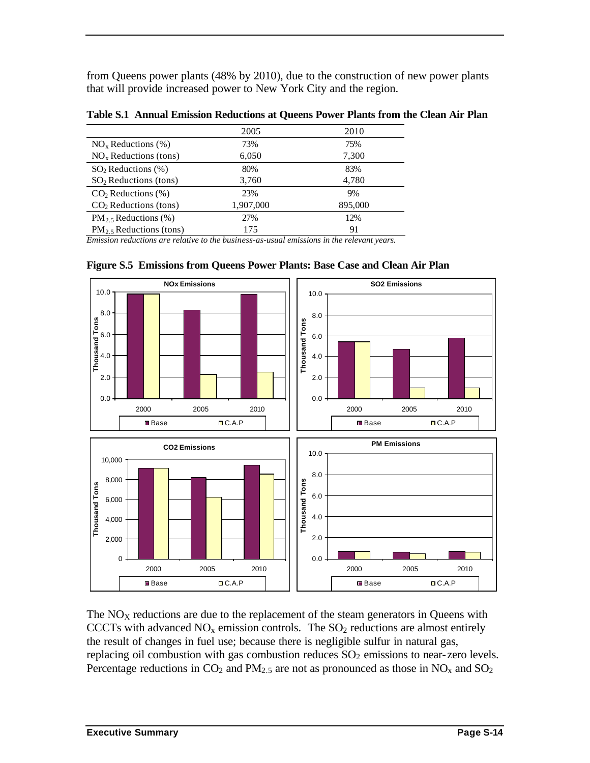from Queens power plants (48% by 2010), due to the construction of new power plants that will provide increased power to New York City and the region.

**Table S.1 Annual Emission Reductions at Queens Power Plants from the Clean Air Plan**

| | 2005 | 2010 |
|---|---|---|
| $NO_x$ Reductions (%) | 73% | 75% |
| $NO_x$ Reductions (tons) | 6,050 | 7,300 |
| $SO_2$ Reductions (%) | 80% | 83% |
| $SO_2$ Reductions (tons) | 3,760 | 4,780 |
| $CO_2$ Reductions (%) | 23% | 9% |
| $CO_2$ Reductions (tons) | 1,907,000 | 895,000 |
| $PM_{2.5}$ Reductions (%) | 27% | 12% |
| $PM_{2.5}$ Reductions (tons) | 175 | 91 |

*Emission reductions are relative to the business-as-usual emissions in the relevant years.*

**Figure S.5 Emissions from Queens Power Plants: Base Case and Clean Air Plan**

The $NO_X$ reductions are due to the replacement of the steam generators in Queens with CCCTs with advanced $NO_x$ emission controls. The $SO_2$ reductions are almost entirely the result of changes in fuel use; because there is negligible sulfur in natural gas, replacing oil combustion with gas combustion reduces $SO_2$ emissions to near-zero levels. Percentage reductions in $CO_2$ and $PM_{2.5}$ are not as pronounced as those in $NO_x$ and $SO_2$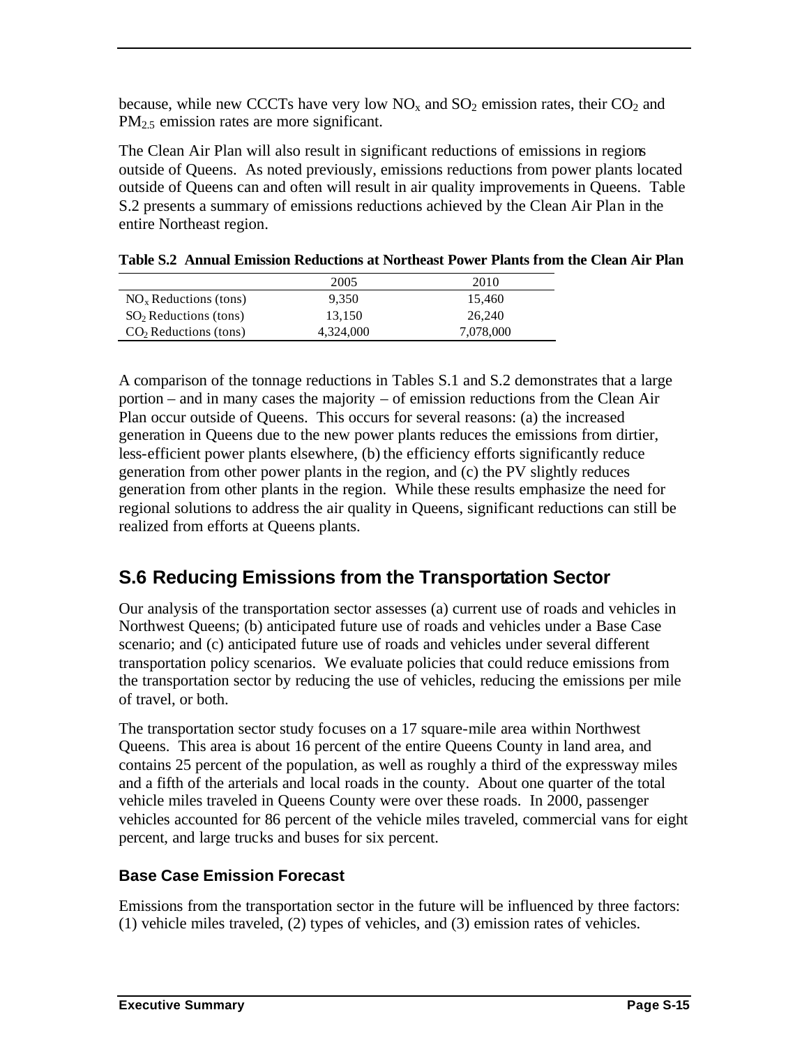because, while new CCCTs have very low $NO_x$ and $SO_2$ emission rates, their $CO_2$ and $PM_{2.5}$ emission rates are more significant.

The Clean Air Plan will also result in significant reductions of emissions in regions outside of Queens. As noted previously, emissions reductions from power plants located outside of Queens can and often will result in air quality improvements in Queens. Table S.2 presents a summary of emissions reductions achieved by the Clean Air Plan in the entire Northeast region.

**Table S.2 Annual Emission Reductions at Northeast Power Plants from the Clean Air Plan**

| | 2005 | 2010 |
|---|---|---|
| $NO_x$ Reductions (tons) | 9,350 | 15,460 |
| $SO_2$ Reductions (tons) | 13,150 | 26,240 |
| $CO_2$ Reductions (tons) | 4,324,000 | 7,078,000 |

A comparison of the tonnage reductions in Tables S.1 and S.2 demonstrates that a large portion – and in many cases the majority – of emission reductions from the Clean Air Plan occur outside of Queens. This occurs for several reasons: (a) the increased generation in Queens due to the new power plants reduces the emissions from dirtier, less-efficient power plants elsewhere, (b) the efficiency efforts significantly reduce generation from other power plants in the region, and (c) the PV slightly reduces generation from other plants in the region. While these results emphasize the need for regional solutions to address the air quality in Queens, significant reductions can still be realized from efforts at Queens plants.

## S.6 Reducing Emissions from the Transportation Sector

Our analysis of the transportation sector assesses (a) current use of roads and vehicles in Northwest Queens; (b) anticipated future use of roads and vehicles under a Base Case scenario; and (c) anticipated future use of roads and vehicles under several different transportation policy scenarios. We evaluate policies that could reduce emissions from the transportation sector by reducing the use of vehicles, reducing the emissions per mile of travel, or both.

The transportation sector study focuses on a 17 square-mile area within Northwest Queens. This area is about 16 percent of the entire Queens County in land area, and contains 25 percent of the population, as well as roughly a third of the expressway miles and a fifth of the arterials and local roads in the county. About one quarter of the total vehicle miles traveled in Queens County were over these roads. In 2000, passenger vehicles accounted for 86 percent of the vehicle miles traveled, commercial vans for eight percent, and large trucks and buses for six percent.

### Base Case Emission Forecast

Emissions from the transportation sector in the future will be influenced by three factors: (1) vehicle miles traveled, (2) types of vehicles, and (3) emission rates of vehicles.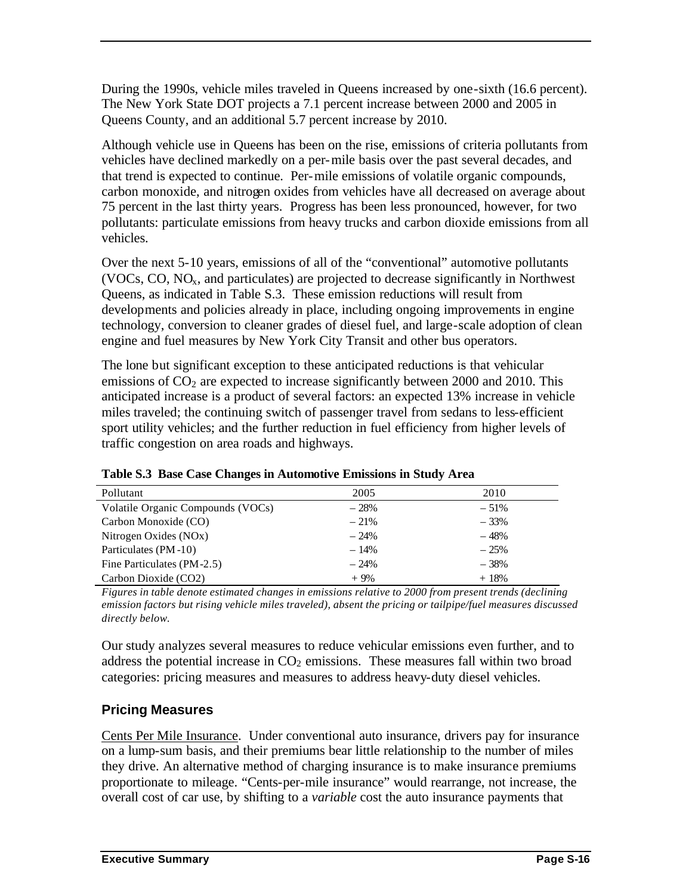During the 1990s, vehicle miles traveled in Queens increased by one-sixth (16.6 percent). The New York State DOT projects a 7.1 percent increase between 2000 and 2005 in Queens County, and an additional 5.7 percent increase by 2010.

Although vehicle use in Queens has been on the rise, emissions of criteria pollutants from vehicles have declined markedly on a per-mile basis over the past several decades, and that trend is expected to continue. Per-mile emissions of volatile organic compounds, carbon monoxide, and nitrogen oxides from vehicles have all decreased on average about 75 percent in the last thirty years. Progress has been less pronounced, however, for two pollutants: particulate emissions from heavy trucks and carbon dioxide emissions from all vehicles.

Over the next 5-10 years, emissions of all of the "conventional" automotive pollutants (VOCs, CO, $NO_x$, and particulates) are projected to decrease significantly in Northwest Queens, as indicated in Table S.3. These emission reductions will result from developments and policies already in place, including ongoing improvements in engine technology, conversion to cleaner grades of diesel fuel, and large-scale adoption of clean engine and fuel measures by New York City Transit and other bus operators.

The lone but significant exception to these anticipated reductions is that vehicular emissions of $CO_2$ are expected to increase significantly between 2000 and 2010. This anticipated increase is a product of several factors: an expected 13% increase in vehicle miles traveled; the continuing switch of passenger travel from sedans to less-efficient sport utility vehicles; and the further reduction in fuel efficiency from higher levels of traffic congestion on area roads and highways.

**Table S.3 Base Case Changes in Automotive Emissions in Study Area**

| Pollutant | 2005 | 2010 |
|---|---|---|
| Volatile Organic Compounds (VOCs) | – 28% | – 51% |
| Carbon Monoxide (CO) | – 21% | – 33% |
| Nitrogen Oxides (NOx) | – 24% | – 48% |
| Particulates (PM-10) | – 14% | – 25% |
| Fine Particulates (PM-2.5) | – 24% | – 38% |
| Carbon Dioxide (CO2) | + 9% | + 18% |

*Figures in table denote estimated changes in emissions relative to 2000 from present trends (declining emission factors but rising vehicle miles traveled), absent the pricing or tailpipe/fuel measures discussed directly below.*

Our study analyzes several measures to reduce vehicular emissions even further, and to address the potential increase in $CO_2$ emissions. These measures fall within two broad categories: pricing measures and measures to address heavy-duty diesel vehicles.

### Pricing Measures

<u>Cents Per Mile Insurance</u>. Under conventional auto insurance, drivers pay for insurance on a lump-sum basis, and their premiums bear little relationship to the number of miles they drive. An alternative method of charging insurance is to make insurance premiums proportionate to mileage. "Cents-per-mile insurance" would rearrange, not increase, the overall cost of car use, by shifting to a *variable* cost the auto insurance payments that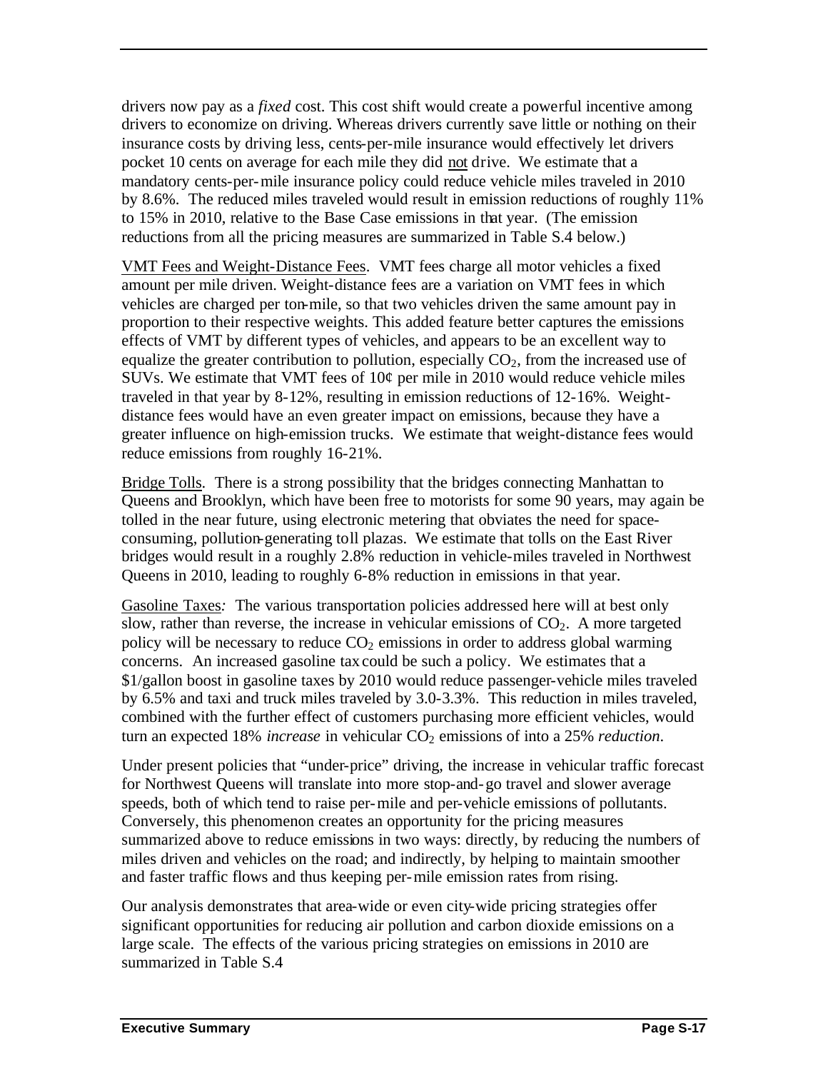drivers now pay as a *fixed* cost. This cost shift would create a powerful incentive among drivers to economize on driving. Whereas drivers currently save little or nothing on their insurance costs by driving less, cents-per-mile insurance would effectively let drivers pocket 10 cents on average for each mile they did not drive. We estimate that a mandatory cents-per-mile insurance policy could reduce vehicle miles traveled in 2010 by 8.6%. The reduced miles traveled would result in emission reductions of roughly 11% to 15% in 2010, relative to the Base Case emissions in that year. (The emission reductions from all the pricing measures are summarized in Table S.4 below.)

VMT Fees and Weight-Distance Fees. VMT fees charge all motor vehicles a fixed amount per mile driven. Weight-distance fees are a variation on VMT fees in which vehicles are charged per ton-mile, so that two vehicles driven the same amount pay in proportion to their respective weights. This added feature better captures the emissions effects of VMT by different types of vehicles, and appears to be an excellent way to equalize the greater contribution to pollution, especially $CO_2$, from the increased use of SUVs. We estimate that VMT fees of 10¢ per mile in 2010 would reduce vehicle miles traveled in that year by 8-12%, resulting in emission reductions of 12-16%. Weight-distance fees would have an even greater impact on emissions, because they have a greater influence on high-emission trucks. We estimate that weight-distance fees would reduce emissions from roughly 16-21%.

Bridge Tolls. There is a strong possibility that the bridges connecting Manhattan to Queens and Brooklyn, which have been free to motorists for some 90 years, may again be tolled in the near future, using electronic metering that obviates the need for space-consuming, pollution-generating toll plazas. We estimate that tolls on the East River bridges would result in a roughly 2.8% reduction in vehicle-miles traveled in Northwest Queens in 2010, leading to roughly 6-8% reduction in emissions in that year.

Gasoline Taxes*:* The various transportation policies addressed here will at best only slow, rather than reverse, the increase in vehicular emissions of $CO_2$. A more targeted policy will be necessary to reduce $CO_2$ emissions in order to address global warming concerns. An increased gasoline tax could be such a policy. We estimates that a \$1/gallon boost in gasoline taxes by 2010 would reduce passenger-vehicle miles traveled by 6.5% and taxi and truck miles traveled by 3.0-3.3%. This reduction in miles traveled, combined with the further effect of customers purchasing more efficient vehicles, would turn an expected 18% *increase* in vehicular $CO_2$ emissions of into a 25% *reduction*.

Under present policies that "under-price" driving, the increase in vehicular traffic forecast for Northwest Queens will translate into more stop-and-go travel and slower average speeds, both of which tend to raise per-mile and per-vehicle emissions of pollutants. Conversely, this phenomenon creates an opportunity for the pricing measures summarized above to reduce emissions in two ways: directly, by reducing the numbers of miles driven and vehicles on the road; and indirectly, by helping to maintain smoother and faster traffic flows and thus keeping per-mile emission rates from rising.

Our analysis demonstrates that area-wide or even city-wide pricing strategies offer significant opportunities for reducing air pollution and carbon dioxide emissions on a large scale. The effects of the various pricing strategies on emissions in 2010 are summarized in Table S.4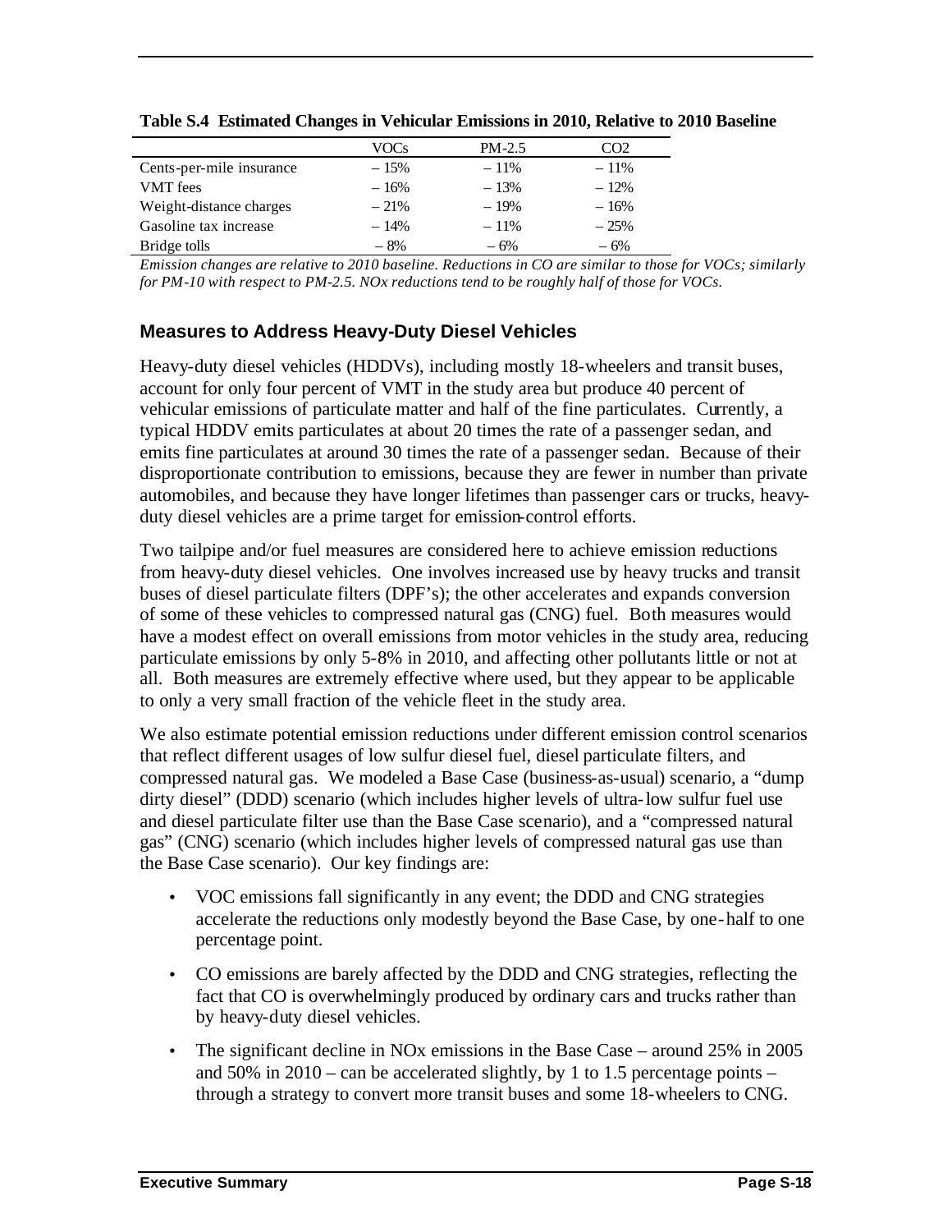**Table S.4 Estimated Changes in Vehicular Emissions in 2010, Relative to 2010 Baseline**

| | VOCs | PM-2.5 | $CO_2$ |
|---|---|---|---|
| Cents-per-mile insurance | – 15% | – 11% | – 11% |
| VMT fees | – 16% | – 13% | – 12% |
| Weight-distance charges | – 21% | – 19% | – 16% |
| Gasoline tax increase | – 14% | – 11% | – 25% |
| Bridge tolls | – 8% | – 6% | – 6% |

*Emission changes are relative to 2010 baseline. Reductions in CO are similar to those for VOCs; similarly for PM-10 with respect to PM-2.5. NOx reductions tend to be roughly half of those for VOCs.*

### Measures to Address Heavy-Duty Diesel Vehicles

Heavy-duty diesel vehicles (HDDVs), including mostly 18-wheelers and transit buses, account for only four percent of VMT in the study area but produce 40 percent of vehicular emissions of particulate matter and half of the fine particulates. Currently, a typical HDDV emits particulates at about 20 times the rate of a passenger sedan, and emits fine particulates at around 30 times the rate of a passenger sedan. Because of their disproportionate contribution to emissions, because they are fewer in number than private automobiles, and because they have longer lifetimes than passenger cars or trucks, heavy-duty diesel vehicles are a prime target for emission-control efforts.

Two tailpipe and/or fuel measures are considered here to achieve emission reductions from heavy-duty diesel vehicles. One involves increased use by heavy trucks and transit buses of diesel particulate filters (DPF's); the other accelerates and expands conversion of some of these vehicles to compressed natural gas (CNG) fuel. Both measures would have a modest effect on overall emissions from motor vehicles in the study area, reducing particulate emissions by only 5-8% in 2010, and affecting other pollutants little or not at all. Both measures are extremely effective where used, but they appear to be applicable to only a very small fraction of the vehicle fleet in the study area.

We also estimate potential emission reductions under different emission control scenarios that reflect different usages of low sulfur diesel fuel, diesel particulate filters, and compressed natural gas. We modeled a Base Case (business-as-usual) scenario, a "dump dirty diesel" (DDD) scenario (which includes higher levels of ultra-low sulfur fuel use and diesel particulate filter use than the Base Case scenario), and a "compressed natural gas" (CNG) scenario (which includes higher levels of compressed natural gas use than the Base Case scenario). Our key findings are:

- VOC emissions fall significantly in any event; the DDD and CNG strategies accelerate the reductions only modestly beyond the Base Case, by one-half to one percentage point.
- CO emissions are barely affected by the DDD and CNG strategies, reflecting the fact that CO is overwhelmingly produced by ordinary cars and trucks rather than by heavy-duty diesel vehicles.
- The significant decline in NOx emissions in the Base Case – around 25% in 2005 and 50% in 2010 – can be accelerated slightly, by 1 to 1.5 percentage points – through a strategy to convert more transit buses and some 18-wheelers to CNG.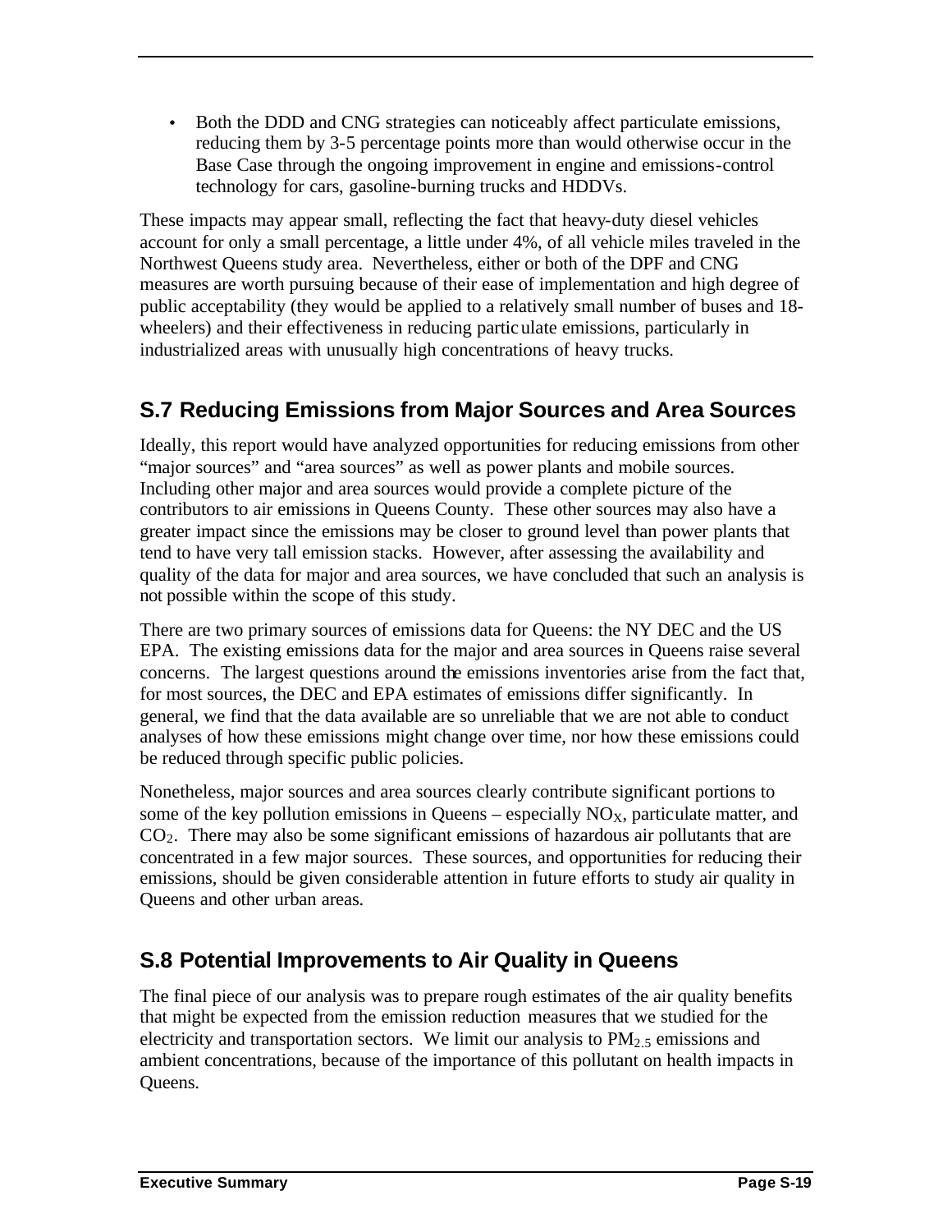- Both the DDD and CNG strategies can noticeably affect particulate emissions, reducing them by 3-5 percentage points more than would otherwise occur in the Base Case through the ongoing improvement in engine and emissions-control technology for cars, gasoline-burning trucks and HDDVs.

These impacts may appear small, reflecting the fact that heavy-duty diesel vehicles account for only a small percentage, a little under 4%, of all vehicle miles traveled in the Northwest Queens study area. Nevertheless, either or both of the DPF and CNG measures are worth pursuing because of their ease of implementation and high degree of public acceptability (they would be applied to a relatively small number of buses and 18-wheelers) and their effectiveness in reducing particulate emissions, particularly in industrialized areas with unusually high concentrations of heavy trucks.

## S.7 Reducing Emissions from Major Sources and Area Sources

Ideally, this report would have analyzed opportunities for reducing emissions from other "major sources" and "area sources" as well as power plants and mobile sources. Including other major and area sources would provide a complete picture of the contributors to air emissions in Queens County. These other sources may also have a greater impact since the emissions may be closer to ground level than power plants that tend to have very tall emission stacks. However, after assessing the availability and quality of the data for major and area sources, we have concluded that such an analysis is not possible within the scope of this study.

There are two primary sources of emissions data for Queens: the NY DEC and the US EPA. The existing emissions data for the major and area sources in Queens raise several concerns. The largest questions around the emissions inventories arise from the fact that, for most sources, the DEC and EPA estimates of emissions differ significantly. In general, we find that the data available are so unreliable that we are not able to conduct analyses of how these emissions might change over time, nor how these emissions could be reduced through specific public policies.

Nonetheless, major sources and area sources clearly contribute significant portions to some of the key pollution emissions in Queens – especially $NO_X$, particulate matter, and $CO_2$. There may also be some significant emissions of hazardous air pollutants that are concentrated in a few major sources. These sources, and opportunities for reducing their emissions, should be given considerable attention in future efforts to study air quality in Queens and other urban areas.

## S.8 Potential Improvements to Air Quality in Queens

The final piece of our analysis was to prepare rough estimates of the air quality benefits that might be expected from the emission reduction measures that we studied for the electricity and transportation sectors. We limit our analysis to $PM_{2.5}$ emissions and ambient concentrations, because of the importance of this pollutant on health impacts in Queens.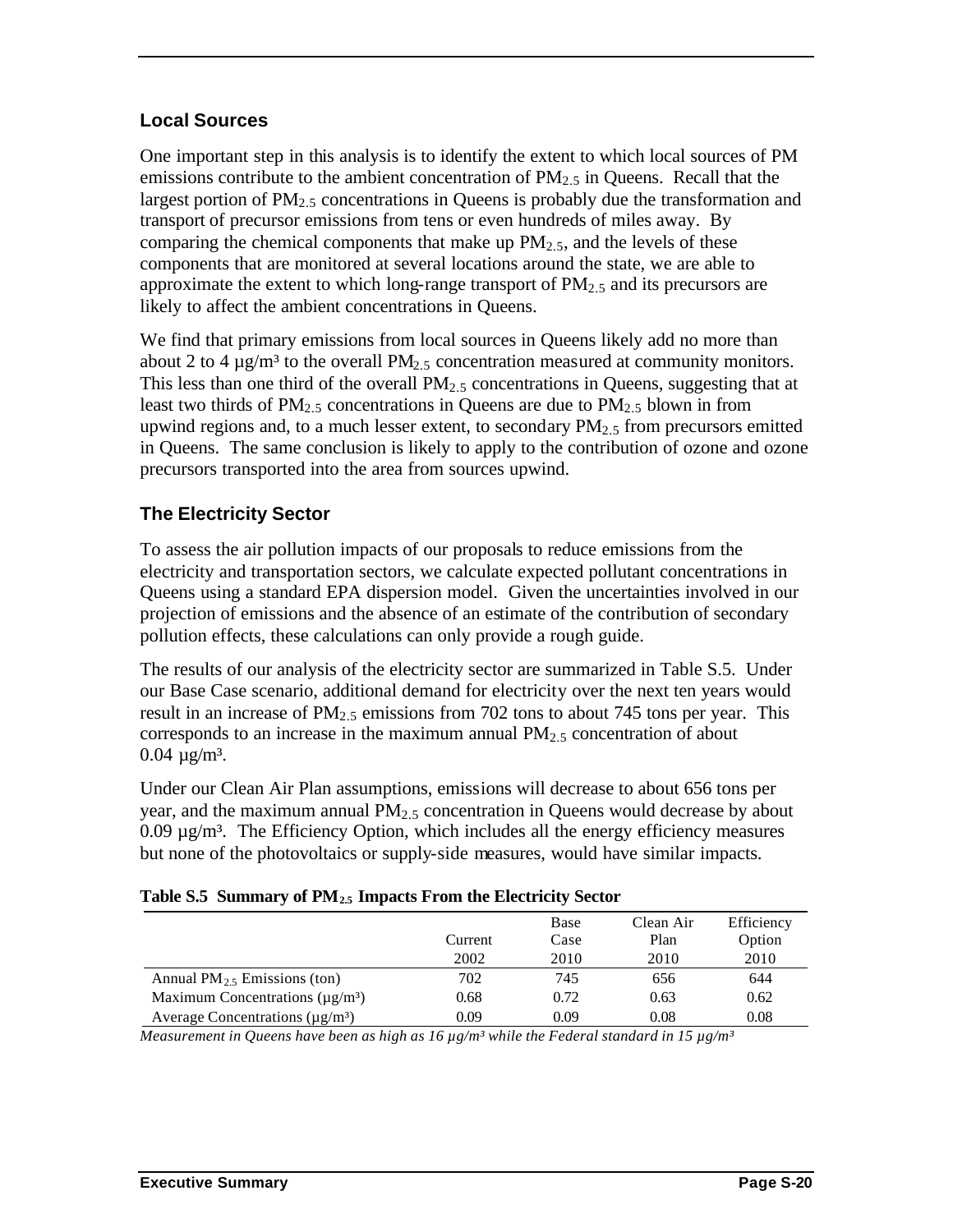## Local Sources

One important step in this analysis is to identify the extent to which local sources of PM emissions contribute to the ambient concentration of $PM_{2.5}$ in Queens. Recall that the largest portion of $PM_{2.5}$ concentrations in Queens is probably due the transformation and transport of precursor emissions from tens or even hundreds of miles away. By comparing the chemical components that make up $PM_{2.5}$, and the levels of these components that are monitored at several locations around the state, we are able to approximate the extent to which long-range transport of $PM_{2.5}$ and its precursors are likely to affect the ambient concentrations in Queens.

We find that primary emissions from local sources in Queens likely add no more than about 2 to 4 µg/m³ to the overall $PM_{2.5}$ concentration measured at community monitors. This less than one third of the overall $PM_{2.5}$ concentrations in Queens, suggesting that at least two thirds of $PM_{2.5}$ concentrations in Queens are due to $PM_{2.5}$ blown in from upwind regions and, to a much lesser extent, to secondary $PM_{2.5}$ from precursors emitted in Queens. The same conclusion is likely to apply to the contribution of ozone and ozone precursors transported into the area from sources upwind.

## The Electricity Sector

To assess the air pollution impacts of our proposals to reduce emissions from the electricity and transportation sectors, we calculate expected pollutant concentrations in Queens using a standard EPA dispersion model. Given the uncertainties involved in our projection of emissions and the absence of an estimate of the contribution of secondary pollution effects, these calculations can only provide a rough guide.

The results of our analysis of the electricity sector are summarized in Table S.5. Under our Base Case scenario, additional demand for electricity over the next ten years would result in an increase of $PM_{2.5}$ emissions from 702 tons to about 745 tons per year. This corresponds to an increase in the maximum annual $PM_{2.5}$ concentration of about 0.04 µg/m³.

Under our Clean Air Plan assumptions, emissions will decrease to about 656 tons per year, and the maximum annual $PM_{2.5}$ concentration in Queens would decrease by about 0.09 µg/m³. The Efficiency Option, which includes all the energy efficiency measures but none of the photovoltaics or supply-side measures, would have similar impacts.

**Table S.5 Summary of $PM_{2.5}$ Impacts From the Electricity Sector**

| | Current 2002 | Base Case 2010 | Clean Air Plan 2010 | Efficiency Option 2010 |
|---|---|---|---|---|
| Annual $PM_{2.5}$ Emissions (ton) | 702 | 745 | 656 | 644 |
| Maximum Concentrations (µg/m³) | 0.68 | 0.72 | 0.63 | 0.62 |
| Average Concentrations (µg/m³) | 0.09 | 0.09 | 0.08 | 0.08 |

*Measurement in Queens have been as high as 16 µg/m³ while the Federal standard in 15 µg/m³*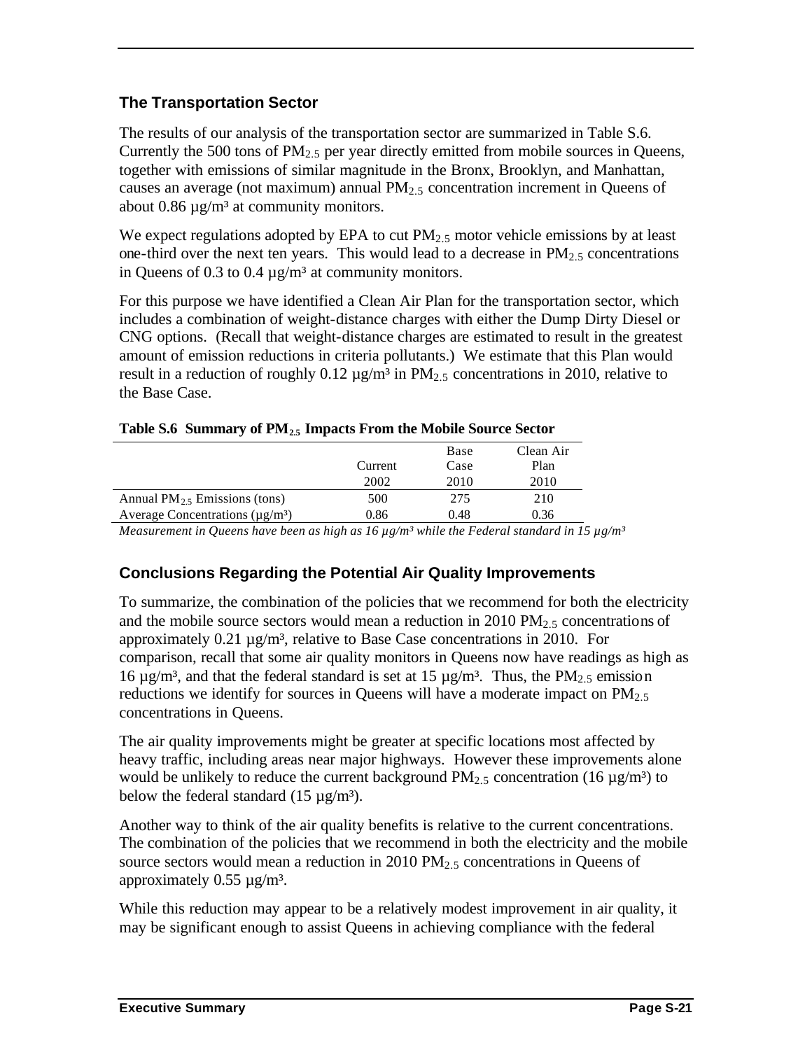### The Transportation Sector

The results of our analysis of the transportation sector are summarized in Table S.6. Currently the 500 tons of $PM_{2.5}$ per year directly emitted from mobile sources in Queens, together with emissions of similar magnitude in the Bronx, Brooklyn, and Manhattan, causes an average (not maximum) annual $PM_{2.5}$ concentration increment in Queens of about 0.86 µg/m³ at community monitors.

We expect regulations adopted by EPA to cut $PM_{2.5}$ motor vehicle emissions by at least one-third over the next ten years. This would lead to a decrease in $PM_{2.5}$ concentrations in Queens of 0.3 to 0.4 µg/m³ at community monitors.

For this purpose we have identified a Clean Air Plan for the transportation sector, which includes a combination of weight-distance charges with either the Dump Dirty Diesel or CNG options. (Recall that weight-distance charges are estimated to result in the greatest amount of emission reductions in criteria pollutants.) We estimate that this Plan would result in a reduction of roughly 0.12 µg/m³ in $PM_{2.5}$ concentrations in 2010, relative to the Base Case.

**Table S.6 Summary of $PM_{2.5}$ Impacts From the Mobile Source Sector**

| | Current 2002 | Base Case 2010 | Clean Air Plan 2010 |
|---|---|---|---|
| Annual $PM_{2.5}$ Emissions (tons) | 500 | 275 | 210 |
| Average Concentrations (µg/m³) | 0.86 | 0.48 | 0.36 |

*Measurement in Queens have been as high as 16 µg/m³ while the Federal standard in 15 µg/m³*

### Conclusions Regarding the Potential Air Quality Improvements

To summarize, the combination of the policies that we recommend for both the electricity and the mobile source sectors would mean a reduction in 2010 $PM_{2.5}$ concentrations of approximately 0.21 µg/m³, relative to Base Case concentrations in 2010. For comparison, recall that some air quality monitors in Queens now have readings as high as 16 µg/m³, and that the federal standard is set at 15 µg/m³. Thus, the $PM_{2.5}$ emission reductions we identify for sources in Queens will have a moderate impact on $PM_{2.5}$ concentrations in Queens.

The air quality improvements might be greater at specific locations most affected by heavy traffic, including areas near major highways. However these improvements alone would be unlikely to reduce the current background $PM_{2.5}$ concentration (16 µg/m³) to below the federal standard (15 µg/m³).

Another way to think of the air quality benefits is relative to the current concentrations. The combination of the policies that we recommend in both the electricity and the mobile source sectors would mean a reduction in 2010 $PM_{2.5}$ concentrations in Queens of approximately 0.55 µg/m³.

While this reduction may appear to be a relatively modest improvement in air quality, it may be significant enough to assist Queens in achieving compliance with the federal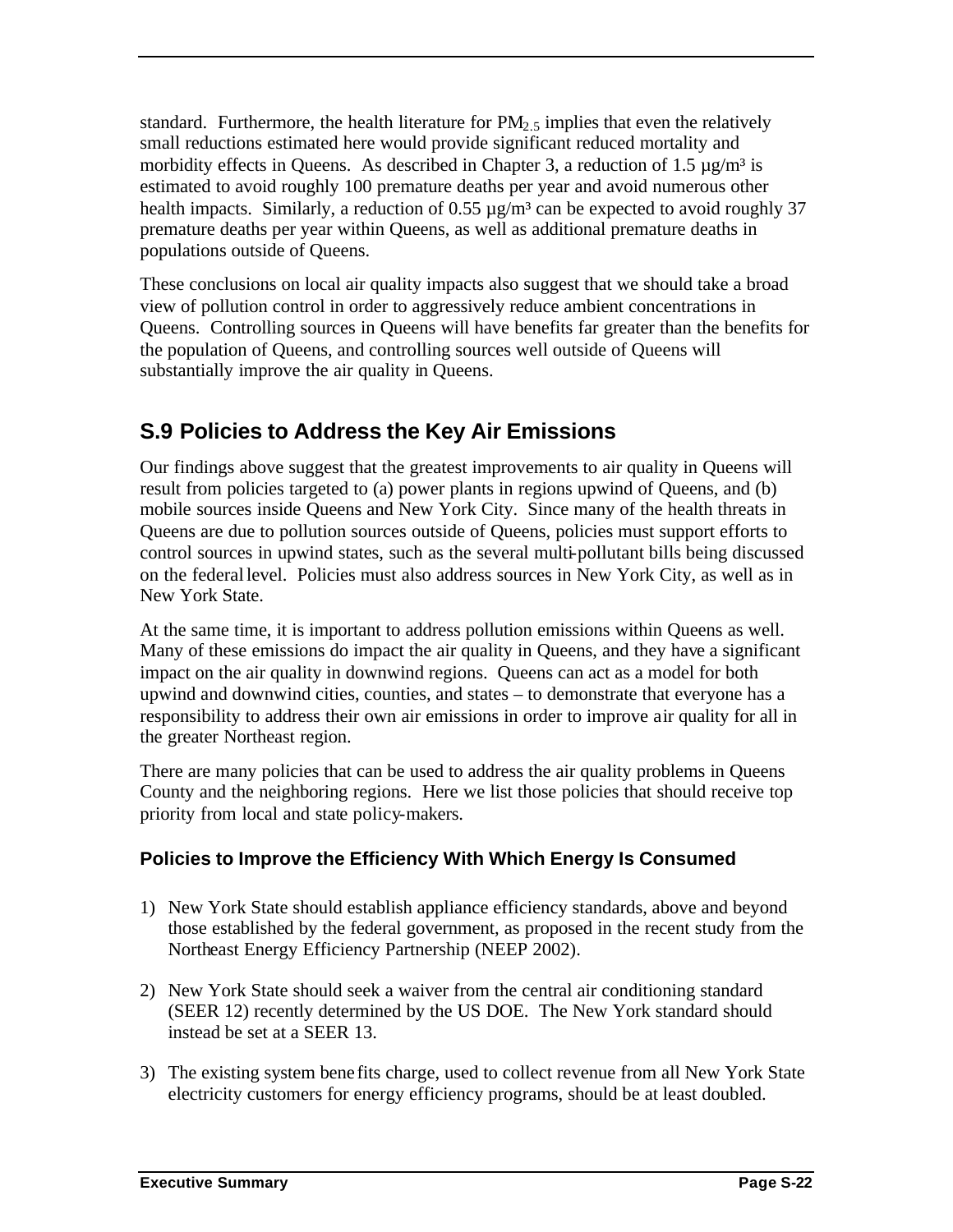standard. Furthermore, the health literature for $PM_{2.5}$ implies that even the relatively small reductions estimated here would provide significant reduced mortality and morbidity effects in Queens. As described in Chapter 3, a reduction of 1.5 $\mu g/m^3$ is estimated to avoid roughly 100 premature deaths per year and avoid numerous other health impacts. Similarly, a reduction of 0.55 $\mu g/m^3$ can be expected to avoid roughly 37 premature deaths per year within Queens, as well as additional premature deaths in populations outside of Queens.

These conclusions on local air quality impacts also suggest that we should take a broad view of pollution control in order to aggressively reduce ambient concentrations in Queens. Controlling sources in Queens will have benefits far greater than the benefits for the population of Queens, and controlling sources well outside of Queens will substantially improve the air quality in Queens.

## S.9 Policies to Address the Key Air Emissions

Our findings above suggest that the greatest improvements to air quality in Queens will result from policies targeted to (a) power plants in regions upwind of Queens, and (b) mobile sources inside Queens and New York City. Since many of the health threats in Queens are due to pollution sources outside of Queens, policies must support efforts to control sources in upwind states, such as the several multi-pollutant bills being discussed on the federal level. Policies must also address sources in New York City, as well as in New York State.

At the same time, it is important to address pollution emissions within Queens as well. Many of these emissions do impact the air quality in Queens, and they have a significant impact on the air quality in downwind regions. Queens can act as a model for both upwind and downwind cities, counties, and states – to demonstrate that everyone has a responsibility to address their own air emissions in order to improve air quality for all in the greater Northeast region.

There are many policies that can be used to address the air quality problems in Queens County and the neighboring regions. Here we list those policies that should receive top priority from local and state policy-makers.

### Policies to Improve the Efficiency With Which Energy Is Consumed

1) New York State should establish appliance efficiency standards, above and beyond those established by the federal government, as proposed in the recent study from the Northeast Energy Efficiency Partnership (NEEP 2002).

2) New York State should seek a waiver from the central air conditioning standard (SEER 12) recently determined by the US DOE. The New York standard should instead be set at a SEER 13.

3) The existing system benefits charge, used to collect revenue from all New York State electricity customers for energy efficiency programs, should be at least doubled.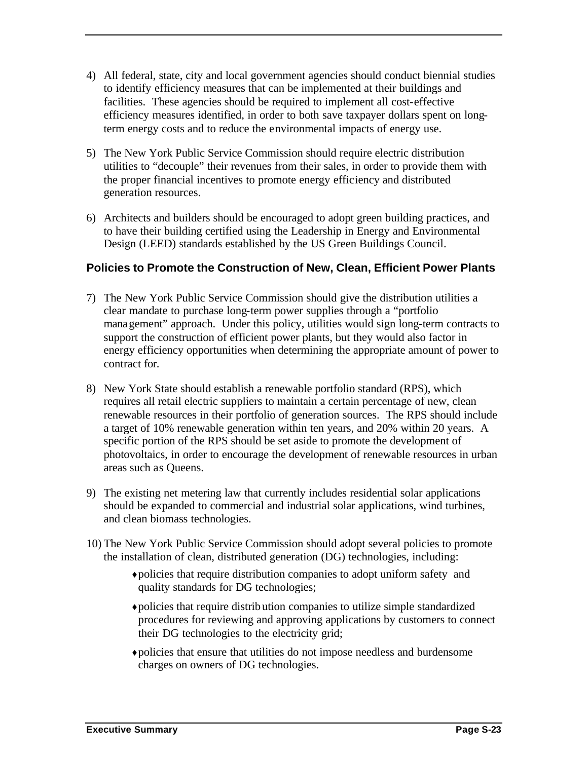4) All federal, state, city and local government agencies should conduct biennial studies to identify efficiency measures that can be implemented at their buildings and facilities. These agencies should be required to implement all cost-effective efficiency measures identified, in order to both save taxpayer dollars spent on long-term energy costs and to reduce the environmental impacts of energy use.

5) The New York Public Service Commission should require electric distribution utilities to "decouple" their revenues from their sales, in order to provide them with the proper financial incentives to promote energy efficiency and distributed generation resources.

6) Architects and builders should be encouraged to adopt green building practices, and to have their building certified using the Leadership in Energy and Environmental Design (LEED) standards established by the US Green Buildings Council.

### Policies to Promote the Construction of New, Clean, Efficient Power Plants

7) The New York Public Service Commission should give the distribution utilities a clear mandate to purchase long-term power supplies through a "portfolio management" approach. Under this policy, utilities would sign long-term contracts to support the construction of efficient power plants, but they would also factor in energy efficiency opportunities when determining the appropriate amount of power to contract for.

8) New York State should establish a renewable portfolio standard (RPS), which requires all retail electric suppliers to maintain a certain percentage of new, clean renewable resources in their portfolio of generation sources. The RPS should include a target of 10% renewable generation within ten years, and 20% within 20 years. A specific portion of the RPS should be set aside to promote the development of photovoltaics, in order to encourage the development of renewable resources in urban areas such as Queens.

9) The existing net metering law that currently includes residential solar applications should be expanded to commercial and industrial solar applications, wind turbines, and clean biomass technologies.

10) The New York Public Service Commission should adopt several policies to promote the installation of clean, distributed generation (DG) technologies, including:

    - policies that require distribution companies to adopt uniform safety and quality standards for DG technologies;
    - policies that require distribution companies to utilize simple standardized procedures for reviewing and approving applications by customers to connect their DG technologies to the electricity grid;
    - policies that ensure that utilities do not impose needless and burdensome charges on owners of DG technologies.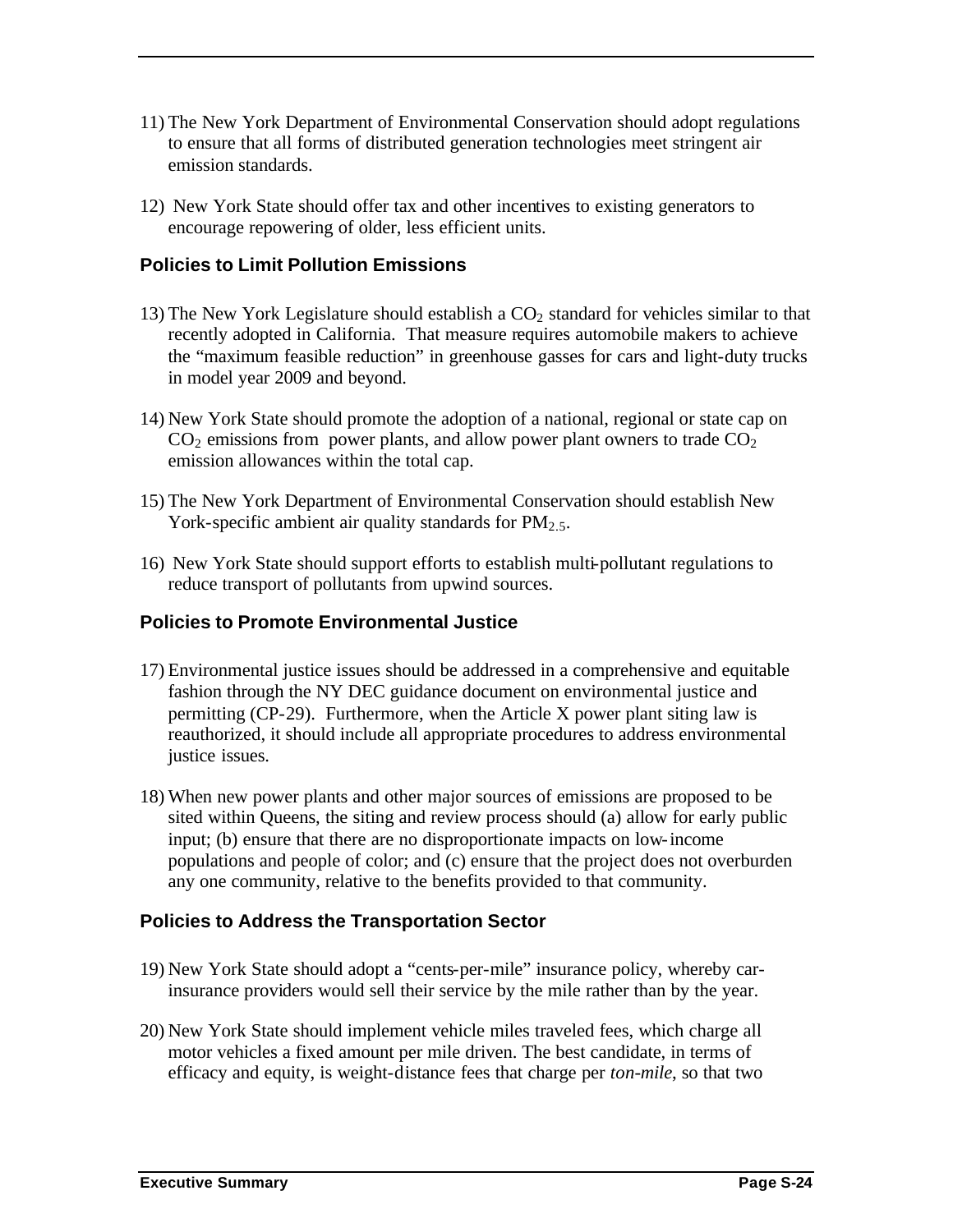11) The New York Department of Environmental Conservation should adopt regulations to ensure that all forms of distributed generation technologies meet stringent air emission standards.

12) New York State should offer tax and other incentives to existing generators to encourage repowering of older, less efficient units.

### Policies to Limit Pollution Emissions

13) The New York Legislature should establish a $CO_2$ standard for vehicles similar to that recently adopted in California. That measure requires automobile makers to achieve the "maximum feasible reduction" in greenhouse gasses for cars and light-duty trucks in model year 2009 and beyond.

14) New York State should promote the adoption of a national, regional or state cap on $CO_2$ emissions from power plants, and allow power plant owners to trade $CO_2$ emission allowances within the total cap.

15) The New York Department of Environmental Conservation should establish New York-specific ambient air quality standards for $PM_{2.5}$.

16) New York State should support efforts to establish multi-pollutant regulations to reduce transport of pollutants from upwind sources.

### Policies to Promote Environmental Justice

17) Environmental justice issues should be addressed in a comprehensive and equitable fashion through the NY DEC guidance document on environmental justice and permitting (CP-29). Furthermore, when the Article X power plant siting law is reauthorized, it should include all appropriate procedures to address environmental justice issues.

18) When new power plants and other major sources of emissions are proposed to be sited within Queens, the siting and review process should (a) allow for early public input; (b) ensure that there are no disproportionate impacts on low-income populations and people of color; and (c) ensure that the project does not overburden any one community, relative to the benefits provided to that community.

### Policies to Address the Transportation Sector

19) New York State should adopt a "cents-per-mile" insurance policy, whereby car-insurance providers would sell their service by the mile rather than by the year.

20) New York State should implement vehicle miles traveled fees, which charge all motor vehicles a fixed amount per mile driven. The best candidate, in terms of efficacy and equity, is weight-distance fees that charge per *ton-mile*, so that two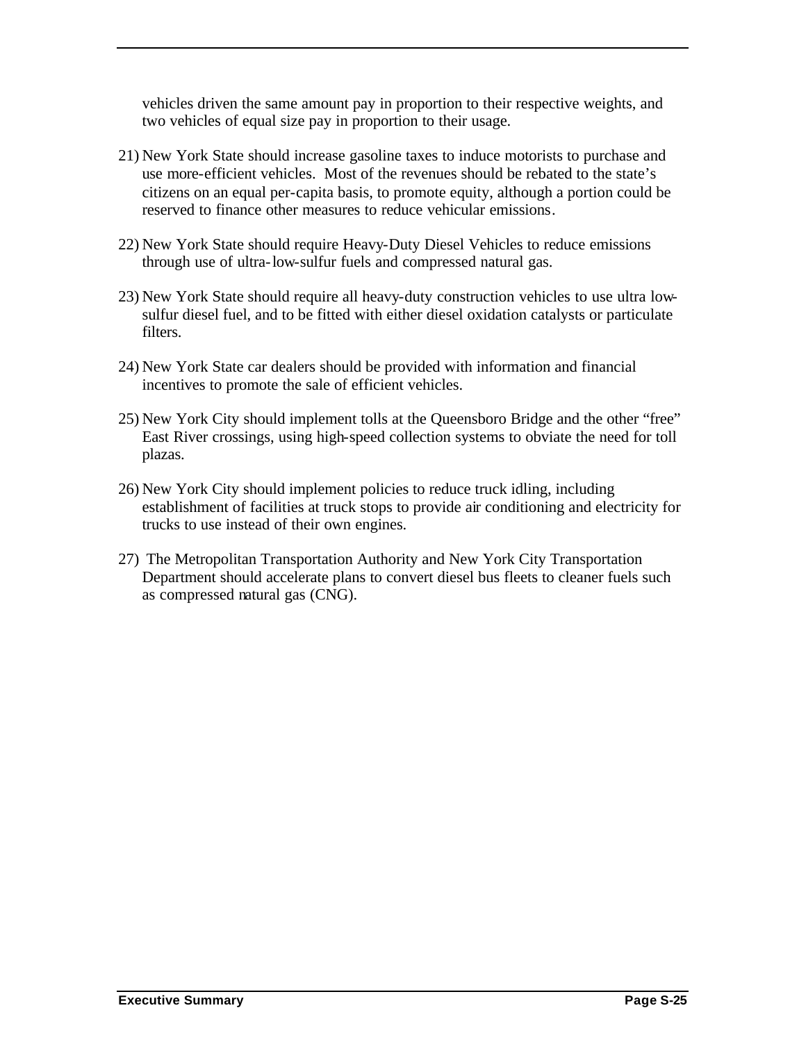vehicles driven the same amount pay in proportion to their respective weights, and two vehicles of equal size pay in proportion to their usage.

21) New York State should increase gasoline taxes to induce motorists to purchase and use more-efficient vehicles. Most of the revenues should be rebated to the state's citizens on an equal per-capita basis, to promote equity, although a portion could be reserved to finance other measures to reduce vehicular emissions.

22) New York State should require Heavy-Duty Diesel Vehicles to reduce emissions through use of ultra-low-sulfur fuels and compressed natural gas.

23) New York State should require all heavy-duty construction vehicles to use ultra low-sulfur diesel fuel, and to be fitted with either diesel oxidation catalysts or particulate filters.

24) New York State car dealers should be provided with information and financial incentives to promote the sale of efficient vehicles.

25) New York City should implement tolls at the Queensboro Bridge and the other "free" East River crossings, using high-speed collection systems to obviate the need for toll plazas.

26) New York City should implement policies to reduce truck idling, including establishment of facilities at truck stops to provide air conditioning and electricity for trucks to use instead of their own engines.

27) The Metropolitan Transportation Authority and New York City Transportation Department should accelerate plans to convert diesel bus fleets to cleaner fuels such as compressed natural gas (CNG).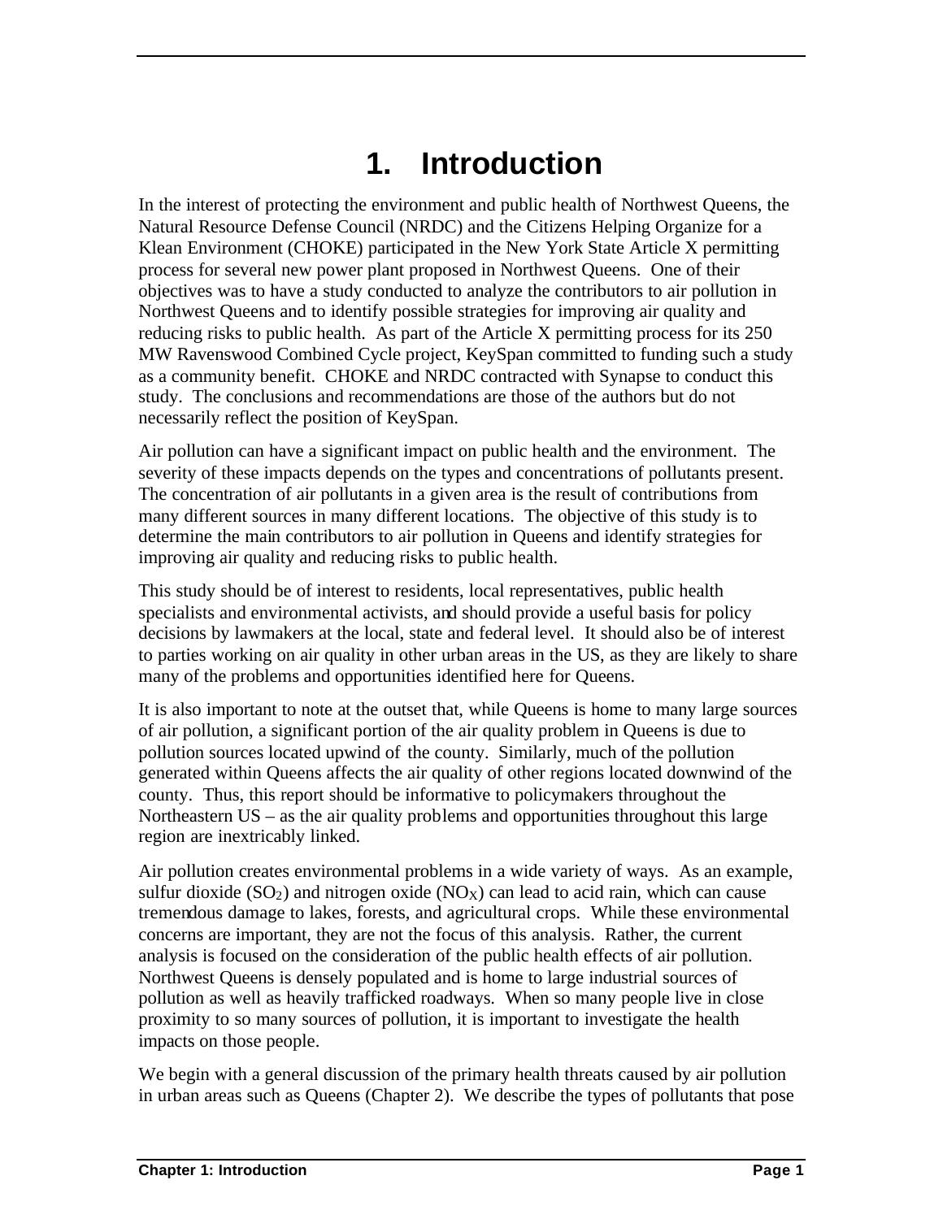# 1. Introduction

In the interest of protecting the environment and public health of Northwest Queens, the Natural Resource Defense Council (NRDC) and the Citizens Helping Organize for a Klean Environment (CHOKE) participated in the New York State Article X permitting process for several new power plant proposed in Northwest Queens. One of their objectives was to have a study conducted to analyze the contributors to air pollution in Northwest Queens and to identify possible strategies for improving air quality and reducing risks to public health. As part of the Article X permitting process for its 250 MW Ravenswood Combined Cycle project, KeySpan committed to funding such a study as a community benefit. CHOKE and NRDC contracted with Synapse to conduct this study. The conclusions and recommendations are those of the authors but do not necessarily reflect the position of KeySpan.

Air pollution can have a significant impact on public health and the environment. The severity of these impacts depends on the types and concentrations of pollutants present. The concentration of air pollutants in a given area is the result of contributions from many different sources in many different locations. The objective of this study is to determine the main contributors to air pollution in Queens and identify strategies for improving air quality and reducing risks to public health.

This study should be of interest to residents, local representatives, public health specialists and environmental activists, and should provide a useful basis for policy decisions by lawmakers at the local, state and federal level. It should also be of interest to parties working on air quality in other urban areas in the US, as they are likely to share many of the problems and opportunities identified here for Queens.

It is also important to note at the outset that, while Queens is home to many large sources of air pollution, a significant portion of the air quality problem in Queens is due to pollution sources located upwind of the county. Similarly, much of the pollution generated within Queens affects the air quality of other regions located downwind of the county. Thus, this report should be informative to policymakers throughout the Northeastern US – as the air quality problems and opportunities throughout this large region are inextricably linked.

Air pollution creates environmental problems in a wide variety of ways. As an example, sulfur dioxide ($SO_2$) and nitrogen oxide ($NO_X$) can lead to acid rain, which can cause tremendous damage to lakes, forests, and agricultural crops. While these environmental concerns are important, they are not the focus of this analysis. Rather, the current analysis is focused on the consideration of the public health effects of air pollution. Northwest Queens is densely populated and is home to large industrial sources of pollution as well as heavily trafficked roadways. When so many people live in close proximity to so many sources of pollution, it is important to investigate the health impacts on those people.

We begin with a general discussion of the primary health threats caused by air pollution in urban areas such as Queens (Chapter 2). We describe the types of pollutants that pose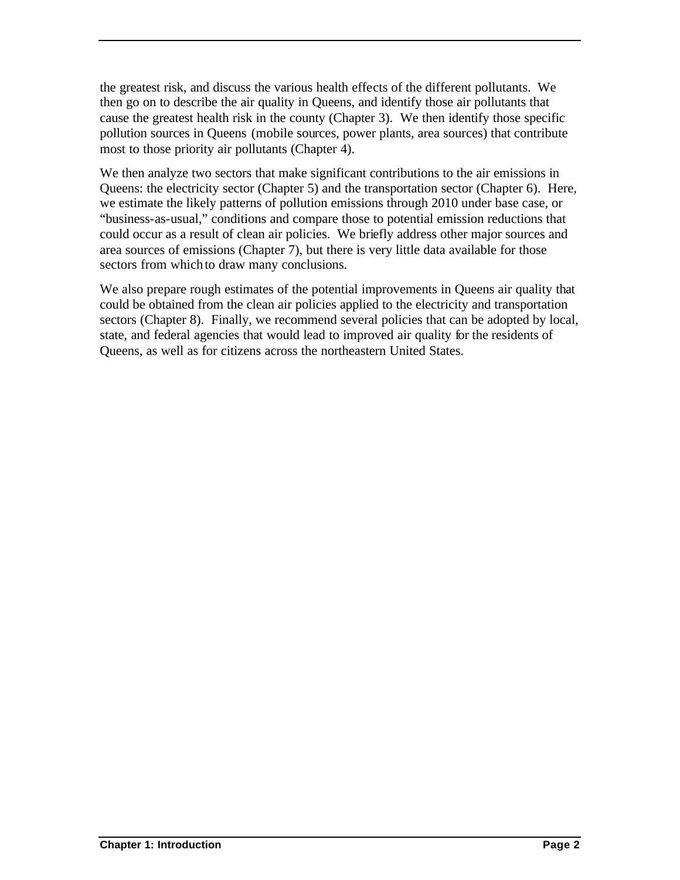the greatest risk, and discuss the various health effects of the different pollutants. We then go on to describe the air quality in Queens, and identify those air pollutants that cause the greatest health risk in the county (Chapter 3). We then identify those specific pollution sources in Queens (mobile sources, power plants, area sources) that contribute most to those priority air pollutants (Chapter 4).

We then analyze two sectors that make significant contributions to the air emissions in Queens: the electricity sector (Chapter 5) and the transportation sector (Chapter 6). Here, we estimate the likely patterns of pollution emissions through 2010 under base case, or "business-as-usual," conditions and compare those to potential emission reductions that could occur as a result of clean air policies. We briefly address other major sources and area sources of emissions (Chapter 7), but there is very little data available for those sectors from which to draw many conclusions.

We also prepare rough estimates of the potential improvements in Queens air quality that could be obtained from the clean air policies applied to the electricity and transportation sectors (Chapter 8). Finally, we recommend several policies that can be adopted by local, state, and federal agencies that would lead to improved air quality for the residents of Queens, as well as for citizens across the northeastern United States.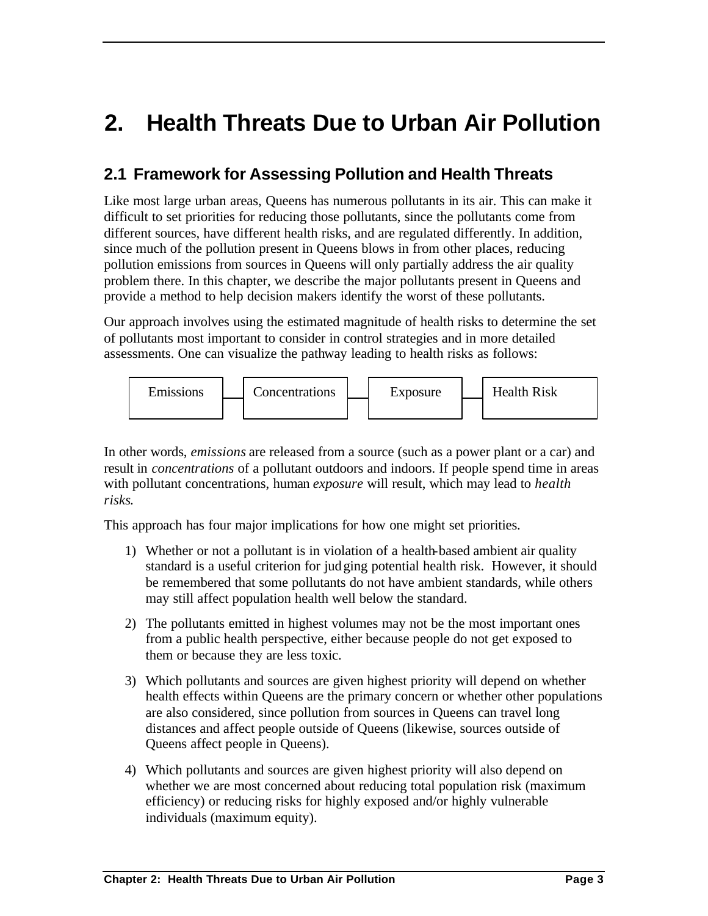# 2. Health Threats Due to Urban Air Pollution

## 2.1 Framework for Assessing Pollution and Health Threats

Like most large urban areas, Queens has numerous pollutants in its air. This can make it difficult to set priorities for reducing those pollutants, since the pollutants come from different sources, have different health risks, and are regulated differently. In addition, since much of the pollution present in Queens blows in from other places, reducing pollution emissions from sources in Queens will only partially address the air quality problem there. In this chapter, we describe the major pollutants present in Queens and provide a method to help decision makers identify the worst of these pollutants.

Our approach involves using the estimated magnitude of health risks to determine the set of pollutants most important to consider in control strategies and in more detailed assessments. One can visualize the pathway leading to health risks as follows:

Emissions — Concentrations — Exposure — Health Risk

In other words, *emissions* are released from a source (such as a power plant or a car) and result in *concentrations* of a pollutant outdoors and indoors. If people spend time in areas with pollutant concentrations, human *exposure* will result, which may lead to *health risks*.

This approach has four major implications for how one might set priorities.

1) Whether or not a pollutant is in violation of a health-based ambient air quality standard is a useful criterion for judging potential health risk. However, it should be remembered that some pollutants do not have ambient standards, while others may still affect population health well below the standard.

2) The pollutants emitted in highest volumes may not be the most important ones from a public health perspective, either because people do not get exposed to them or because they are less toxic.

3) Which pollutants and sources are given highest priority will depend on whether health effects within Queens are the primary concern or whether other populations are also considered, since pollution from sources in Queens can travel long distances and affect people outside of Queens (likewise, sources outside of Queens affect people in Queens).

4) Which pollutants and sources are given highest priority will also depend on whether we are most concerned about reducing total population risk (maximum efficiency) or reducing risks for highly exposed and/or highly vulnerable individuals (maximum equity).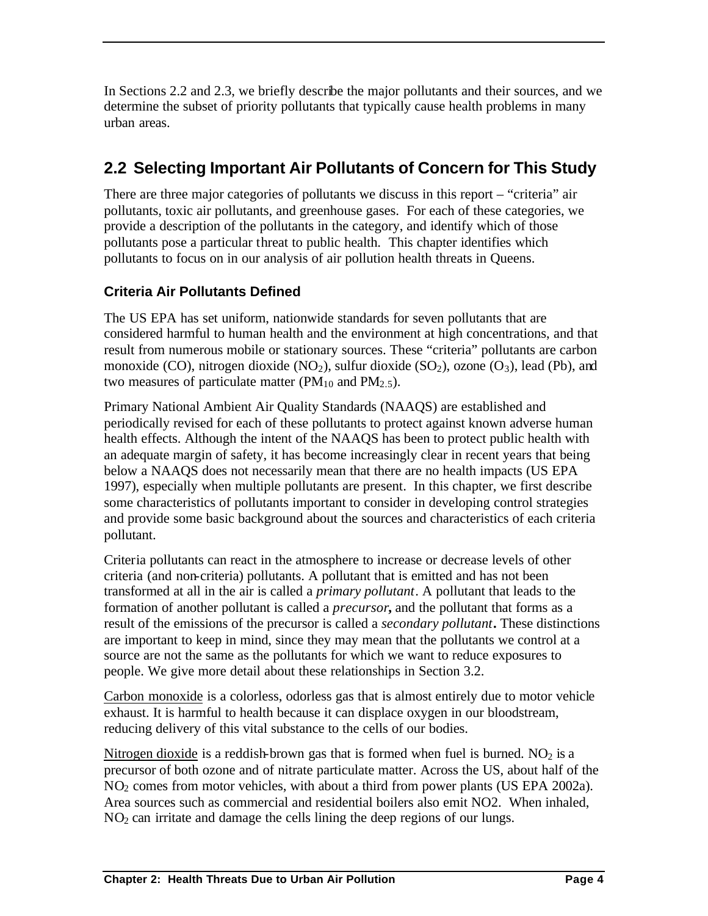In Sections 2.2 and 2.3, we briefly describe the major pollutants and their sources, and we determine the subset of priority pollutants that typically cause health problems in many urban areas.

## 2.2 Selecting Important Air Pollutants of Concern for This Study

There are three major categories of pollutants we discuss in this report – "criteria" air pollutants, toxic air pollutants, and greenhouse gases. For each of these categories, we provide a description of the pollutants in the category, and identify which of those pollutants pose a particular threat to public health. This chapter identifies which pollutants to focus on in our analysis of air pollution health threats in Queens.

### Criteria Air Pollutants Defined

The US EPA has set uniform, nationwide standards for seven pollutants that are considered harmful to human health and the environment at high concentrations, and that result from numerous mobile or stationary sources. These "criteria" pollutants are carbon monoxide (CO), nitrogen dioxide ($NO_2$), sulfur dioxide ($SO_2$), ozone ($O_3$), lead (Pb), and two measures of particulate matter ($PM_{10}$ and $PM_{2.5}$).

Primary National Ambient Air Quality Standards (NAAQS) are established and periodically revised for each of these pollutants to protect against known adverse human health effects. Although the intent of the NAAQS has been to protect public health with an adequate margin of safety, it has become increasingly clear in recent years that being below a NAAQS does not necessarily mean that there are no health impacts (US EPA 1997), especially when multiple pollutants are present. In this chapter, we first describe some characteristics of pollutants important to consider in developing control strategies and provide some basic background about the sources and characteristics of each criteria pollutant.

Criteria pollutants can react in the atmosphere to increase or decrease levels of other criteria (and non-criteria) pollutants. A pollutant that is emitted and has not been transformed at all in the air is called a *primary pollutant*. A pollutant that leads to the formation of another pollutant is called a ***precursor*,** and the pollutant that forms as a result of the emissions of the precursor is called a *secondary pollutant***.** These distinctions are important to keep in mind, since they may mean that the pollutants we control at a source are not the same as the pollutants for which we want to reduce exposures to people. We give more detail about these relationships in Section 3.2.

Carbon monoxide is a colorless, odorless gas that is almost entirely due to motor vehicle exhaust. It is harmful to health because it can displace oxygen in our bloodstream, reducing delivery of this vital substance to the cells of our bodies.

Nitrogen dioxide is a reddish-brown gas that is formed when fuel is burned. $NO_2$ is a precursor of both ozone and of nitrate particulate matter. Across the US, about half of the $NO_2$ comes from motor vehicles, with about a third from power plants (US EPA 2002a). Area sources such as commercial and residential boilers also emit NO2. When inhaled, $NO_2$ can irritate and damage the cells lining the deep regions of our lungs.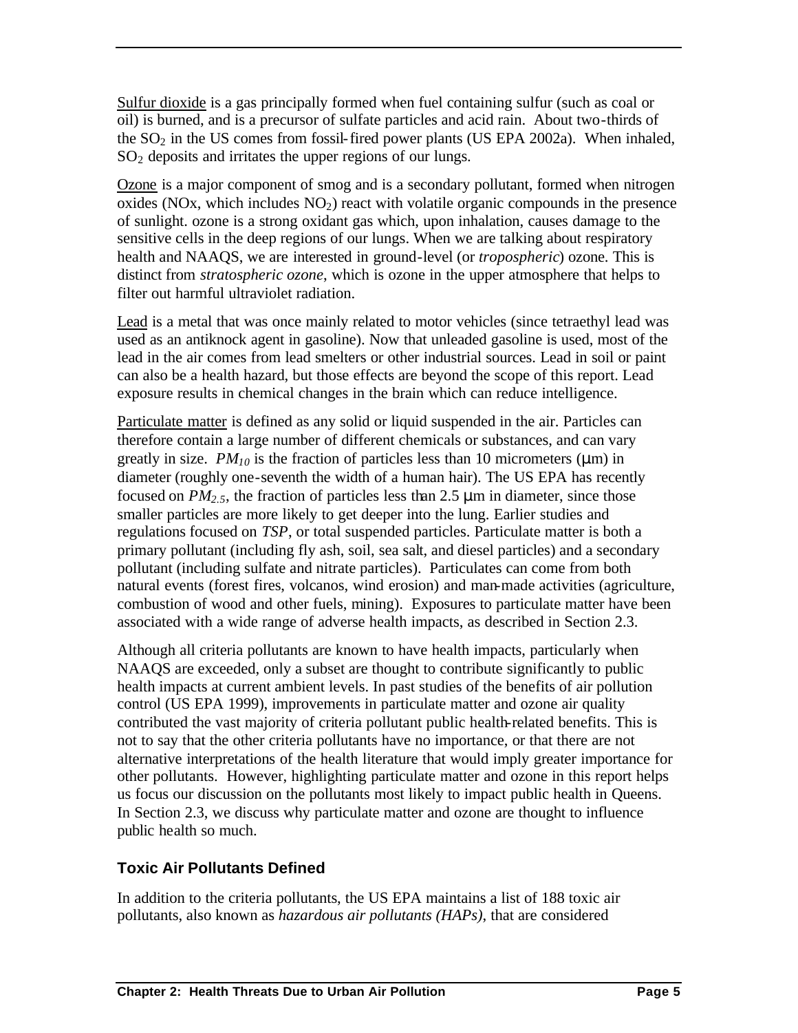Sulfur dioxide is a gas principally formed when fuel containing sulfur (such as coal or oil) is burned, and is a precursor of sulfate particles and acid rain. About two-thirds of the $SO_2$ in the US comes from fossil-fired power plants (US EPA 2002a). When inhaled, $SO_2$ deposits and irritates the upper regions of our lungs.

Ozone is a major component of smog and is a secondary pollutant, formed when nitrogen oxides (NOx, which includes $NO_2$) react with volatile organic compounds in the presence of sunlight. ozone is a strong oxidant gas which, upon inhalation, causes damage to the sensitive cells in the deep regions of our lungs. When we are talking about respiratory health and NAAQS, we are interested in ground-level (or *tropospheric*) ozone. This is distinct from *stratospheric ozone*, which is ozone in the upper atmosphere that helps to filter out harmful ultraviolet radiation.

Lead is a metal that was once mainly related to motor vehicles (since tetraethyl lead was used as an antiknock agent in gasoline). Now that unleaded gasoline is used, most of the lead in the air comes from lead smelters or other industrial sources. Lead in soil or paint can also be a health hazard, but those effects are beyond the scope of this report. Lead exposure results in chemical changes in the brain which can reduce intelligence.

Particulate matter is defined as any solid or liquid suspended in the air. Particles can therefore contain a large number of different chemicals or substances, and can vary greatly in size. $PM_{10}$ is the fraction of particles less than 10 micrometers (μm) in diameter (roughly one-seventh the width of a human hair). The US EPA has recently focused on $PM_{2.5}$, the fraction of particles less than 2.5 μm in diameter, since those smaller particles are more likely to get deeper into the lung. Earlier studies and regulations focused on *TSP*, or total suspended particles. Particulate matter is both a primary pollutant (including fly ash, soil, sea salt, and diesel particles) and a secondary pollutant (including sulfate and nitrate particles). Particulates can come from both natural events (forest fires, volcanos, wind erosion) and man-made activities (agriculture, combustion of wood and other fuels, mining). Exposures to particulate matter have been associated with a wide range of adverse health impacts, as described in Section 2.3.

Although all criteria pollutants are known to have health impacts, particularly when NAAQS are exceeded, only a subset are thought to contribute significantly to public health impacts at current ambient levels. In past studies of the benefits of air pollution control (US EPA 1999), improvements in particulate matter and ozone air quality contributed the vast majority of criteria pollutant public health-related benefits. This is not to say that the other criteria pollutants have no importance, or that there are not alternative interpretations of the health literature that would imply greater importance for other pollutants. However, highlighting particulate matter and ozone in this report helps us focus our discussion on the pollutants most likely to impact public health in Queens. In Section 2.3, we discuss why particulate matter and ozone are thought to influence public health so much.

### Toxic Air Pollutants Defined

In addition to the criteria pollutants, the US EPA maintains a list of 188 toxic air pollutants, also known as *hazardous air pollutants (HAPs)*, that are considered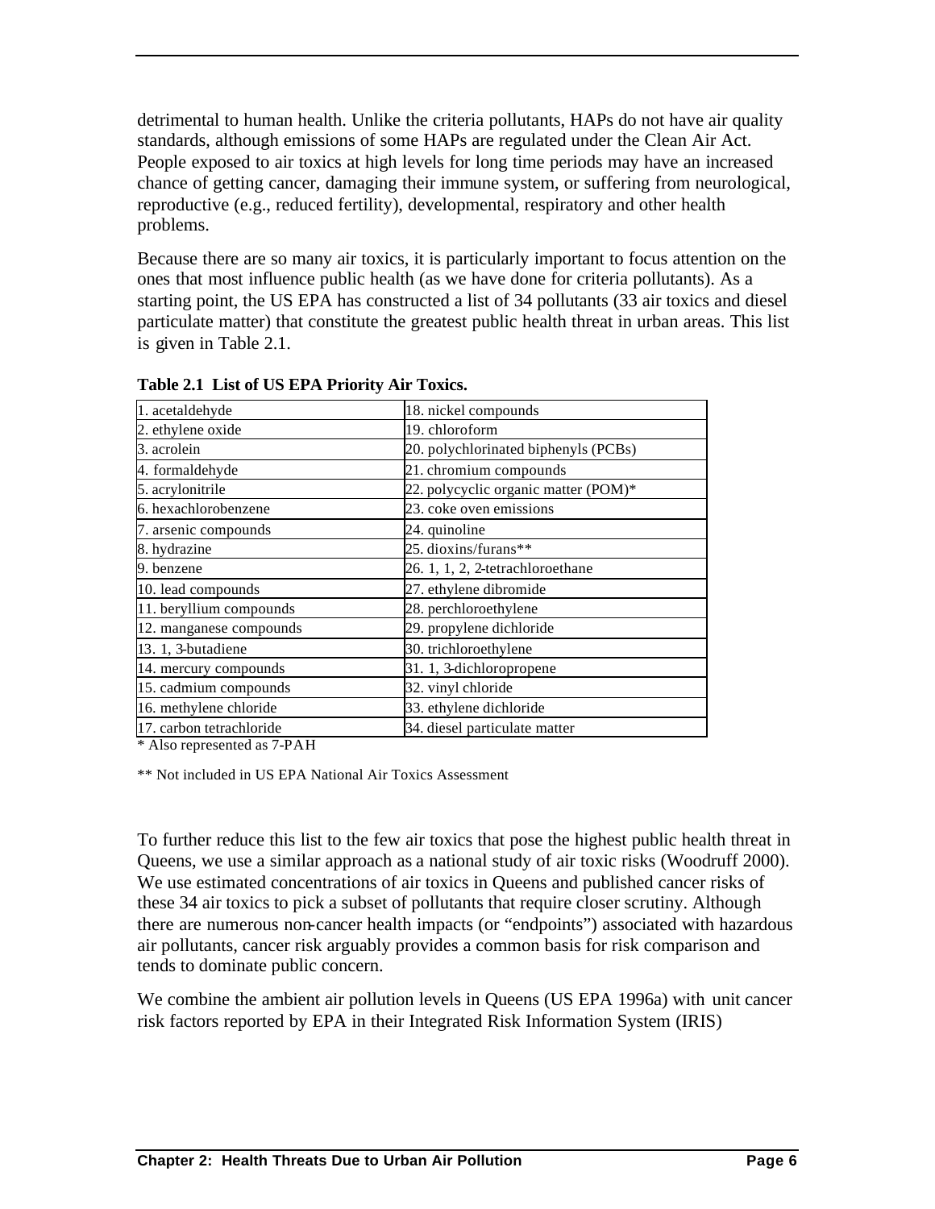detrimental to human health. Unlike the criteria pollutants, HAPs do not have air quality standards, although emissions of some HAPs are regulated under the Clean Air Act. People exposed to air toxics at high levels for long time periods may have an increased chance of getting cancer, damaging their immune system, or suffering from neurological, reproductive (e.g., reduced fertility), developmental, respiratory and other health problems.

Because there are so many air toxics, it is particularly important to focus attention on the ones that most influence public health (as we have done for criteria pollutants). As a starting point, the US EPA has constructed a list of 34 pollutants (33 air toxics and diesel particulate matter) that constitute the greatest public health threat in urban areas. This list is given in Table 2.1.

**Table 2.1 List of US EPA Priority Air Toxics.**

| | |
|---|---|
| 1. acetaldehyde | 18. nickel compounds |
| 2. ethylene oxide | 19. chloroform |
| 3. acrolein | 20. polychlorinated biphenyls (PCBs) |
| 4. formaldehyde | 21. chromium compounds |
| 5. acrylonitrile | 22. polycyclic organic matter (POM)* |
| 6. hexachlorobenzene | 23. coke oven emissions |
| 7. arsenic compounds | 24. quinoline |
| 8. hydrazine | 25. dioxins/furans** |
| 9. benzene | 26. 1, 1, 2, 2-tetrachloroethane |
| 10. lead compounds | 27. ethylene dibromide |
| 11. beryllium compounds | 28. perchloroethylene |
| 12. manganese compounds | 29. propylene dichloride |
| 13. 1, 3-butadiene | 30. trichloroethylene |
| 14. mercury compounds | 31. 1, 3-dichloropropene |
| 15. cadmium compounds | 32. vinyl chloride |
| 16. methylene chloride | 33. ethylene dichloride |
| 17. carbon tetrachloride | 34. diesel particulate matter |

* Also represented as 7-PAH

** Not included in US EPA National Air Toxics Assessment

To further reduce this list to the few air toxics that pose the highest public health threat in Queens, we use a similar approach as a national study of air toxic risks (Woodruff 2000). We use estimated concentrations of air toxics in Queens and published cancer risks of these 34 air toxics to pick a subset of pollutants that require closer scrutiny. Although there are numerous non-cancer health impacts (or "endpoints") associated with hazardous air pollutants, cancer risk arguably provides a common basis for risk comparison and tends to dominate public concern.

We combine the ambient air pollution levels in Queens (US EPA 1996a) with unit cancer risk factors reported by EPA in their Integrated Risk Information System (IRIS)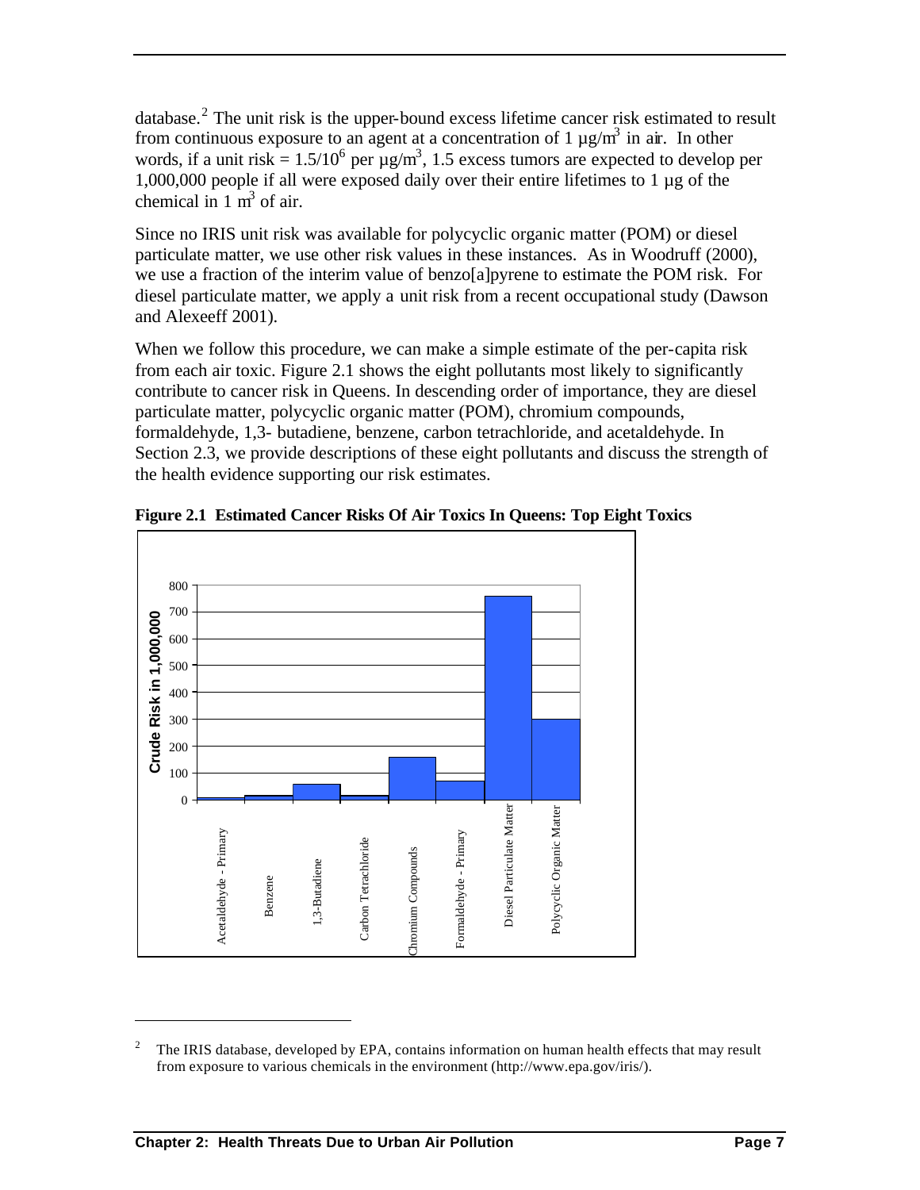database.[2] The unit risk is the upper-bound excess lifetime cancer risk estimated to result from continuous exposure to an agent at a concentration of 1 µg/$m^3$ in air. In other words, if a unit risk = $1.5/10^6$ per µg/$m^3$, 1.5 excess tumors are expected to develop per 1,000,000 people if all were exposed daily over their entire lifetimes to 1 µg of the chemical in 1 $m^3$ of air.

Since no IRIS unit risk was available for polycyclic organic matter (POM) or diesel particulate matter, we use other risk values in these instances. As in Woodruff (2000), we use a fraction of the interim value of benzo[a]pyrene to estimate the POM risk. For diesel particulate matter, we apply a unit risk from a recent occupational study (Dawson and Alexeeff 2001).

When we follow this procedure, we can make a simple estimate of the per-capita risk from each air toxic. Figure 2.1 shows the eight pollutants most likely to significantly contribute to cancer risk in Queens. In descending order of importance, they are diesel particulate matter, polycyclic organic matter (POM), chromium compounds, formaldehyde, 1,3- butadiene, benzene, carbon tetrachloride, and acetaldehyde. In Section 2.3, we provide descriptions of these eight pollutants and discuss the strength of the health evidence supporting our risk estimates.

**Figure 2.1 Estimated Cancer Risks Of Air Toxics In Queens: Top Eight Toxics**

---

[2] The IRIS database, developed by EPA, contains information on human health effects that may result from exposure to various chemicals in the environment (http://www.epa.gov/iris/).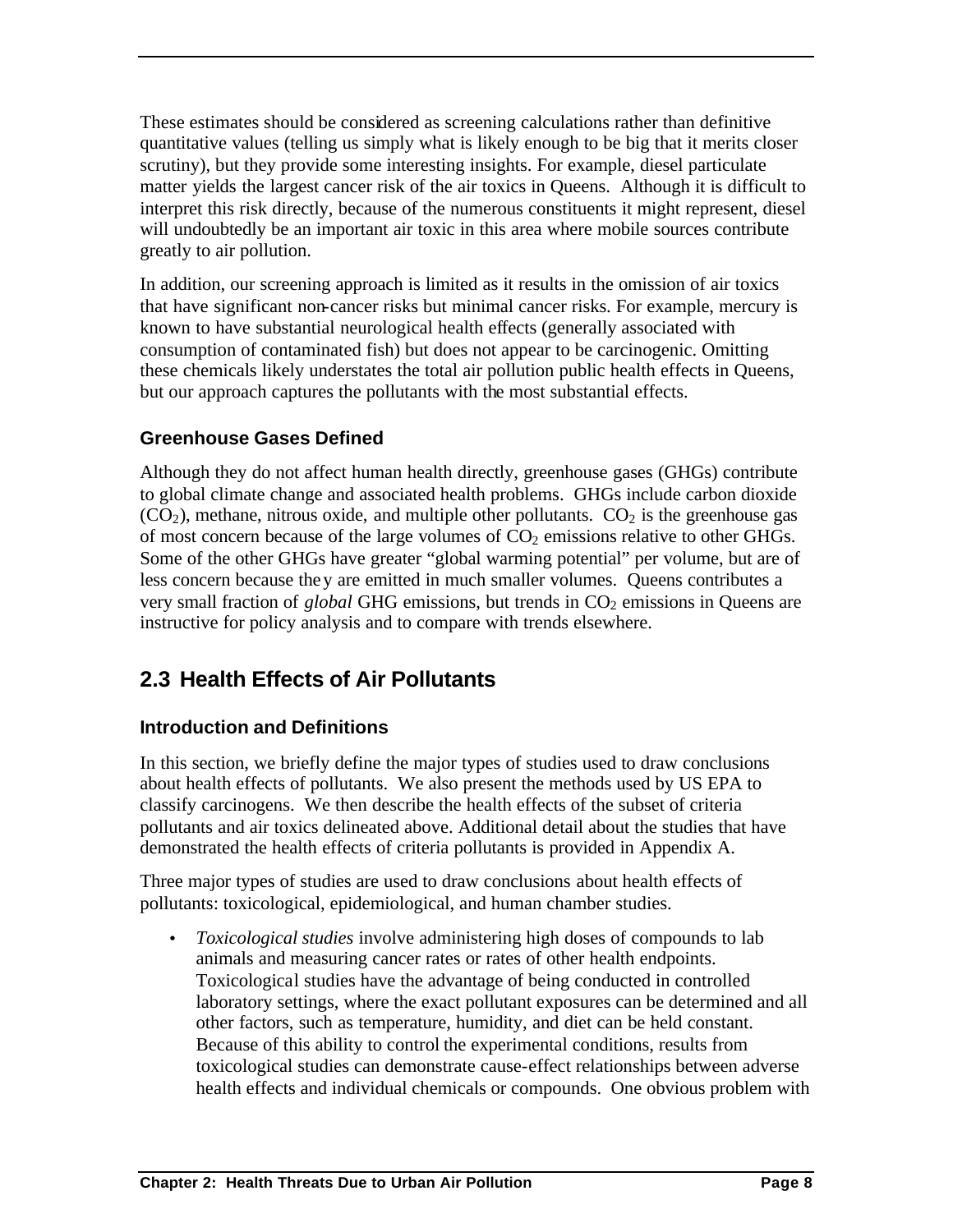These estimates should be considered as screening calculations rather than definitive quantitative values (telling us simply what is likely enough to be big that it merits closer scrutiny), but they provide some interesting insights. For example, diesel particulate matter yields the largest cancer risk of the air toxics in Queens. Although it is difficult to interpret this risk directly, because of the numerous constituents it might represent, diesel will undoubtedly be an important air toxic in this area where mobile sources contribute greatly to air pollution.

In addition, our screening approach is limited as it results in the omission of air toxics that have significant non-cancer risks but minimal cancer risks. For example, mercury is known to have substantial neurological health effects (generally associated with consumption of contaminated fish) but does not appear to be carcinogenic. Omitting these chemicals likely understates the total air pollution public health effects in Queens, but our approach captures the pollutants with the most substantial effects.

### Greenhouse Gases Defined

Although they do not affect human health directly, greenhouse gases (GHGs) contribute to global climate change and associated health problems. GHGs include carbon dioxide ($CO_2$), methane, nitrous oxide, and multiple other pollutants. $CO_2$ is the greenhouse gas of most concern because of the large volumes of $CO_2$ emissions relative to other GHGs. Some of the other GHGs have greater "global warming potential" per volume, but are of less concern because they are emitted in much smaller volumes. Queens contributes a very small fraction of *global* GHG emissions, but trends in $CO_2$ emissions in Queens are instructive for policy analysis and to compare with trends elsewhere.

## 2.3 Health Effects of Air Pollutants

### Introduction and Definitions

In this section, we briefly define the major types of studies used to draw conclusions about health effects of pollutants. We also present the methods used by US EPA to classify carcinogens. We then describe the health effects of the subset of criteria pollutants and air toxics delineated above. Additional detail about the studies that have demonstrated the health effects of criteria pollutants is provided in Appendix A.

Three major types of studies are used to draw conclusions about health effects of pollutants: toxicological, epidemiological, and human chamber studies.

- *Toxicological studies* involve administering high doses of compounds to lab animals and measuring cancer rates or rates of other health endpoints. Toxicological studies have the advantage of being conducted in controlled laboratory settings, where the exact pollutant exposures can be determined and all other factors, such as temperature, humidity, and diet can be held constant. Because of this ability to control the experimental conditions, results from toxicological studies can demonstrate cause-effect relationships between adverse health effects and individual chemicals or compounds. One obvious problem with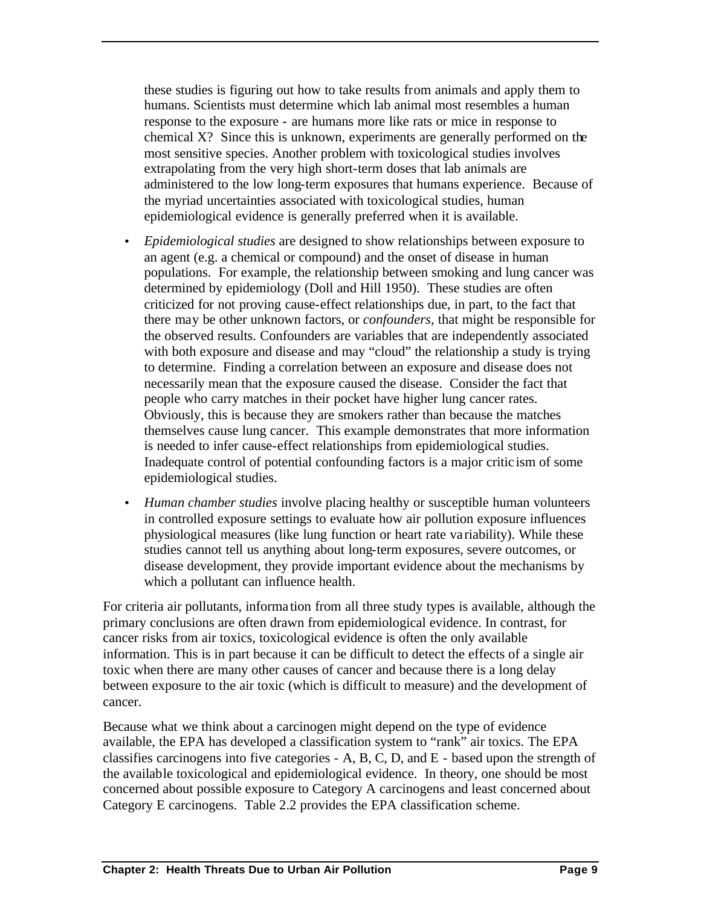these studies is figuring out how to take results from animals and apply them to humans. Scientists must determine which lab animal most resembles a human response to the exposure - are humans more like rats or mice in response to chemical X? Since this is unknown, experiments are generally performed on the most sensitive species. Another problem with toxicological studies involves extrapolating from the very high short-term doses that lab animals are administered to the low long-term exposures that humans experience. Because of the myriad uncertainties associated with toxicological studies, human epidemiological evidence is generally preferred when it is available.

- *Epidemiological studies* are designed to show relationships between exposure to an agent (e.g. a chemical or compound) and the onset of disease in human populations. For example, the relationship between smoking and lung cancer was determined by epidemiology (Doll and Hill 1950). These studies are often criticized for not proving cause-effect relationships due, in part, to the fact that there may be other unknown factors, or *confounders*, that might be responsible for the observed results. Confounders are variables that are independently associated with both exposure and disease and may "cloud" the relationship a study is trying to determine. Finding a correlation between an exposure and disease does not necessarily mean that the exposure caused the disease. Consider the fact that people who carry matches in their pocket have higher lung cancer rates. Obviously, this is because they are smokers rather than because the matches themselves cause lung cancer. This example demonstrates that more information is needed to infer cause-effect relationships from epidemiological studies. Inadequate control of potential confounding factors is a major criticism of some epidemiological studies.

- *Human chamber studies* involve placing healthy or susceptible human volunteers in controlled exposure settings to evaluate how air pollution exposure influences physiological measures (like lung function or heart rate variability). While these studies cannot tell us anything about long-term exposures, severe outcomes, or disease development, they provide important evidence about the mechanisms by which a pollutant can influence health.

For criteria air pollutants, information from all three study types is available, although the primary conclusions are often drawn from epidemiological evidence. In contrast, for cancer risks from air toxics, toxicological evidence is often the only available information. This is in part because it can be difficult to detect the effects of a single air toxic when there are many other causes of cancer and because there is a long delay between exposure to the air toxic (which is difficult to measure) and the development of cancer.

Because what we think about a carcinogen might depend on the type of evidence available, the EPA has developed a classification system to "rank" air toxics. The EPA classifies carcinogens into five categories - A, B, C, D, and E - based upon the strength of the available toxicological and epidemiological evidence. In theory, one should be most concerned about possible exposure to Category A carcinogens and least concerned about Category E carcinogens. Table 2.2 provides the EPA classification scheme.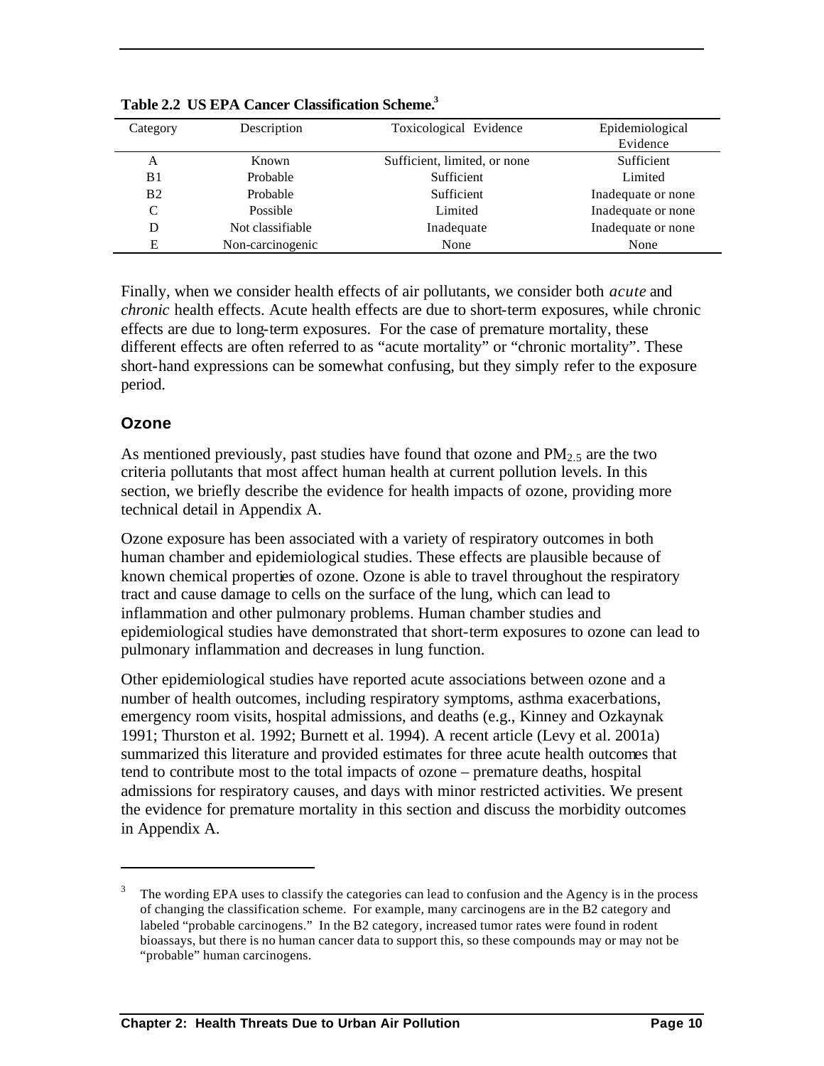**Table 2.2 US EPA Cancer Classification Scheme.[3]**

| Category | Description | Toxicological Evidence | Epidemiological Evidence |
|---|---|---|---|
| A | Known | Sufficient, limited, or none | Sufficient |
| B1 | Probable | Sufficient | Limited |
| B2 | Probable | Sufficient | Inadequate or none |
| C | Possible | Limited | Inadequate or none |
| D | Not classifiable | Inadequate | Inadequate or none |
| E | Non-carcinogenic | None | None |

Finally, when we consider health effects of air pollutants, we consider both *acute* and *chronic* health effects. Acute health effects are due to short-term exposures, while chronic effects are due to long-term exposures. For the case of premature mortality, these different effects are often referred to as "acute mortality" or "chronic mortality". These short-hand expressions can be somewhat confusing, but they simply refer to the exposure period.

## Ozone

As mentioned previously, past studies have found that ozone and $PM_{2.5}$ are the two criteria pollutants that most affect human health at current pollution levels. In this section, we briefly describe the evidence for health impacts of ozone, providing more technical detail in Appendix A.

Ozone exposure has been associated with a variety of respiratory outcomes in both human chamber and epidemiological studies. These effects are plausible because of known chemical properties of ozone. Ozone is able to travel throughout the respiratory tract and cause damage to cells on the surface of the lung, which can lead to inflammation and other pulmonary problems. Human chamber studies and epidemiological studies have demonstrated that short-term exposures to ozone can lead to pulmonary inflammation and decreases in lung function.

Other epidemiological studies have reported acute associations between ozone and a number of health outcomes, including respiratory symptoms, asthma exacerbations, emergency room visits, hospital admissions, and deaths (e.g., Kinney and Ozkaynak 1991; Thurston et al. 1992; Burnett et al. 1994). A recent article (Levy et al. 2001a) summarized this literature and provided estimates for three acute health outcomes that tend to contribute most to the total impacts of ozone – premature deaths, hospital admissions for respiratory causes, and days with minor restricted activities. We present the evidence for premature mortality in this section and discuss the morbidity outcomes in Appendix A.

---

[3] The wording EPA uses to classify the categories can lead to confusion and the Agency is in the process of changing the classification scheme. For example, many carcinogens are in the B2 category and labeled "probable carcinogens." In the B2 category, increased tumor rates were found in rodent bioassays, but there is no human cancer data to support this, so these compounds may or may not be "probable" human carcinogens.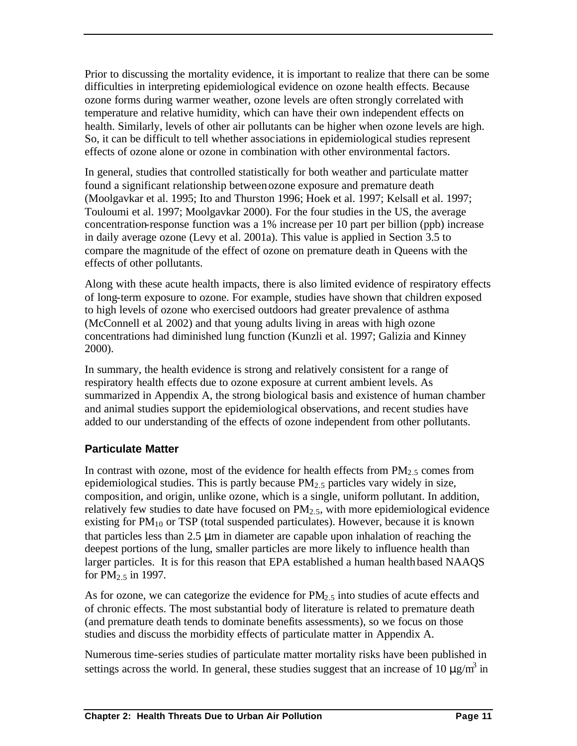Prior to discussing the mortality evidence, it is important to realize that there can be some difficulties in interpreting epidemiological evidence on ozone health effects. Because ozone forms during warmer weather, ozone levels are often strongly correlated with temperature and relative humidity, which can have their own independent effects on health. Similarly, levels of other air pollutants can be higher when ozone levels are high. So, it can be difficult to tell whether associations in epidemiological studies represent effects of ozone alone or ozone in combination with other environmental factors.

In general, studies that controlled statistically for both weather and particulate matter found a significant relationship between ozone exposure and premature death (Moolgavkar et al. 1995; Ito and Thurston 1996; Hoek et al. 1997; Kelsall et al. 1997; Touloumi et al. 1997; Moolgavkar 2000). For the four studies in the US, the average concentration-response function was a 1% increase per 10 part per billion (ppb) increase in daily average ozone (Levy et al. 2001a). This value is applied in Section 3.5 to compare the magnitude of the effect of ozone on premature death in Queens with the effects of other pollutants.

Along with these acute health impacts, there is also limited evidence of respiratory effects of long-term exposure to ozone. For example, studies have shown that children exposed to high levels of ozone who exercised outdoors had greater prevalence of asthma (McConnell et al. 2002) and that young adults living in areas with high ozone concentrations had diminished lung function (Kunzli et al. 1997; Galizia and Kinney 2000).

In summary, the health evidence is strong and relatively consistent for a range of respiratory health effects due to ozone exposure at current ambient levels. As summarized in Appendix A, the strong biological basis and existence of human chamber and animal studies support the epidemiological observations, and recent studies have added to our understanding of the effects of ozone independent from other pollutants.

### Particulate Matter

In contrast with ozone, most of the evidence for health effects from $PM_{2.5}$ comes from epidemiological studies. This is partly because $PM_{2.5}$ particles vary widely in size, composition, and origin, unlike ozone, which is a single, uniform pollutant. In addition, relatively few studies to date have focused on $PM_{2.5}$, with more epidemiological evidence existing for $PM_{10}$ or TSP (total suspended particulates). However, because it is known that particles less than 2.5 μm in diameter are capable upon inhalation of reaching the deepest portions of the lung, smaller particles are more likely to influence health than larger particles. It is for this reason that EPA established a human health based NAAQS for $PM_{2.5}$ in 1997.

As for ozone, we can categorize the evidence for $PM_{2.5}$ into studies of acute effects and of chronic effects. The most substantial body of literature is related to premature death (and premature death tends to dominate benefits assessments), so we focus on those studies and discuss the morbidity effects of particulate matter in Appendix A.

Numerous time-series studies of particulate matter mortality risks have been published in settings across the world. In general, these studies suggest that an increase of 10 $\mu g/m^3$ in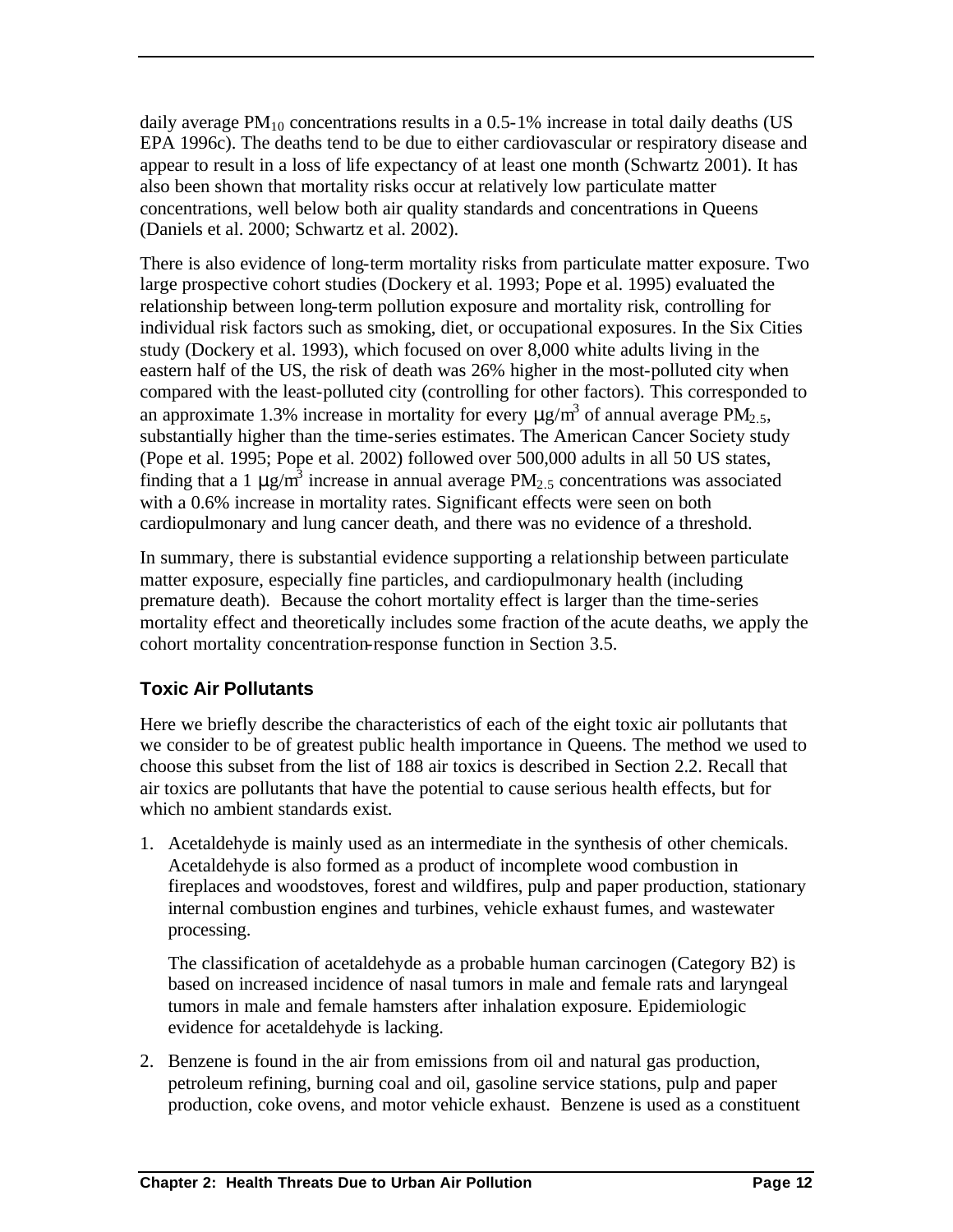daily average $PM_{10}$ concentrations results in a 0.5-1% increase in total daily deaths (US EPA 1996c). The deaths tend to be due to either cardiovascular or respiratory disease and appear to result in a loss of life expectancy of at least one month (Schwartz 2001). It has also been shown that mortality risks occur at relatively low particulate matter concentrations, well below both air quality standards and concentrations in Queens (Daniels et al. 2000; Schwartz et al. 2002).

There is also evidence of long-term mortality risks from particulate matter exposure. Two large prospective cohort studies (Dockery et al. 1993; Pope et al. 1995) evaluated the relationship between long-term pollution exposure and mortality risk, controlling for individual risk factors such as smoking, diet, or occupational exposures. In the Six Cities study (Dockery et al. 1993), which focused on over 8,000 white adults living in the eastern half of the US, the risk of death was 26% higher in the most-polluted city when compared with the least-polluted city (controlling for other factors). This corresponded to an approximate 1.3% increase in mortality for every $\mu g/m^3$ of annual average $PM_{2.5}$, substantially higher than the time-series estimates. The American Cancer Society study (Pope et al. 1995; Pope et al. 2002) followed over 500,000 adults in all 50 US states, finding that a 1 $\mu g/m^3$ increase in annual average $PM_{2.5}$ concentrations was associated with a 0.6% increase in mortality rates. Significant effects were seen on both cardiopulmonary and lung cancer death, and there was no evidence of a threshold.

In summary, there is substantial evidence supporting a relationship between particulate matter exposure, especially fine particles, and cardiopulmonary health (including premature death). Because the cohort mortality effect is larger than the time-series mortality effect and theoretically includes some fraction of the acute deaths, we apply the cohort mortality concentration-response function in Section 3.5.

### Toxic Air Pollutants

Here we briefly describe the characteristics of each of the eight toxic air pollutants that we consider to be of greatest public health importance in Queens. The method we used to choose this subset from the list of 188 air toxics is described in Section 2.2. Recall that air toxics are pollutants that have the potential to cause serious health effects, but for which no ambient standards exist.

1. Acetaldehyde is mainly used as an intermediate in the synthesis of other chemicals. Acetaldehyde is also formed as a product of incomplete wood combustion in fireplaces and woodstoves, forest and wildfires, pulp and paper production, stationary internal combustion engines and turbines, vehicle exhaust fumes, and wastewater processing.

   The classification of acetaldehyde as a probable human carcinogen (Category B2) is based on increased incidence of nasal tumors in male and female rats and laryngeal tumors in male and female hamsters after inhalation exposure. Epidemiologic evidence for acetaldehyde is lacking.

2. Benzene is found in the air from emissions from oil and natural gas production, petroleum refining, burning coal and oil, gasoline service stations, pulp and paper production, coke ovens, and motor vehicle exhaust. Benzene is used as a constituent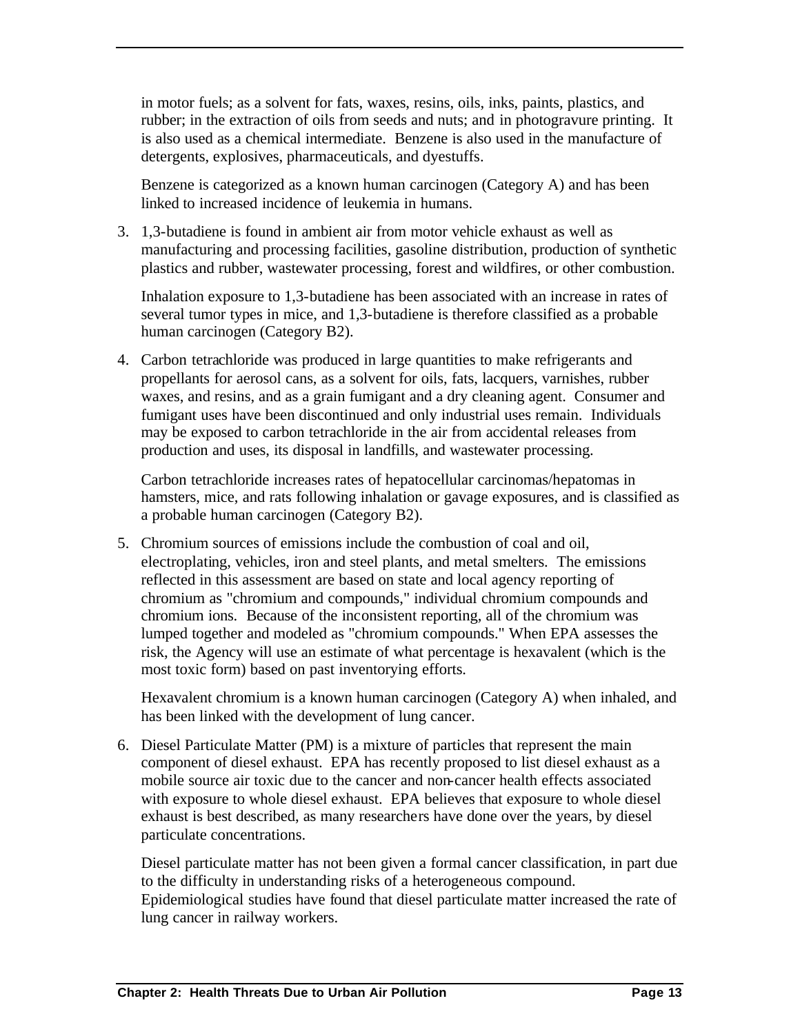in motor fuels; as a solvent for fats, waxes, resins, oils, inks, paints, plastics, and rubber; in the extraction of oils from seeds and nuts; and in photogravure printing. It is also used as a chemical intermediate. Benzene is also used in the manufacture of detergents, explosives, pharmaceuticals, and dyestuffs.

Benzene is categorized as a known human carcinogen (Category A) and has been linked to increased incidence of leukemia in humans.

3. 1,3-butadiene is found in ambient air from motor vehicle exhaust as well as manufacturing and processing facilities, gasoline distribution, production of synthetic plastics and rubber, wastewater processing, forest and wildfires, or other combustion.

   Inhalation exposure to 1,3-butadiene has been associated with an increase in rates of several tumor types in mice, and 1,3-butadiene is therefore classified as a probable human carcinogen (Category B2).

4. Carbon tetrachloride was produced in large quantities to make refrigerants and propellants for aerosol cans, as a solvent for oils, fats, lacquers, varnishes, rubber waxes, and resins, and as a grain fumigant and a dry cleaning agent. Consumer and fumigant uses have been discontinued and only industrial uses remain. Individuals may be exposed to carbon tetrachloride in the air from accidental releases from production and uses, its disposal in landfills, and wastewater processing.

   Carbon tetrachloride increases rates of hepatocellular carcinomas/hepatomas in hamsters, mice, and rats following inhalation or gavage exposures, and is classified as a probable human carcinogen (Category B2).

5. Chromium sources of emissions include the combustion of coal and oil, electroplating, vehicles, iron and steel plants, and metal smelters. The emissions reflected in this assessment are based on state and local agency reporting of chromium as "chromium and compounds," individual chromium compounds and chromium ions. Because of the inconsistent reporting, all of the chromium was lumped together and modeled as "chromium compounds." When EPA assesses the risk, the Agency will use an estimate of what percentage is hexavalent (which is the most toxic form) based on past inventorying efforts.

   Hexavalent chromium is a known human carcinogen (Category A) when inhaled, and has been linked with the development of lung cancer.

6. Diesel Particulate Matter (PM) is a mixture of particles that represent the main component of diesel exhaust. EPA has recently proposed to list diesel exhaust as a mobile source air toxic due to the cancer and non-cancer health effects associated with exposure to whole diesel exhaust. EPA believes that exposure to whole diesel exhaust is best described, as many researchers have done over the years, by diesel particulate concentrations.

   Diesel particulate matter has not been given a formal cancer classification, in part due to the difficulty in understanding risks of a heterogeneous compound. Epidemiological studies have found that diesel particulate matter increased the rate of lung cancer in railway workers.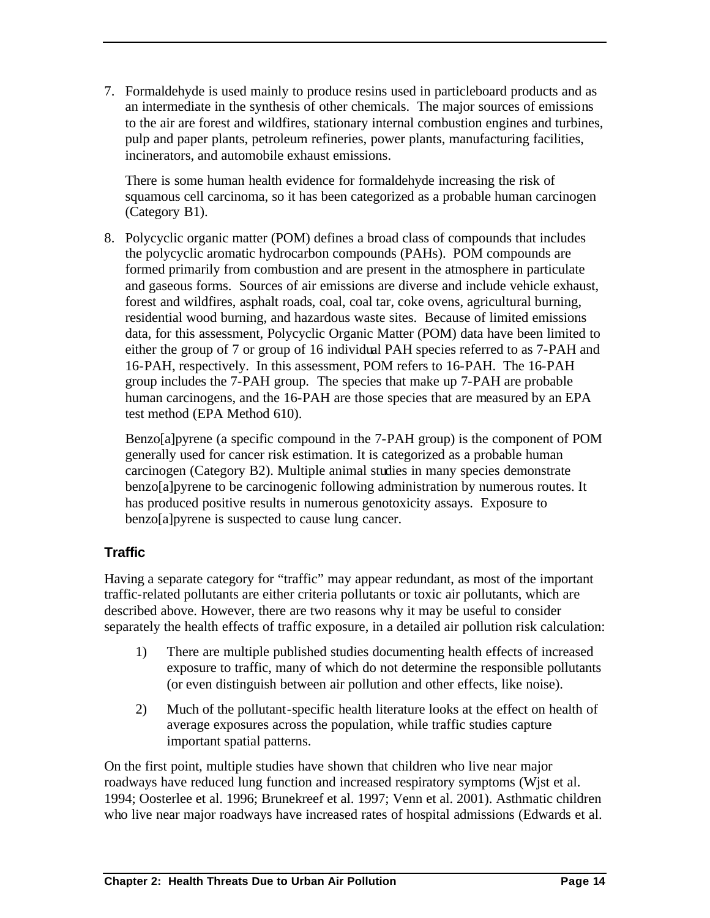7. Formaldehyde is used mainly to produce resins used in particleboard products and as an intermediate in the synthesis of other chemicals. The major sources of emissions to the air are forest and wildfires, stationary internal combustion engines and turbines, pulp and paper plants, petroleum refineries, power plants, manufacturing facilities, incinerators, and automobile exhaust emissions.

   There is some human health evidence for formaldehyde increasing the risk of squamous cell carcinoma, so it has been categorized as a probable human carcinogen (Category B1).

8. Polycyclic organic matter (POM) defines a broad class of compounds that includes the polycyclic aromatic hydrocarbon compounds (PAHs). POM compounds are formed primarily from combustion and are present in the atmosphere in particulate and gaseous forms. Sources of air emissions are diverse and include vehicle exhaust, forest and wildfires, asphalt roads, coal, coal tar, coke ovens, agricultural burning, residential wood burning, and hazardous waste sites. Because of limited emissions data, for this assessment, Polycyclic Organic Matter (POM) data have been limited to either the group of 7 or group of 16 individual PAH species referred to as 7-PAH and 16-PAH, respectively. In this assessment, POM refers to 16-PAH. The 16-PAH group includes the 7-PAH group. The species that make up 7-PAH are probable human carcinogens, and the 16-PAH are those species that are measured by an EPA test method (EPA Method 610).

   Benzo[a]pyrene (a specific compound in the 7-PAH group) is the component of POM generally used for cancer risk estimation. It is categorized as a probable human carcinogen (Category B2). Multiple animal studies in many species demonstrate benzo[a]pyrene to be carcinogenic following administration by numerous routes. It has produced positive results in numerous genotoxicity assays. Exposure to benzo[a]pyrene is suspected to cause lung cancer.

### Traffic

Having a separate category for "traffic" may appear redundant, as most of the important traffic-related pollutants are either criteria pollutants or toxic air pollutants, which are described above. However, there are two reasons why it may be useful to consider separately the health effects of traffic exposure, in a detailed air pollution risk calculation:

1) There are multiple published studies documenting health effects of increased exposure to traffic, many of which do not determine the responsible pollutants (or even distinguish between air pollution and other effects, like noise).

2) Much of the pollutant-specific health literature looks at the effect on health of average exposures across the population, while traffic studies capture important spatial patterns.

On the first point, multiple studies have shown that children who live near major roadways have reduced lung function and increased respiratory symptoms (Wjst et al. 1994; Oosterlee et al. 1996; Brunekreef et al. 1997; Venn et al. 2001). Asthmatic children who live near major roadways have increased rates of hospital admissions (Edwards et al.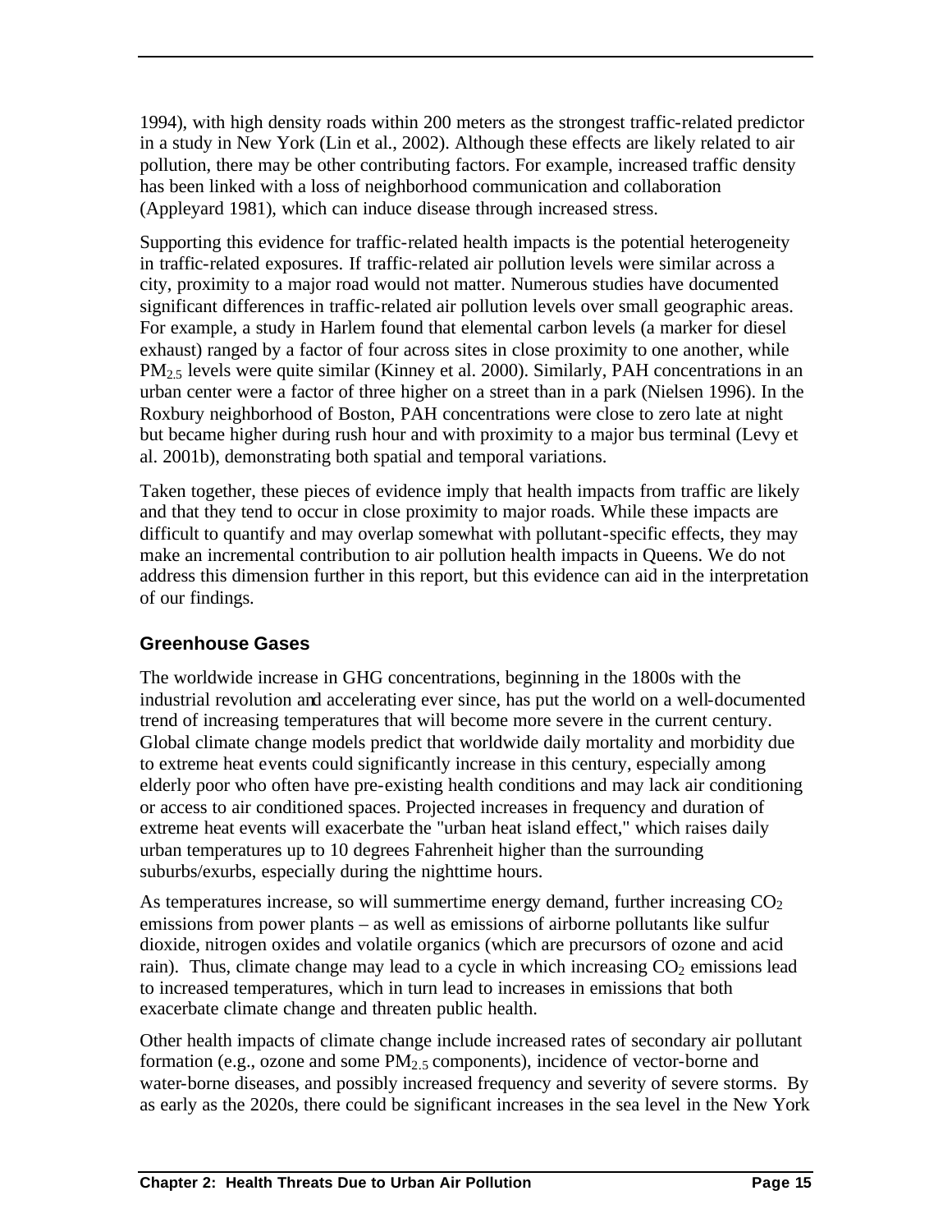1994), with high density roads within 200 meters as the strongest traffic-related predictor in a study in New York (Lin et al., 2002). Although these effects are likely related to air pollution, there may be other contributing factors. For example, increased traffic density has been linked with a loss of neighborhood communication and collaboration (Appleyard 1981), which can induce disease through increased stress.

Supporting this evidence for traffic-related health impacts is the potential heterogeneity in traffic-related exposures. If traffic-related air pollution levels were similar across a city, proximity to a major road would not matter. Numerous studies have documented significant differences in traffic-related air pollution levels over small geographic areas. For example, a study in Harlem found that elemental carbon levels (a marker for diesel exhaust) ranged by a factor of four across sites in close proximity to one another, while $PM_{2.5}$ levels were quite similar (Kinney et al. 2000). Similarly, PAH concentrations in an urban center were a factor of three higher on a street than in a park (Nielsen 1996). In the Roxbury neighborhood of Boston, PAH concentrations were close to zero late at night but became higher during rush hour and with proximity to a major bus terminal (Levy et al. 2001b), demonstrating both spatial and temporal variations.

Taken together, these pieces of evidence imply that health impacts from traffic are likely and that they tend to occur in close proximity to major roads. While these impacts are difficult to quantify and may overlap somewhat with pollutant-specific effects, they may make an incremental contribution to air pollution health impacts in Queens. We do not address this dimension further in this report, but this evidence can aid in the interpretation of our findings.

### Greenhouse Gases

The worldwide increase in GHG concentrations, beginning in the 1800s with the industrial revolution and accelerating ever since, has put the world on a well-documented trend of increasing temperatures that will become more severe in the current century. Global climate change models predict that worldwide daily mortality and morbidity due to extreme heat events could significantly increase in this century, especially among elderly poor who often have pre-existing health conditions and may lack air conditioning or access to air conditioned spaces. Projected increases in frequency and duration of extreme heat events will exacerbate the "urban heat island effect," which raises daily urban temperatures up to 10 degrees Fahrenheit higher than the surrounding suburbs/exurbs, especially during the nighttime hours.

As temperatures increase, so will summertime energy demand, further increasing $CO_2$ emissions from power plants – as well as emissions of airborne pollutants like sulfur dioxide, nitrogen oxides and volatile organics (which are precursors of ozone and acid rain). Thus, climate change may lead to a cycle in which increasing $CO_2$ emissions lead to increased temperatures, which in turn lead to increases in emissions that both exacerbate climate change and threaten public health.

Other health impacts of climate change include increased rates of secondary air pollutant formation (e.g., ozone and some $PM_{2.5}$ components), incidence of vector-borne and water-borne diseases, and possibly increased frequency and severity of severe storms. By as early as the 2020s, there could be significant increases in the sea level in the New York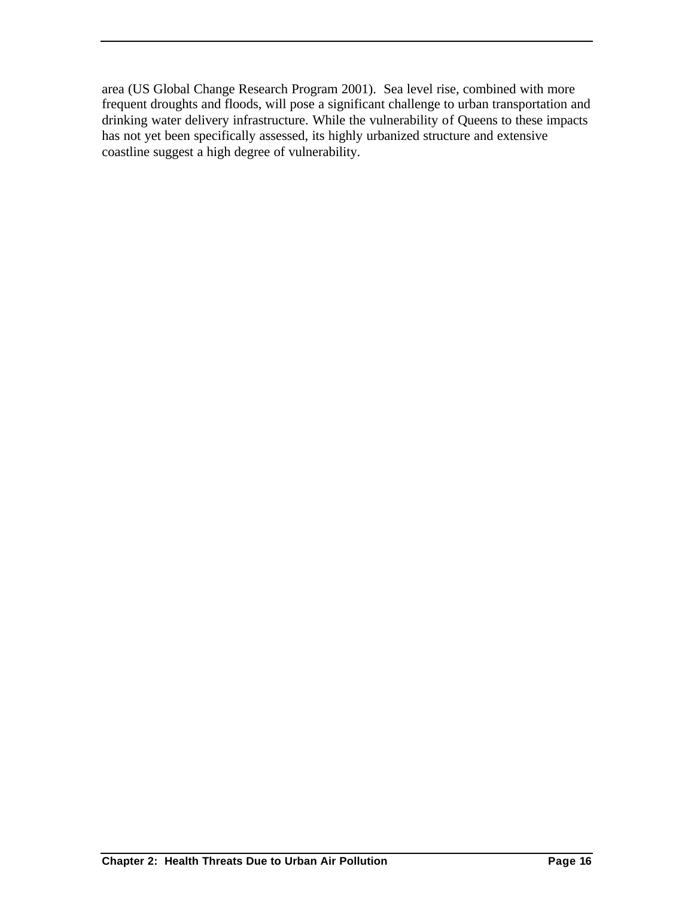area (US Global Change Research Program 2001). Sea level rise, combined with more frequent droughts and floods, will pose a significant challenge to urban transportation and drinking water delivery infrastructure. While the vulnerability of Queens to these impacts has not yet been specifically assessed, its highly urbanized structure and extensive coastline suggest a high degree of vulnerability.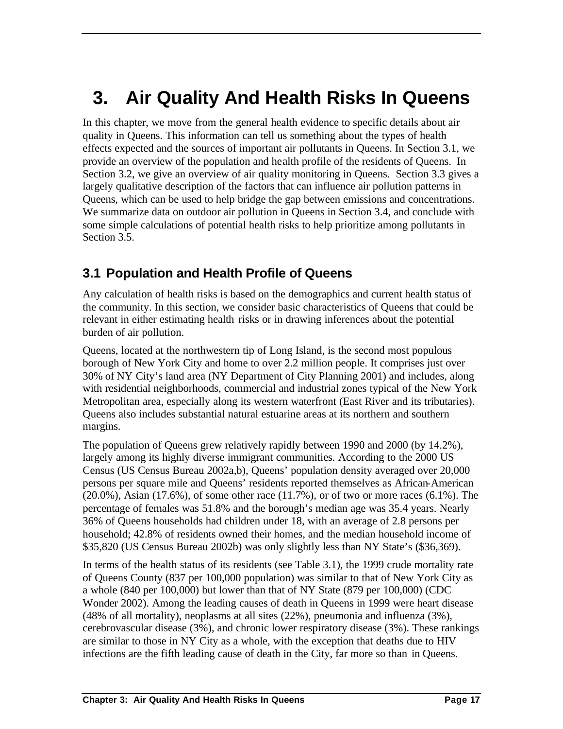# 3. Air Quality And Health Risks In Queens

In this chapter, we move from the general health evidence to specific details about air quality in Queens. This information can tell us something about the types of health effects expected and the sources of important air pollutants in Queens. In Section 3.1, we provide an overview of the population and health profile of the residents of Queens. In Section 3.2, we give an overview of air quality monitoring in Queens. Section 3.3 gives a largely qualitative description of the factors that can influence air pollution patterns in Queens, which can be used to help bridge the gap between emissions and concentrations. We summarize data on outdoor air pollution in Queens in Section 3.4, and conclude with some simple calculations of potential health risks to help prioritize among pollutants in Section 3.5.

## 3.1 Population and Health Profile of Queens

Any calculation of health risks is based on the demographics and current health status of the community. In this section, we consider basic characteristics of Queens that could be relevant in either estimating health risks or in drawing inferences about the potential burden of air pollution.

Queens, located at the northwestern tip of Long Island, is the second most populous borough of New York City and home to over 2.2 million people. It comprises just over 30% of NY City's land area (NY Department of City Planning 2001) and includes, along with residential neighborhoods, commercial and industrial zones typical of the New York Metropolitan area, especially along its western waterfront (East River and its tributaries). Queens also includes substantial natural estuarine areas at its northern and southern margins.

The population of Queens grew relatively rapidly between 1990 and 2000 (by 14.2%), largely among its highly diverse immigrant communities. According to the 2000 US Census (US Census Bureau 2002a,b), Queens' population density averaged over 20,000 persons per square mile and Queens' residents reported themselves as African-American (20.0%), Asian (17.6%), of some other race (11.7%), or of two or more races (6.1%). The percentage of females was 51.8% and the borough's median age was 35.4 years. Nearly 36% of Queens households had children under 18, with an average of 2.8 persons per household; 42.8% of residents owned their homes, and the median household income of $35,820 (US Census Bureau 2002b) was only slightly less than NY State's ($36,369).

In terms of the health status of its residents (see Table 3.1), the 1999 crude mortality rate of Queens County (837 per 100,000 population) was similar to that of New York City as a whole (840 per 100,000) but lower than that of NY State (879 per 100,000) (CDC Wonder 2002). Among the leading causes of death in Queens in 1999 were heart disease (48% of all mortality), neoplasms at all sites (22%), pneumonia and influenza (3%), cerebrovascular disease (3%), and chronic lower respiratory disease (3%). These rankings are similar to those in NY City as a whole, with the exception that deaths due to HIV infections are the fifth leading cause of death in the City, far more so than in Queens.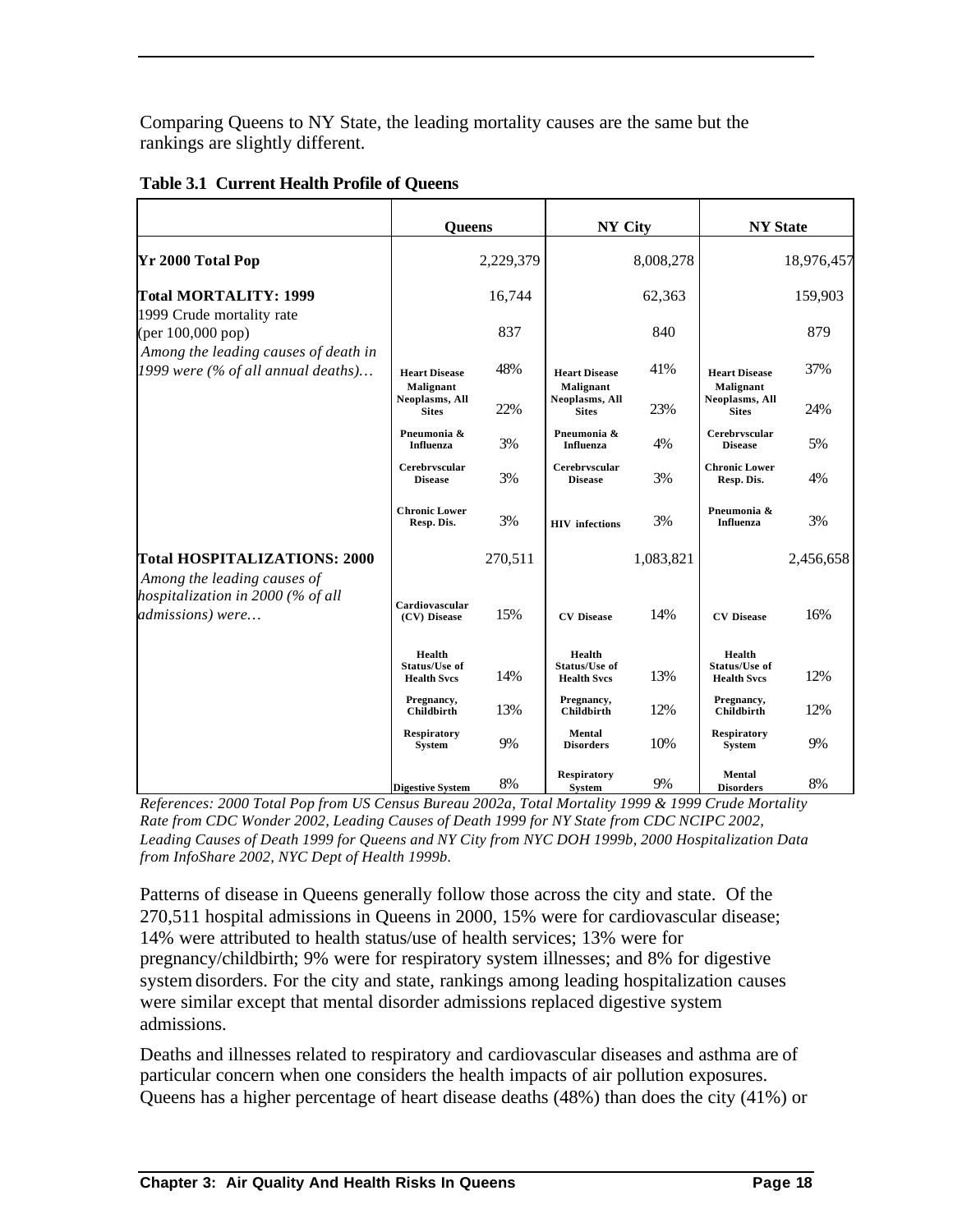Comparing Queens to NY State, the leading mortality causes are the same but the rankings are slightly different.

**Table 3.1 Current Health Profile of Queens**

| | Queens | | NY City | | NY State | |
|---|---|---|---|---|---|---|
| **Yr 2000 Total Pop** | | 2,229,379 | | 8,008,278 | | 18,976,457 |
| **Total MORTALITY: 1999** | | 16,744 | | 62,363 | | 159,903 |
| 1999 Crude mortality rate (per 100,000 pop) | | 837 | | 840 | | 879 |
| *Among the leading causes of death in 1999 were (% of all annual deaths)…* | **Heart Disease** | 48% | **Heart Disease** | 41% | **Heart Disease** | 37% |
| | **Malignant Neoplasms, All Sites** | 22% | **Malignant Neoplasms, All Sites** | 23% | **Malignant Neoplasms, All Sites** | 24% |
| | **Pneumonia & Influenza** | 3% | **Pneumonia & Influenza** | 4% | **Cerebrvscular Disease** | 5% |
| | **Cerebrvscular Disease** | 3% | **Cerebrvscular Disease** | 3% | **Chronic Lower Resp. Dis.** | 4% |
| | **Chronic Lower Resp. Dis.** | 3% | **HIV infections** | 3% | **Pneumonia & Influenza** | 3% |
| **Total HOSPITALIZATIONS: 2000** | | 270,511 | | 1,083,821 | | 2,456,658 |
| *Among the leading causes of hospitalization in 2000 (% of all admissions) were…* | **Cardiovascular (CV) Disease** | 15% | **CV Disease** | 14% | **CV Disease** | 16% |
| | **Health Status/Use of Health Svcs** | 14% | **Health Status/Use of Health Svcs** | 13% | **Health Status/Use of Health Svcs** | 12% |
| | **Pregnancy, Childbirth** | 13% | **Pregnancy, Childbirth** | 12% | **Pregnancy, Childbirth** | 12% |
| | **Respiratory System** | 9% | **Mental Disorders** | 10% | **Respiratory System** | 9% |
| | **Digestive System** | 8% | **Respiratory System** | 9% | **Mental Disorders** | 8% |

*References: 2000 Total Pop from US Census Bureau 2002a, Total Mortality 1999 & 1999 Crude Mortality Rate from CDC Wonder 2002, Leading Causes of Death 1999 for NY State from CDC NCIPC 2002, Leading Causes of Death 1999 for Queens and NY City from NYC DOH 1999b, 2000 Hospitalization Data from InfoShare 2002, NYC Dept of Health 1999b.*

Patterns of disease in Queens generally follow those across the city and state. Of the 270,511 hospital admissions in Queens in 2000, 15% were for cardiovascular disease; 14% were attributed to health status/use of health services; 13% were for pregnancy/childbirth; 9% were for respiratory system illnesses; and 8% for digestive system disorders. For the city and state, rankings among leading hospitalization causes were similar except that mental disorder admissions replaced digestive system admissions.

Deaths and illnesses related to respiratory and cardiovascular diseases and asthma are of particular concern when one considers the health impacts of air pollution exposures. Queens has a higher percentage of heart disease deaths (48%) than does the city (41%) or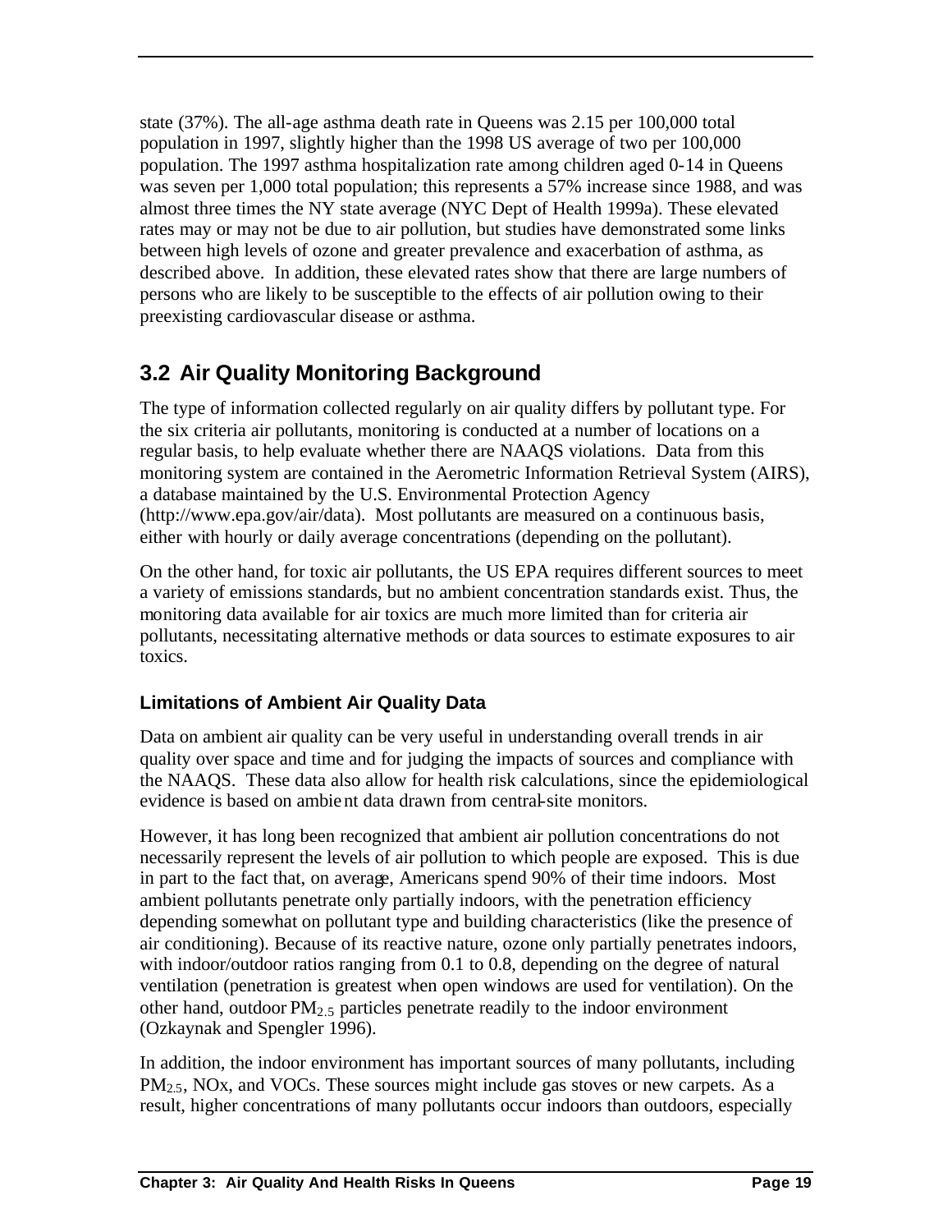state (37%). The all-age asthma death rate in Queens was 2.15 per 100,000 total population in 1997, slightly higher than the 1998 US average of two per 100,000 population. The 1997 asthma hospitalization rate among children aged 0-14 in Queens was seven per 1,000 total population; this represents a 57% increase since 1988, and was almost three times the NY state average (NYC Dept of Health 1999a). These elevated rates may or may not be due to air pollution, but studies have demonstrated some links between high levels of ozone and greater prevalence and exacerbation of asthma, as described above. In addition, these elevated rates show that there are large numbers of persons who are likely to be susceptible to the effects of air pollution owing to their preexisting cardiovascular disease or asthma.

## 3.2 Air Quality Monitoring Background

The type of information collected regularly on air quality differs by pollutant type. For the six criteria air pollutants, monitoring is conducted at a number of locations on a regular basis, to help evaluate whether there are NAAQS violations. Data from this monitoring system are contained in the Aerometric Information Retrieval System (AIRS), a database maintained by the U.S. Environmental Protection Agency (http://www.epa.gov/air/data). Most pollutants are measured on a continuous basis, either with hourly or daily average concentrations (depending on the pollutant).

On the other hand, for toxic air pollutants, the US EPA requires different sources to meet a variety of emissions standards, but no ambient concentration standards exist. Thus, the monitoring data available for air toxics are much more limited than for criteria air pollutants, necessitating alternative methods or data sources to estimate exposures to air toxics.

### Limitations of Ambient Air Quality Data

Data on ambient air quality can be very useful in understanding overall trends in air quality over space and time and for judging the impacts of sources and compliance with the NAAQS. These data also allow for health risk calculations, since the epidemiological evidence is based on ambient data drawn from central-site monitors.

However, it has long been recognized that ambient air pollution concentrations do not necessarily represent the levels of air pollution to which people are exposed. This is due in part to the fact that, on average, Americans spend 90% of their time indoors. Most ambient pollutants penetrate only partially indoors, with the penetration efficiency depending somewhat on pollutant type and building characteristics (like the presence of air conditioning). Because of its reactive nature, ozone only partially penetrates indoors, with indoor/outdoor ratios ranging from 0.1 to 0.8, depending on the degree of natural ventilation (penetration is greatest when open windows are used for ventilation). On the other hand, outdoor $PM_{2.5}$ particles penetrate readily to the indoor environment (Ozkaynak and Spengler 1996).

In addition, the indoor environment has important sources of many pollutants, including $PM_{2.5}$, NOx, and VOCs. These sources might include gas stoves or new carpets. As a result, higher concentrations of many pollutants occur indoors than outdoors, especially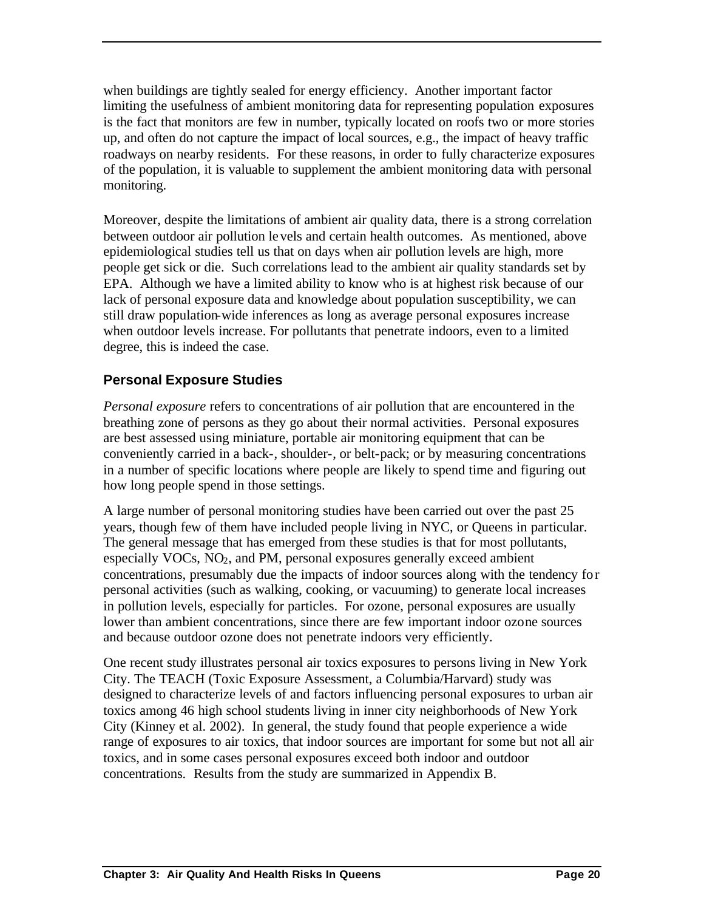when buildings are tightly sealed for energy efficiency. Another important factor limiting the usefulness of ambient monitoring data for representing population exposures is the fact that monitors are few in number, typically located on roofs two or more stories up, and often do not capture the impact of local sources, e.g., the impact of heavy traffic roadways on nearby residents. For these reasons, in order to fully characterize exposures of the population, it is valuable to supplement the ambient monitoring data with personal monitoring.

Moreover, despite the limitations of ambient air quality data, there is a strong correlation between outdoor air pollution levels and certain health outcomes. As mentioned, above epidemiological studies tell us that on days when air pollution levels are high, more people get sick or die. Such correlations lead to the ambient air quality standards set by EPA. Although we have a limited ability to know who is at highest risk because of our lack of personal exposure data and knowledge about population susceptibility, we can still draw population-wide inferences as long as average personal exposures increase when outdoor levels increase. For pollutants that penetrate indoors, even to a limited degree, this is indeed the case.

## Personal Exposure Studies

*Personal exposure* refers to concentrations of air pollution that are encountered in the breathing zone of persons as they go about their normal activities. Personal exposures are best assessed using miniature, portable air monitoring equipment that can be conveniently carried in a back-, shoulder-, or belt-pack; or by measuring concentrations in a number of specific locations where people are likely to spend time and figuring out how long people spend in those settings.

A large number of personal monitoring studies have been carried out over the past 25 years, though few of them have included people living in NYC, or Queens in particular. The general message that has emerged from these studies is that for most pollutants, especially VOCs, $NO_2$, and PM, personal exposures generally exceed ambient concentrations, presumably due the impacts of indoor sources along with the tendency for personal activities (such as walking, cooking, or vacuuming) to generate local increases in pollution levels, especially for particles. For ozone, personal exposures are usually lower than ambient concentrations, since there are few important indoor ozone sources and because outdoor ozone does not penetrate indoors very efficiently.

One recent study illustrates personal air toxics exposures to persons living in New York City. The TEACH (Toxic Exposure Assessment, a Columbia/Harvard) study was designed to characterize levels of and factors influencing personal exposures to urban air toxics among 46 high school students living in inner city neighborhoods of New York City (Kinney et al. 2002). In general, the study found that people experience a wide range of exposures to air toxics, that indoor sources are important for some but not all air toxics, and in some cases personal exposures exceed both indoor and outdoor concentrations. Results from the study are summarized in Appendix B.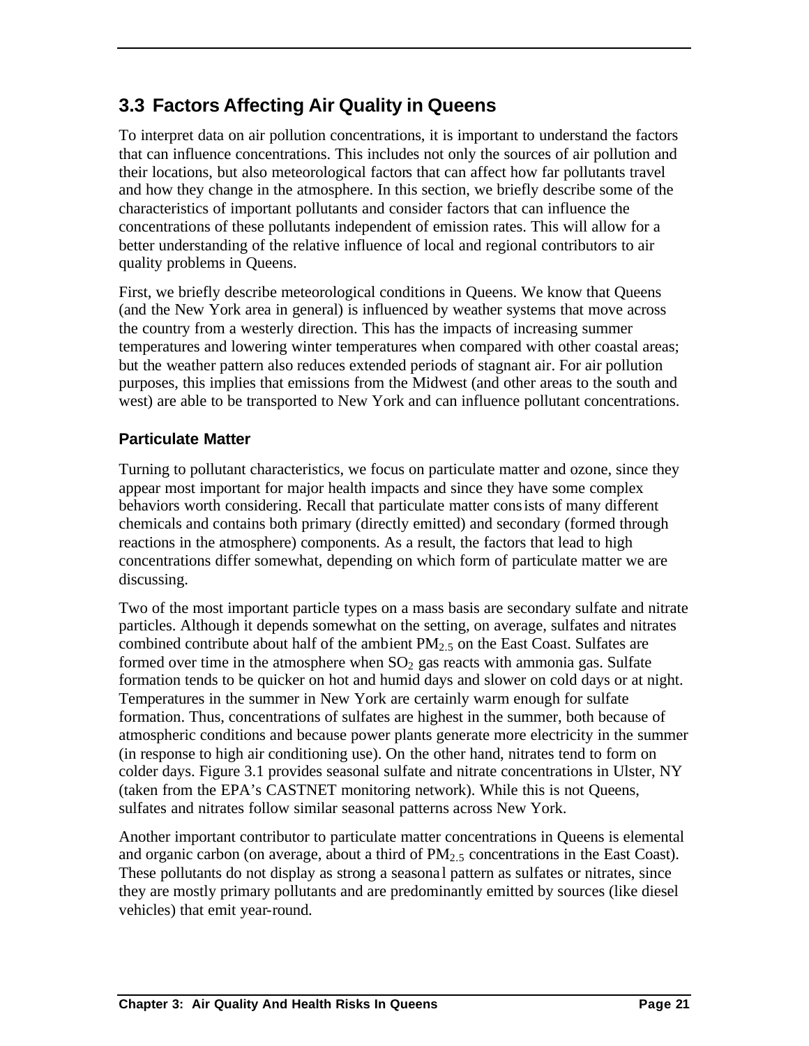## 3.3 Factors Affecting Air Quality in Queens

To interpret data on air pollution concentrations, it is important to understand the factors that can influence concentrations. This includes not only the sources of air pollution and their locations, but also meteorological factors that can affect how far pollutants travel and how they change in the atmosphere. In this section, we briefly describe some of the characteristics of important pollutants and consider factors that can influence the concentrations of these pollutants independent of emission rates. This will allow for a better understanding of the relative influence of local and regional contributors to air quality problems in Queens.

First, we briefly describe meteorological conditions in Queens. We know that Queens (and the New York area in general) is influenced by weather systems that move across the country from a westerly direction. This has the impacts of increasing summer temperatures and lowering winter temperatures when compared with other coastal areas; but the weather pattern also reduces extended periods of stagnant air. For air pollution purposes, this implies that emissions from the Midwest (and other areas to the south and west) are able to be transported to New York and can influence pollutant concentrations.

### Particulate Matter

Turning to pollutant characteristics, we focus on particulate matter and ozone, since they appear most important for major health impacts and since they have some complex behaviors worth considering. Recall that particulate matter consists of many different chemicals and contains both primary (directly emitted) and secondary (formed through reactions in the atmosphere) components. As a result, the factors that lead to high concentrations differ somewhat, depending on which form of particulate matter we are discussing.

Two of the most important particle types on a mass basis are secondary sulfate and nitrate particles. Although it depends somewhat on the setting, on average, sulfates and nitrates combined contribute about half of the ambient $PM_{2.5}$ on the East Coast. Sulfates are formed over time in the atmosphere when $SO_2$ gas reacts with ammonia gas. Sulfate formation tends to be quicker on hot and humid days and slower on cold days or at night. Temperatures in the summer in New York are certainly warm enough for sulfate formation. Thus, concentrations of sulfates are highest in the summer, both because of atmospheric conditions and because power plants generate more electricity in the summer (in response to high air conditioning use). On the other hand, nitrates tend to form on colder days. Figure 3.1 provides seasonal sulfate and nitrate concentrations in Ulster, NY (taken from the EPA's CASTNET monitoring network). While this is not Queens, sulfates and nitrates follow similar seasonal patterns across New York.

Another important contributor to particulate matter concentrations in Queens is elemental and organic carbon (on average, about a third of $PM_{2.5}$ concentrations in the East Coast). These pollutants do not display as strong a seasonal pattern as sulfates or nitrates, since they are mostly primary pollutants and are predominantly emitted by sources (like diesel vehicles) that emit year-round.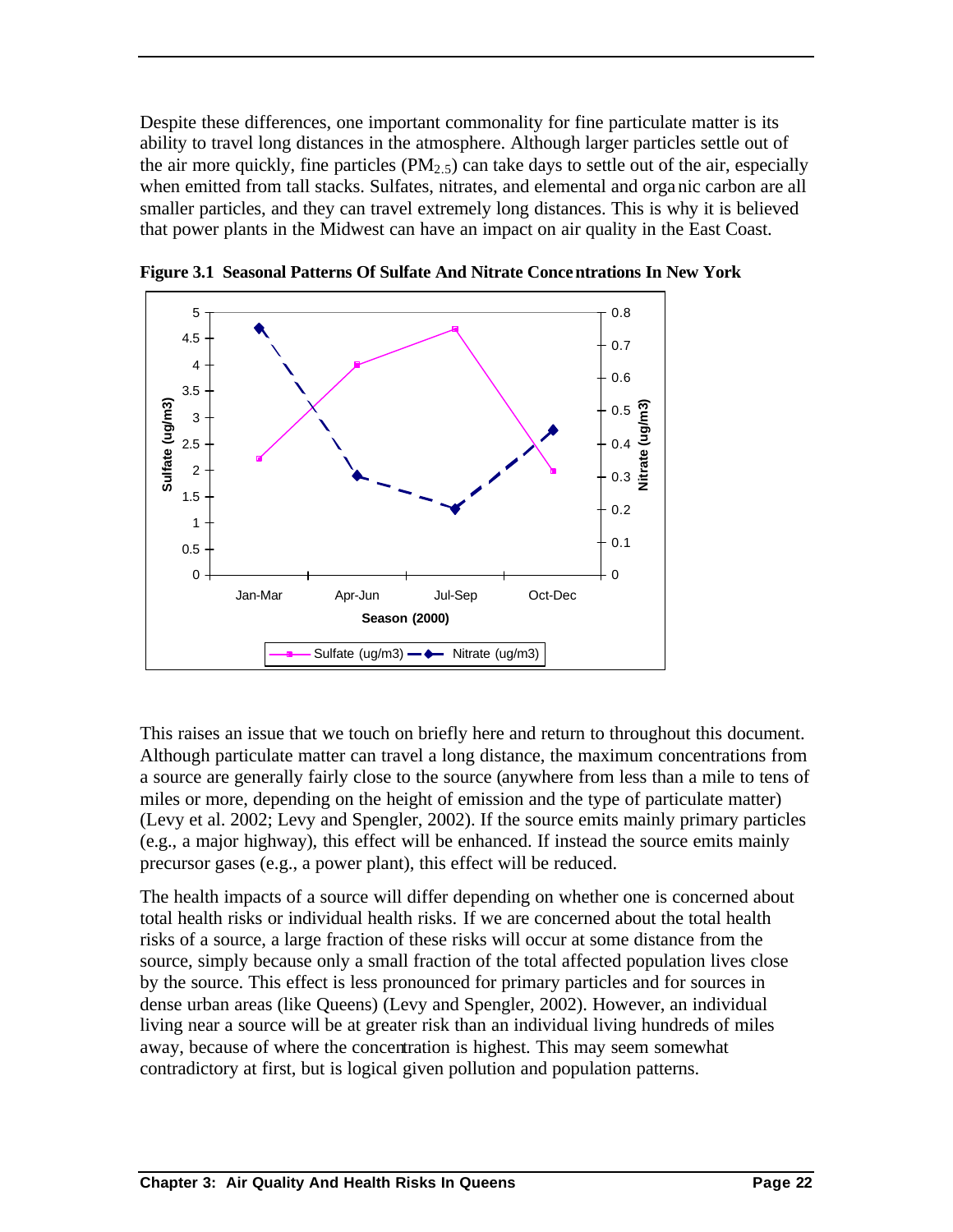Despite these differences, one important commonality for fine particulate matter is its ability to travel long distances in the atmosphere. Although larger particles settle out of the air more quickly, fine particles ($PM_{2.5}$) can take days to settle out of the air, especially when emitted from tall stacks. Sulfates, nitrates, and elemental and organic carbon are all smaller particles, and they can travel extremely long distances. This is why it is believed that power plants in the Midwest can have an impact on air quality in the East Coast.

**Figure 3.1 Seasonal Patterns Of Sulfate And Nitrate Concentrations In New York**

This raises an issue that we touch on briefly here and return to throughout this document. Although particulate matter can travel a long distance, the maximum concentrations from a source are generally fairly close to the source (anywhere from less than a mile to tens of miles or more, depending on the height of emission and the type of particulate matter) (Levy et al. 2002; Levy and Spengler, 2002). If the source emits mainly primary particles (e.g., a major highway), this effect will be enhanced. If instead the source emits mainly precursor gases (e.g., a power plant), this effect will be reduced.

The health impacts of a source will differ depending on whether one is concerned about total health risks or individual health risks. If we are concerned about the total health risks of a source, a large fraction of these risks will occur at some distance from the source, simply because only a small fraction of the total affected population lives close by the source. This effect is less pronounced for primary particles and for sources in dense urban areas (like Queens) (Levy and Spengler, 2002). However, an individual living near a source will be at greater risk than an individual living hundreds of miles away, because of where the concentration is highest. This may seem somewhat contradictory at first, but is logical given pollution and population patterns.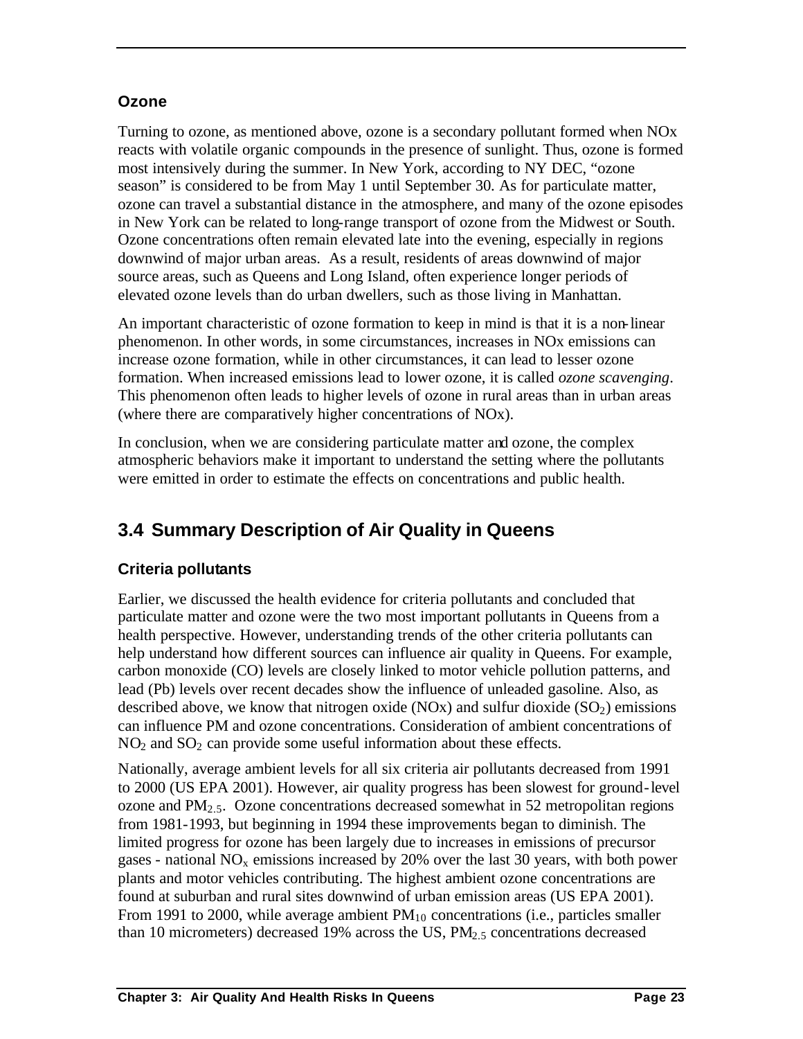### Ozone

Turning to ozone, as mentioned above, ozone is a secondary pollutant formed when NOx reacts with volatile organic compounds in the presence of sunlight. Thus, ozone is formed most intensively during the summer. In New York, according to NY DEC, "ozone season" is considered to be from May 1 until September 30. As for particulate matter, ozone can travel a substantial distance in the atmosphere, and many of the ozone episodes in New York can be related to long-range transport of ozone from the Midwest or South. Ozone concentrations often remain elevated late into the evening, especially in regions downwind of major urban areas. As a result, residents of areas downwind of major source areas, such as Queens and Long Island, often experience longer periods of elevated ozone levels than do urban dwellers, such as those living in Manhattan.

An important characteristic of ozone formation to keep in mind is that it is a non-linear phenomenon. In other words, in some circumstances, increases in NOx emissions can increase ozone formation, while in other circumstances, it can lead to lesser ozone formation. When increased emissions lead to lower ozone, it is called *ozone scavenging*. This phenomenon often leads to higher levels of ozone in rural areas than in urban areas (where there are comparatively higher concentrations of NOx).

In conclusion, when we are considering particulate matter and ozone, the complex atmospheric behaviors make it important to understand the setting where the pollutants were emitted in order to estimate the effects on concentrations and public health.

## 3.4 Summary Description of Air Quality in Queens

### Criteria pollutants

Earlier, we discussed the health evidence for criteria pollutants and concluded that particulate matter and ozone were the two most important pollutants in Queens from a health perspective. However, understanding trends of the other criteria pollutants can help understand how different sources can influence air quality in Queens. For example, carbon monoxide (CO) levels are closely linked to motor vehicle pollution patterns, and lead (Pb) levels over recent decades show the influence of unleaded gasoline. Also, as described above, we know that nitrogen oxide (NOx) and sulfur dioxide ($SO_2$) emissions can influence PM and ozone concentrations. Consideration of ambient concentrations of $NO_2$ and $SO_2$ can provide some useful information about these effects.

Nationally, average ambient levels for all six criteria air pollutants decreased from 1991 to 2000 (US EPA 2001). However, air quality progress has been slowest for ground-level ozone and $PM_{2.5}$. Ozone concentrations decreased somewhat in 52 metropolitan regions from 1981-1993, but beginning in 1994 these improvements began to diminish. The limited progress for ozone has been largely due to increases in emissions of precursor gases - national $NO_x$ emissions increased by 20% over the last 30 years, with both power plants and motor vehicles contributing. The highest ambient ozone concentrations are found at suburban and rural sites downwind of urban emission areas (US EPA 2001). From 1991 to 2000, while average ambient $PM_{10}$ concentrations (i.e., particles smaller than 10 micrometers) decreased 19% across the US, $PM_{2.5}$ concentrations decreased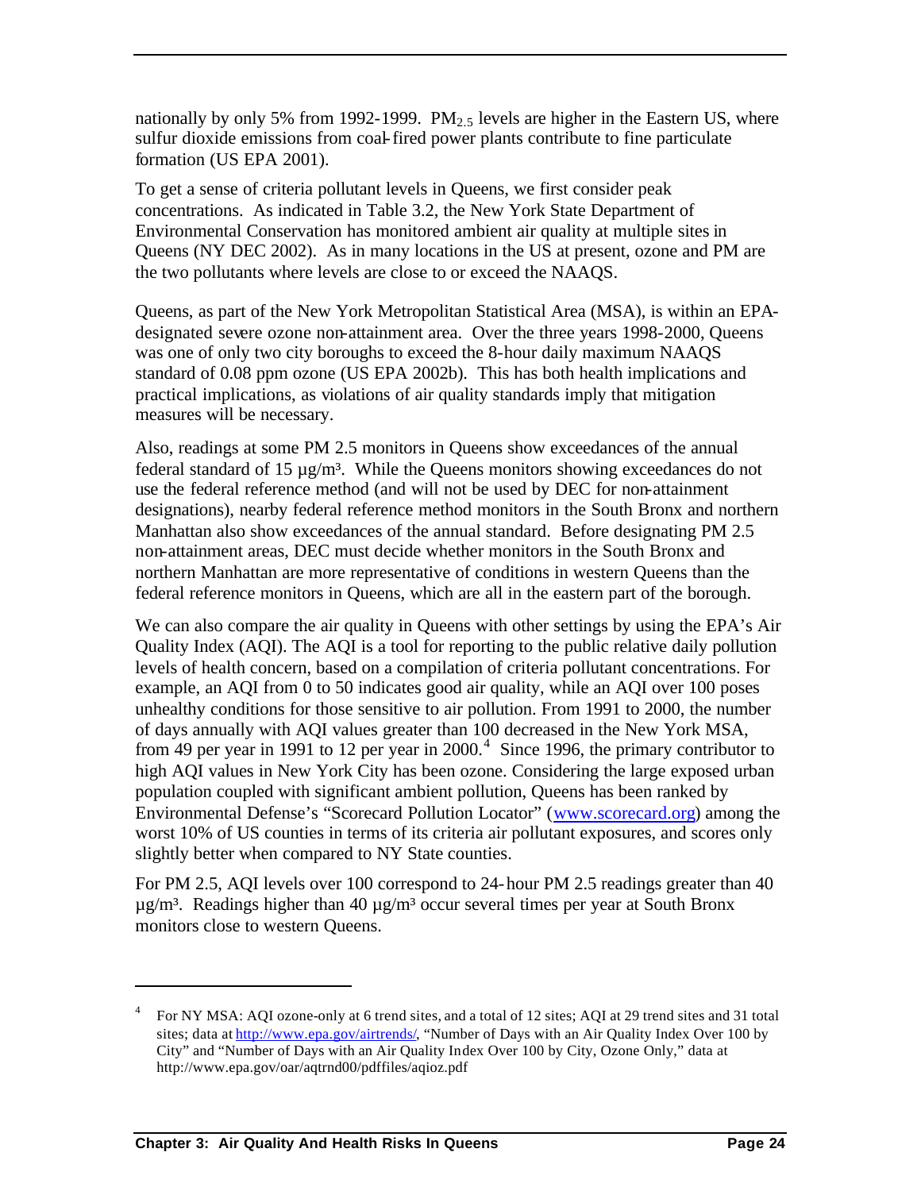nationally by only 5% from 1992-1999. $PM_{2.5}$ levels are higher in the Eastern US, where sulfur dioxide emissions from coal-fired power plants contribute to fine particulate formation (US EPA 2001).

To get a sense of criteria pollutant levels in Queens, we first consider peak concentrations. As indicated in Table 3.2, the New York State Department of Environmental Conservation has monitored ambient air quality at multiple sites in Queens (NY DEC 2002). As in many locations in the US at present, ozone and PM are the two pollutants where levels are close to or exceed the NAAQS.

Queens, as part of the New York Metropolitan Statistical Area (MSA), is within an EPA-designated severe ozone non-attainment area. Over the three years 1998-2000, Queens was one of only two city boroughs to exceed the 8-hour daily maximum NAAQS standard of 0.08 ppm ozone (US EPA 2002b). This has both health implications and practical implications, as violations of air quality standards imply that mitigation measures will be necessary.

Also, readings at some PM 2.5 monitors in Queens show exceedances of the annual federal standard of 15 µg/m³. While the Queens monitors showing exceedances do not use the federal reference method (and will not be used by DEC for non-attainment designations), nearby federal reference method monitors in the South Bronx and northern Manhattan also show exceedances of the annual standard. Before designating PM 2.5 non-attainment areas, DEC must decide whether monitors in the South Bronx and northern Manhattan are more representative of conditions in western Queens than the federal reference monitors in Queens, which are all in the eastern part of the borough.

We can also compare the air quality in Queens with other settings by using the EPA's Air Quality Index (AQI). The AQI is a tool for reporting to the public relative daily pollution levels of health concern, based on a compilation of criteria pollutant concentrations. For example, an AQI from 0 to 50 indicates good air quality, while an AQI over 100 poses unhealthy conditions for those sensitive to air pollution. From 1991 to 2000, the number of days annually with AQI values greater than 100 decreased in the New York MSA, from 49 per year in 1991 to 12 per year in 2000.[4] Since 1996, the primary contributor to high AQI values in New York City has been ozone. Considering the large exposed urban population coupled with significant ambient pollution, Queens has been ranked by Environmental Defense's "Scorecard Pollution Locator" (www.scorecard.org) among the worst 10% of US counties in terms of its criteria air pollutant exposures, and scores only slightly better when compared to NY State counties.

For PM 2.5, AQI levels over 100 correspond to 24-hour PM 2.5 readings greater than 40 µg/m³. Readings higher than 40 µg/m³ occur several times per year at South Bronx monitors close to western Queens.

[4] For NY MSA: AQI ozone-only at 6 trend sites, and a total of 12 sites; AQI at 29 trend sites and 31 total sites; data at http://www.epa.gov/airtrends/, "Number of Days with an Air Quality Index Over 100 by City" and "Number of Days with an Air Quality Index Over 100 by City, Ozone Only," data at http://www.epa.gov/oar/aqtrnd00/pdffiles/aqioz.pdf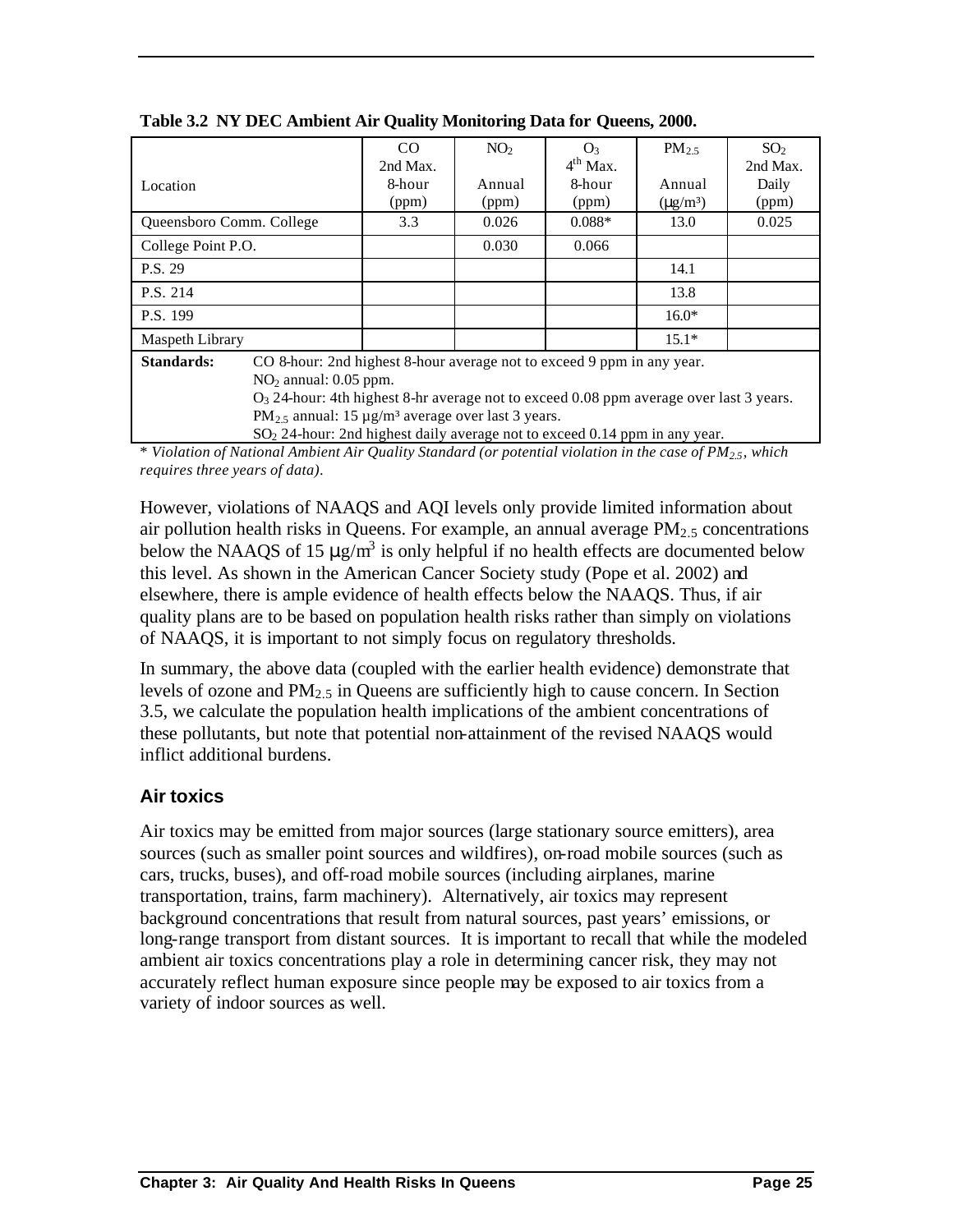**Table 3.2 NY DEC Ambient Air Quality Monitoring Data for Queens, 2000.**

| Location | $CO$ 2nd Max. 8-hour (ppm) | $NO_2$ Annual (ppm) | $O_3$ 4th Max. 8-hour (ppm) | $PM_{2.5}$ Annual (μg/m³) | $SO_2$ 2nd Max. Daily (ppm) |
|---|---|---|---|---|---|
| Queensboro Comm. College | 3.3 | 0.026 | 0.088* | 13.0 | 0.025 |
| College Point P.O. | | 0.030 | 0.066 | | |
| P.S. 29 | | | | 14.1 | |
| P.S. 214 | | | | 13.8 | |
| P.S. 199 | | | | 16.0* | |
| Maspeth Library | | | | 15.1* | |

**Standards:**
CO 8-hour: 2nd highest 8-hour average not to exceed 9 ppm in any year.
$NO_2$ annual: 0.05 ppm.
$O_3$ 24-hour: 4th highest 8-hr average not to exceed 0.08 ppm average over last 3 years.
$PM_{2.5}$ annual: 15 μg/m³ average over last 3 years.
$SO_2$ 24-hour: 2nd highest daily average not to exceed 0.14 ppm in any year.

* *Violation of National Ambient Air Quality Standard (or potential violation in the case of $PM_{2.5}$, which requires three years of data).*

However, violations of NAAQS and AQI levels only provide limited information about air pollution health risks in Queens. For example, an annual average $PM_{2.5}$ concentrations below the NAAQS of 15 μg/m$^3$ is only helpful if no health effects are documented below this level. As shown in the American Cancer Society study (Pope et al. 2002) and elsewhere, there is ample evidence of health effects below the NAAQS. Thus, if air quality plans are to be based on population health risks rather than simply on violations of NAAQS, it is important to not simply focus on regulatory thresholds.

In summary, the above data (coupled with the earlier health evidence) demonstrate that levels of ozone and $PM_{2.5}$ in Queens are sufficiently high to cause concern. In Section 3.5, we calculate the population health implications of the ambient concentrations of these pollutants, but note that potential non-attainment of the revised NAAQS would inflict additional burdens.

### Air toxics

Air toxics may be emitted from major sources (large stationary source emitters), area sources (such as smaller point sources and wildfires), on-road mobile sources (such as cars, trucks, buses), and off-road mobile sources (including airplanes, marine transportation, trains, farm machinery). Alternatively, air toxics may represent background concentrations that result from natural sources, past years' emissions, or long-range transport from distant sources. It is important to recall that while the modeled ambient air toxics concentrations play a role in determining cancer risk, they may not accurately reflect human exposure since people may be exposed to air toxics from a variety of indoor sources as well.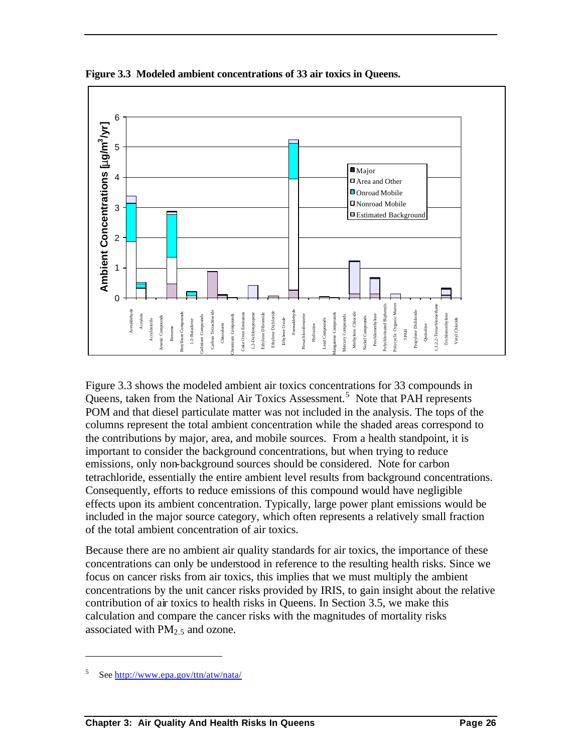**Figure 3.3 Modeled ambient concentrations of 33 air toxics in Queens.**

Figure 3.3 shows the modeled ambient air toxics concentrations for 33 compounds in Queens, taken from the National Air Toxics Assessment.[5] Note that PAH represents POM and that diesel particulate matter was not included in the analysis. The tops of the columns represent the total ambient concentration while the shaded areas correspond to the contributions by major, area, and mobile sources. From a health standpoint, it is important to consider the background concentrations, but when trying to reduce emissions, only non-background sources should be considered. Note for carbon tetrachloride, essentially the entire ambient level results from background concentrations. Consequently, efforts to reduce emissions of this compound would have negligible effects upon its ambient concentration. Typically, large power plant emissions would be included in the major source category, which often represents a relatively small fraction of the total ambient concentration of air toxics.

Because there are no ambient air quality standards for air toxics, the importance of these concentrations can only be understood in reference to the resulting health risks. Since we focus on cancer risks from air toxics, this implies that we must multiply the ambient concentrations by the unit cancer risks provided by IRIS, to gain insight about the relative contribution of air toxics to health risks in Queens. In Section 3.5, we make this calculation and compare the cancer risks with the magnitudes of mortality risks associated with $PM_{2.5}$ and ozone.

---

[5] See http://www.epa.gov/ttn/atw/nata/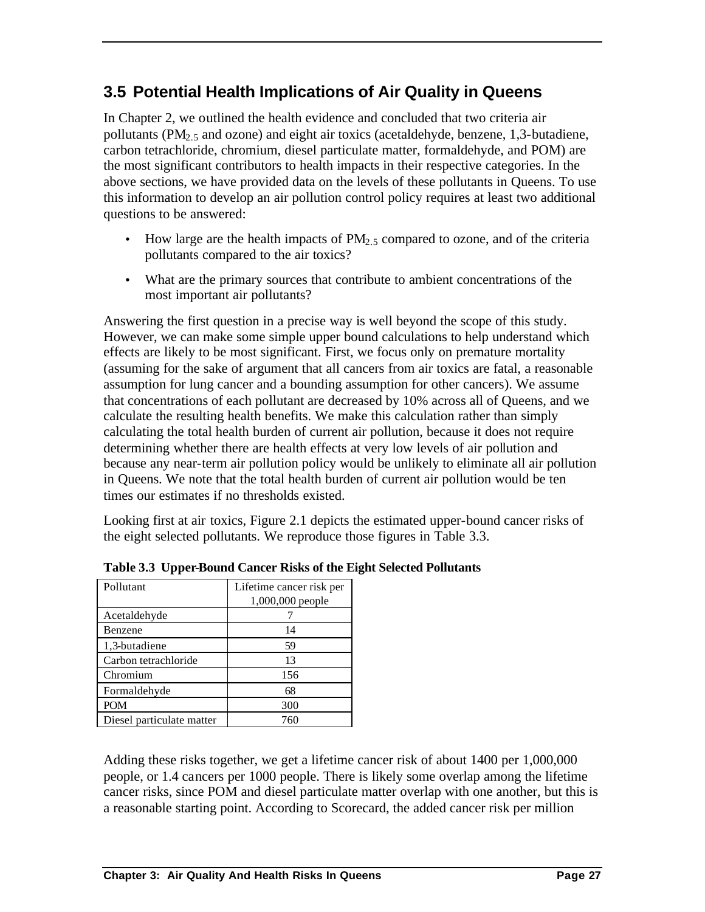## 3.5 Potential Health Implications of Air Quality in Queens

In Chapter 2, we outlined the health evidence and concluded that two criteria air pollutants ($PM_{2.5}$ and ozone) and eight air toxics (acetaldehyde, benzene, 1,3-butadiene, carbon tetrachloride, chromium, diesel particulate matter, formaldehyde, and POM) are the most significant contributors to health impacts in their respective categories. In the above sections, we have provided data on the levels of these pollutants in Queens. To use this information to develop an air pollution control policy requires at least two additional questions to be answered:

- How large are the health impacts of $PM_{2.5}$ compared to ozone, and of the criteria pollutants compared to the air toxics?
- What are the primary sources that contribute to ambient concentrations of the most important air pollutants?

Answering the first question in a precise way is well beyond the scope of this study. However, we can make some simple upper bound calculations to help understand which effects are likely to be most significant. First, we focus only on premature mortality (assuming for the sake of argument that all cancers from air toxics are fatal, a reasonable assumption for lung cancer and a bounding assumption for other cancers). We assume that concentrations of each pollutant are decreased by 10% across all of Queens, and we calculate the resulting health benefits. We make this calculation rather than simply calculating the total health burden of current air pollution, because it does not require determining whether there are health effects at very low levels of air pollution and because any near-term air pollution policy would be unlikely to eliminate all air pollution in Queens. We note that the total health burden of current air pollution would be ten times our estimates if no thresholds existed.

Looking first at air toxics, Figure 2.1 depicts the estimated upper-bound cancer risks of the eight selected pollutants. We reproduce those figures in Table 3.3.

**Table 3.3 Upper-Bound Cancer Risks of the Eight Selected Pollutants**

| Pollutant | Lifetime cancer risk per 1,000,000 people |
|---|---|
| Acetaldehyde | 7 |
| Benzene | 14 |
| 1,3-butadiene | 59 |
| Carbon tetrachloride | 13 |
| Chromium | 156 |
| Formaldehyde | 68 |
| POM | 300 |
| Diesel particulate matter | 760 |

Adding these risks together, we get a lifetime cancer risk of about 1400 per 1,000,000 people, or 1.4 cancers per 1000 people. There is likely some overlap among the lifetime cancer risks, since POM and diesel particulate matter overlap with one another, but this is a reasonable starting point. According to Scorecard, the added cancer risk per million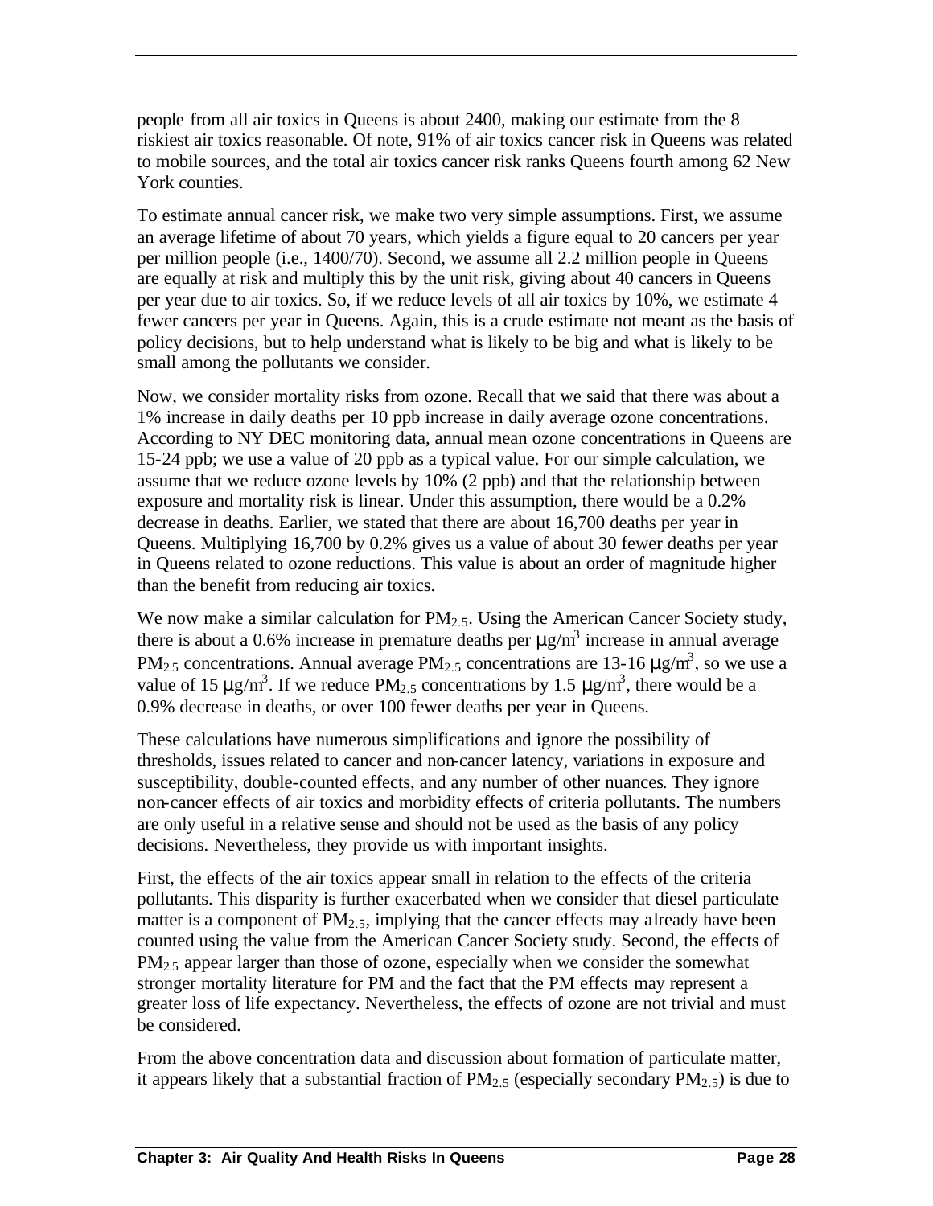people from all air toxics in Queens is about 2400, making our estimate from the 8 riskiest air toxics reasonable. Of note, 91% of air toxics cancer risk in Queens was related to mobile sources, and the total air toxics cancer risk ranks Queens fourth among 62 New York counties.

To estimate annual cancer risk, we make two very simple assumptions. First, we assume an average lifetime of about 70 years, which yields a figure equal to 20 cancers per year per million people (i.e., 1400/70). Second, we assume all 2.2 million people in Queens are equally at risk and multiply this by the unit risk, giving about 40 cancers in Queens per year due to air toxics. So, if we reduce levels of all air toxics by 10%, we estimate 4 fewer cancers per year in Queens. Again, this is a crude estimate not meant as the basis of policy decisions, but to help understand what is likely to be big and what is likely to be small among the pollutants we consider.

Now, we consider mortality risks from ozone. Recall that we said that there was about a 1% increase in daily deaths per 10 ppb increase in daily average ozone concentrations. According to NY DEC monitoring data, annual mean ozone concentrations in Queens are 15-24 ppb; we use a value of 20 ppb as a typical value. For our simple calculation, we assume that we reduce ozone levels by 10% (2 ppb) and that the relationship between exposure and mortality risk is linear. Under this assumption, there would be a 0.2% decrease in deaths. Earlier, we stated that there are about 16,700 deaths per year in Queens. Multiplying 16,700 by 0.2% gives us a value of about 30 fewer deaths per year in Queens related to ozone reductions. This value is about an order of magnitude higher than the benefit from reducing air toxics.

We now make a similar calculation for $PM_{2.5}$. Using the American Cancer Society study, there is about a 0.6% increase in premature deaths per $\mu g/m^3$ increase in annual average $PM_{2.5}$ concentrations. Annual average $PM_{2.5}$ concentrations are 13-16 $\mu g/m^3$, so we use a value of 15 $\mu g/m^3$. If we reduce $PM_{2.5}$ concentrations by 1.5 $\mu g/m^3$, there would be a 0.9% decrease in deaths, or over 100 fewer deaths per year in Queens.

These calculations have numerous simplifications and ignore the possibility of thresholds, issues related to cancer and non-cancer latency, variations in exposure and susceptibility, double-counted effects, and any number of other nuances. They ignore non-cancer effects of air toxics and morbidity effects of criteria pollutants. The numbers are only useful in a relative sense and should not be used as the basis of any policy decisions. Nevertheless, they provide us with important insights.

First, the effects of the air toxics appear small in relation to the effects of the criteria pollutants. This disparity is further exacerbated when we consider that diesel particulate matter is a component of $PM_{2.5}$, implying that the cancer effects may already have been counted using the value from the American Cancer Society study. Second, the effects of $PM_{2.5}$ appear larger than those of ozone, especially when we consider the somewhat stronger mortality literature for PM and the fact that the PM effects may represent a greater loss of life expectancy. Nevertheless, the effects of ozone are not trivial and must be considered.

From the above concentration data and discussion about formation of particulate matter, it appears likely that a substantial fraction of $PM_{2.5}$ (especially secondary $PM_{2.5}$) is due to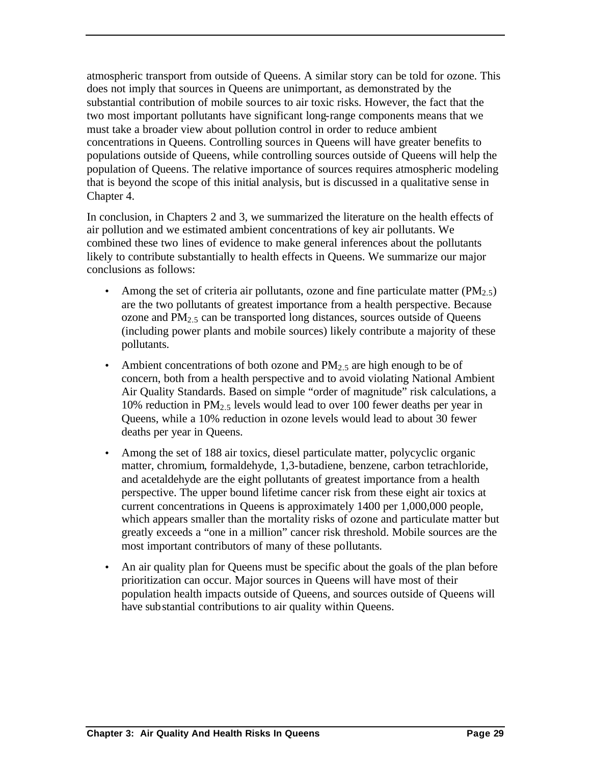atmospheric transport from outside of Queens. A similar story can be told for ozone. This does not imply that sources in Queens are unimportant, as demonstrated by the substantial contribution of mobile sources to air toxic risks. However, the fact that the two most important pollutants have significant long-range components means that we must take a broader view about pollution control in order to reduce ambient concentrations in Queens. Controlling sources in Queens will have greater benefits to populations outside of Queens, while controlling sources outside of Queens will help the population of Queens. The relative importance of sources requires atmospheric modeling that is beyond the scope of this initial analysis, but is discussed in a qualitative sense in Chapter 4.

In conclusion, in Chapters 2 and 3, we summarized the literature on the health effects of air pollution and we estimated ambient concentrations of key air pollutants. We combined these two lines of evidence to make general inferences about the pollutants likely to contribute substantially to health effects in Queens. We summarize our major conclusions as follows:

- Among the set of criteria air pollutants, ozone and fine particulate matter ($PM_{2.5}$) are the two pollutants of greatest importance from a health perspective. Because ozone and $PM_{2.5}$ can be transported long distances, sources outside of Queens (including power plants and mobile sources) likely contribute a majority of these pollutants.
- Ambient concentrations of both ozone and $PM_{2.5}$ are high enough to be of concern, both from a health perspective and to avoid violating National Ambient Air Quality Standards. Based on simple "order of magnitude" risk calculations, a 10% reduction in $PM_{2.5}$ levels would lead to over 100 fewer deaths per year in Queens, while a 10% reduction in ozone levels would lead to about 30 fewer deaths per year in Queens.
- Among the set of 188 air toxics, diesel particulate matter, polycyclic organic matter, chromium, formaldehyde, 1,3-butadiene, benzene, carbon tetrachloride, and acetaldehyde are the eight pollutants of greatest importance from a health perspective. The upper bound lifetime cancer risk from these eight air toxics at current concentrations in Queens is approximately 1400 per 1,000,000 people, which appears smaller than the mortality risks of ozone and particulate matter but greatly exceeds a "one in a million" cancer risk threshold. Mobile sources are the most important contributors of many of these pollutants.
- An air quality plan for Queens must be specific about the goals of the plan before prioritization can occur. Major sources in Queens will have most of their population health impacts outside of Queens, and sources outside of Queens will have substantial contributions to air quality within Queens.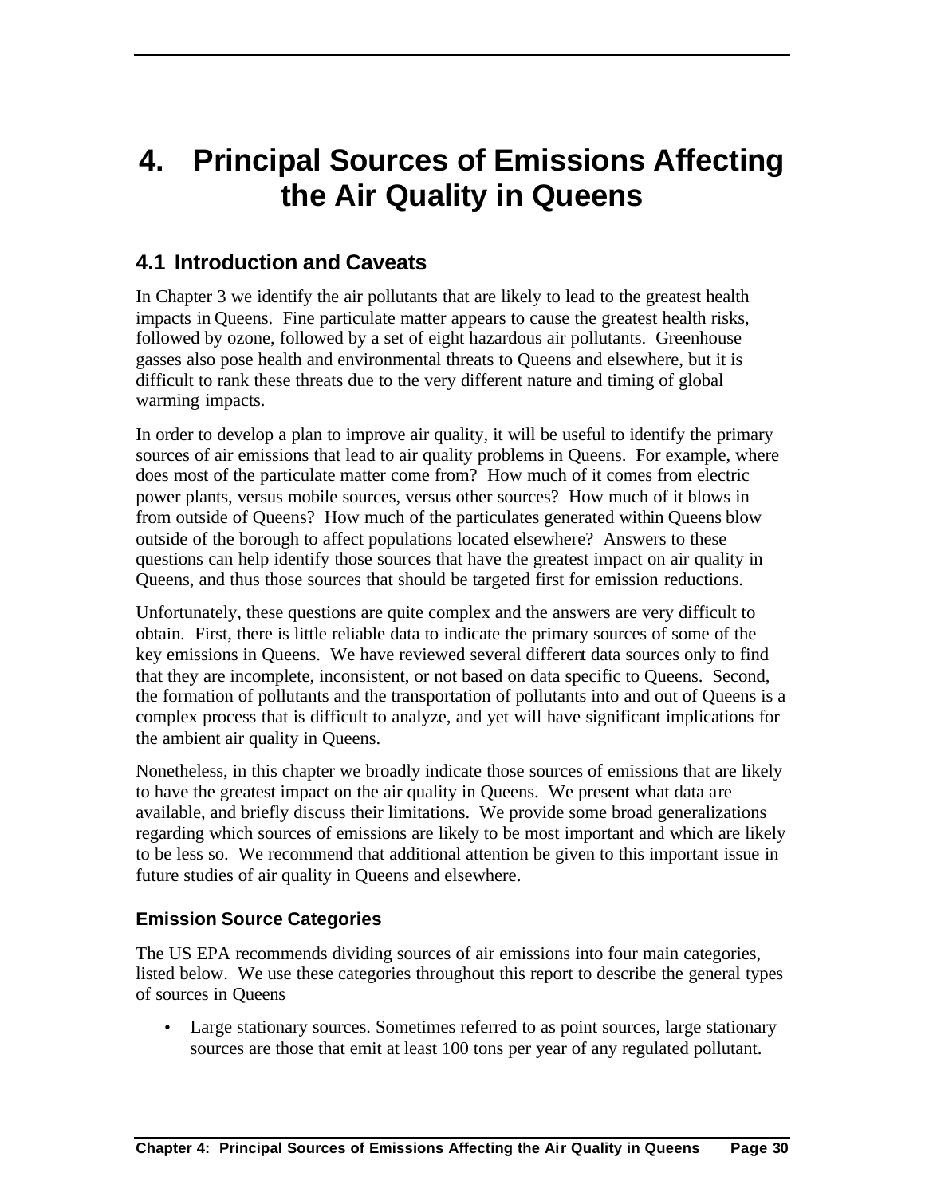# 4. Principal Sources of Emissions Affecting the Air Quality in Queens

## 4.1 Introduction and Caveats

In Chapter 3 we identify the air pollutants that are likely to lead to the greatest health impacts in Queens. Fine particulate matter appears to cause the greatest health risks, followed by ozone, followed by a set of eight hazardous air pollutants. Greenhouse gasses also pose health and environmental threats to Queens and elsewhere, but it is difficult to rank these threats due to the very different nature and timing of global warming impacts.

In order to develop a plan to improve air quality, it will be useful to identify the primary sources of air emissions that lead to air quality problems in Queens. For example, where does most of the particulate matter come from? How much of it comes from electric power plants, versus mobile sources, versus other sources? How much of it blows in from outside of Queens? How much of the particulates generated within Queens blow outside of the borough to affect populations located elsewhere? Answers to these questions can help identify those sources that have the greatest impact on air quality in Queens, and thus those sources that should be targeted first for emission reductions.

Unfortunately, these questions are quite complex and the answers are very difficult to obtain. First, there is little reliable data to indicate the primary sources of some of the key emissions in Queens. We have reviewed several different data sources only to find that they are incomplete, inconsistent, or not based on data specific to Queens. Second, the formation of pollutants and the transportation of pollutants into and out of Queens is a complex process that is difficult to analyze, and yet will have significant implications for the ambient air quality in Queens.

Nonetheless, in this chapter we broadly indicate those sources of emissions that are likely to have the greatest impact on the air quality in Queens. We present what data are available, and briefly discuss their limitations. We provide some broad generalizations regarding which sources of emissions are likely to be most important and which are likely to be less so. We recommend that additional attention be given to this important issue in future studies of air quality in Queens and elsewhere.

### Emission Source Categories

The US EPA recommends dividing sources of air emissions into four main categories, listed below. We use these categories throughout this report to describe the general types of sources in Queens

- Large stationary sources. Sometimes referred to as point sources, large stationary sources are those that emit at least 100 tons per year of any regulated pollutant.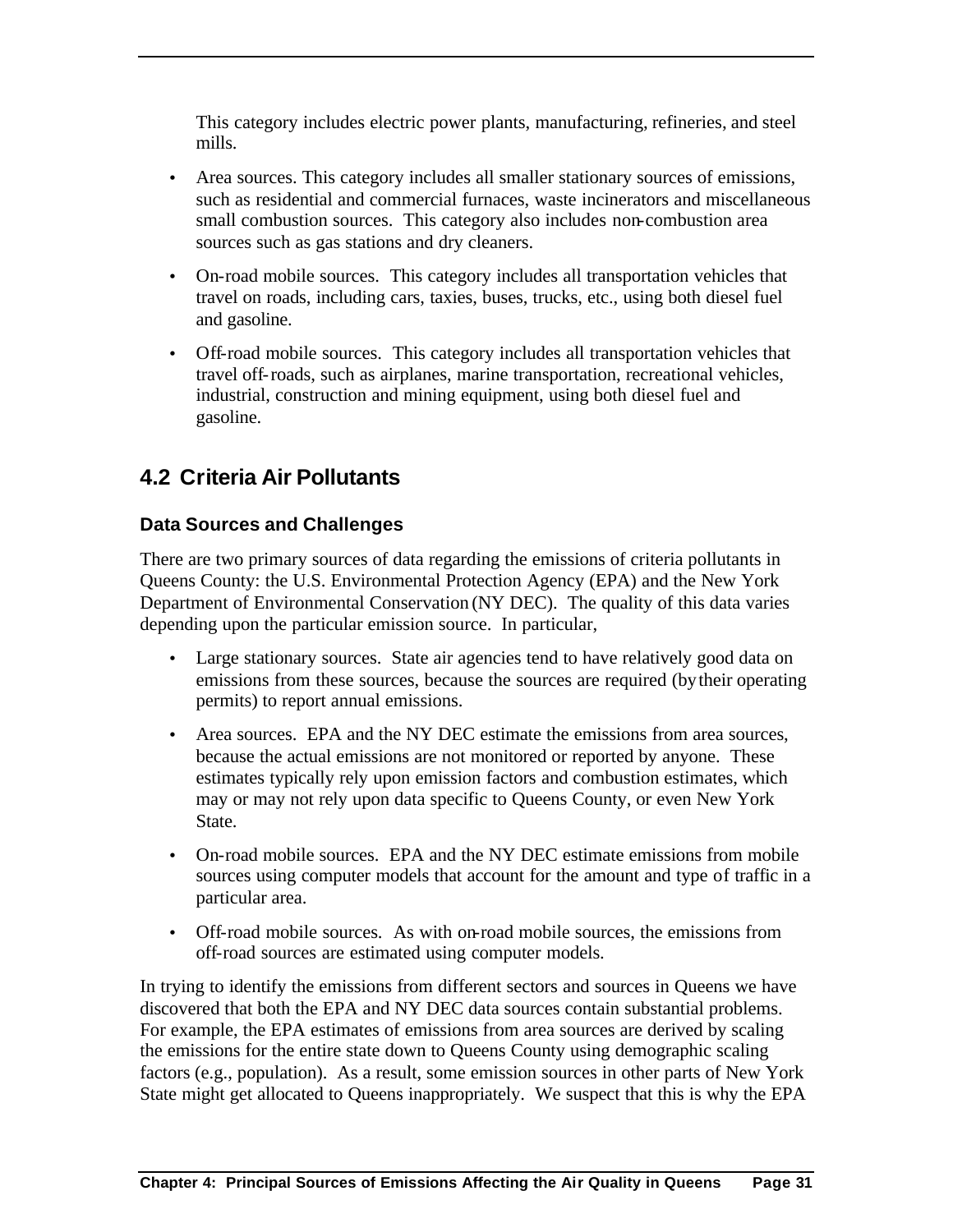This category includes electric power plants, manufacturing, refineries, and steel mills.

- Area sources. This category includes all smaller stationary sources of emissions, such as residential and commercial furnaces, waste incinerators and miscellaneous small combustion sources. This category also includes non-combustion area sources such as gas stations and dry cleaners.
- On-road mobile sources. This category includes all transportation vehicles that travel on roads, including cars, taxies, buses, trucks, etc., using both diesel fuel and gasoline.
- Off-road mobile sources. This category includes all transportation vehicles that travel off-roads, such as airplanes, marine transportation, recreational vehicles, industrial, construction and mining equipment, using both diesel fuel and gasoline.

## 4.2 Criteria Air Pollutants

### Data Sources and Challenges

There are two primary sources of data regarding the emissions of criteria pollutants in Queens County: the U.S. Environmental Protection Agency (EPA) and the New York Department of Environmental Conservation (NY DEC). The quality of this data varies depending upon the particular emission source. In particular,

- Large stationary sources. State air agencies tend to have relatively good data on emissions from these sources, because the sources are required (by their operating permits) to report annual emissions.
- Area sources. EPA and the NY DEC estimate the emissions from area sources, because the actual emissions are not monitored or reported by anyone. These estimates typically rely upon emission factors and combustion estimates, which may or may not rely upon data specific to Queens County, or even New York State.
- On-road mobile sources. EPA and the NY DEC estimate emissions from mobile sources using computer models that account for the amount and type of traffic in a particular area.
- Off-road mobile sources. As with on-road mobile sources, the emissions from off-road sources are estimated using computer models.

In trying to identify the emissions from different sectors and sources in Queens we have discovered that both the EPA and NY DEC data sources contain substantial problems. For example, the EPA estimates of emissions from area sources are derived by scaling the emissions for the entire state down to Queens County using demographic scaling factors (e.g., population). As a result, some emission sources in other parts of New York State might get allocated to Queens inappropriately. We suspect that this is why the EPA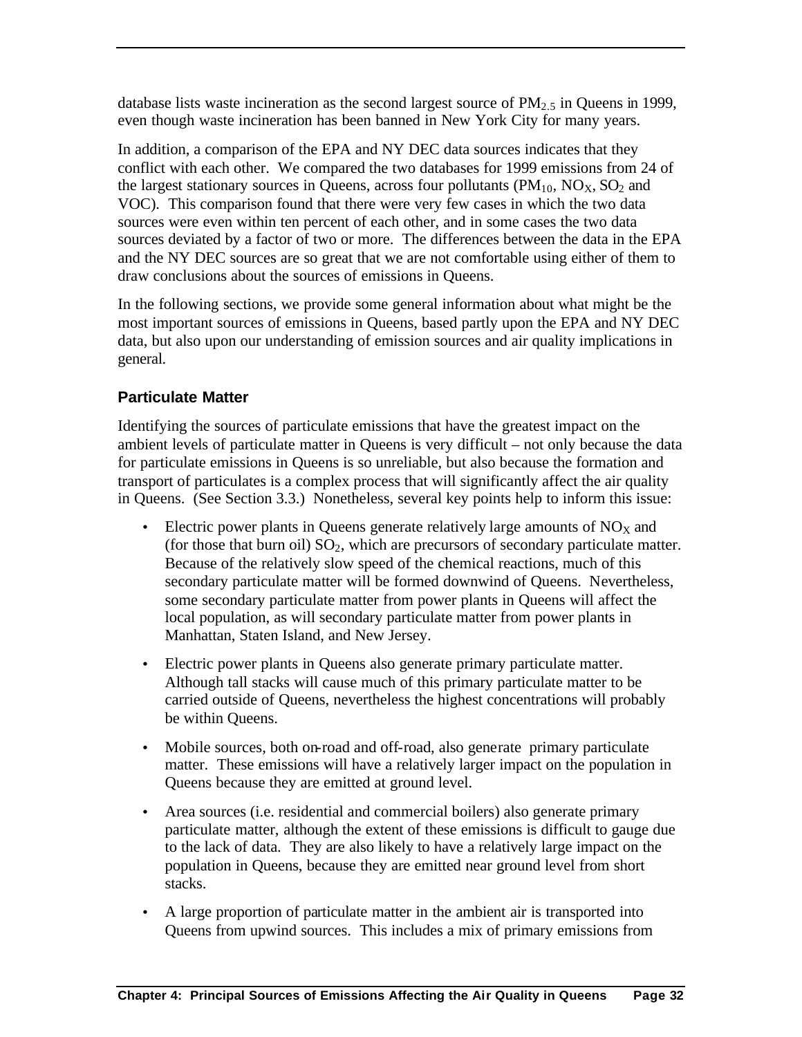database lists waste incineration as the second largest source of $PM_{2.5}$ in Queens in 1999, even though waste incineration has been banned in New York City for many years.

In addition, a comparison of the EPA and NY DEC data sources indicates that they conflict with each other. We compared the two databases for 1999 emissions from 24 of the largest stationary sources in Queens, across four pollutants ($PM_{10}$, $NO_X$, $SO_2$ and VOC). This comparison found that there were very few cases in which the two data sources were even within ten percent of each other, and in some cases the two data sources deviated by a factor of two or more. The differences between the data in the EPA and the NY DEC sources are so great that we are not comfortable using either of them to draw conclusions about the sources of emissions in Queens.

In the following sections, we provide some general information about what might be the most important sources of emissions in Queens, based partly upon the EPA and NY DEC data, but also upon our understanding of emission sources and air quality implications in general.

### Particulate Matter

Identifying the sources of particulate emissions that have the greatest impact on the ambient levels of particulate matter in Queens is very difficult – not only because the data for particulate emissions in Queens is so unreliable, but also because the formation and transport of particulates is a complex process that will significantly affect the air quality in Queens. (See Section 3.3.) Nonetheless, several key points help to inform this issue:

- Electric power plants in Queens generate relatively large amounts of $NO_X$ and (for those that burn oil) $SO_2$, which are precursors of secondary particulate matter. Because of the relatively slow speed of the chemical reactions, much of this secondary particulate matter will be formed downwind of Queens. Nevertheless, some secondary particulate matter from power plants in Queens will affect the local population, as will secondary particulate matter from power plants in Manhattan, Staten Island, and New Jersey.
- Electric power plants in Queens also generate primary particulate matter. Although tall stacks will cause much of this primary particulate matter to be carried outside of Queens, nevertheless the highest concentrations will probably be within Queens.
- Mobile sources, both on-road and off-road, also generate primary particulate matter. These emissions will have a relatively larger impact on the population in Queens because they are emitted at ground level.
- Area sources (i.e. residential and commercial boilers) also generate primary particulate matter, although the extent of these emissions is difficult to gauge due to the lack of data. They are also likely to have a relatively large impact on the population in Queens, because they are emitted near ground level from short stacks.
- A large proportion of particulate matter in the ambient air is transported into Queens from upwind sources. This includes a mix of primary emissions from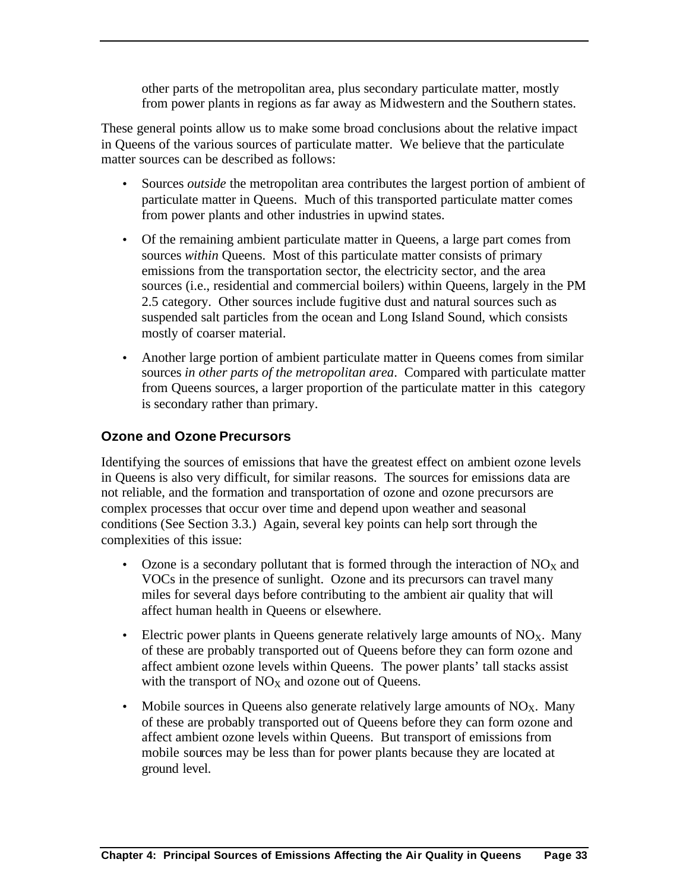other parts of the metropolitan area, plus secondary particulate matter, mostly from power plants in regions as far away as Midwestern and the Southern states.

These general points allow us to make some broad conclusions about the relative impact in Queens of the various sources of particulate matter. We believe that the particulate matter sources can be described as follows:

- Sources *outside* the metropolitan area contributes the largest portion of ambient of particulate matter in Queens. Much of this transported particulate matter comes from power plants and other industries in upwind states.
- Of the remaining ambient particulate matter in Queens, a large part comes from sources *within* Queens. Most of this particulate matter consists of primary emissions from the transportation sector, the electricity sector, and the area sources (i.e., residential and commercial boilers) within Queens, largely in the PM 2.5 category. Other sources include fugitive dust and natural sources such as suspended salt particles from the ocean and Long Island Sound, which consists mostly of coarser material.
- Another large portion of ambient particulate matter in Queens comes from similar sources *in other parts of the metropolitan area*. Compared with particulate matter from Queens sources, a larger proportion of the particulate matter in this category is secondary rather than primary.

### Ozone and Ozone Precursors

Identifying the sources of emissions that have the greatest effect on ambient ozone levels in Queens is also very difficult, for similar reasons. The sources for emissions data are not reliable, and the formation and transportation of ozone and ozone precursors are complex processes that occur over time and depend upon weather and seasonal conditions (See Section 3.3.) Again, several key points can help sort through the complexities of this issue:

- Ozone is a secondary pollutant that is formed through the interaction of $NO_X$ and VOCs in the presence of sunlight. Ozone and its precursors can travel many miles for several days before contributing to the ambient air quality that will affect human health in Queens or elsewhere.
- Electric power plants in Queens generate relatively large amounts of $NO_X$. Many of these are probably transported out of Queens before they can form ozone and affect ambient ozone levels within Queens. The power plants' tall stacks assist with the transport of $NO_X$ and ozone out of Queens.
- Mobile sources in Queens also generate relatively large amounts of $NO_X$. Many of these are probably transported out of Queens before they can form ozone and affect ambient ozone levels within Queens. But transport of emissions from mobile sources may be less than for power plants because they are located at ground level.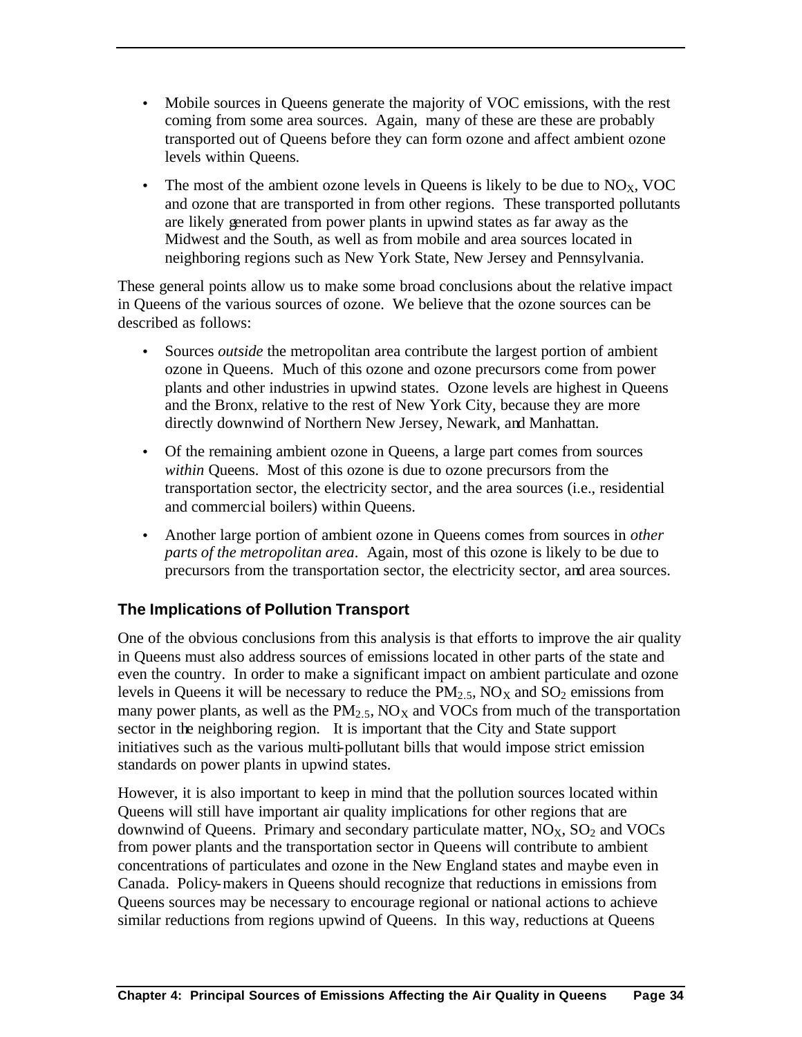- Mobile sources in Queens generate the majority of VOC emissions, with the rest coming from some area sources. Again, many of these are these are probably transported out of Queens before they can form ozone and affect ambient ozone levels within Queens.

- The most of the ambient ozone levels in Queens is likely to be due to $NO_X$, VOC and ozone that are transported in from other regions. These transported pollutants are likely generated from power plants in upwind states as far away as the Midwest and the South, as well as from mobile and area sources located in neighboring regions such as New York State, New Jersey and Pennsylvania.

These general points allow us to make some broad conclusions about the relative impact in Queens of the various sources of ozone. We believe that the ozone sources can be described as follows:

- Sources *outside* the metropolitan area contribute the largest portion of ambient ozone in Queens. Much of this ozone and ozone precursors come from power plants and other industries in upwind states. Ozone levels are highest in Queens and the Bronx, relative to the rest of New York City, because they are more directly downwind of Northern New Jersey, Newark, and Manhattan.

- Of the remaining ambient ozone in Queens, a large part comes from sources *within* Queens. Most of this ozone is due to ozone precursors from the transportation sector, the electricity sector, and the area sources (i.e., residential and commercial boilers) within Queens.

- Another large portion of ambient ozone in Queens comes from sources in *other parts of the metropolitan area*. Again, most of this ozone is likely to be due to precursors from the transportation sector, the electricity sector, and area sources.

### The Implications of Pollution Transport

One of the obvious conclusions from this analysis is that efforts to improve the air quality in Queens must also address sources of emissions located in other parts of the state and even the country. In order to make a significant impact on ambient particulate and ozone levels in Queens it will be necessary to reduce the $PM_{2.5}$, $NO_X$ and $SO_2$ emissions from many power plants, as well as the $PM_{2.5}$, $NO_X$ and VOCs from much of the transportation sector in the neighboring region. It is important that the City and State support initiatives such as the various multi-pollutant bills that would impose strict emission standards on power plants in upwind states.

However, it is also important to keep in mind that the pollution sources located within Queens will still have important air quality implications for other regions that are downwind of Queens. Primary and secondary particulate matter, $NO_X$, $SO_2$ and VOCs from power plants and the transportation sector in Queens will contribute to ambient concentrations of particulates and ozone in the New England states and maybe even in Canada. Policy-makers in Queens should recognize that reductions in emissions from Queens sources may be necessary to encourage regional or national actions to achieve similar reductions from regions upwind of Queens. In this way, reductions at Queens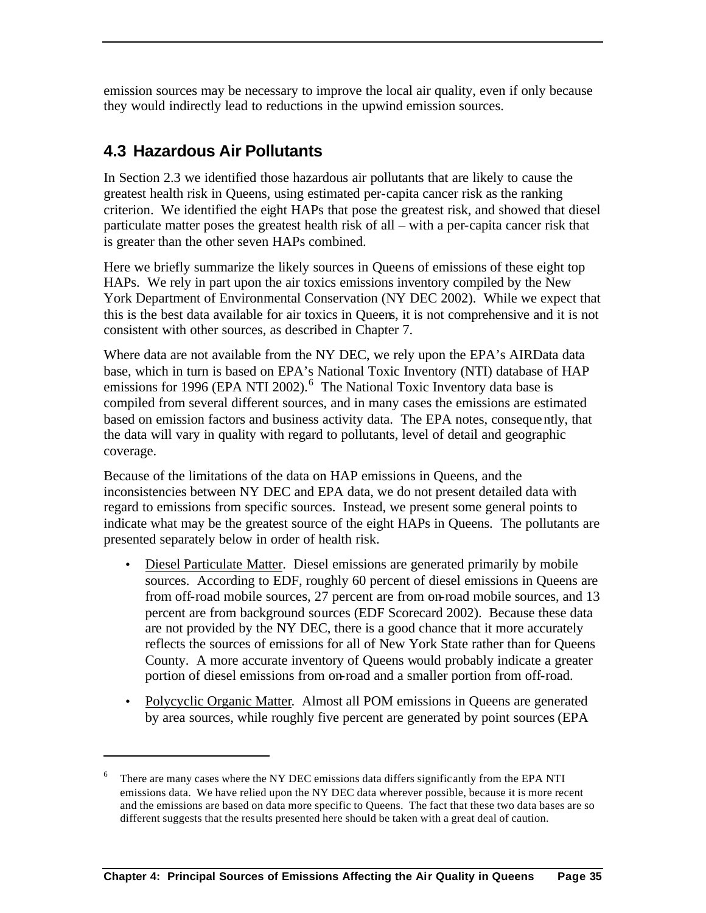emission sources may be necessary to improve the local air quality, even if only because they would indirectly lead to reductions in the upwind emission sources.

## 4.3 Hazardous Air Pollutants

In Section 2.3 we identified those hazardous air pollutants that are likely to cause the greatest health risk in Queens, using estimated per-capita cancer risk as the ranking criterion. We identified the eight HAPs that pose the greatest risk, and showed that diesel particulate matter poses the greatest health risk of all – with a per-capita cancer risk that is greater than the other seven HAPs combined.

Here we briefly summarize the likely sources in Queens of emissions of these eight top HAPs. We rely in part upon the air toxics emissions inventory compiled by the New York Department of Environmental Conservation (NY DEC 2002). While we expect that this is the best data available for air toxics in Queens, it is not comprehensive and it is not consistent with other sources, as described in Chapter 7.

Where data are not available from the NY DEC, we rely upon the EPA's AIRData data base, which in turn is based on EPA's National Toxic Inventory (NTI) database of HAP emissions for 1996 (EPA NTI 2002).[6] The National Toxic Inventory data base is compiled from several different sources, and in many cases the emissions are estimated based on emission factors and business activity data. The EPA notes, consequently, that the data will vary in quality with regard to pollutants, level of detail and geographic coverage.

Because of the limitations of the data on HAP emissions in Queens, and the inconsistencies between NY DEC and EPA data, we do not present detailed data with regard to emissions from specific sources. Instead, we present some general points to indicate what may be the greatest source of the eight HAPs in Queens. The pollutants are presented separately below in order of health risk.

- Diesel Particulate Matter. Diesel emissions are generated primarily by mobile sources. According to EDF, roughly 60 percent of diesel emissions in Queens are from off-road mobile sources, 27 percent are from on-road mobile sources, and 13 percent are from background sources (EDF Scorecard 2002). Because these data are not provided by the NY DEC, there is a good chance that it more accurately reflects the sources of emissions for all of New York State rather than for Queens County. A more accurate inventory of Queens would probably indicate a greater portion of diesel emissions from on-road and a smaller portion from off-road.
- Polycyclic Organic Matter. Almost all POM emissions in Queens are generated by area sources, while roughly five percent are generated by point sources (EPA

[6] There are many cases where the NY DEC emissions data differs significantly from the EPA NTI emissions data. We have relied upon the NY DEC data wherever possible, because it is more recent and the emissions are based on data more specific to Queens. The fact that these two data bases are so different suggests that the results presented here should be taken with a great deal of caution.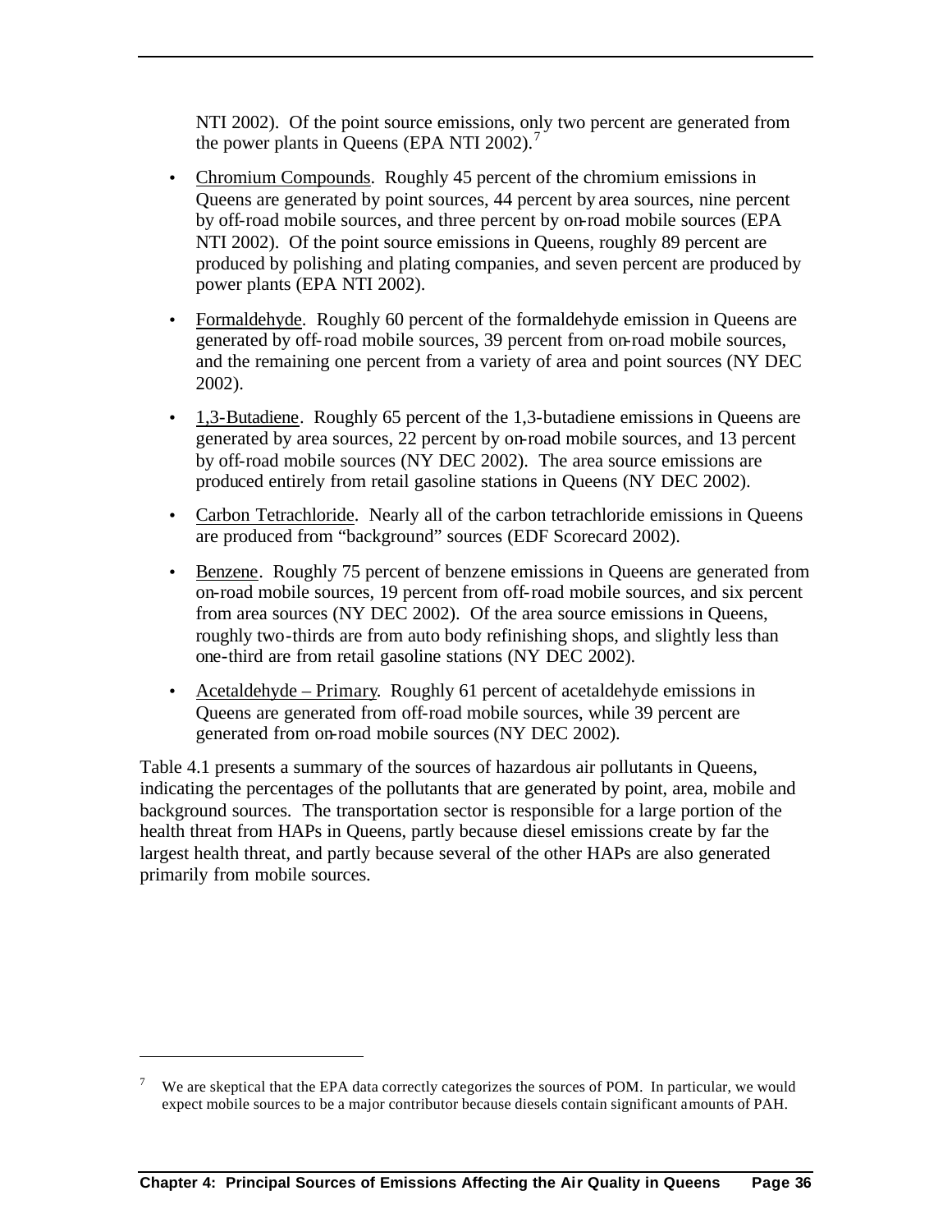NTI 2002). Of the point source emissions, only two percent are generated from the power plants in Queens (EPA NTI 2002).[7]

- Chromium Compounds. Roughly 45 percent of the chromium emissions in Queens are generated by point sources, 44 percent by area sources, nine percent by off-road mobile sources, and three percent by on-road mobile sources (EPA NTI 2002). Of the point source emissions in Queens, roughly 89 percent are produced by polishing and plating companies, and seven percent are produced by power plants (EPA NTI 2002).

- Formaldehyde. Roughly 60 percent of the formaldehyde emission in Queens are generated by off-road mobile sources, 39 percent from on-road mobile sources, and the remaining one percent from a variety of area and point sources (NY DEC 2002).

- 1,3-Butadiene. Roughly 65 percent of the 1,3-butadiene emissions in Queens are generated by area sources, 22 percent by on-road mobile sources, and 13 percent by off-road mobile sources (NY DEC 2002). The area source emissions are produced entirely from retail gasoline stations in Queens (NY DEC 2002).

- Carbon Tetrachloride. Nearly all of the carbon tetrachloride emissions in Queens are produced from "background" sources (EDF Scorecard 2002).

- Benzene. Roughly 75 percent of benzene emissions in Queens are generated from on-road mobile sources, 19 percent from off-road mobile sources, and six percent from area sources (NY DEC 2002). Of the area source emissions in Queens, roughly two-thirds are from auto body refinishing shops, and slightly less than one-third are from retail gasoline stations (NY DEC 2002).

- Acetaldehyde – Primary. Roughly 61 percent of acetaldehyde emissions in Queens are generated from off-road mobile sources, while 39 percent are generated from on-road mobile sources (NY DEC 2002).

Table 4.1 presents a summary of the sources of hazardous air pollutants in Queens, indicating the percentages of the pollutants that are generated by point, area, mobile and background sources. The transportation sector is responsible for a large portion of the health threat from HAPs in Queens, partly because diesel emissions create by far the largest health threat, and partly because several of the other HAPs are also generated primarily from mobile sources.

---

[7] We are skeptical that the EPA data correctly categorizes the sources of POM. In particular, we would expect mobile sources to be a major contributor because diesels contain significant amounts of PAH.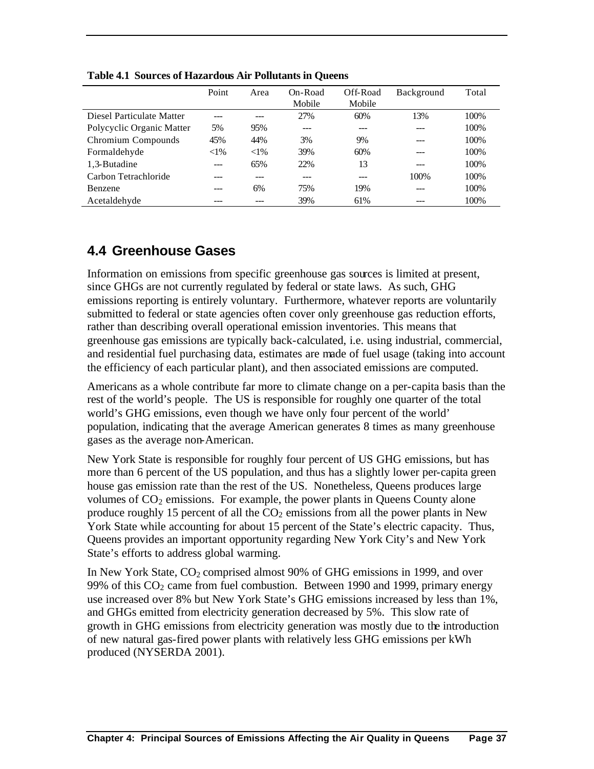**Table 4.1 Sources of Hazardous Air Pollutants in Queens**

| | Point | Area | On-Road Mobile | Off-Road Mobile | Background | Total |
|---|---|---|---|---|---|---|
| Diesel Particulate Matter | --- | --- | 27% | 60% | 13% | 100% |
| Polycyclic Organic Matter | 5% | 95% | --- | --- | --- | 100% |
| Chromium Compounds | 45% | 44% | 3% | 9% | --- | 100% |
| Formaldehyde | <1% | <1% | 39% | 60% | --- | 100% |
| 1,3-Butadine | --- | 65% | 22% | 13 | --- | 100% |
| Carbon Tetrachloride | --- | --- | --- | --- | 100% | 100% |
| Benzene | --- | 6% | 75% | 19% | --- | 100% |
| Acetaldehyde | --- | --- | 39% | 61% | --- | 100% |

## 4.4 Greenhouse Gases

Information on emissions from specific greenhouse gas sources is limited at present, since GHGs are not currently regulated by federal or state laws. As such, GHG emissions reporting is entirely voluntary. Furthermore, whatever reports are voluntarily submitted to federal or state agencies often cover only greenhouse gas reduction efforts, rather than describing overall operational emission inventories. This means that greenhouse gas emissions are typically back-calculated, i.e. using industrial, commercial, and residential fuel purchasing data, estimates are made of fuel usage (taking into account the efficiency of each particular plant), and then associated emissions are computed.

Americans as a whole contribute far more to climate change on a per-capita basis than the rest of the world's people. The US is responsible for roughly one quarter of the total world's GHG emissions, even though we have only four percent of the world' population, indicating that the average American generates 8 times as many greenhouse gases as the average non-American.

New York State is responsible for roughly four percent of US GHG emissions, but has more than 6 percent of the US population, and thus has a slightly lower per-capita green house gas emission rate than the rest of the US. Nonetheless, Queens produces large volumes of $CO_2$ emissions. For example, the power plants in Queens County alone produce roughly 15 percent of all the $CO_2$ emissions from all the power plants in New York State while accounting for about 15 percent of the State's electric capacity. Thus, Queens provides an important opportunity regarding New York City's and New York State's efforts to address global warming.

In New York State, $CO_2$ comprised almost 90% of GHG emissions in 1999, and over 99% of this $CO_2$ came from fuel combustion. Between 1990 and 1999, primary energy use increased over 8% but New York State's GHG emissions increased by less than 1%, and GHGs emitted from electricity generation decreased by 5%. This slow rate of growth in GHG emissions from electricity generation was mostly due to the introduction of new natural gas-fired power plants with relatively less GHG emissions per kWh produced (NYSERDA 2001).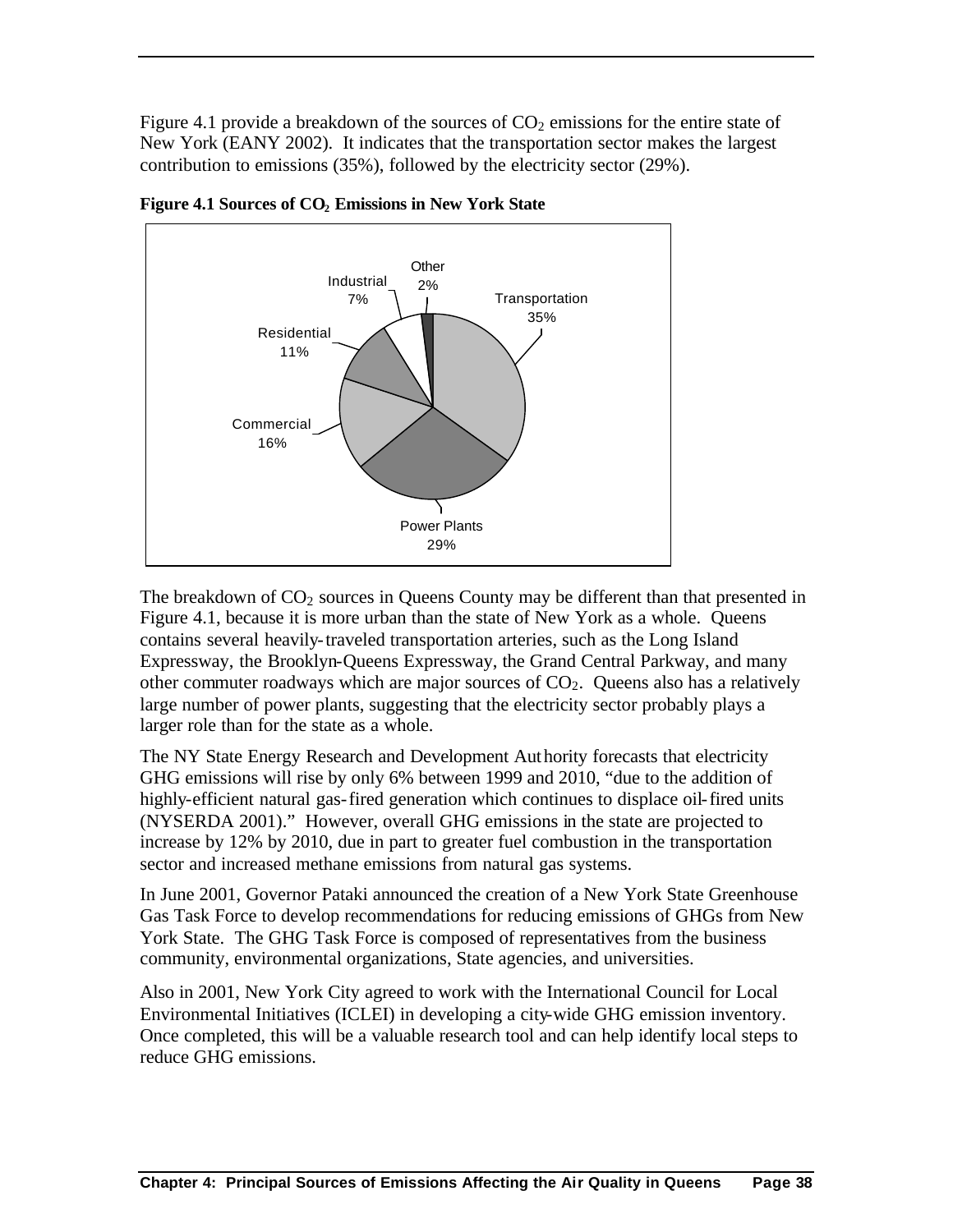Figure 4.1 provide a breakdown of the sources of $CO_2$ emissions for the entire state of New York (EANY 2002). It indicates that the transportation sector makes the largest contribution to emissions (35%), followed by the electricity sector (29%).

**Figure 4.1 Sources of $CO_2$ Emissions in New York State**

The breakdown of $CO_2$ sources in Queens County may be different than that presented in Figure 4.1, because it is more urban than the state of New York as a whole. Queens contains several heavily-traveled transportation arteries, such as the Long Island Expressway, the Brooklyn-Queens Expressway, the Grand Central Parkway, and many other commuter roadways which are major sources of $CO_2$. Queens also has a relatively large number of power plants, suggesting that the electricity sector probably plays a larger role than for the state as a whole.

The NY State Energy Research and Development Authority forecasts that electricity GHG emissions will rise by only 6% between 1999 and 2010, "due to the addition of highly-efficient natural gas-fired generation which continues to displace oil-fired units (NYSERDA 2001)." However, overall GHG emissions in the state are projected to increase by 12% by 2010, due in part to greater fuel combustion in the transportation sector and increased methane emissions from natural gas systems.

In June 2001, Governor Pataki announced the creation of a New York State Greenhouse Gas Task Force to develop recommendations for reducing emissions of GHGs from New York State. The GHG Task Force is composed of representatives from the business community, environmental organizations, State agencies, and universities.

Also in 2001, New York City agreed to work with the International Council for Local Environmental Initiatives (ICLEI) in developing a city-wide GHG emission inventory. Once completed, this will be a valuable research tool and can help identify local steps to reduce GHG emissions.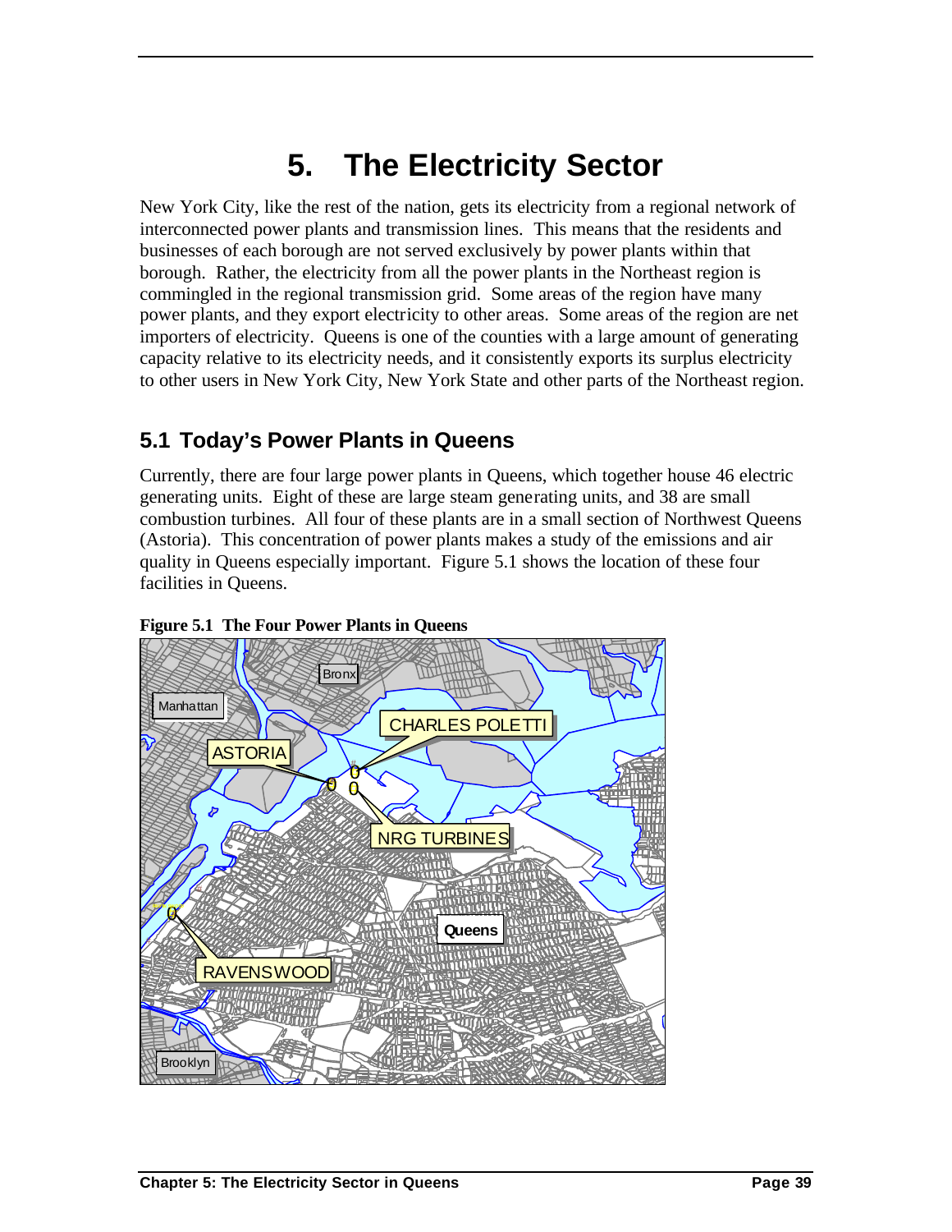# 5. The Electricity Sector

New York City, like the rest of the nation, gets its electricity from a regional network of interconnected power plants and transmission lines. This means that the residents and businesses of each borough are not served exclusively by power plants within that borough. Rather, the electricity from all the power plants in the Northeast region is commingled in the regional transmission grid. Some areas of the region have many power plants, and they export electricity to other areas. Some areas of the region are net importers of electricity. Queens is one of the counties with a large amount of generating capacity relative to its electricity needs, and it consistently exports its surplus electricity to other users in New York City, New York State and other parts of the Northeast region.

## 5.1 Today's Power Plants in Queens

Currently, there are four large power plants in Queens, which together house 46 electric generating units. Eight of these are large steam generating units, and 38 are small combustion turbines. All four of these plants are in a small section of Northwest Queens (Astoria). This concentration of power plants makes a study of the emissions and air quality in Queens especially important. Figure 5.1 shows the location of these four facilities in Queens.

**Figure 5.1 The Four Power Plants in Queens**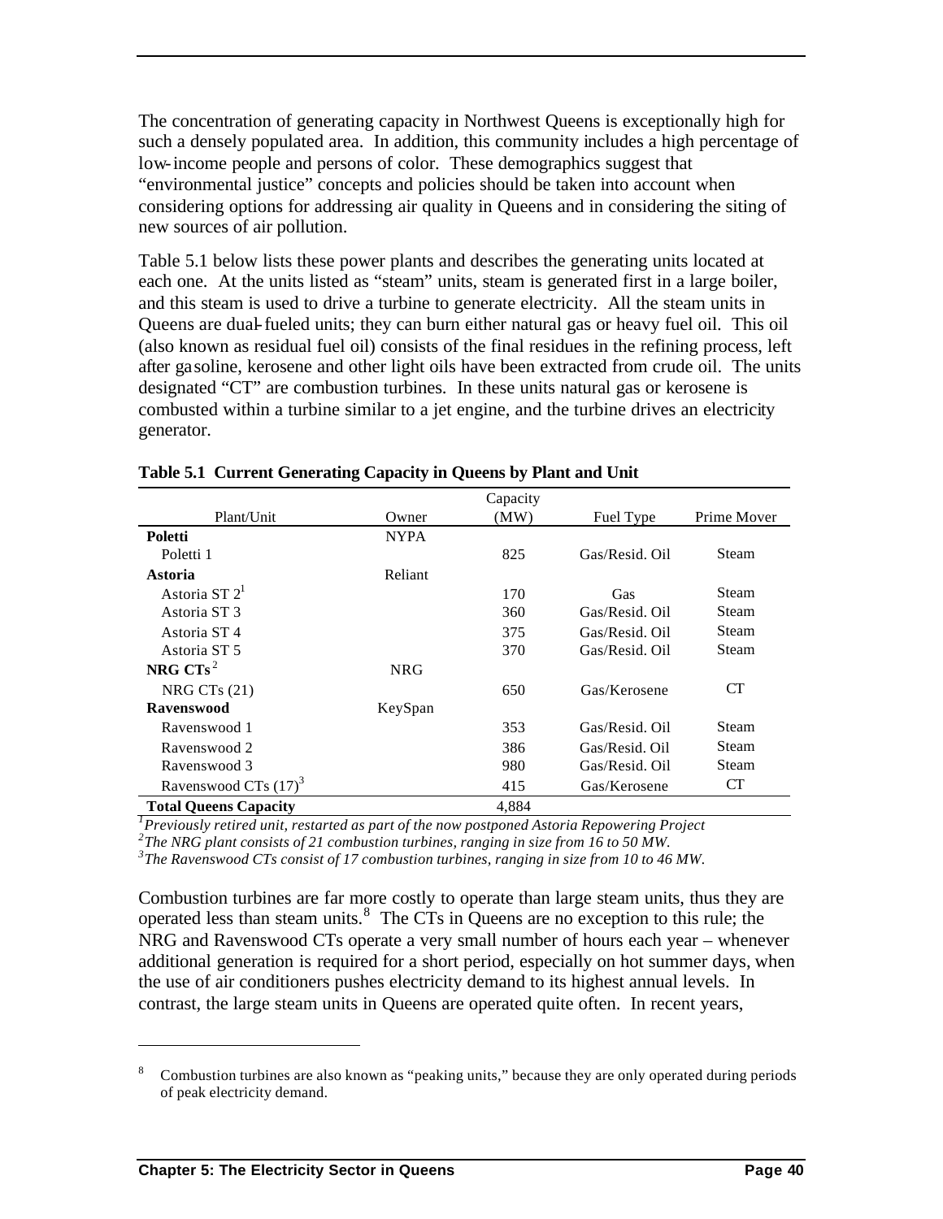The concentration of generating capacity in Northwest Queens is exceptionally high for such a densely populated area. In addition, this community includes a high percentage of low-income people and persons of color. These demographics suggest that "environmental justice" concepts and policies should be taken into account when considering options for addressing air quality in Queens and in considering the siting of new sources of air pollution.

Table 5.1 below lists these power plants and describes the generating units located at each one. At the units listed as "steam" units, steam is generated first in a large boiler, and this steam is used to drive a turbine to generate electricity. All the steam units in Queens are dual-fueled units; they can burn either natural gas or heavy fuel oil. This oil (also known as residual fuel oil) consists of the final residues in the refining process, left after gasoline, kerosene and other light oils have been extracted from crude oil. The units designated "CT" are combustion turbines. In these units natural gas or kerosene is combusted within a turbine similar to a jet engine, and the turbine drives an electricity generator.

**Table 5.1 Current Generating Capacity in Queens by Plant and Unit**

| Plant/Unit | Owner | Capacity (MW) | Fuel Type | Prime Mover |
|---|---|---|---|---|
| **Poletti** | NYPA | | | |
| Poletti 1 | | 825 | Gas/Resid. Oil | Steam |
| **Astoria** | Reliant | | | |
| Astoria ST 2[1] | | 170 | Gas | Steam |
| Astoria ST 3 | | 360 | Gas/Resid. Oil | Steam |
| Astoria ST 4 | | 375 | Gas/Resid. Oil | Steam |
| Astoria ST 5 | | 370 | Gas/Resid. Oil | Steam |
| **NRG CTs**[2] | NRG | | | |
| NRG CTs (21) | | 650 | Gas/Kerosene | CT |
| **Ravenswood** | KeySpan | | | |
| Ravenswood 1 | | 353 | Gas/Resid. Oil | Steam |
| Ravenswood 2 | | 386 | Gas/Resid. Oil | Steam |
| Ravenswood 3 | | 980 | Gas/Resid. Oil | Steam |
| Ravenswood CTs (17)[3] | | 415 | Gas/Kerosene | CT |
| **Total Queens Capacity** | | 4,884 | | |

*[1]Previously retired unit, restarted as part of the now postponed Astoria Repowering Project*
*[2]The NRG plant consists of 21 combustion turbines, ranging in size from 16 to 50 MW.*
*[3]The Ravenswood CTs consist of 17 combustion turbines, ranging in size from 10 to 46 MW.*

Combustion turbines are far more costly to operate than large steam units, thus they are operated less than steam units.[8] The CTs in Queens are no exception to this rule; the NRG and Ravenswood CTs operate a very small number of hours each year – whenever additional generation is required for a short period, especially on hot summer days, when the use of air conditioners pushes electricity demand to its highest annual levels. In contrast, the large steam units in Queens are operated quite often. In recent years,

[8] Combustion turbines are also known as "peaking units," because they are only operated during periods of peak electricity demand.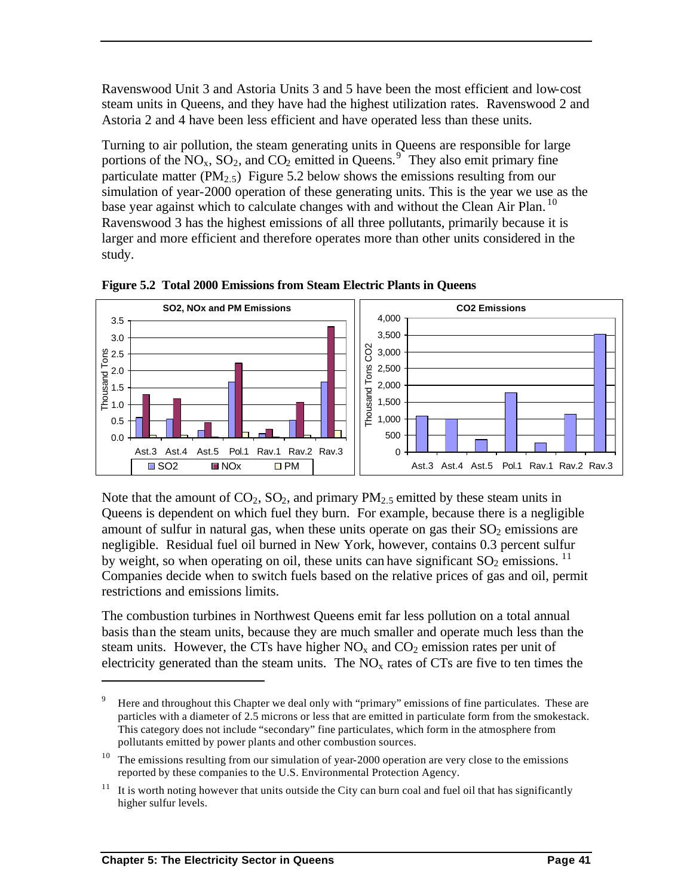Ravenswood Unit 3 and Astoria Units 3 and 5 have been the most efficient and low-cost steam units in Queens, and they have had the highest utilization rates. Ravenswood 2 and Astoria 2 and 4 have been less efficient and have operated less than these units.

Turning to air pollution, the steam generating units in Queens are responsible for large portions of the $NO_x$, $SO_2$, and $CO_2$ emitted in Queens.[9] They also emit primary fine particulate matter ($PM_{2.5}$) Figure 5.2 below shows the emissions resulting from our simulation of year-2000 operation of these generating units. This is the year we use as the base year against which to calculate changes with and without the Clean Air Plan.[10] Ravenswood 3 has the highest emissions of all three pollutants, primarily because it is larger and more efficient and therefore operates more than other units considered in the study.

**Figure 5.2 Total 2000 Emissions from Steam Electric Plants in Queens**

Note that the amount of $CO_2$, $SO_2$, and primary $PM_{2.5}$ emitted by these steam units in Queens is dependent on which fuel they burn. For example, because there is a negligible amount of sulfur in natural gas, when these units operate on gas their $SO_2$ emissions are negligible. Residual fuel oil burned in New York, however, contains 0.3 percent sulfur by weight, so when operating on oil, these units can have significant $SO_2$ emissions.[11] Companies decide when to switch fuels based on the relative prices of gas and oil, permit restrictions and emissions limits.

The combustion turbines in Northwest Queens emit far less pollution on a total annual basis than the steam units, because they are much smaller and operate much less than the steam units. However, the CTs have higher $NO_x$ and $CO_2$ emission rates per unit of electricity generated than the steam units. The $NO_x$ rates of CTs are five to ten times the

[9] Here and throughout this Chapter we deal only with "primary" emissions of fine particulates. These are particles with a diameter of 2.5 microns or less that are emitted in particulate form from the smokestack. This category does not include "secondary" fine particulates, which form in the atmosphere from pollutants emitted by power plants and other combustion sources.

[10] The emissions resulting from our simulation of year-2000 operation are very close to the emissions reported by these companies to the U.S. Environmental Protection Agency.

[11] It is worth noting however that units outside the City can burn coal and fuel oil that has significantly higher sulfur levels.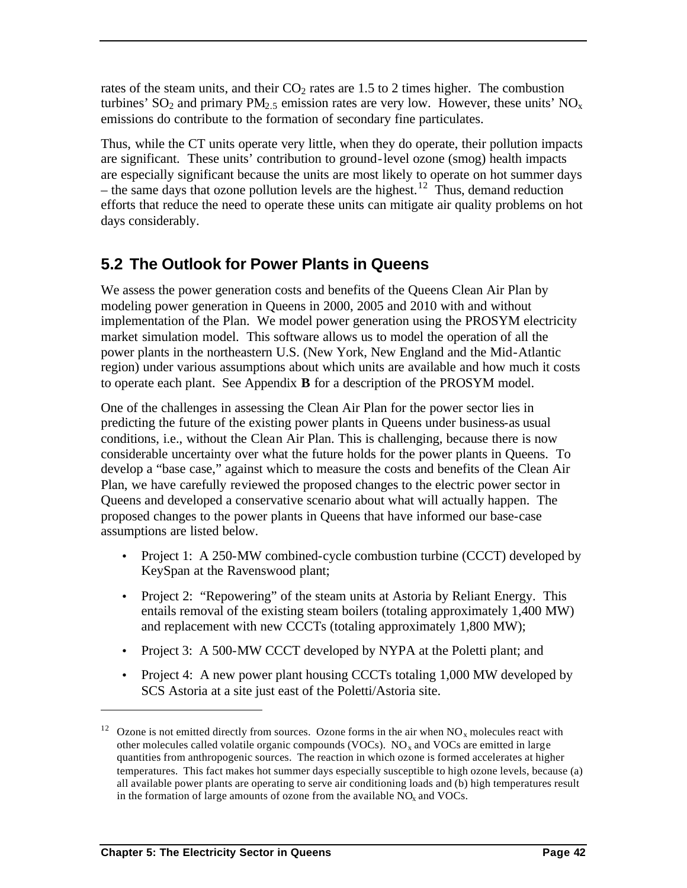rates of the steam units, and their $CO_2$ rates are 1.5 to 2 times higher. The combustion turbines' $SO_2$ and primary $PM_{2.5}$ emission rates are very low. However, these units' $NO_x$ emissions do contribute to the formation of secondary fine particulates.

Thus, while the CT units operate very little, when they do operate, their pollution impacts are significant. These units' contribution to ground-level ozone (smog) health impacts are especially significant because the units are most likely to operate on hot summer days – the same days that ozone pollution levels are the highest.[12] Thus, demand reduction efforts that reduce the need to operate these units can mitigate air quality problems on hot days considerably.

## 5.2 The Outlook for Power Plants in Queens

We assess the power generation costs and benefits of the Queens Clean Air Plan by modeling power generation in Queens in 2000, 2005 and 2010 with and without implementation of the Plan. We model power generation using the PROSYM electricity market simulation model. This software allows us to model the operation of all the power plants in the northeastern U.S. (New York, New England and the Mid-Atlantic region) under various assumptions about which units are available and how much it costs to operate each plant. See Appendix **B** for a description of the PROSYM model.

One of the challenges in assessing the Clean Air Plan for the power sector lies in predicting the future of the existing power plants in Queens under business-as usual conditions, i.e., without the Clean Air Plan. This is challenging, because there is now considerable uncertainty over what the future holds for the power plants in Queens. To develop a "base case," against which to measure the costs and benefits of the Clean Air Plan, we have carefully reviewed the proposed changes to the electric power sector in Queens and developed a conservative scenario about what will actually happen. The proposed changes to the power plants in Queens that have informed our base-case assumptions are listed below.

- Project 1: A 250-MW combined-cycle combustion turbine (CCCT) developed by KeySpan at the Ravenswood plant;
- Project 2: "Repowering" of the steam units at Astoria by Reliant Energy. This entails removal of the existing steam boilers (totaling approximately 1,400 MW) and replacement with new CCCTs (totaling approximately 1,800 MW);
- Project 3: A 500-MW CCCT developed by NYPA at the Poletti plant; and
- Project 4: A new power plant housing CCCTs totaling 1,000 MW developed by SCS Astoria at a site just east of the Poletti/Astoria site.

---

[12] Ozone is not emitted directly from sources. Ozone forms in the air when $NO_x$ molecules react with other molecules called volatile organic compounds (VOCs). $NO_x$ and VOCs are emitted in large quantities from anthropogenic sources. The reaction in which ozone is formed accelerates at higher temperatures. This fact makes hot summer days especially susceptible to high ozone levels, because (a) all available power plants are operating to serve air conditioning loads and (b) high temperatures result in the formation of large amounts of ozone from the available $NO_x$ and VOCs.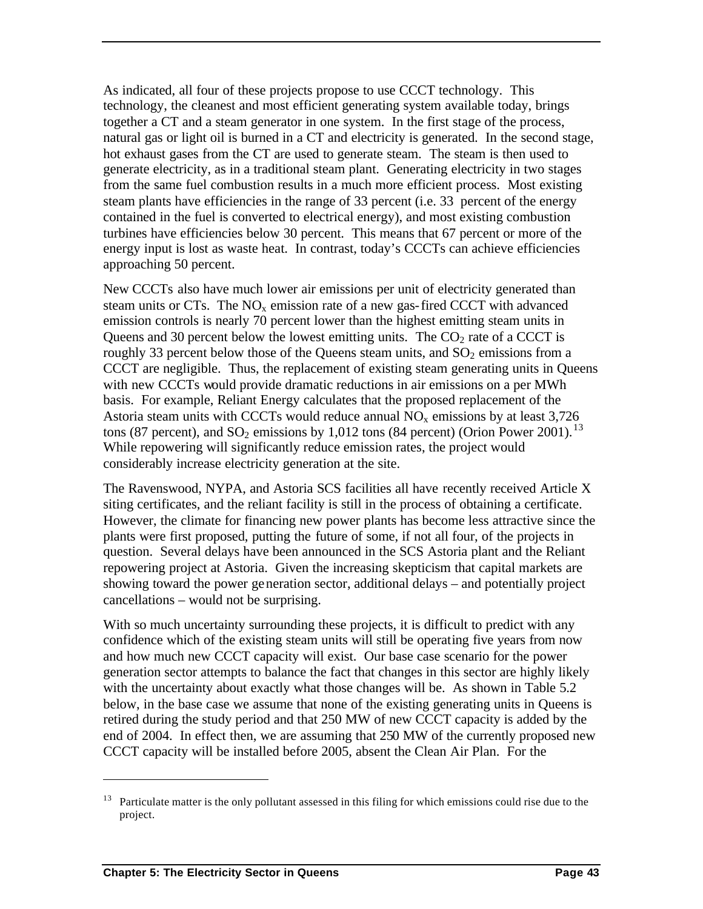As indicated, all four of these projects propose to use CCCT technology. This technology, the cleanest and most efficient generating system available today, brings together a CT and a steam generator in one system. In the first stage of the process, natural gas or light oil is burned in a CT and electricity is generated. In the second stage, hot exhaust gases from the CT are used to generate steam. The steam is then used to generate electricity, as in a traditional steam plant. Generating electricity in two stages from the same fuel combustion results in a much more efficient process. Most existing steam plants have efficiencies in the range of 33 percent (i.e. 33 percent of the energy contained in the fuel is converted to electrical energy), and most existing combustion turbines have efficiencies below 30 percent. This means that 67 percent or more of the energy input is lost as waste heat. In contrast, today's CCCTs can achieve efficiencies approaching 50 percent.

New CCCTs also have much lower air emissions per unit of electricity generated than steam units or CTs. The $NO_x$ emission rate of a new gas-fired CCCT with advanced emission controls is nearly 70 percent lower than the highest emitting steam units in Queens and 30 percent below the lowest emitting units. The $CO_2$ rate of a CCCT is roughly 33 percent below those of the Queens steam units, and $SO_2$ emissions from a CCCT are negligible. Thus, the replacement of existing steam generating units in Queens with new CCCTs would provide dramatic reductions in air emissions on a per MWh basis. For example, Reliant Energy calculates that the proposed replacement of the Astoria steam units with CCCTs would reduce annual $NO_x$ emissions by at least 3,726 tons (87 percent), and $SO_2$ emissions by 1,012 tons (84 percent) (Orion Power 2001).[13] While repowering will significantly reduce emission rates, the project would considerably increase electricity generation at the site.

The Ravenswood, NYPA, and Astoria SCS facilities all have recently received Article X siting certificates, and the reliant facility is still in the process of obtaining a certificate. However, the climate for financing new power plants has become less attractive since the plants were first proposed, putting the future of some, if not all four, of the projects in question. Several delays have been announced in the SCS Astoria plant and the Reliant repowering project at Astoria. Given the increasing skepticism that capital markets are showing toward the power generation sector, additional delays – and potentially project cancellations – would not be surprising.

With so much uncertainty surrounding these projects, it is difficult to predict with any confidence which of the existing steam units will still be operating five years from now and how much new CCCT capacity will exist. Our base case scenario for the power generation sector attempts to balance the fact that changes in this sector are highly likely with the uncertainty about exactly what those changes will be. As shown in Table 5.2 below, in the base case we assume that none of the existing generating units in Queens is retired during the study period and that 250 MW of new CCCT capacity is added by the end of 2004. In effect then, we are assuming that 250 MW of the currently proposed new CCCT capacity will be installed before 2005, absent the Clean Air Plan. For the

[13] Particulate matter is the only pollutant assessed in this filing for which emissions could rise due to the project.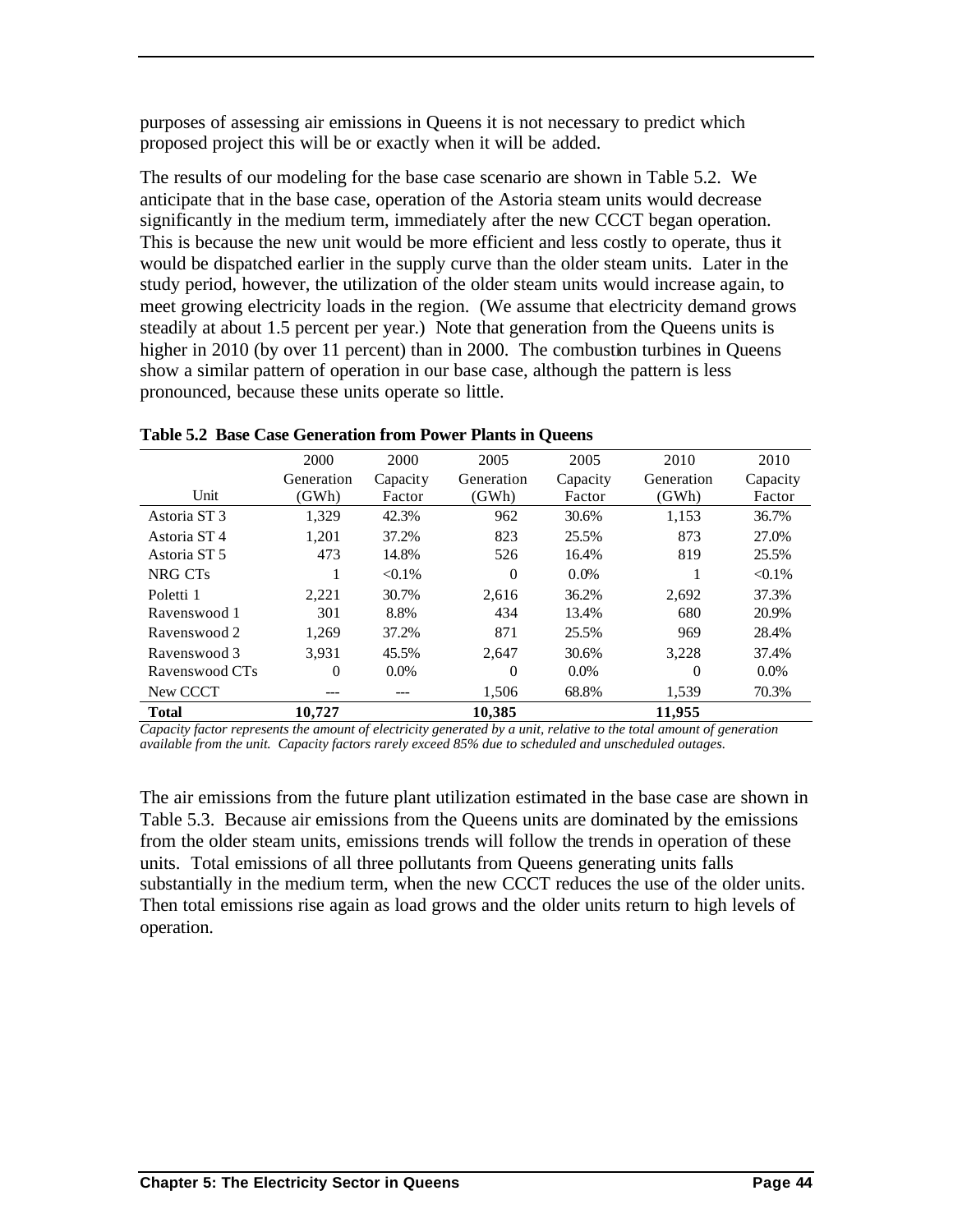purposes of assessing air emissions in Queens it is not necessary to predict which proposed project this will be or exactly when it will be added.

The results of our modeling for the base case scenario are shown in Table 5.2. We anticipate that in the base case, operation of the Astoria steam units would decrease significantly in the medium term, immediately after the new CCCT began operation. This is because the new unit would be more efficient and less costly to operate, thus it would be dispatched earlier in the supply curve than the older steam units. Later in the study period, however, the utilization of the older steam units would increase again, to meet growing electricity loads in the region. (We assume that electricity demand grows steadily at about 1.5 percent per year.) Note that generation from the Queens units is higher in 2010 (by over 11 percent) than in 2000. The combustion turbines in Queens show a similar pattern of operation in our base case, although the pattern is less pronounced, because these units operate so little.

**Table 5.2 Base Case Generation from Power Plants in Queens**

| Unit | 2000 Generation (GWh) | 2000 Capacity Factor | 2005 Generation (GWh) | 2005 Capacity Factor | 2010 Generation (GWh) | 2010 Capacity Factor |
|---|---|---|---|---|---|---|
| Astoria ST 3 | 1,329 | 42.3% | 962 | 30.6% | 1,153 | 36.7% |
| Astoria ST 4 | 1,201 | 37.2% | 823 | 25.5% | 873 | 27.0% |
| Astoria ST 5 | 473 | 14.8% | 526 | 16.4% | 819 | 25.5% |
| NRG CTs | 1 | <0.1% | 0 | 0.0% | 1 | <0.1% |
| Poletti 1 | 2,221 | 30.7% | 2,616 | 36.2% | 2,692 | 37.3% |
| Ravenswood 1 | 301 | 8.8% | 434 | 13.4% | 680 | 20.9% |
| Ravenswood 2 | 1,269 | 37.2% | 871 | 25.5% | 969 | 28.4% |
| Ravenswood 3 | 3,931 | 45.5% | 2,647 | 30.6% | 3,228 | 37.4% |
| Ravenswood CTs | 0 | 0.0% | 0 | 0.0% | 0 | 0.0% |
| New CCCT | --- | --- | 1,506 | 68.8% | 1,539 | 70.3% |
| **Total** | **10,727** | | **10,385** | | **11,955** | |

*Capacity factor represents the amount of electricity generated by a unit, relative to the total amount of generation available from the unit. Capacity factors rarely exceed 85% due to scheduled and unscheduled outages.*

The air emissions from the future plant utilization estimated in the base case are shown in Table 5.3. Because air emissions from the Queens units are dominated by the emissions from the older steam units, emissions trends will follow the trends in operation of these units. Total emissions of all three pollutants from Queens generating units falls substantially in the medium term, when the new CCCT reduces the use of the older units. Then total emissions rise again as load grows and the older units return to high levels of operation.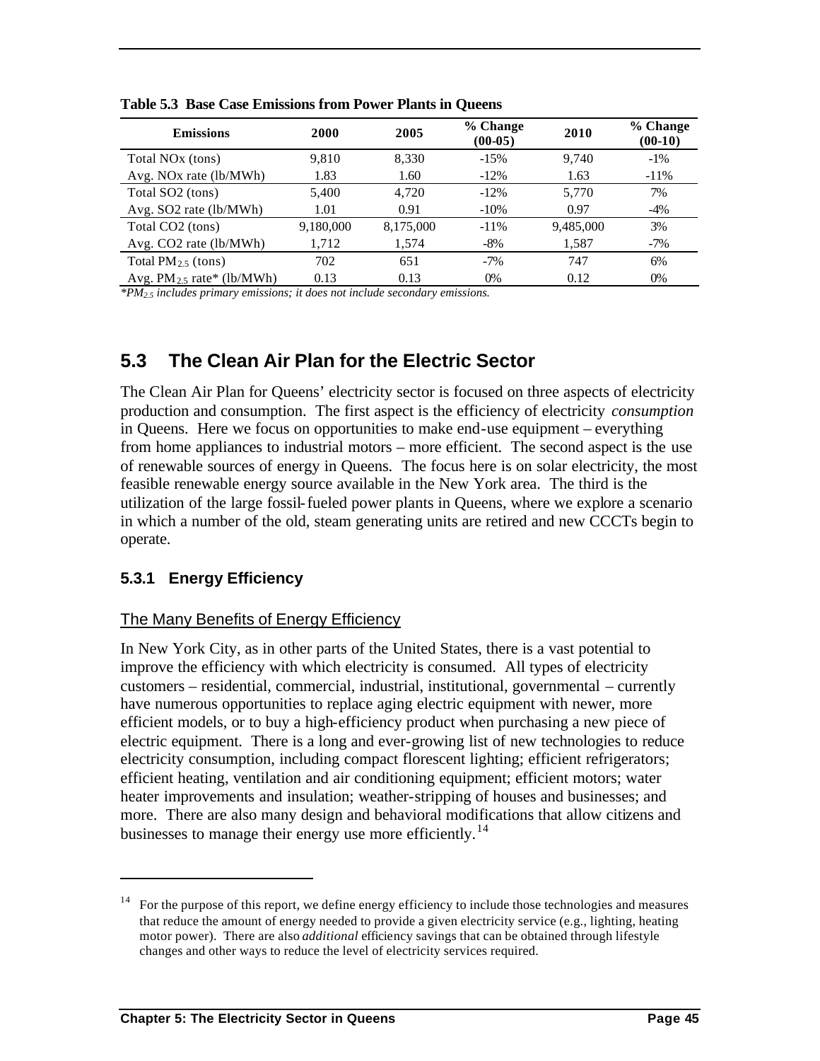**Table 5.3 Base Case Emissions from Power Plants in Queens**

| Emissions | 2000 | 2005 | % Change (00-05) | 2010 | % Change (00-10) |
|---|---|---|---|---|---|
| Total NOx (tons) | 9,810 | 8,330 | -15% | 9,740 | -1% |
| Avg. NOx rate (lb/MWh) | 1.83 | 1.60 | -12% | 1.63 | -11% |
| Total SO2 (tons) | 5,400 | 4,720 | -12% | 5,770 | 7% |
| Avg. SO2 rate (lb/MWh) | 1.01 | 0.91 | -10% | 0.97 | -4% |
| Total CO2 (tons) | 9,180,000 | 8,175,000 | -11% | 9,485,000 | 3% |
| Avg. CO2 rate (lb/MWh) | 1,712 | 1,574 | -8% | 1,587 | -7% |
| Total $PM_{2.5}$ (tons) | 702 | 651 | -7% | 747 | 6% |
| Avg. $PM_{2.5}$ rate* (lb/MWh) | 0.13 | 0.13 | 0% | 0.12 | 0% |

*\*$PM_{2.5}$ includes primary emissions; it does not include secondary emissions.*

## 5.3 The Clean Air Plan for the Electric Sector

The Clean Air Plan for Queens' electricity sector is focused on three aspects of electricity production and consumption. The first aspect is the efficiency of electricity *consumption* in Queens. Here we focus on opportunities to make end-use equipment – everything from home appliances to industrial motors – more efficient. The second aspect is the use of renewable sources of energy in Queens. The focus here is on solar electricity, the most feasible renewable energy source available in the New York area. The third is the utilization of the large fossil-fueled power plants in Queens, where we explore a scenario in which a number of the old, steam generating units are retired and new CCCTs begin to operate.

### 5.3.1 Energy Efficiency

#### The Many Benefits of Energy Efficiency

In New York City, as in other parts of the United States, there is a vast potential to improve the efficiency with which electricity is consumed. All types of electricity customers – residential, commercial, industrial, institutional, governmental – currently have numerous opportunities to replace aging electric equipment with newer, more efficient models, or to buy a high-efficiency product when purchasing a new piece of electric equipment. There is a long and ever-growing list of new technologies to reduce electricity consumption, including compact florescent lighting; efficient refrigerators; efficient heating, ventilation and air conditioning equipment; efficient motors; water heater improvements and insulation; weather-stripping of houses and businesses; and more. There are also many design and behavioral modifications that allow citizens and businesses to manage their energy use more efficiently.[14]

---

[14] For the purpose of this report, we define energy efficiency to include those technologies and measures that reduce the amount of energy needed to provide a given electricity service (e.g., lighting, heating motor power). There are also *additional* efficiency savings that can be obtained through lifestyle changes and other ways to reduce the level of electricity services required.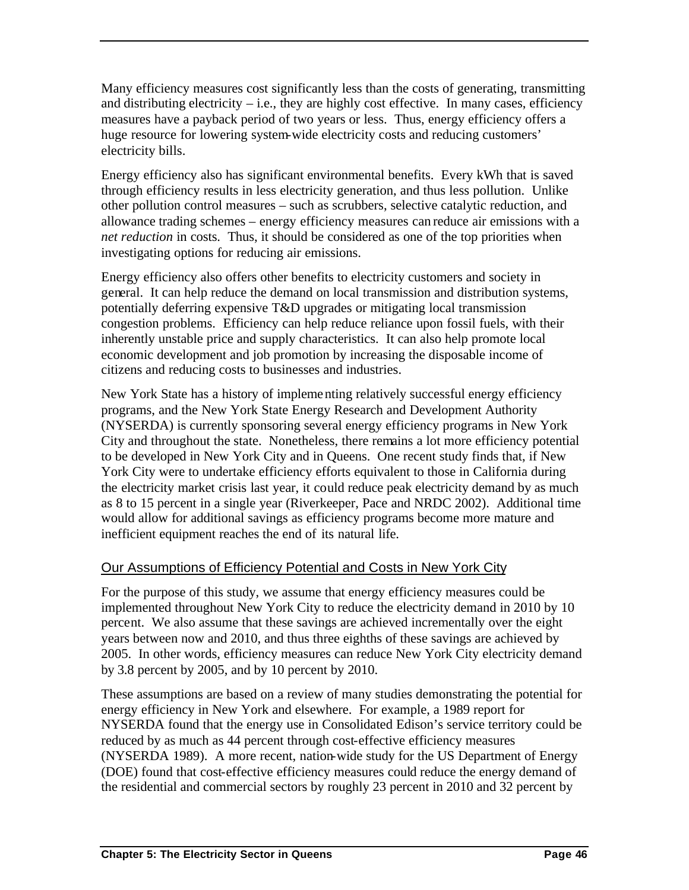Many efficiency measures cost significantly less than the costs of generating, transmitting and distributing electricity – i.e., they are highly cost effective. In many cases, efficiency measures have a payback period of two years or less. Thus, energy efficiency offers a huge resource for lowering system-wide electricity costs and reducing customers' electricity bills.

Energy efficiency also has significant environmental benefits. Every kWh that is saved through efficiency results in less electricity generation, and thus less pollution. Unlike other pollution control measures – such as scrubbers, selective catalytic reduction, and allowance trading schemes – energy efficiency measures can reduce air emissions with a *net reduction* in costs. Thus, it should be considered as one of the top priorities when investigating options for reducing air emissions.

Energy efficiency also offers other benefits to electricity customers and society in general. It can help reduce the demand on local transmission and distribution systems, potentially deferring expensive T&D upgrades or mitigating local transmission congestion problems. Efficiency can help reduce reliance upon fossil fuels, with their inherently unstable price and supply characteristics. It can also help promote local economic development and job promotion by increasing the disposable income of citizens and reducing costs to businesses and industries.

New York State has a history of implementing relatively successful energy efficiency programs, and the New York State Energy Research and Development Authority (NYSERDA) is currently sponsoring several energy efficiency programs in New York City and throughout the state. Nonetheless, there remains a lot more efficiency potential to be developed in New York City and in Queens. One recent study finds that, if New York City were to undertake efficiency efforts equivalent to those in California during the electricity market crisis last year, it could reduce peak electricity demand by as much as 8 to 15 percent in a single year (Riverkeeper, Pace and NRDC 2002). Additional time would allow for additional savings as efficiency programs become more mature and inefficient equipment reaches the end of its natural life.

### Our Assumptions of Efficiency Potential and Costs in New York City

For the purpose of this study, we assume that energy efficiency measures could be implemented throughout New York City to reduce the electricity demand in 2010 by 10 percent. We also assume that these savings are achieved incrementally over the eight years between now and 2010, and thus three eighths of these savings are achieved by 2005. In other words, efficiency measures can reduce New York City electricity demand by 3.8 percent by 2005, and by 10 percent by 2010.

These assumptions are based on a review of many studies demonstrating the potential for energy efficiency in New York and elsewhere. For example, a 1989 report for NYSERDA found that the energy use in Consolidated Edison's service territory could be reduced by as much as 44 percent through cost-effective efficiency measures (NYSERDA 1989). A more recent, nation-wide study for the US Department of Energy (DOE) found that cost-effective efficiency measures could reduce the energy demand of the residential and commercial sectors by roughly 23 percent in 2010 and 32 percent by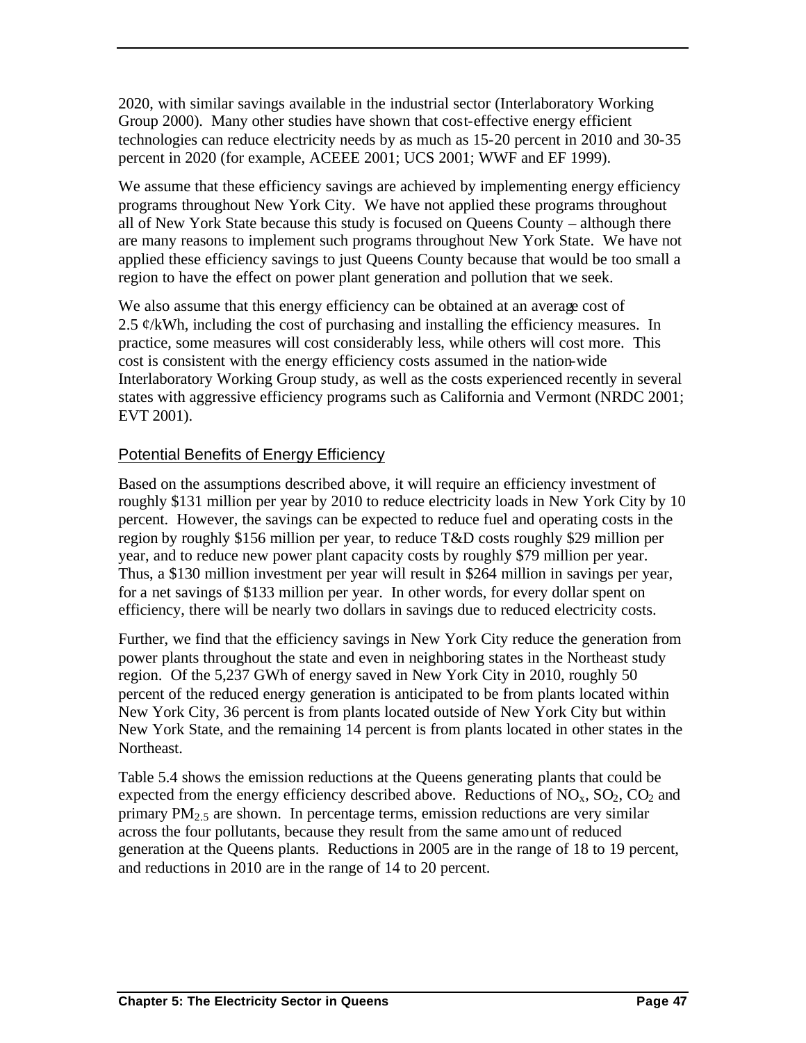2020, with similar savings available in the industrial sector (Interlaboratory Working Group 2000). Many other studies have shown that cost-effective energy efficient technologies can reduce electricity needs by as much as 15-20 percent in 2010 and 30-35 percent in 2020 (for example, ACEEE 2001; UCS 2001; WWF and EF 1999).

We assume that these efficiency savings are achieved by implementing energy efficiency programs throughout New York City. We have not applied these programs throughout all of New York State because this study is focused on Queens County – although there are many reasons to implement such programs throughout New York State. We have not applied these efficiency savings to just Queens County because that would be too small a region to have the effect on power plant generation and pollution that we seek.

We also assume that this energy efficiency can be obtained at an average cost of 2.5 ¢/kWh, including the cost of purchasing and installing the efficiency measures. In practice, some measures will cost considerably less, while others will cost more. This cost is consistent with the energy efficiency costs assumed in the nation-wide Interlaboratory Working Group study, as well as the costs experienced recently in several states with aggressive efficiency programs such as California and Vermont (NRDC 2001; EVT 2001).

## Potential Benefits of Energy Efficiency

Based on the assumptions described above, it will require an efficiency investment of roughly \$131 million per year by 2010 to reduce electricity loads in New York City by 10 percent. However, the savings can be expected to reduce fuel and operating costs in the region by roughly \$156 million per year, to reduce T&D costs roughly \$29 million per year, and to reduce new power plant capacity costs by roughly \$79 million per year. Thus, a \$130 million investment per year will result in \$264 million in savings per year, for a net savings of \$133 million per year. In other words, for every dollar spent on efficiency, there will be nearly two dollars in savings due to reduced electricity costs.

Further, we find that the efficiency savings in New York City reduce the generation from power plants throughout the state and even in neighboring states in the Northeast study region. Of the 5,237 GWh of energy saved in New York City in 2010, roughly 50 percent of the reduced energy generation is anticipated to be from plants located within New York City, 36 percent is from plants located outside of New York City but within New York State, and the remaining 14 percent is from plants located in other states in the Northeast.

Table 5.4 shows the emission reductions at the Queens generating plants that could be expected from the energy efficiency described above. Reductions of $NO_x$, $SO_2$, $CO_2$ and primary $PM_{2.5}$ are shown. In percentage terms, emission reductions are very similar across the four pollutants, because they result from the same amount of reduced generation at the Queens plants. Reductions in 2005 are in the range of 18 to 19 percent, and reductions in 2010 are in the range of 14 to 20 percent.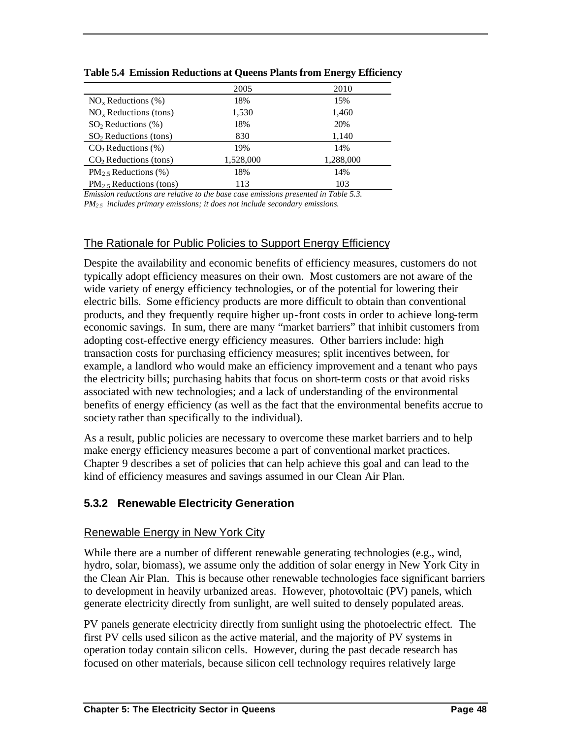**Table 5.4 Emission Reductions at Queens Plants from Energy Efficiency**

| | 2005 | 2010 |
|---|---|---|
| $NO_x$ Reductions (%) | 18% | 15% |
| $NO_x$ Reductions (tons) | 1,530 | 1,460 |
| $SO_2$ Reductions (%) | 18% | 20% |
| $SO_2$ Reductions (tons) | 830 | 1,140 |
| $CO_2$ Reductions (%) | 19% | 14% |
| $CO_2$ Reductions (tons) | 1,528,000 | 1,288,000 |
| $PM_{2.5}$ Reductions (%) | 18% | 14% |
| $PM_{2.5}$ Reductions (tons) | 113 | 103 |

*Emission reductions are relative to the base case emissions presented in Table 5.3.*
*$PM_{2.5}$ includes primary emissions; it does not include secondary emissions.*

### The Rationale for Public Policies to Support Energy Efficiency

Despite the availability and economic benefits of efficiency measures, customers do not typically adopt efficiency measures on their own. Most customers are not aware of the wide variety of energy efficiency technologies, or of the potential for lowering their electric bills. Some efficiency products are more difficult to obtain than conventional products, and they frequently require higher up-front costs in order to achieve long-term economic savings. In sum, there are many "market barriers" that inhibit customers from adopting cost-effective energy efficiency measures. Other barriers include: high transaction costs for purchasing efficiency measures; split incentives between, for example, a landlord who would make an efficiency improvement and a tenant who pays the electricity bills; purchasing habits that focus on short-term costs or that avoid risks associated with new technologies; and a lack of understanding of the environmental benefits of energy efficiency (as well as the fact that the environmental benefits accrue to society rather than specifically to the individual).

As a result, public policies are necessary to overcome these market barriers and to help make energy efficiency measures become a part of conventional market practices. Chapter 9 describes a set of policies that can help achieve this goal and can lead to the kind of efficiency measures and savings assumed in our Clean Air Plan.

## 5.3.2 Renewable Electricity Generation

### Renewable Energy in New York City

While there are a number of different renewable generating technologies (e.g., wind, hydro, solar, biomass), we assume only the addition of solar energy in New York City in the Clean Air Plan. This is because other renewable technologies face significant barriers to development in heavily urbanized areas. However, photovoltaic (PV) panels, which generate electricity directly from sunlight, are well suited to densely populated areas.

PV panels generate electricity directly from sunlight using the photoelectric effect. The first PV cells used silicon as the active material, and the majority of PV systems in operation today contain silicon cells. However, during the past decade research has focused on other materials, because silicon cell technology requires relatively large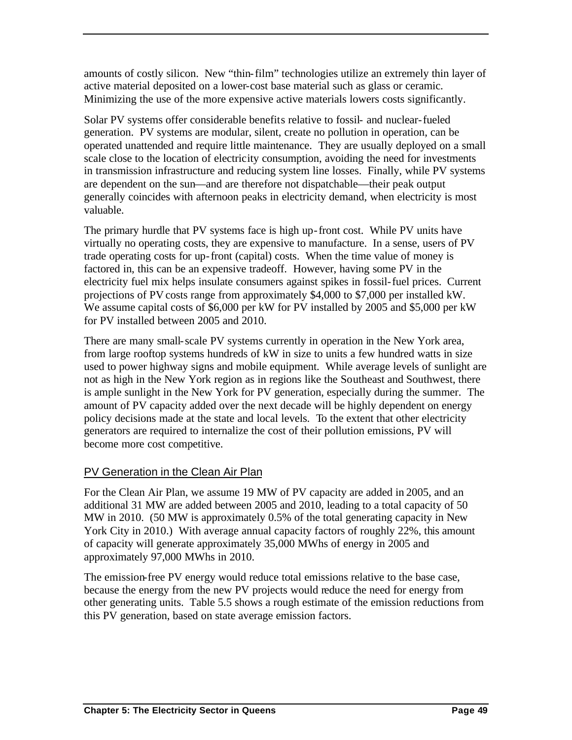amounts of costly silicon. New "thin-film" technologies utilize an extremely thin layer of active material deposited on a lower-cost base material such as glass or ceramic. Minimizing the use of the more expensive active materials lowers costs significantly.

Solar PV systems offer considerable benefits relative to fossil- and nuclear-fueled generation. PV systems are modular, silent, create no pollution in operation, can be operated unattended and require little maintenance. They are usually deployed on a small scale close to the location of electricity consumption, avoiding the need for investments in transmission infrastructure and reducing system line losses. Finally, while PV systems are dependent on the sun—and are therefore not dispatchable—their peak output generally coincides with afternoon peaks in electricity demand, when electricity is most valuable.

The primary hurdle that PV systems face is high up-front cost. While PV units have virtually no operating costs, they are expensive to manufacture. In a sense, users of PV trade operating costs for up-front (capital) costs. When the time value of money is factored in, this can be an expensive tradeoff. However, having some PV in the electricity fuel mix helps insulate consumers against spikes in fossil-fuel prices. Current projections of PV costs range from approximately \$4,000 to \$7,000 per installed kW. We assume capital costs of \$6,000 per kW for PV installed by 2005 and \$5,000 per kW for PV installed between 2005 and 2010.

There are many small-scale PV systems currently in operation in the New York area, from large rooftop systems hundreds of kW in size to units a few hundred watts in size used to power highway signs and mobile equipment. While average levels of sunlight are not as high in the New York region as in regions like the Southeast and Southwest, there is ample sunlight in the New York for PV generation, especially during the summer. The amount of PV capacity added over the next decade will be highly dependent on energy policy decisions made at the state and local levels. To the extent that other electricity generators are required to internalize the cost of their pollution emissions, PV will become more cost competitive.

## PV Generation in the Clean Air Plan

For the Clean Air Plan, we assume 19 MW of PV capacity are added in 2005, and an additional 31 MW are added between 2005 and 2010, leading to a total capacity of 50 MW in 2010. (50 MW is approximately 0.5% of the total generating capacity in New York City in 2010.) With average annual capacity factors of roughly 22%, this amount of capacity will generate approximately 35,000 MWhs of energy in 2005 and approximately 97,000 MWhs in 2010.

The emission-free PV energy would reduce total emissions relative to the base case, because the energy from the new PV projects would reduce the need for energy from other generating units. Table 5.5 shows a rough estimate of the emission reductions from this PV generation, based on state average emission factors.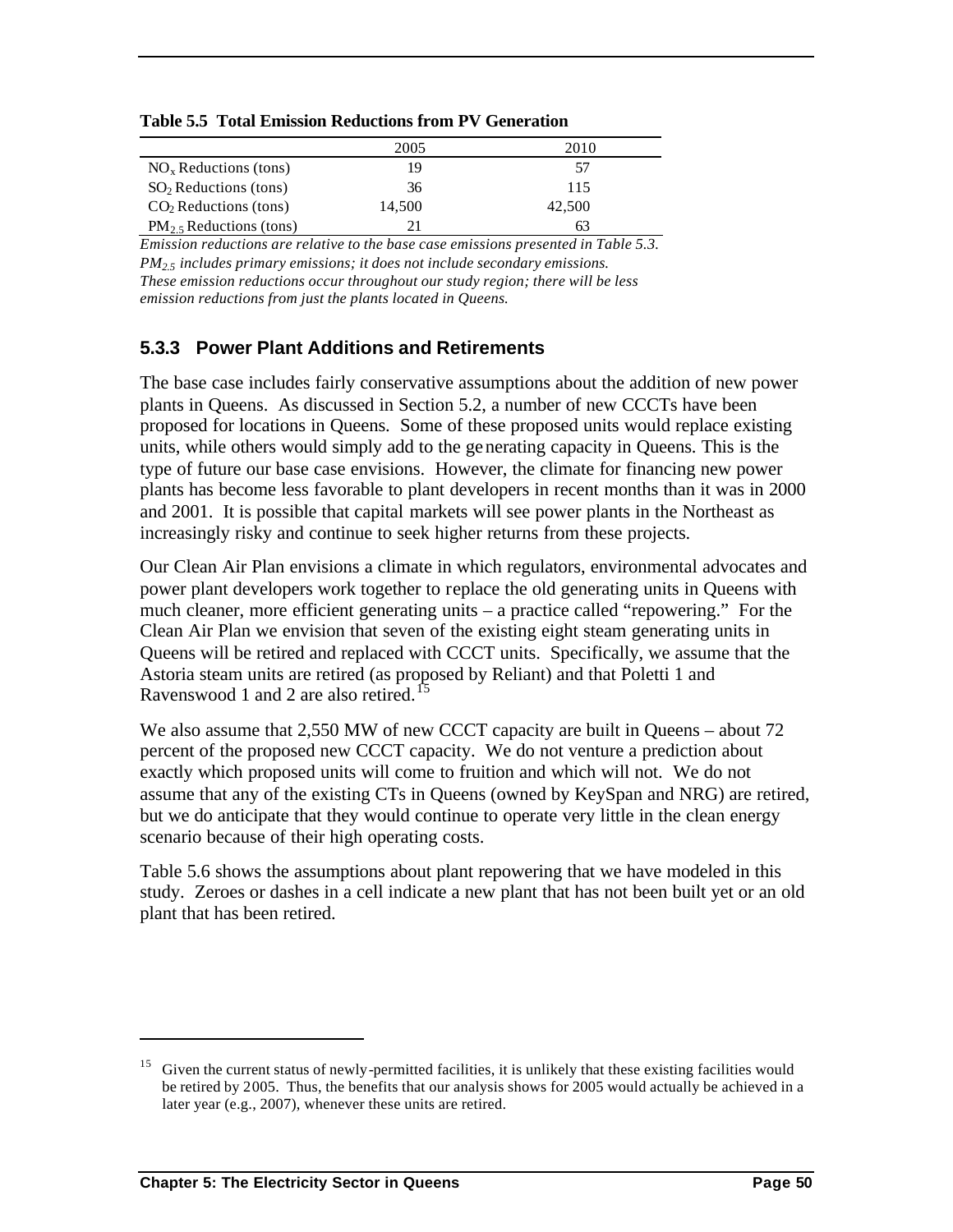**Table 5.5 Total Emission Reductions from PV Generation**

| | 2005 | 2010 |
|---|---|---|
| $NO_x$ Reductions (tons) | 19 | 57 |
| $SO_2$ Reductions (tons) | 36 | 115 |
| $CO_2$ Reductions (tons) | 14,500 | 42,500 |
| $PM_{2.5}$ Reductions (tons) | 21 | 63 |

*Emission reductions are relative to the base case emissions presented in Table 5.3.*
*$PM_{2.5}$ includes primary emissions; it does not include secondary emissions.*
*These emission reductions occur throughout our study region; there will be less emission reductions from just the plants located in Queens.*

### 5.3.3 Power Plant Additions and Retirements

The base case includes fairly conservative assumptions about the addition of new power plants in Queens. As discussed in Section 5.2, a number of new CCCTs have been proposed for locations in Queens. Some of these proposed units would replace existing units, while others would simply add to the generating capacity in Queens. This is the type of future our base case envisions. However, the climate for financing new power plants has become less favorable to plant developers in recent months than it was in 2000 and 2001. It is possible that capital markets will see power plants in the Northeast as increasingly risky and continue to seek higher returns from these projects.

Our Clean Air Plan envisions a climate in which regulators, environmental advocates and power plant developers work together to replace the old generating units in Queens with much cleaner, more efficient generating units – a practice called "repowering." For the Clean Air Plan we envision that seven of the existing eight steam generating units in Queens will be retired and replaced with CCCT units. Specifically, we assume that the Astoria steam units are retired (as proposed by Reliant) and that Poletti 1 and Ravenswood 1 and 2 are also retired.[15]

We also assume that 2,550 MW of new CCCT capacity are built in Queens – about 72 percent of the proposed new CCCT capacity. We do not venture a prediction about exactly which proposed units will come to fruition and which will not. We do not assume that any of the existing CTs in Queens (owned by KeySpan and NRG) are retired, but we do anticipate that they would continue to operate very little in the clean energy scenario because of their high operating costs.

Table 5.6 shows the assumptions about plant repowering that we have modeled in this study. Zeroes or dashes in a cell indicate a new plant that has not been built yet or an old plant that has been retired.

[15] Given the current status of newly-permitted facilities, it is unlikely that these existing facilities would be retired by 2005. Thus, the benefits that our analysis shows for 2005 would actually be achieved in a later year (e.g., 2007), whenever these units are retired.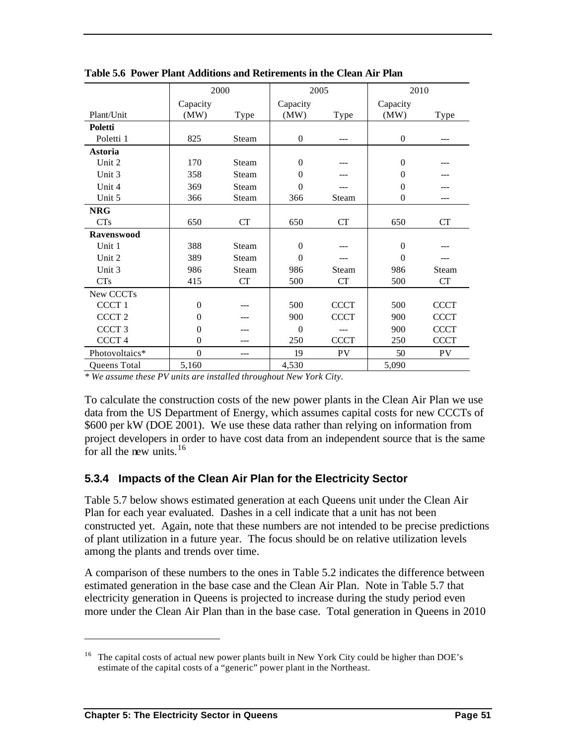**Table 5.6 Power Plant Additions and Retirements in the Clean Air Plan**

| | 2000 | | 2005 | | 2010 | |
|---|---|---|---|---|---|---|
| Plant/Unit | Capacity (MW) | Type | Capacity (MW) | Type | Capacity (MW) | Type |
| **Poletti** | | | | | | |
| Poletti 1 | 825 | Steam | 0 | --- | 0 | --- |
| **Astoria** | | | | | | |
| Unit 2 | 170 | Steam | 0 | --- | 0 | --- |
| Unit 3 | 358 | Steam | 0 | --- | 0 | --- |
| Unit 4 | 369 | Steam | 0 | --- | 0 | --- |
| Unit 5 | 366 | Steam | 366 | Steam | 0 | --- |
| **NRG** | | | | | | |
| CTs | 650 | CT | 650 | CT | 650 | CT |
| **Ravenswood** | | | | | | |
| Unit 1 | 388 | Steam | 0 | --- | 0 | --- |
| Unit 2 | 389 | Steam | 0 | --- | 0 | --- |
| Unit 3 | 986 | Steam | 986 | Steam | 986 | Steam |
| CTs | 415 | CT | 500 | CT | 500 | CT |
| New CCCTs | | | | | | |
| CCCT 1 | 0 | --- | 500 | CCCT | 500 | CCCT |
| CCCT 2 | 0 | --- | 900 | CCCT | 900 | CCCT |
| CCCT 3 | 0 | --- | 0 | --- | 900 | CCCT |
| CCCT 4 | 0 | --- | 250 | CCCT | 250 | CCCT |
| Photovoltaics* | 0 | --- | 19 | PV | 50 | PV |
| Queens Total | 5,160 | | 4,530 | | 5,090 | |

*\* We assume these PV units are installed throughout New York City.*

To calculate the construction costs of the new power plants in the Clean Air Plan we use data from the US Department of Energy, which assumes capital costs for new CCCTs of $600 per kW (DOE 2001). We use these data rather than relying on information from project developers in order to have cost data from an independent source that is the same for all the new units.[16]

### 5.3.4 Impacts of the Clean Air Plan for the Electricity Sector

Table 5.7 below shows estimated generation at each Queens unit under the Clean Air Plan for each year evaluated. Dashes in a cell indicate that a unit has not been constructed yet. Again, note that these numbers are not intended to be precise predictions of plant utilization in a future year. The focus should be on relative utilization levels among the plants and trends over time.

A comparison of these numbers to the ones in Table 5.2 indicates the difference between estimated generation in the base case and the Clean Air Plan. Note in Table 5.7 that electricity generation in Queens is projected to increase during the study period even more under the Clean Air Plan than in the base case. Total generation in Queens in 2010

[16] The capital costs of actual new power plants built in New York City could be higher than DOE's estimate of the capital costs of a "generic" power plant in the Northeast.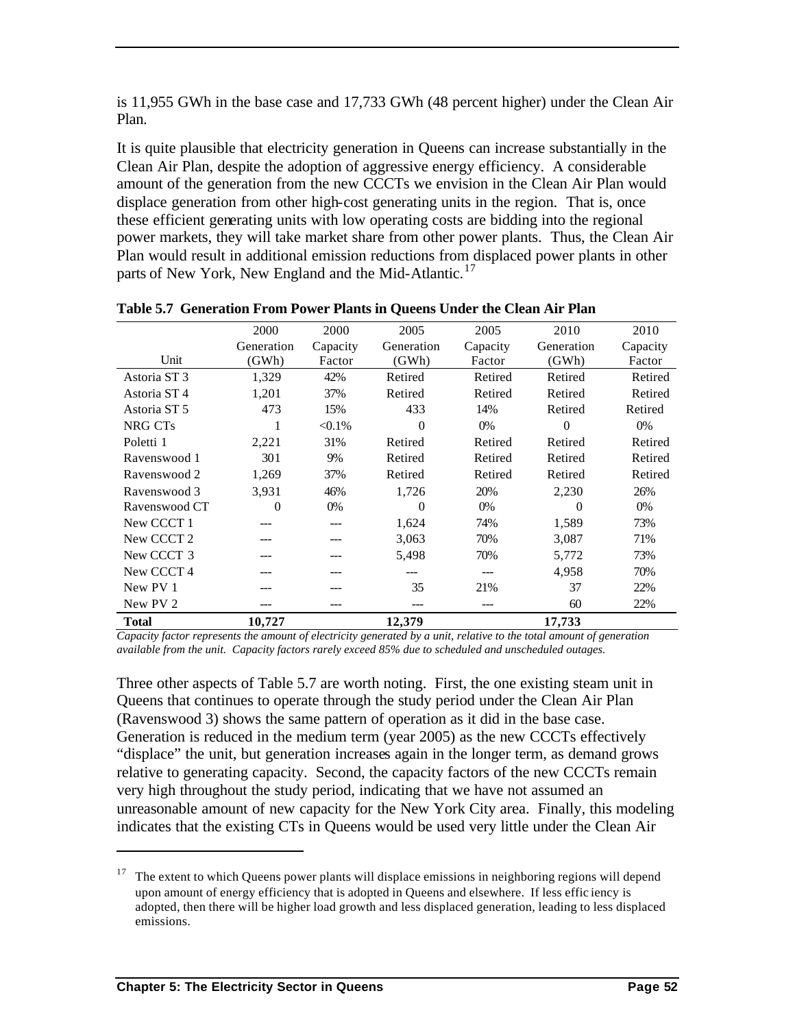is 11,955 GWh in the base case and 17,733 GWh (48 percent higher) under the Clean Air Plan.

It is quite plausible that electricity generation in Queens can increase substantially in the Clean Air Plan, despite the adoption of aggressive energy efficiency. A considerable amount of the generation from the new CCCTs we envision in the Clean Air Plan would displace generation from other high-cost generating units in the region. That is, once these efficient generating units with low operating costs are bidding into the regional power markets, they will take market share from other power plants. Thus, the Clean Air Plan would result in additional emission reductions from displaced power plants in other parts of New York, New England and the Mid-Atlantic.[17]

**Table 5.7 Generation From Power Plants in Queens Under the Clean Air Plan**

| Unit | 2000 Generation (GWh) | 2000 Capacity Factor | 2005 Generation (GWh) | 2005 Capacity Factor | 2010 Generation (GWh) | 2010 Capacity Factor |
|---|---|---|---|---|---|---|
| Astoria ST 3 | 1,329 | 42% | Retired | Retired | Retired | Retired |
| Astoria ST 4 | 1,201 | 37% | Retired | Retired | Retired | Retired |
| Astoria ST 5 | 473 | 15% | 433 | 14% | Retired | Retired |
| NRG CTs | 1 | <0.1% | 0 | 0% | 0 | 0% |
| Poletti 1 | 2,221 | 31% | Retired | Retired | Retired | Retired |
| Ravenswood 1 | 301 | 9% | Retired | Retired | Retired | Retired |
| Ravenswood 2 | 1,269 | 37% | Retired | Retired | Retired | Retired |
| Ravenswood 3 | 3,931 | 46% | 1,726 | 20% | 2,230 | 26% |
| Ravenswood CT | 0 | 0% | 0 | 0% | 0 | 0% |
| New CCCT 1 | --- | --- | 1,624 | 74% | 1,589 | 73% |
| New CCCT 2 | --- | --- | 3,063 | 70% | 3,087 | 71% |
| New CCCT 3 | --- | --- | 5,498 | 70% | 5,772 | 73% |
| New CCCT 4 | --- | --- | --- | --- | 4,958 | 70% |
| New PV 1 | --- | --- | 35 | 21% | 37 | 22% |
| New PV 2 | --- | --- | --- | --- | 60 | 22% |
| **Total** | **10,727** | | **12,379** | | **17,733** | |

*Capacity factor represents the amount of electricity generated by a unit, relative to the total amount of generation available from the unit. Capacity factors rarely exceed 85% due to scheduled and unscheduled outages.*

Three other aspects of Table 5.7 are worth noting. First, the one existing steam unit in Queens that continues to operate through the study period under the Clean Air Plan (Ravenswood 3) shows the same pattern of operation as it did in the base case. Generation is reduced in the medium term (year 2005) as the new CCCTs effectively "displace" the unit, but generation increases again in the longer term, as demand grows relative to generating capacity. Second, the capacity factors of the new CCCTs remain very high throughout the study period, indicating that we have not assumed an unreasonable amount of new capacity for the New York City area. Finally, this modeling indicates that the existing CTs in Queens would be used very little under the Clean Air

[17] The extent to which Queens power plants will displace emissions in neighboring regions will depend upon amount of energy efficiency that is adopted in Queens and elsewhere. If less efficiency is adopted, then there will be higher load growth and less displaced generation, leading to less displaced emissions.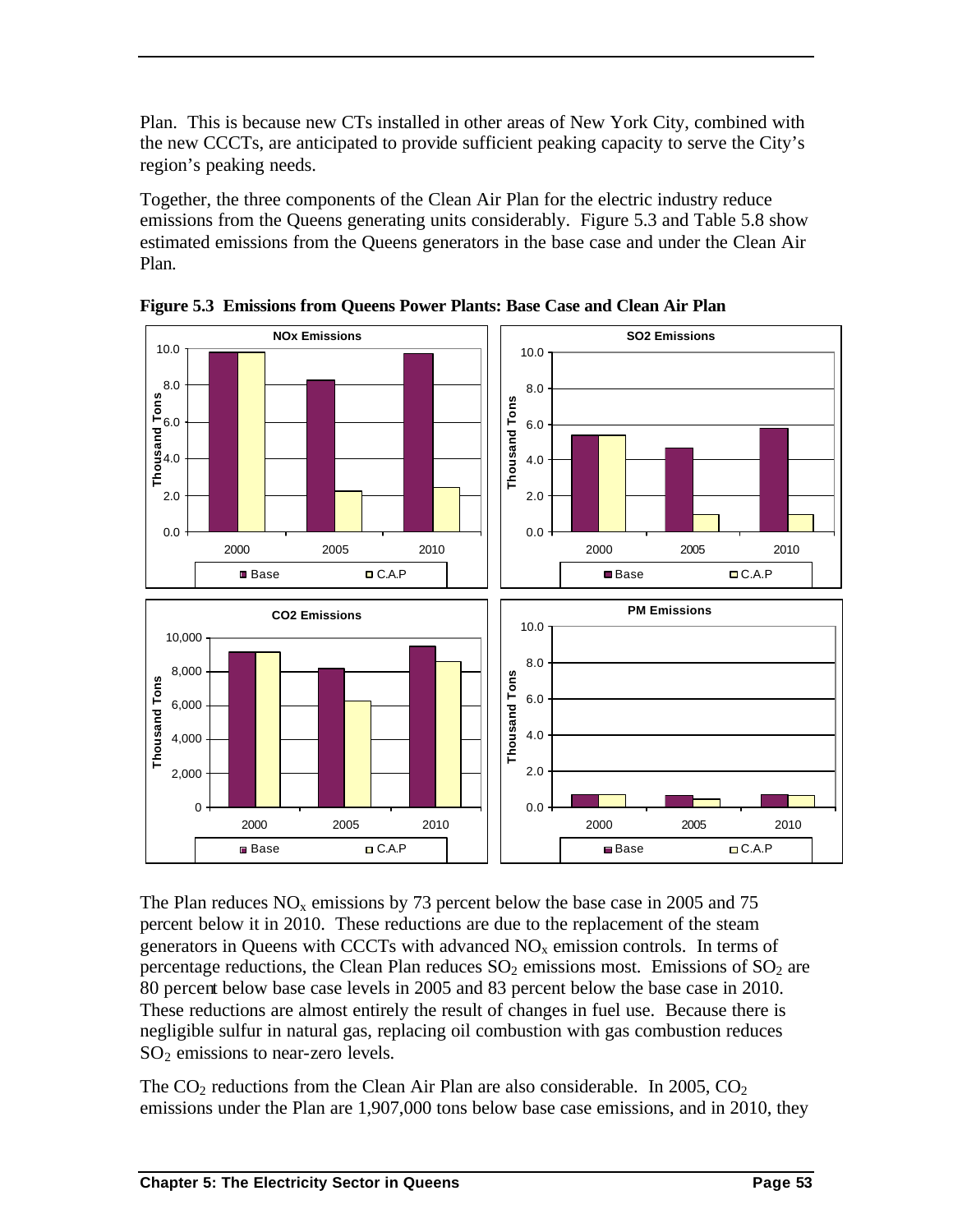Plan. This is because new CTs installed in other areas of New York City, combined with the new CCCTs, are anticipated to provide sufficient peaking capacity to serve the City's region's peaking needs.

Together, the three components of the Clean Air Plan for the electric industry reduce emissions from the Queens generating units considerably. Figure 5.3 and Table 5.8 show estimated emissions from the Queens generators in the base case and under the Clean Air Plan.

**Figure 5.3 Emissions from Queens Power Plants: Base Case and Clean Air Plan**

The Plan reduces $NO_x$ emissions by 73 percent below the base case in 2005 and 75 percent below it in 2010. These reductions are due to the replacement of the steam generators in Queens with CCCTs with advanced $NO_x$ emission controls. In terms of percentage reductions, the Clean Plan reduces $SO_2$ emissions most. Emissions of $SO_2$ are 80 percent below base case levels in 2005 and 83 percent below the base case in 2010. These reductions are almost entirely the result of changes in fuel use. Because there is negligible sulfur in natural gas, replacing oil combustion with gas combustion reduces $SO_2$ emissions to near-zero levels.

The $CO_2$ reductions from the Clean Air Plan are also considerable. In 2005, $CO_2$ emissions under the Plan are 1,907,000 tons below base case emissions, and in 2010, they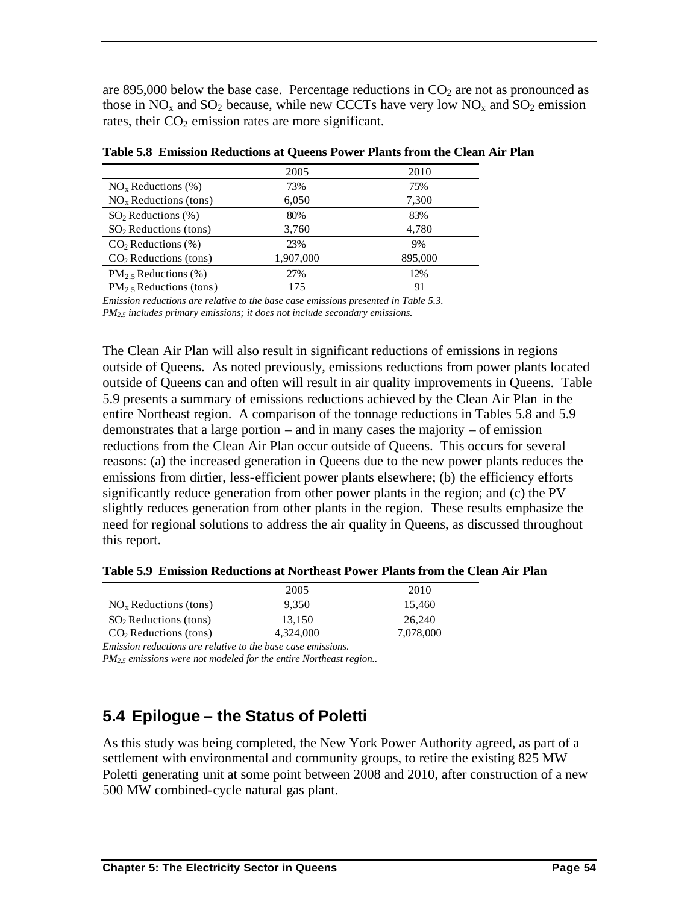are 895,000 below the base case. Percentage reductions in $CO_2$ are not as pronounced as those in $NO_x$ and $SO_2$ because, while new CCCTs have very low $NO_x$ and $SO_2$ emission rates, their $CO_2$ emission rates are more significant.

**Table 5.8 Emission Reductions at Queens Power Plants from the Clean Air Plan**

| | 2005 | 2010 |
|---|---|---|
| $NO_x$ Reductions (%) | 73% | 75% |
| $NO_x$ Reductions (tons) | 6,050 | 7,300 |
| $SO_2$ Reductions (%) | 80% | 83% |
| $SO_2$ Reductions (tons) | 3,760 | 4,780 |
| $CO_2$ Reductions (%) | 23% | 9% |
| $CO_2$ Reductions (tons) | 1,907,000 | 895,000 |
| $PM_{2.5}$ Reductions (%) | 27% | 12% |
| $PM_{2.5}$ Reductions (tons) | 175 | 91 |

*Emission reductions are relative to the base case emissions presented in Table 5.3.*
*$PM_{2.5}$ includes primary emissions; it does not include secondary emissions.*

The Clean Air Plan will also result in significant reductions of emissions in regions outside of Queens. As noted previously, emissions reductions from power plants located outside of Queens can and often will result in air quality improvements in Queens. Table 5.9 presents a summary of emissions reductions achieved by the Clean Air Plan in the entire Northeast region. A comparison of the tonnage reductions in Tables 5.8 and 5.9 demonstrates that a large portion – and in many cases the majority – of emission reductions from the Clean Air Plan occur outside of Queens. This occurs for several reasons: (a) the increased generation in Queens due to the new power plants reduces the emissions from dirtier, less-efficient power plants elsewhere; (b) the efficiency efforts significantly reduce generation from other power plants in the region; and (c) the PV slightly reduces generation from other plants in the region. These results emphasize the need for regional solutions to address the air quality in Queens, as discussed throughout this report.

**Table 5.9 Emission Reductions at Northeast Power Plants from the Clean Air Plan**

| | 2005 | 2010 |
|---|---|---|
| $NO_x$ Reductions (tons) | 9,350 | 15,460 |
| $SO_2$ Reductions (tons) | 13,150 | 26,240 |
| $CO_2$ Reductions (tons) | 4,324,000 | 7,078,000 |

*Emission reductions are relative to the base case emissions.*
*$PM_{2.5}$ emissions were not modeled for the entire Northeast region..*

## 5.4 Epilogue – the Status of Poletti

As this study was being completed, the New York Power Authority agreed, as part of a settlement with environmental and community groups, to retire the existing 825 MW Poletti generating unit at some point between 2008 and 2010, after construction of a new 500 MW combined-cycle natural gas plant.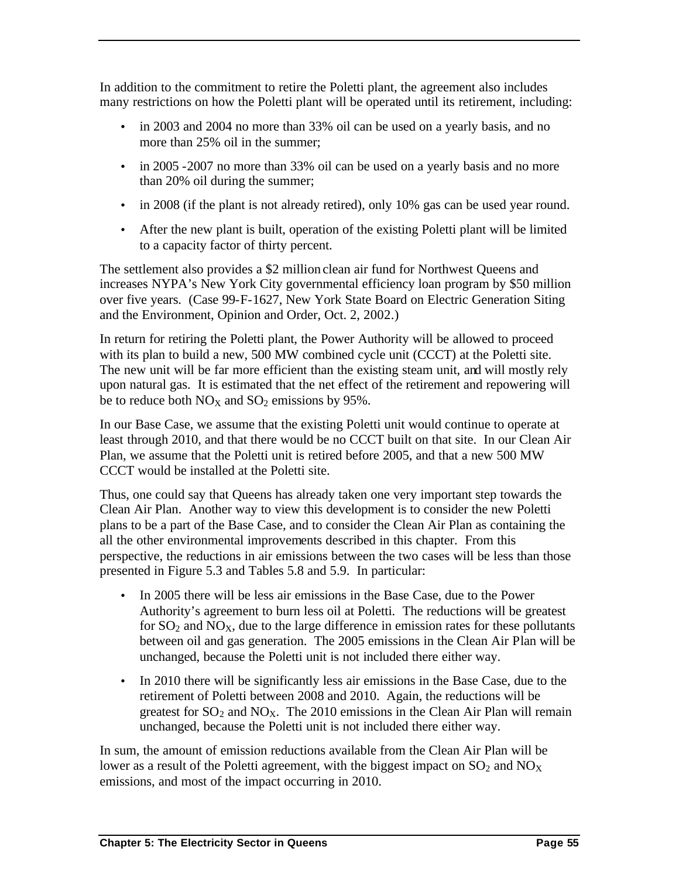In addition to the commitment to retire the Poletti plant, the agreement also includes many restrictions on how the Poletti plant will be operated until its retirement, including:

- in 2003 and 2004 no more than 33% oil can be used on a yearly basis, and no more than 25% oil in the summer;
- in 2005 -2007 no more than 33% oil can be used on a yearly basis and no more than 20% oil during the summer;
- in 2008 (if the plant is not already retired), only 10% gas can be used year round.
- After the new plant is built, operation of the existing Poletti plant will be limited to a capacity factor of thirty percent.

The settlement also provides a $2 million clean air fund for Northwest Queens and increases NYPA's New York City governmental efficiency loan program by $50 million over five years. (Case 99-F-1627, New York State Board on Electric Generation Siting and the Environment, Opinion and Order, Oct. 2, 2002.)

In return for retiring the Poletti plant, the Power Authority will be allowed to proceed with its plan to build a new, 500 MW combined cycle unit (CCCT) at the Poletti site. The new unit will be far more efficient than the existing steam unit, and will mostly rely upon natural gas. It is estimated that the net effect of the retirement and repowering will be to reduce both $NO_X$ and $SO_2$ emissions by 95%.

In our Base Case, we assume that the existing Poletti unit would continue to operate at least through 2010, and that there would be no CCCT built on that site. In our Clean Air Plan, we assume that the Poletti unit is retired before 2005, and that a new 500 MW CCCT would be installed at the Poletti site.

Thus, one could say that Queens has already taken one very important step towards the Clean Air Plan. Another way to view this development is to consider the new Poletti plans to be a part of the Base Case, and to consider the Clean Air Plan as containing the all the other environmental improvements described in this chapter. From this perspective, the reductions in air emissions between the two cases will be less than those presented in Figure 5.3 and Tables 5.8 and 5.9. In particular:

- In 2005 there will be less air emissions in the Base Case, due to the Power Authority's agreement to burn less oil at Poletti. The reductions will be greatest for $SO_2$ and $NO_X$, due to the large difference in emission rates for these pollutants between oil and gas generation. The 2005 emissions in the Clean Air Plan will be unchanged, because the Poletti unit is not included there either way.
- In 2010 there will be significantly less air emissions in the Base Case, due to the retirement of Poletti between 2008 and 2010. Again, the reductions will be greatest for $SO_2$ and $NO_X$. The 2010 emissions in the Clean Air Plan will remain unchanged, because the Poletti unit is not included there either way.

In sum, the amount of emission reductions available from the Clean Air Plan will be lower as a result of the Poletti agreement, with the biggest impact on $SO_2$ and $NO_X$ emissions, and most of the impact occurring in 2010.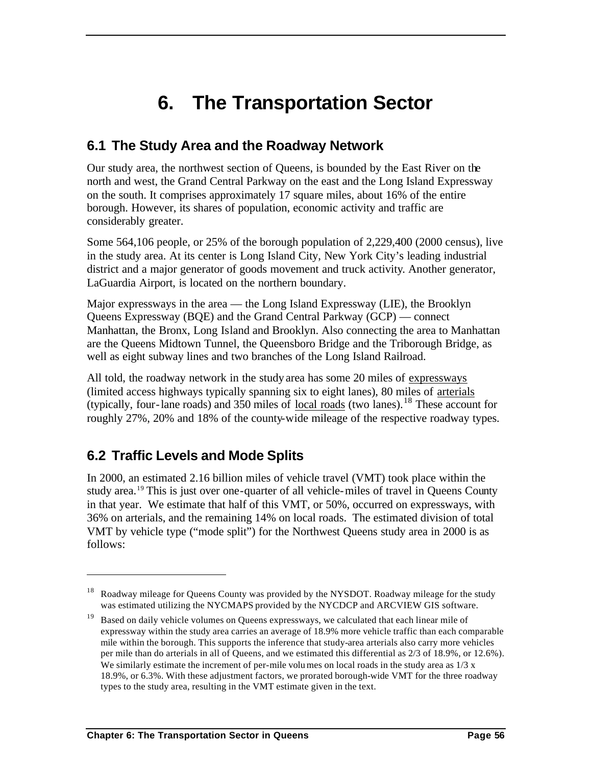# 6. The Transportation Sector

## 6.1 The Study Area and the Roadway Network

Our study area, the northwest section of Queens, is bounded by the East River on the north and west, the Grand Central Parkway on the east and the Long Island Expressway on the south. It comprises approximately 17 square miles, about 16% of the entire borough. However, its shares of population, economic activity and traffic are considerably greater.

Some 564,106 people, or 25% of the borough population of 2,229,400 (2000 census), live in the study area. At its center is Long Island City, New York City's leading industrial district and a major generator of goods movement and truck activity. Another generator, LaGuardia Airport, is located on the northern boundary.

Major expressways in the area — the Long Island Expressway (LIE), the Brooklyn Queens Expressway (BQE) and the Grand Central Parkway (GCP) — connect Manhattan, the Bronx, Long Island and Brooklyn. Also connecting the area to Manhattan are the Queens Midtown Tunnel, the Queensboro Bridge and the Triborough Bridge, as well as eight subway lines and two branches of the Long Island Railroad.

All told, the roadway network in the study area has some 20 miles of expressways (limited access highways typically spanning six to eight lanes), 80 miles of arterials (typically, four-lane roads) and 350 miles of local roads (two lanes).[18] These account for roughly 27%, 20% and 18% of the county-wide mileage of the respective roadway types.

## 6.2 Traffic Levels and Mode Splits

In 2000, an estimated 2.16 billion miles of vehicle travel (VMT) took place within the study area.[19] This is just over one-quarter of all vehicle-miles of travel in Queens County in that year. We estimate that half of this VMT, or 50%, occurred on expressways, with 36% on arterials, and the remaining 14% on local roads. The estimated division of total VMT by vehicle type ("mode split") for the Northwest Queens study area in 2000 is as follows:

---

[18] Roadway mileage for Queens County was provided by the NYSDOT. Roadway mileage for the study was estimated utilizing the NYCMAPS provided by the NYCDCP and ARCVIEW GIS software.

[19] Based on daily vehicle volumes on Queens expressways, we calculated that each linear mile of expressway within the study area carries an average of 18.9% more vehicle traffic than each comparable mile within the borough. This supports the inference that study-area arterials also carry more vehicles per mile than do arterials in all of Queens, and we estimated this differential as 2/3 of 18.9%, or 12.6%). We similarly estimate the increment of per-mile volumes on local roads in the study area as 1/3 x 18.9%, or 6.3%. With these adjustment factors, we prorated borough-wide VMT for the three roadway types to the study area, resulting in the VMT estimate given in the text.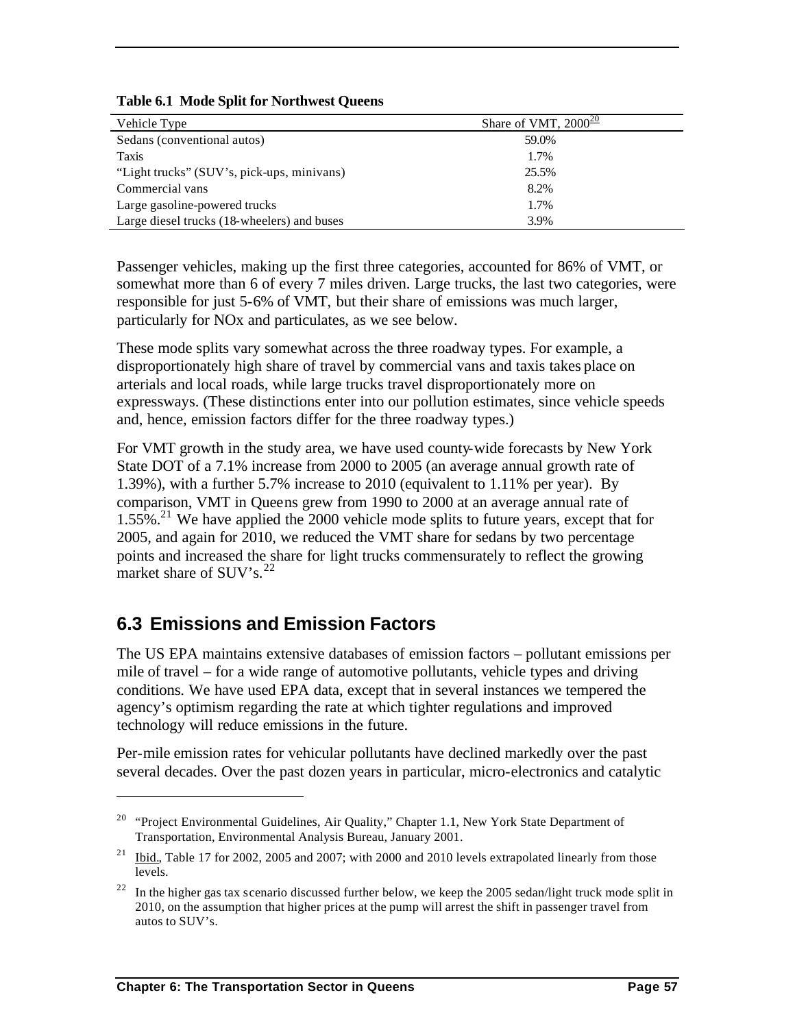**Table 6.1 Mode Split for Northwest Queens**

| Vehicle Type | Share of VMT, 2000[20] |
|---|---|
| Sedans (conventional autos) | 59.0% |
| Taxis | 1.7% |
| "Light trucks" (SUV's, pick-ups, minivans) | 25.5% |
| Commercial vans | 8.2% |
| Large gasoline-powered trucks | 1.7% |
| Large diesel trucks (18-wheelers) and buses | 3.9% |

Passenger vehicles, making up the first three categories, accounted for 86% of VMT, or somewhat more than 6 of every 7 miles driven. Large trucks, the last two categories, were responsible for just 5-6% of VMT, but their share of emissions was much larger, particularly for NOx and particulates, as we see below.

These mode splits vary somewhat across the three roadway types. For example, a disproportionately high share of travel by commercial vans and taxis takes place on arterials and local roads, while large trucks travel disproportionately more on expressways. (These distinctions enter into our pollution estimates, since vehicle speeds and, hence, emission factors differ for the three roadway types.)

For VMT growth in the study area, we have used county-wide forecasts by New York State DOT of a 7.1% increase from 2000 to 2005 (an average annual growth rate of 1.39%), with a further 5.7% increase to 2010 (equivalent to 1.11% per year). By comparison, VMT in Queens grew from 1990 to 2000 at an average annual rate of 1.55%.[21] We have applied the 2000 vehicle mode splits to future years, except that for 2005, and again for 2010, we reduced the VMT share for sedans by two percentage points and increased the share for light trucks commensurately to reflect the growing market share of SUV's.[22]

## 6.3 Emissions and Emission Factors

The US EPA maintains extensive databases of emission factors – pollutant emissions per mile of travel – for a wide range of automotive pollutants, vehicle types and driving conditions. We have used EPA data, except that in several instances we tempered the agency's optimism regarding the rate at which tighter regulations and improved technology will reduce emissions in the future.

Per-mile emission rates for vehicular pollutants have declined markedly over the past several decades. Over the past dozen years in particular, micro-electronics and catalytic

---

[20] "Project Environmental Guidelines, Air Quality," Chapter 1.1, New York State Department of Transportation, Environmental Analysis Bureau, January 2001.

[21] Ibid., Table 17 for 2002, 2005 and 2007; with 2000 and 2010 levels extrapolated linearly from those levels.

[22] In the higher gas tax scenario discussed further below, we keep the 2005 sedan/light truck mode split in 2010, on the assumption that higher prices at the pump will arrest the shift in passenger travel from autos to SUV's.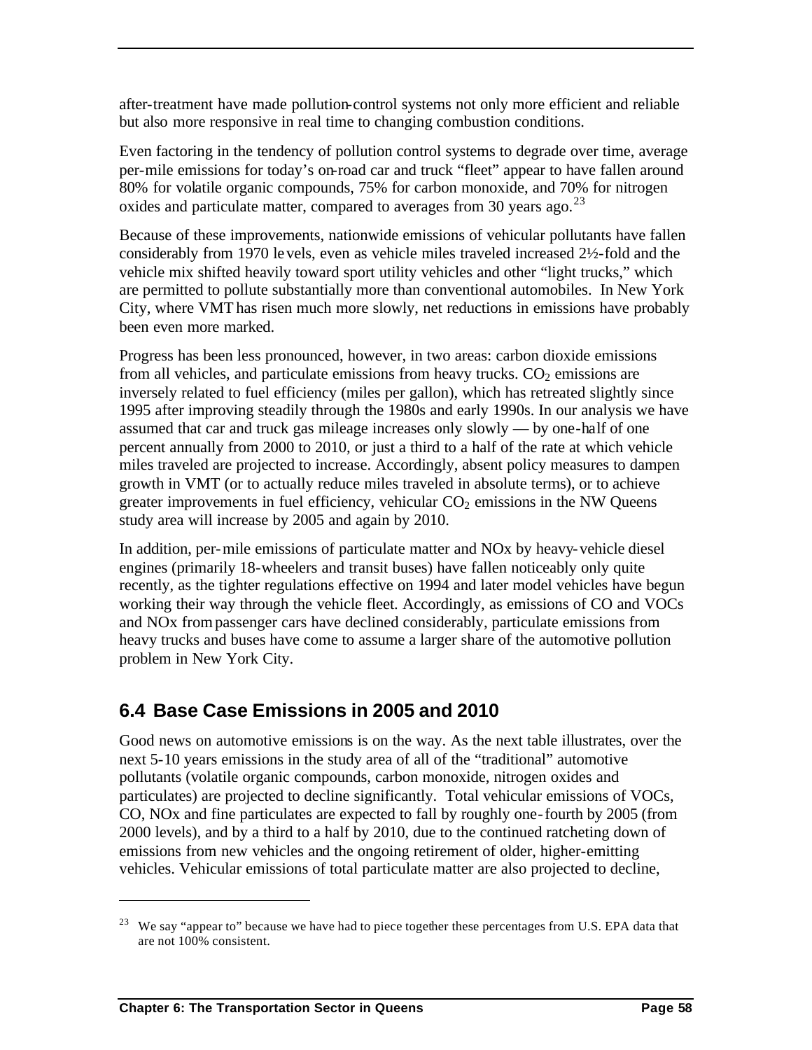after-treatment have made pollution-control systems not only more efficient and reliable but also more responsive in real time to changing combustion conditions.

Even factoring in the tendency of pollution control systems to degrade over time, average per-mile emissions for today's on-road car and truck "fleet" appear to have fallen around 80% for volatile organic compounds, 75% for carbon monoxide, and 70% for nitrogen oxides and particulate matter, compared to averages from 30 years ago.[23]

Because of these improvements, nationwide emissions of vehicular pollutants have fallen considerably from 1970 levels, even as vehicle miles traveled increased 2½-fold and the vehicle mix shifted heavily toward sport utility vehicles and other "light trucks," which are permitted to pollute substantially more than conventional automobiles. In New York City, where VMT has risen much more slowly, net reductions in emissions have probably been even more marked.

Progress has been less pronounced, however, in two areas: carbon dioxide emissions from all vehicles, and particulate emissions from heavy trucks. $CO_2$ emissions are inversely related to fuel efficiency (miles per gallon), which has retreated slightly since 1995 after improving steadily through the 1980s and early 1990s. In our analysis we have assumed that car and truck gas mileage increases only slowly — by one-half of one percent annually from 2000 to 2010, or just a third to a half of the rate at which vehicle miles traveled are projected to increase. Accordingly, absent policy measures to dampen growth in VMT (or to actually reduce miles traveled in absolute terms), or to achieve greater improvements in fuel efficiency, vehicular $CO_2$ emissions in the NW Queens study area will increase by 2005 and again by 2010.

In addition, per-mile emissions of particulate matter and NOx by heavy-vehicle diesel engines (primarily 18-wheelers and transit buses) have fallen noticeably only quite recently, as the tighter regulations effective on 1994 and later model vehicles have begun working their way through the vehicle fleet. Accordingly, as emissions of CO and VOCs and NOx from passenger cars have declined considerably, particulate emissions from heavy trucks and buses have come to assume a larger share of the automotive pollution problem in New York City.

## 6.4 Base Case Emissions in 2005 and 2010

Good news on automotive emissions is on the way. As the next table illustrates, over the next 5-10 years emissions in the study area of all of the "traditional" automotive pollutants (volatile organic compounds, carbon monoxide, nitrogen oxides and particulates) are projected to decline significantly. Total vehicular emissions of VOCs, CO, NOx and fine particulates are expected to fall by roughly one-fourth by 2005 (from 2000 levels), and by a third to a half by 2010, due to the continued ratcheting down of emissions from new vehicles and the ongoing retirement of older, higher-emitting vehicles. Vehicular emissions of total particulate matter are also projected to decline,

---

[23] We say "appear to" because we have had to piece together these percentages from U.S. EPA data that are not 100% consistent.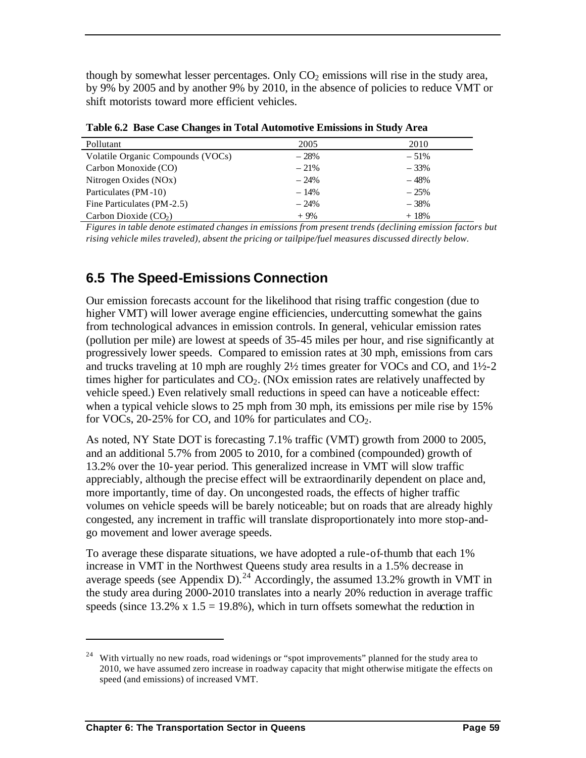though by somewhat lesser percentages. Only $CO_2$ emissions will rise in the study area, by 9% by 2005 and by another 9% by 2010, in the absence of policies to reduce VMT or shift motorists toward more efficient vehicles.

**Table 6.2 Base Case Changes in Total Automotive Emissions in Study Area**

| Pollutant | 2005 | 2010 |
|---|---|---|
| Volatile Organic Compounds (VOCs) | – 28% | – 51% |
| Carbon Monoxide (CO) | – 21% | – 33% |
| Nitrogen Oxides (NOx) | – 24% | – 48% |
| Particulates (PM-10) | – 14% | – 25% |
| Fine Particulates (PM-2.5) | – 24% | – 38% |
| Carbon Dioxide ($CO_2$) | + 9% | + 18% |

*Figures in table denote estimated changes in emissions from present trends (declining emission factors but rising vehicle miles traveled), absent the pricing or tailpipe/fuel measures discussed directly below.*

## 6.5 The Speed-Emissions Connection

Our emission forecasts account for the likelihood that rising traffic congestion (due to higher VMT) will lower average engine efficiencies, undercutting somewhat the gains from technological advances in emission controls. In general, vehicular emission rates (pollution per mile) are lowest at speeds of 35-45 miles per hour, and rise significantly at progressively lower speeds. Compared to emission rates at 30 mph, emissions from cars and trucks traveling at 10 mph are roughly 2½ times greater for VOCs and CO, and 1½-2 times higher for particulates and $CO_2$. (NOx emission rates are relatively unaffected by vehicle speed.) Even relatively small reductions in speed can have a noticeable effect: when a typical vehicle slows to 25 mph from 30 mph, its emissions per mile rise by 15% for VOCs, 20-25% for CO, and 10% for particulates and $CO_2$.

As noted, NY State DOT is forecasting 7.1% traffic (VMT) growth from 2000 to 2005, and an additional 5.7% from 2005 to 2010, for a combined (compounded) growth of 13.2% over the 10-year period. This generalized increase in VMT will slow traffic appreciably, although the precise effect will be extraordinarily dependent on place and, more importantly, time of day. On uncongested roads, the effects of higher traffic volumes on vehicle speeds will be barely noticeable; but on roads that are already highly congested, any increment in traffic will translate disproportionately into more stop-and-go movement and lower average speeds.

To average these disparate situations, we have adopted a rule-of-thumb that each 1% increase in VMT in the Northwest Queens study area results in a 1.5% decrease in average speeds (see Appendix D).[24] Accordingly, the assumed 13.2% growth in VMT in the study area during 2000-2010 translates into a nearly 20% reduction in average traffic speeds (since 13.2% x 1.5 = 19.8%), which in turn offsets somewhat the reduction in

[24] With virtually no new roads, road widenings or "spot improvements" planned for the study area to 2010, we have assumed zero increase in roadway capacity that might otherwise mitigate the effects on speed (and emissions) of increased VMT.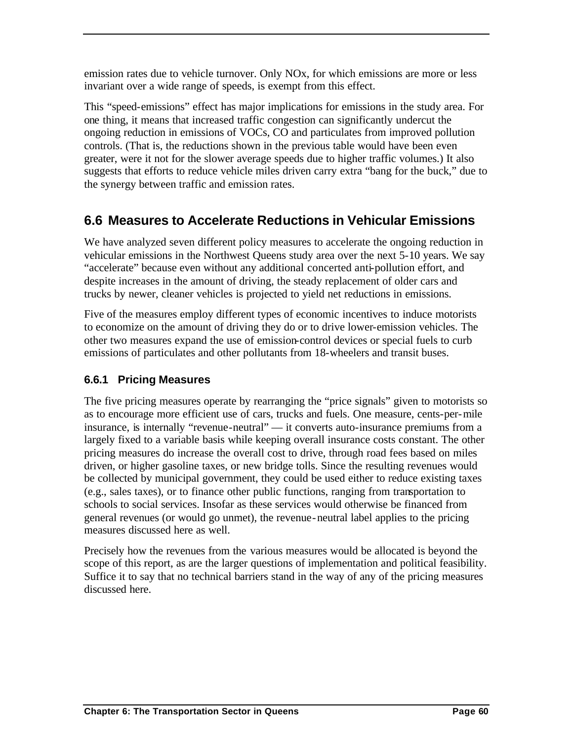emission rates due to vehicle turnover. Only NOx, for which emissions are more or less invariant over a wide range of speeds, is exempt from this effect.

This "speed-emissions" effect has major implications for emissions in the study area. For one thing, it means that increased traffic congestion can significantly undercut the ongoing reduction in emissions of VOCs, CO and particulates from improved pollution controls. (That is, the reductions shown in the previous table would have been even greater, were it not for the slower average speeds due to higher traffic volumes.) It also suggests that efforts to reduce vehicle miles driven carry extra "bang for the buck," due to the synergy between traffic and emission rates.

## 6.6 Measures to Accelerate Reductions in Vehicular Emissions

We have analyzed seven different policy measures to accelerate the ongoing reduction in vehicular emissions in the Northwest Queens study area over the next 5-10 years. We say "accelerate" because even without any additional concerted anti-pollution effort, and despite increases in the amount of driving, the steady replacement of older cars and trucks by newer, cleaner vehicles is projected to yield net reductions in emissions.

Five of the measures employ different types of economic incentives to induce motorists to economize on the amount of driving they do or to drive lower-emission vehicles. The other two measures expand the use of emission-control devices or special fuels to curb emissions of particulates and other pollutants from 18-wheelers and transit buses.

### 6.6.1 Pricing Measures

The five pricing measures operate by rearranging the "price signals" given to motorists so as to encourage more efficient use of cars, trucks and fuels. One measure, cents-per-mile insurance, is internally "revenue-neutral" — it converts auto-insurance premiums from a largely fixed to a variable basis while keeping overall insurance costs constant. The other pricing measures do increase the overall cost to drive, through road fees based on miles driven, or higher gasoline taxes, or new bridge tolls. Since the resulting revenues would be collected by municipal government, they could be used either to reduce existing taxes (e.g., sales taxes), or to finance other public functions, ranging from transportation to schools to social services. Insofar as these services would otherwise be financed from general revenues (or would go unmet), the revenue-neutral label applies to the pricing measures discussed here as well.

Precisely how the revenues from the various measures would be allocated is beyond the scope of this report, as are the larger questions of implementation and political feasibility. Suffice it to say that no technical barriers stand in the way of any of the pricing measures discussed here.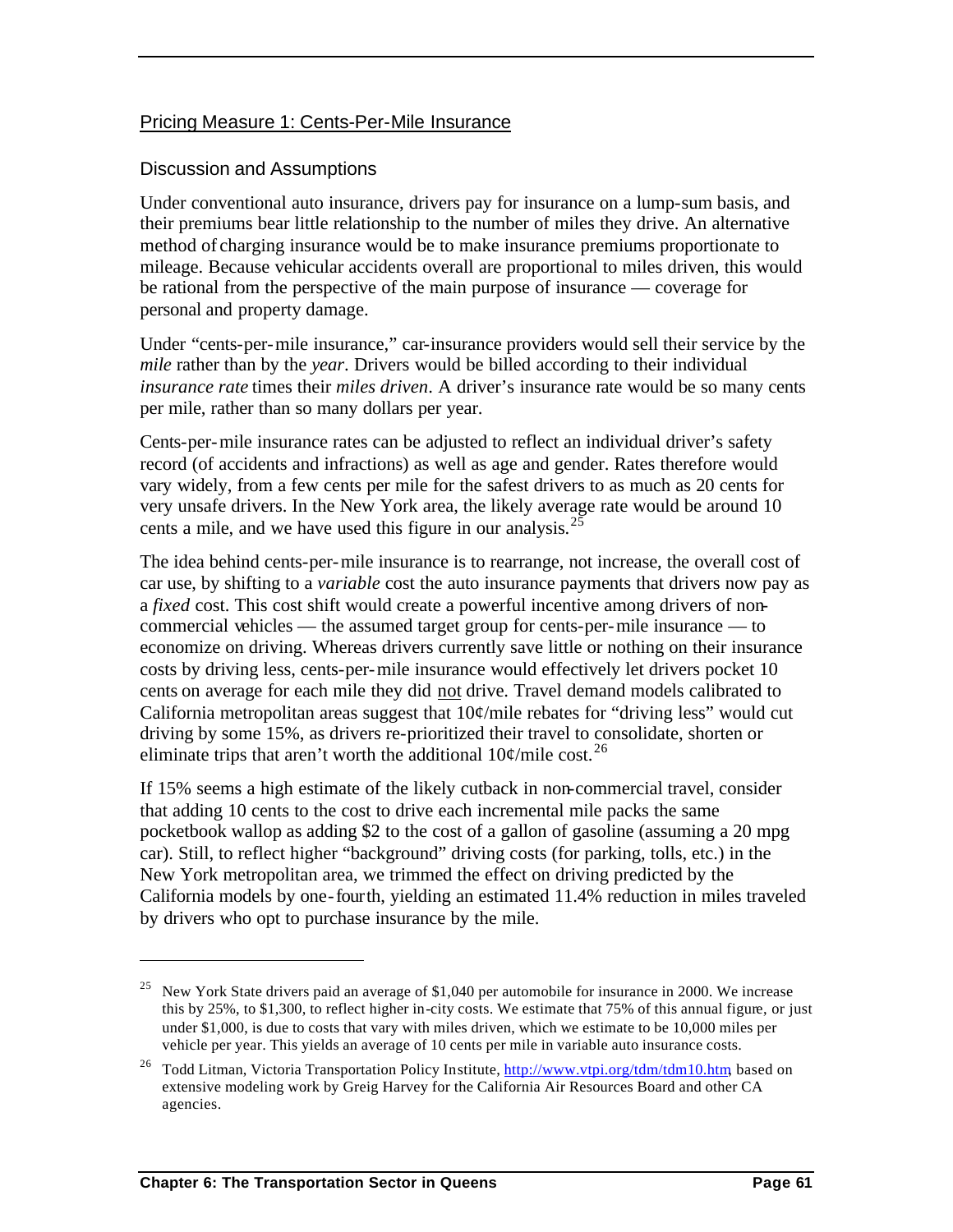## Pricing Measure 1: Cents-Per-Mile Insurance

### Discussion and Assumptions

Under conventional auto insurance, drivers pay for insurance on a lump-sum basis, and their premiums bear little relationship to the number of miles they drive. An alternative method of charging insurance would be to make insurance premiums proportionate to mileage. Because vehicular accidents overall are proportional to miles driven, this would be rational from the perspective of the main purpose of insurance — coverage for personal and property damage.

Under "cents-per-mile insurance," car-insurance providers would sell their service by the *mile* rather than by the *year*. Drivers would be billed according to their individual *insurance rate* times their *miles driven*. A driver's insurance rate would be so many cents per mile, rather than so many dollars per year.

Cents-per-mile insurance rates can be adjusted to reflect an individual driver's safety record (of accidents and infractions) as well as age and gender. Rates therefore would vary widely, from a few cents per mile for the safest drivers to as much as 20 cents for very unsafe drivers. In the New York area, the likely average rate would be around 10 cents a mile, and we have used this figure in our analysis.[25]

The idea behind cents-per-mile insurance is to rearrange, not increase, the overall cost of car use, by shifting to a *variable* cost the auto insurance payments that drivers now pay as a *fixed* cost. This cost shift would create a powerful incentive among drivers of non-commercial vehicles — the assumed target group for cents-per-mile insurance — to economize on driving. Whereas drivers currently save little or nothing on their insurance costs by driving less, cents-per-mile insurance would effectively let drivers pocket 10 cents on average for each mile they did not drive. Travel demand models calibrated to California metropolitan areas suggest that 10¢/mile rebates for "driving less" would cut driving by some 15%, as drivers re-prioritized their travel to consolidate, shorten or eliminate trips that aren't worth the additional 10¢/mile cost.[26]

If 15% seems a high estimate of the likely cutback in non-commercial travel, consider that adding 10 cents to the cost to drive each incremental mile packs the same pocketbook wallop as adding $2 to the cost of a gallon of gasoline (assuming a 20 mpg car). Still, to reflect higher "background" driving costs (for parking, tolls, etc.) in the New York metropolitan area, we trimmed the effect on driving predicted by the California models by one-fourth, yielding an estimated 11.4% reduction in miles traveled by drivers who opt to purchase insurance by the mile.

---

[25] New York State drivers paid an average of $1,040 per automobile for insurance in 2000. We increase this by 25%, to $1,300, to reflect higher in-city costs. We estimate that 75% of this annual figure, or just under $1,000, is due to costs that vary with miles driven, which we estimate to be 10,000 miles per vehicle per year. This yields an average of 10 cents per mile in variable auto insurance costs.

[26] Todd Litman, Victoria Transportation Policy Institute, http://www.vtpi.org/tdm/tdm10.htm, based on extensive modeling work by Greig Harvey for the California Air Resources Board and other CA agencies.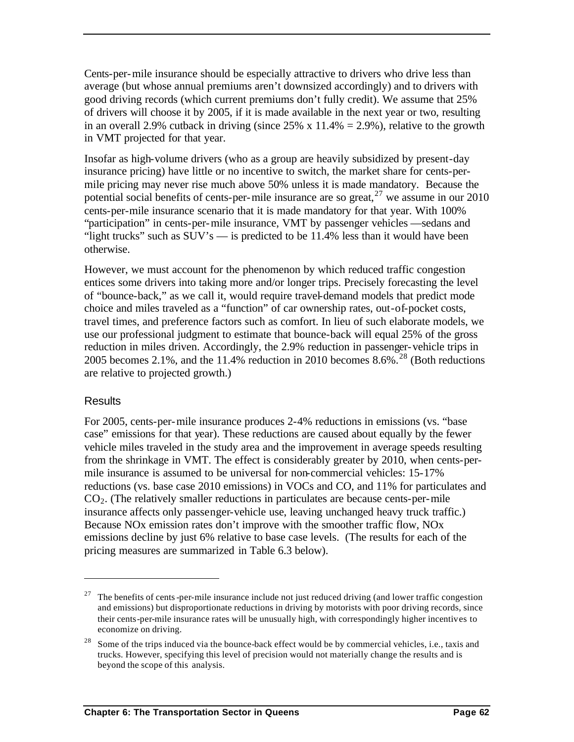Cents-per-mile insurance should be especially attractive to drivers who drive less than average (but whose annual premiums aren't downsized accordingly) and to drivers with good driving records (which current premiums don't fully credit). We assume that 25% of drivers will choose it by 2005, if it is made available in the next year or two, resulting in an overall 2.9% cutback in driving (since 25% x 11.4% = 2.9%), relative to the growth in VMT projected for that year.

Insofar as high-volume drivers (who as a group are heavily subsidized by present-day insurance pricing) have little or no incentive to switch, the market share for cents-per-mile pricing may never rise much above 50% unless it is made mandatory. Because the potential social benefits of cents-per-mile insurance are so great,[27] we assume in our 2010 cents-per-mile insurance scenario that it is made mandatory for that year. With 100% "participation" in cents-per-mile insurance, VMT by passenger vehicles —sedans and "light trucks" such as SUV's — is predicted to be 11.4% less than it would have been otherwise.

However, we must account for the phenomenon by which reduced traffic congestion entices some drivers into taking more and/or longer trips. Precisely forecasting the level of "bounce-back," as we call it, would require travel-demand models that predict mode choice and miles traveled as a "function" of car ownership rates, out-of-pocket costs, travel times, and preference factors such as comfort. In lieu of such elaborate models, we use our professional judgment to estimate that bounce-back will equal 25% of the gross reduction in miles driven. Accordingly, the 2.9% reduction in passenger-vehicle trips in 2005 becomes 2.1%, and the 11.4% reduction in 2010 becomes 8.6%.[28] (Both reductions are relative to projected growth.)

### Results

For 2005, cents-per-mile insurance produces 2-4% reductions in emissions (vs. "base case" emissions for that year). These reductions are caused about equally by the fewer vehicle miles traveled in the study area and the improvement in average speeds resulting from the shrinkage in VMT. The effect is considerably greater by 2010, when cents-per-mile insurance is assumed to be universal for non-commercial vehicles: 15-17% reductions (vs. base case 2010 emissions) in VOCs and CO, and 11% for particulates and $CO_2$. (The relatively smaller reductions in particulates are because cents-per-mile insurance affects only passenger-vehicle use, leaving unchanged heavy truck traffic.) Because NOx emission rates don't improve with the smoother traffic flow, NOx emissions decline by just 6% relative to base case levels. (The results for each of the pricing measures are summarized in Table 6.3 below).

---

[27] The benefits of cents-per-mile insurance include not just reduced driving (and lower traffic congestion and emissions) but disproportionate reductions in driving by motorists with poor driving records, since their cents-per-mile insurance rates will be unusually high, with correspondingly higher incentives to economize on driving.

[28] Some of the trips induced via the bounce-back effect would be by commercial vehicles, i.e., taxis and trucks. However, specifying this level of precision would not materially change the results and is beyond the scope of this analysis.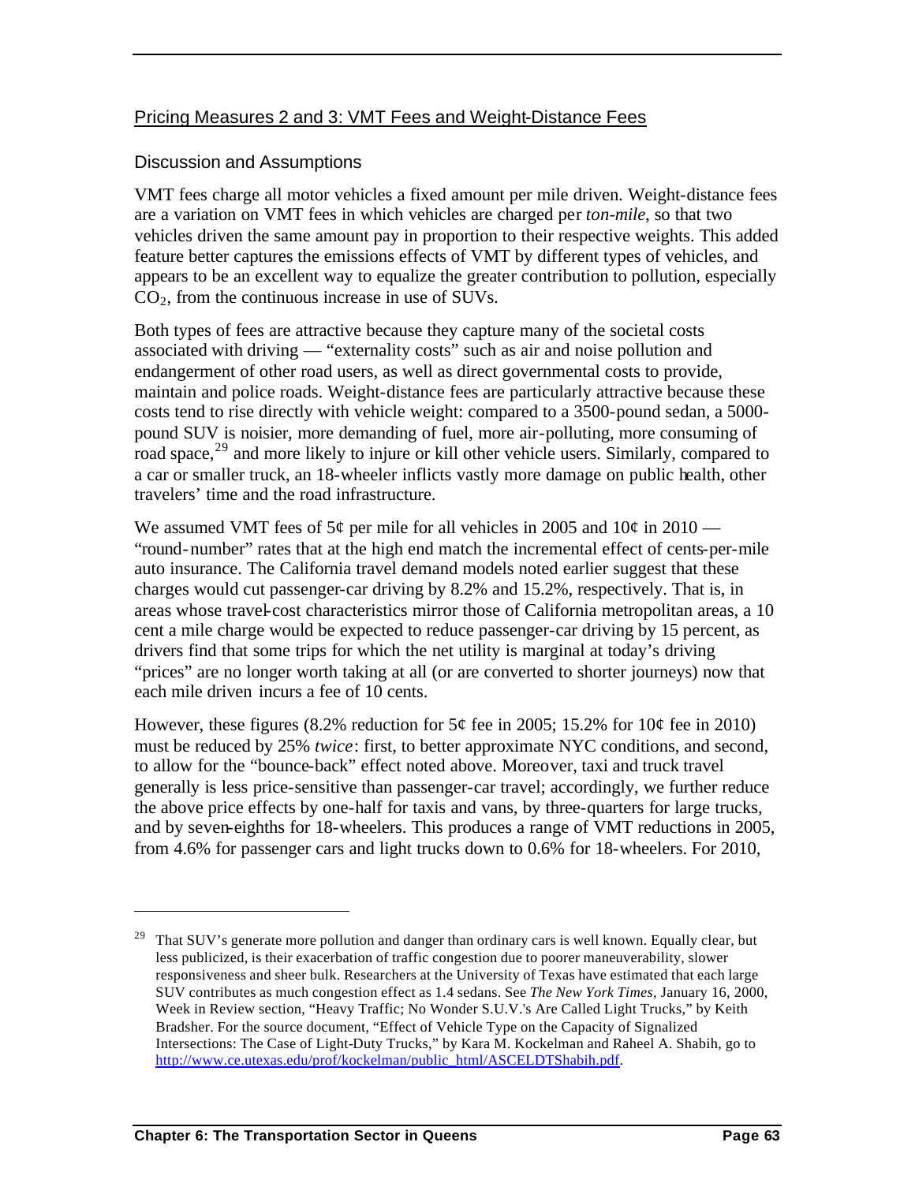## Pricing Measures 2 and 3: VMT Fees and Weight-Distance Fees

### Discussion and Assumptions

VMT fees charge all motor vehicles a fixed amount per mile driven. Weight-distance fees are a variation on VMT fees in which vehicles are charged per *ton-mile*, so that two vehicles driven the same amount pay in proportion to their respective weights. This added feature better captures the emissions effects of VMT by different types of vehicles, and appears to be an excellent way to equalize the greater contribution to pollution, especially $CO_2$, from the continuous increase in use of SUVs.

Both types of fees are attractive because they capture many of the societal costs associated with driving — "externality costs" such as air and noise pollution and endangerment of other road users, as well as direct governmental costs to provide, maintain and police roads. Weight-distance fees are particularly attractive because these costs tend to rise directly with vehicle weight: compared to a 3500-pound sedan, a 5000-pound SUV is noisier, more demanding of fuel, more air-polluting, more consuming of road space,[29] and more likely to injure or kill other vehicle users. Similarly, compared to a car or smaller truck, an 18-wheeler inflicts vastly more damage on public health, other travelers' time and the road infrastructure.

We assumed VMT fees of 5¢ per mile for all vehicles in 2005 and 10¢ in 2010 — "round-number" rates that at the high end match the incremental effect of cents-per-mile auto insurance. The California travel demand models noted earlier suggest that these charges would cut passenger-car driving by 8.2% and 15.2%, respectively. That is, in areas whose travel-cost characteristics mirror those of California metropolitan areas, a 10 cent a mile charge would be expected to reduce passenger-car driving by 15 percent, as drivers find that some trips for which the net utility is marginal at today's driving "prices" are no longer worth taking at all (or are converted to shorter journeys) now that each mile driven incurs a fee of 10 cents.

However, these figures (8.2% reduction for 5¢ fee in 2005; 15.2% for 10¢ fee in 2010) must be reduced by 25% *twice*: first, to better approximate NYC conditions, and second, to allow for the "bounce-back" effect noted above. Moreover, taxi and truck travel generally is less price-sensitive than passenger-car travel; accordingly, we further reduce the above price effects by one-half for taxis and vans, by three-quarters for large trucks, and by seven-eighths for 18-wheelers. This produces a range of VMT reductions in 2005, from 4.6% for passenger cars and light trucks down to 0.6% for 18-wheelers. For 2010,

---

[29] That SUV's generate more pollution and danger than ordinary cars is well known. Equally clear, but less publicized, is their exacerbation of traffic congestion due to poorer maneuverability, slower responsiveness and sheer bulk. Researchers at the University of Texas have estimated that each large SUV contributes as much congestion effect as 1.4 sedans. See *The New York Times*, January 16, 2000, Week in Review section, "Heavy Traffic; No Wonder S.U.V.'s Are Called Light Trucks," by Keith Bradsher. For the source document, "Effect of Vehicle Type on the Capacity of Signalized Intersections: The Case of Light-Duty Trucks," by Kara M. Kockelman and Raheel A. Shabih, go to http://www.ce.utexas.edu/prof/kockelman/public_html/ASCELDTShabih.pdf.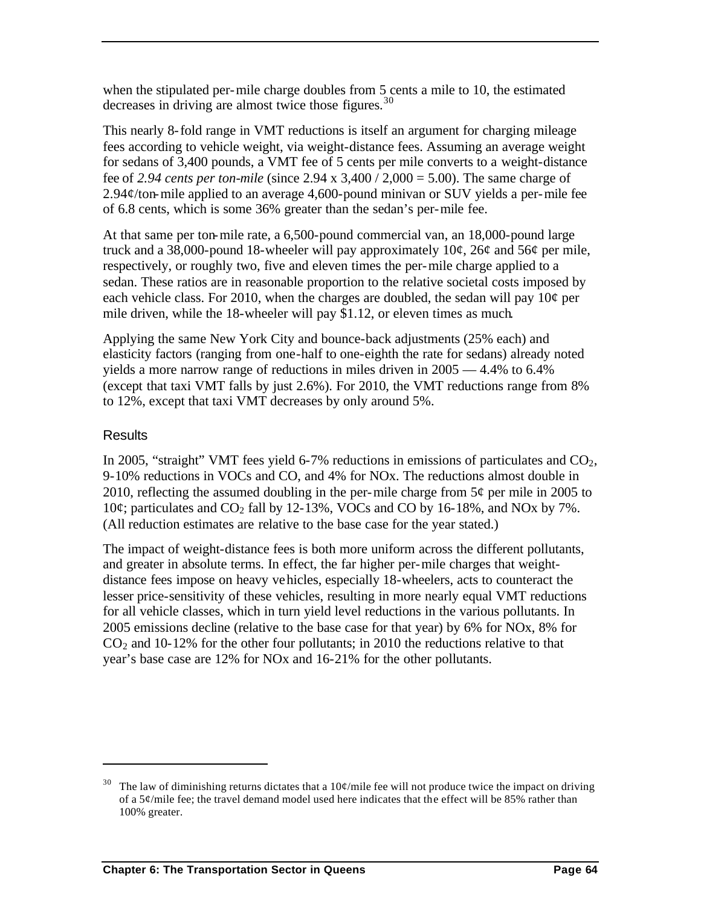when the stipulated per-mile charge doubles from 5 cents a mile to 10, the estimated decreases in driving are almost twice those figures.[30]

This nearly 8-fold range in VMT reductions is itself an argument for charging mileage fees according to vehicle weight, via weight-distance fees. Assuming an average weight for sedans of 3,400 pounds, a VMT fee of 5 cents per mile converts to a weight-distance fee of *2.94 cents per ton-mile* (since 2.94 x 3,400 / 2,000 = 5.00). The same charge of 2.94¢/ton-mile applied to an average 4,600-pound minivan or SUV yields a per-mile fee of 6.8 cents, which is some 36% greater than the sedan's per-mile fee.

At that same per ton-mile rate, a 6,500-pound commercial van, an 18,000-pound large truck and a 38,000-pound 18-wheeler will pay approximately 10¢, 26¢ and 56¢ per mile, respectively, or roughly two, five and eleven times the per-mile charge applied to a sedan. These ratios are in reasonable proportion to the relative societal costs imposed by each vehicle class. For 2010, when the charges are doubled, the sedan will pay 10¢ per mile driven, while the 18-wheeler will pay $1.12, or eleven times as much.

Applying the same New York City and bounce-back adjustments (25% each) and elasticity factors (ranging from one-half to one-eighth the rate for sedans) already noted yields a more narrow range of reductions in miles driven in 2005 — 4.4% to 6.4% (except that taxi VMT falls by just 2.6%). For 2010, the VMT reductions range from 8% to 12%, except that taxi VMT decreases by only around 5%.

### Results

In 2005, "straight" VMT fees yield 6-7% reductions in emissions of particulates and $CO_2$, 9-10% reductions in VOCs and CO, and 4% for NOx. The reductions almost double in 2010, reflecting the assumed doubling in the per-mile charge from 5¢ per mile in 2005 to 10¢; particulates and $CO_2$ fall by 12-13%, VOCs and CO by 16-18%, and NOx by 7%. (All reduction estimates are relative to the base case for the year stated.)

The impact of weight-distance fees is both more uniform across the different pollutants, and greater in absolute terms. In effect, the far higher per-mile charges that weight-distance fees impose on heavy vehicles, especially 18-wheelers, acts to counteract the lesser price-sensitivity of these vehicles, resulting in more nearly equal VMT reductions for all vehicle classes, which in turn yield level reductions in the various pollutants. In 2005 emissions decline (relative to the base case for that year) by 6% for NOx, 8% for $CO_2$ and 10-12% for the other four pollutants; in 2010 the reductions relative to that year's base case are 12% for NOx and 16-21% for the other pollutants.

---

[30] The law of diminishing returns dictates that a 10¢/mile fee will not produce twice the impact on driving of a 5¢/mile fee; the travel demand model used here indicates that the effect will be 85% rather than 100% greater.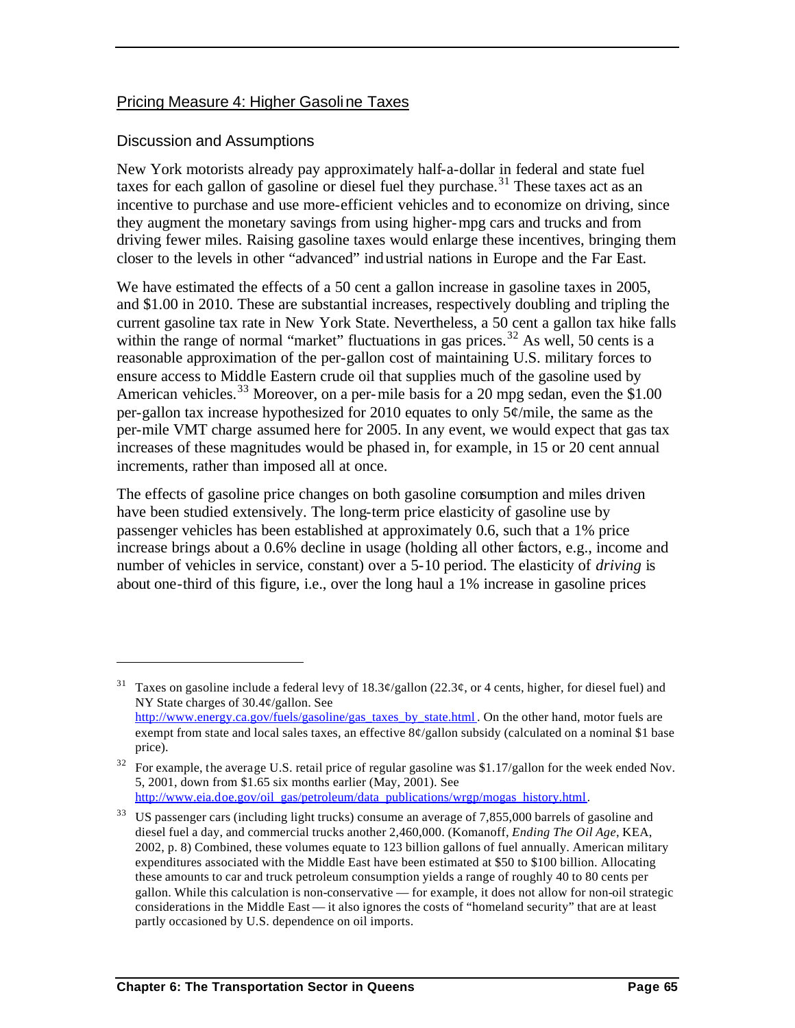## Pricing Measure 4: Higher Gasoline Taxes

### Discussion and Assumptions

New York motorists already pay approximately half-a-dollar in federal and state fuel taxes for each gallon of gasoline or diesel fuel they purchase.[31] These taxes act as an incentive to purchase and use more-efficient vehicles and to economize on driving, since they augment the monetary savings from using higher-mpg cars and trucks and from driving fewer miles. Raising gasoline taxes would enlarge these incentives, bringing them closer to the levels in other "advanced" industrial nations in Europe and the Far East.

We have estimated the effects of a 50 cent a gallon increase in gasoline taxes in 2005, and $1.00 in 2010. These are substantial increases, respectively doubling and tripling the current gasoline tax rate in New York State. Nevertheless, a 50 cent a gallon tax hike falls within the range of normal "market" fluctuations in gas prices.[32] As well, 50 cents is a reasonable approximation of the per-gallon cost of maintaining U.S. military forces to ensure access to Middle Eastern crude oil that supplies much of the gasoline used by American vehicles.[33] Moreover, on a per-mile basis for a 20 mpg sedan, even the $1.00 per-gallon tax increase hypothesized for 2010 equates to only 5¢/mile, the same as the per-mile VMT charge assumed here for 2005. In any event, we would expect that gas tax increases of these magnitudes would be phased in, for example, in 15 or 20 cent annual increments, rather than imposed all at once.

The effects of gasoline price changes on both gasoline consumption and miles driven have been studied extensively. The long-term price elasticity of gasoline use by passenger vehicles has been established at approximately 0.6, such that a 1% price increase brings about a 0.6% decline in usage (holding all other factors, e.g., income and number of vehicles in service, constant) over a 5-10 period. The elasticity of *driving* is about one-third of this figure, i.e., over the long haul a 1% increase in gasoline prices

---

[31] Taxes on gasoline include a federal levy of 18.3¢/gallon (22.3¢, or 4 cents, higher, for diesel fuel) and NY State charges of 30.4¢/gallon. See http://www.energy.ca.gov/fuels/gasoline/gas_taxes_by_state.html. On the other hand, motor fuels are exempt from state and local sales taxes, an effective 8¢/gallon subsidy (calculated on a nominal $1 base price).

[32] For example, the average U.S. retail price of regular gasoline was $1.17/gallon for the week ended Nov. 5, 2001, down from $1.65 six months earlier (May, 2001). See http://www.eia.doe.gov/oil_gas/petroleum/data_publications/wrgp/mogas_history.html.

[33] US passenger cars (including light trucks) consume an average of 7,855,000 barrels of gasoline and diesel fuel a day, and commercial trucks another 2,460,000. (Komanoff, *Ending The Oil Age*, KEA, 2002, p. 8) Combined, these volumes equate to 123 billion gallons of fuel annually. American military expenditures associated with the Middle East have been estimated at $50 to $100 billion. Allocating these amounts to car and truck petroleum consumption yields a range of roughly 40 to 80 cents per gallon. While this calculation is non-conservative — for example, it does not allow for non-oil strategic considerations in the Middle East — it also ignores the costs of "homeland security" that are at least partly occasioned by U.S. dependence on oil imports.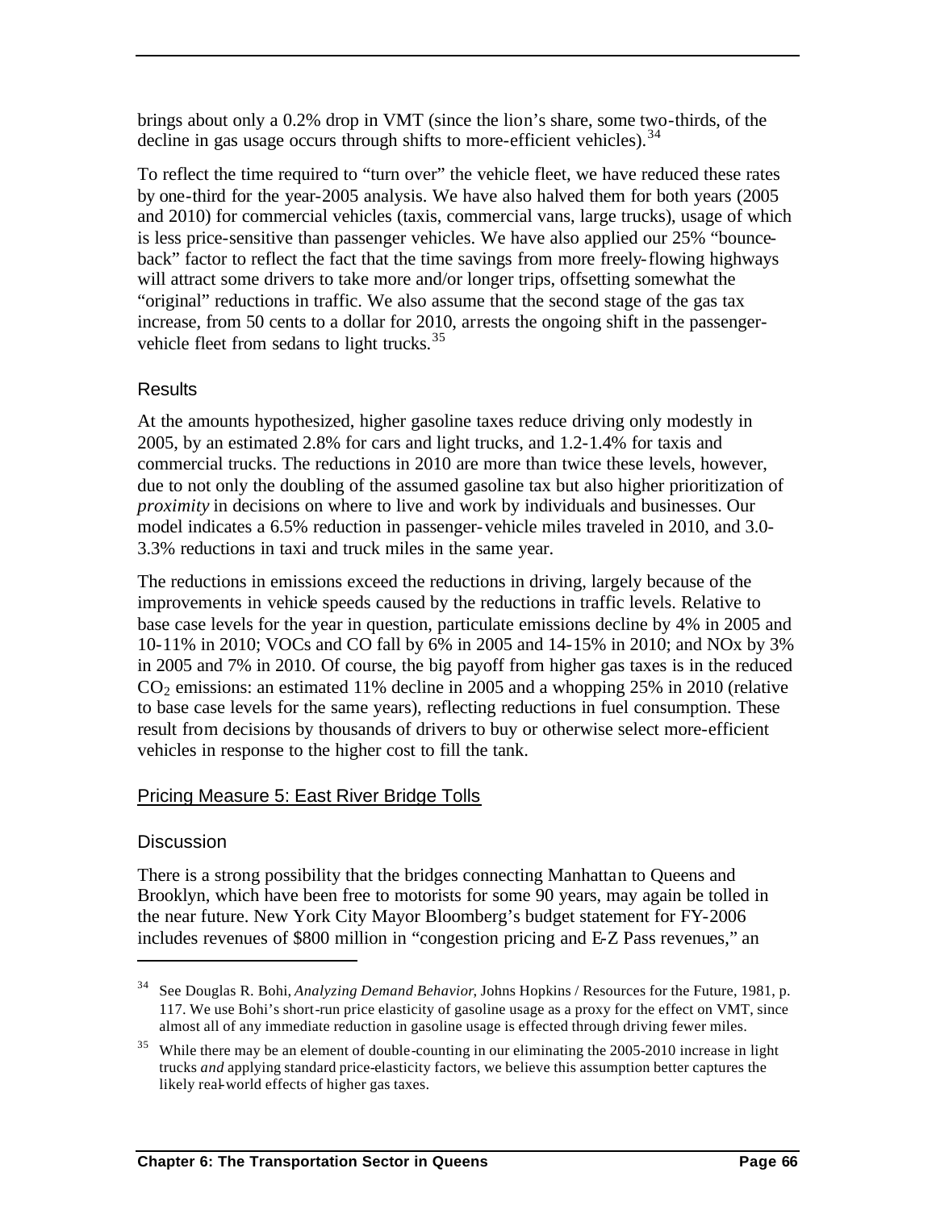brings about only a 0.2% drop in VMT (since the lion's share, some two-thirds, of the decline in gas usage occurs through shifts to more-efficient vehicles).[34]

To reflect the time required to "turn over" the vehicle fleet, we have reduced these rates by one-third for the year-2005 analysis. We have also halved them for both years (2005 and 2010) for commercial vehicles (taxis, commercial vans, large trucks), usage of which is less price-sensitive than passenger vehicles. We have also applied our 25% "bounce-back" factor to reflect the fact that the time savings from more freely-flowing highways will attract some drivers to take more and/or longer trips, offsetting somewhat the "original" reductions in traffic. We also assume that the second stage of the gas tax increase, from 50 cents to a dollar for 2010, arrests the ongoing shift in the passenger-vehicle fleet from sedans to light trucks.[35]

### Results

At the amounts hypothesized, higher gasoline taxes reduce driving only modestly in 2005, by an estimated 2.8% for cars and light trucks, and 1.2-1.4% for taxis and commercial trucks. The reductions in 2010 are more than twice these levels, however, due to not only the doubling of the assumed gasoline tax but also higher prioritization of *proximity* in decisions on where to live and work by individuals and businesses. Our model indicates a 6.5% reduction in passenger-vehicle miles traveled in 2010, and 3.0-3.3% reductions in taxi and truck miles in the same year.

The reductions in emissions exceed the reductions in driving, largely because of the improvements in vehicle speeds caused by the reductions in traffic levels. Relative to base case levels for the year in question, particulate emissions decline by 4% in 2005 and 10-11% in 2010; VOCs and CO fall by 6% in 2005 and 14-15% in 2010; and NOx by 3% in 2005 and 7% in 2010. Of course, the big payoff from higher gas taxes is in the reduced $CO_2$ emissions: an estimated 11% decline in 2005 and a whopping 25% in 2010 (relative to base case levels for the same years), reflecting reductions in fuel consumption. These result from decisions by thousands of drivers to buy or otherwise select more-efficient vehicles in response to the higher cost to fill the tank.

## Pricing Measure 5: East River Bridge Tolls

### Discussion

There is a strong possibility that the bridges connecting Manhattan to Queens and Brooklyn, which have been free to motorists for some 90 years, may again be tolled in the near future. New York City Mayor Bloomberg's budget statement for FY-2006 includes revenues of \$800 million in "congestion pricing and E-Z Pass revenues," an

---

[34] See Douglas R. Bohi, *Analyzing Demand Behavior*, Johns Hopkins / Resources for the Future, 1981, p. 117. We use Bohi's short-run price elasticity of gasoline usage as a proxy for the effect on VMT, since almost all of any immediate reduction in gasoline usage is effected through driving fewer miles.

[35] While there may be an element of double-counting in our eliminating the 2005-2010 increase in light trucks *and* applying standard price-elasticity factors, we believe this assumption better captures the likely real-world effects of higher gas taxes.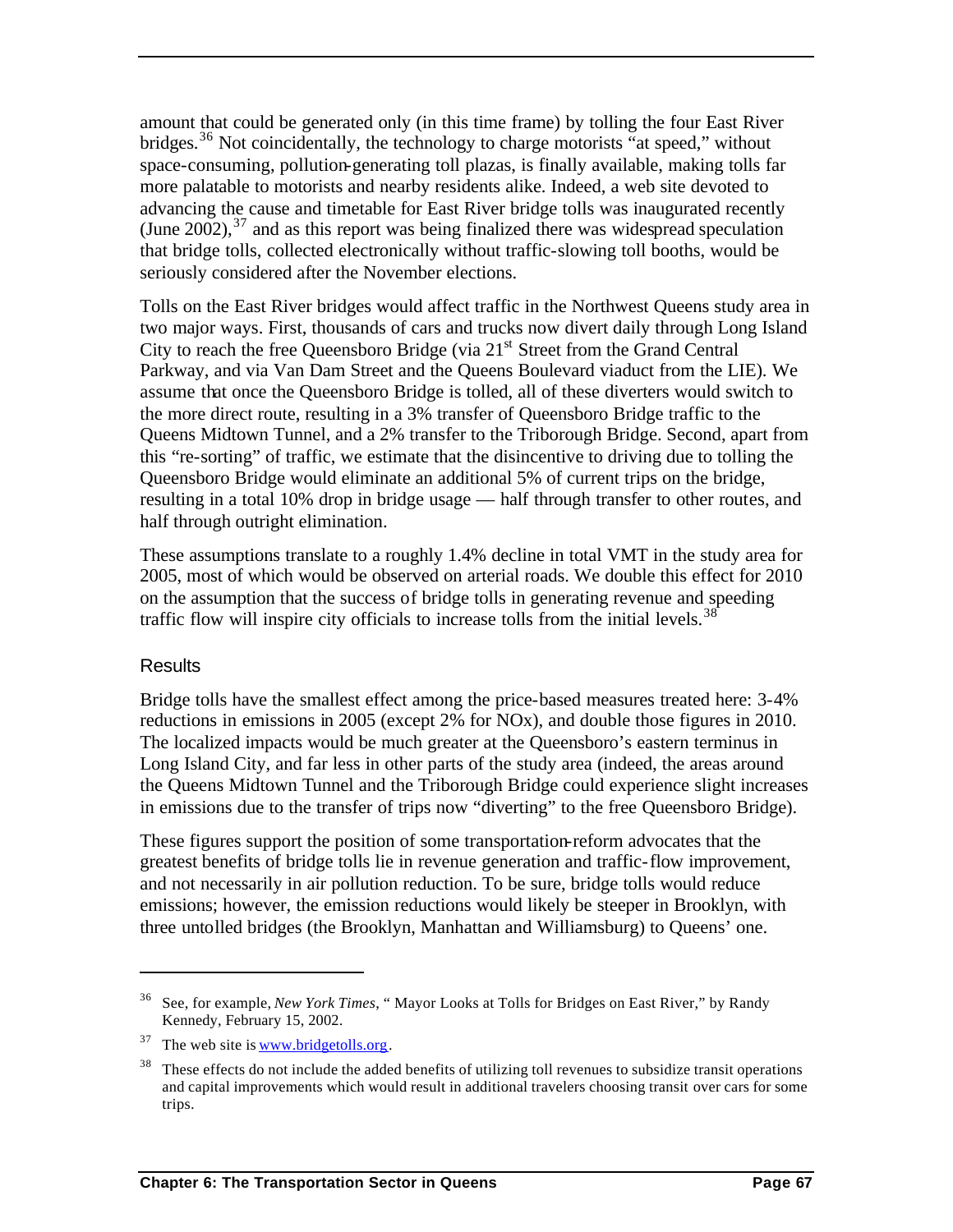amount that could be generated only (in this time frame) by tolling the four East River bridges.[36] Not coincidentally, the technology to charge motorists "at speed," without space-consuming, pollution-generating toll plazas, is finally available, making tolls far more palatable to motorists and nearby residents alike. Indeed, a web site devoted to advancing the cause and timetable for East River bridge tolls was inaugurated recently (June 2002),[37] and as this report was being finalized there was widespread speculation that bridge tolls, collected electronically without traffic-slowing toll booths, would be seriously considered after the November elections.

Tolls on the East River bridges would affect traffic in the Northwest Queens study area in two major ways. First, thousands of cars and trucks now divert daily through Long Island City to reach the free Queensboro Bridge (via 21st Street from the Grand Central Parkway, and via Van Dam Street and the Queens Boulevard viaduct from the LIE). We assume that once the Queensboro Bridge is tolled, all of these diverters would switch to the more direct route, resulting in a 3% transfer of Queensboro Bridge traffic to the Queens Midtown Tunnel, and a 2% transfer to the Triborough Bridge. Second, apart from this "re-sorting" of traffic, we estimate that the disincentive to driving due to tolling the Queensboro Bridge would eliminate an additional 5% of current trips on the bridge, resulting in a total 10% drop in bridge usage — half through transfer to other routes, and half through outright elimination.

These assumptions translate to a roughly 1.4% decline in total VMT in the study area for 2005, most of which would be observed on arterial roads. We double this effect for 2010 on the assumption that the success of bridge tolls in generating revenue and speeding traffic flow will inspire city officials to increase tolls from the initial levels.[38]

### Results

Bridge tolls have the smallest effect among the price-based measures treated here: 3-4% reductions in emissions in 2005 (except 2% for NOx), and double those figures in 2010. The localized impacts would be much greater at the Queensboro's eastern terminus in Long Island City, and far less in other parts of the study area (indeed, the areas around the Queens Midtown Tunnel and the Triborough Bridge could experience slight increases in emissions due to the transfer of trips now "diverting" to the free Queensboro Bridge).

These figures support the position of some transportation-reform advocates that the greatest benefits of bridge tolls lie in revenue generation and traffic-flow improvement, and not necessarily in air pollution reduction. To be sure, bridge tolls would reduce emissions; however, the emission reductions would likely be steeper in Brooklyn, with three untolled bridges (the Brooklyn, Manhattan and Williamsburg) to Queens' one.

---

[36] See, for example, *New York Times*, " Mayor Looks at Tolls for Bridges on East River," by Randy Kennedy, February 15, 2002.

[37] The web site is www.bridgetolls.org.

[38] These effects do not include the added benefits of utilizing toll revenues to subsidize transit operations and capital improvements which would result in additional travelers choosing transit over cars for some trips.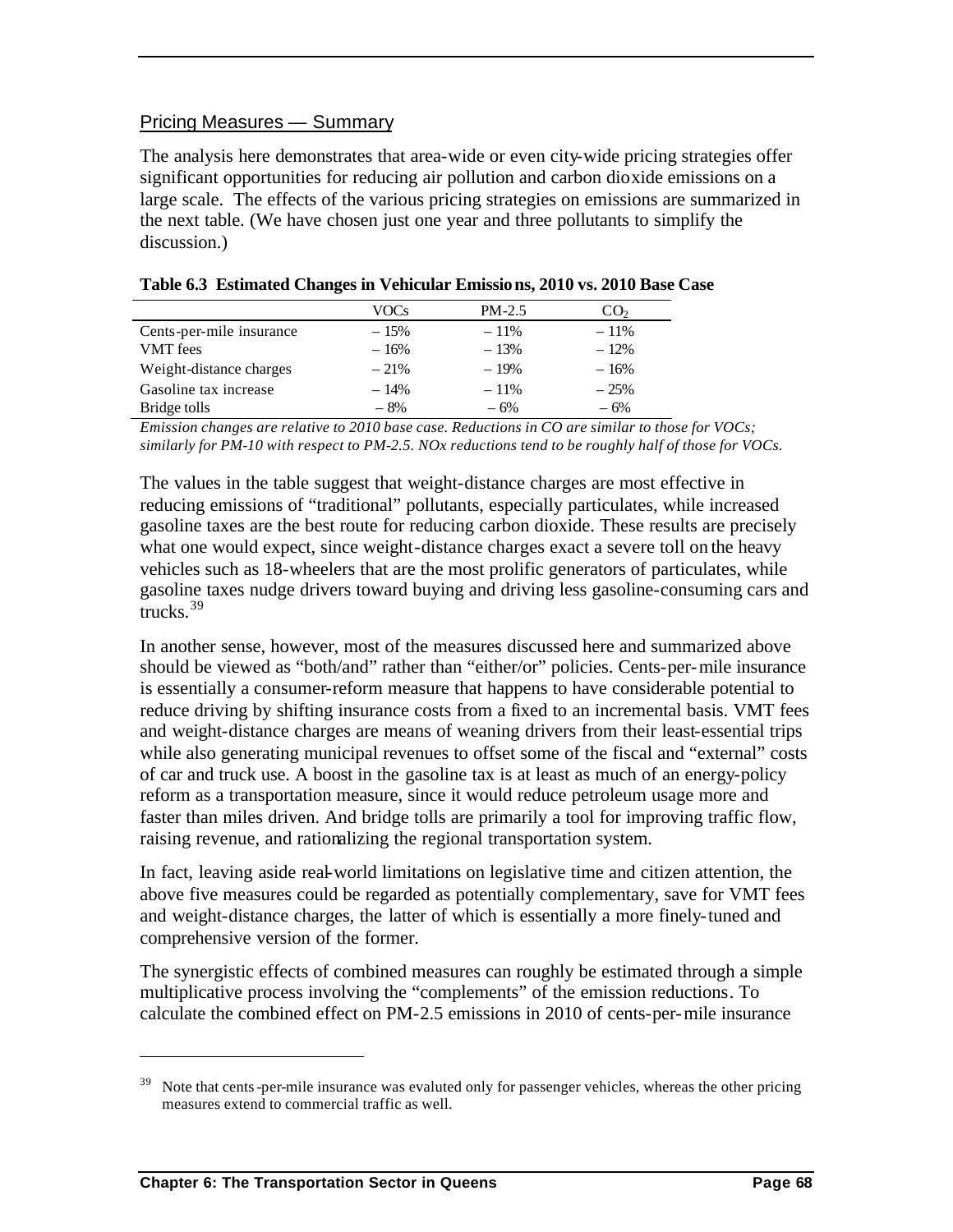## Pricing Measures — Summary

The analysis here demonstrates that area-wide or even city-wide pricing strategies offer significant opportunities for reducing air pollution and carbon dioxide emissions on a large scale. The effects of the various pricing strategies on emissions are summarized in the next table. (We have chosen just one year and three pollutants to simplify the discussion.)

**Table 6.3 Estimated Changes in Vehicular Emissions, 2010 vs. 2010 Base Case**

| | VOCs | PM-2.5 | $CO_2$ |
|---|---|---|---|
| Cents-per-mile insurance | – 15% | – 11% | – 11% |
| VMT fees | – 16% | – 13% | – 12% |
| Weight-distance charges | – 21% | – 19% | – 16% |
| Gasoline tax increase | – 14% | – 11% | – 25% |
| Bridge tolls | – 8% | – 6% | – 6% |

*Emission changes are relative to 2010 base case. Reductions in CO are similar to those for VOCs; similarly for PM-10 with respect to PM-2.5. NOx reductions tend to be roughly half of those for VOCs.*

The values in the table suggest that weight-distance charges are most effective in reducing emissions of "traditional" pollutants, especially particulates, while increased gasoline taxes are the best route for reducing carbon dioxide. These results are precisely what one would expect, since weight-distance charges exact a severe toll on the heavy vehicles such as 18-wheelers that are the most prolific generators of particulates, while gasoline taxes nudge drivers toward buying and driving less gasoline-consuming cars and trucks.[39]

In another sense, however, most of the measures discussed here and summarized above should be viewed as "both/and" rather than "either/or" policies. Cents-per-mile insurance is essentially a consumer-reform measure that happens to have considerable potential to reduce driving by shifting insurance costs from a fixed to an incremental basis. VMT fees and weight-distance charges are means of weaning drivers from their least-essential trips while also generating municipal revenues to offset some of the fiscal and "external" costs of car and truck use. A boost in the gasoline tax is at least as much of an energy-policy reform as a transportation measure, since it would reduce petroleum usage more and faster than miles driven. And bridge tolls are primarily a tool for improving traffic flow, raising revenue, and rationalizing the regional transportation system.

In fact, leaving aside real-world limitations on legislative time and citizen attention, the above five measures could be regarded as potentially complementary, save for VMT fees and weight-distance charges, the latter of which is essentially a more finely-tuned and comprehensive version of the former.

The synergistic effects of combined measures can roughly be estimated through a simple multiplicative process involving the "complements" of the emission reductions. To calculate the combined effect on PM-2.5 emissions in 2010 of cents-per-mile insurance

[39] Note that cents-per-mile insurance was evaluted only for passenger vehicles, whereas the other pricing measures extend to commercial traffic as well.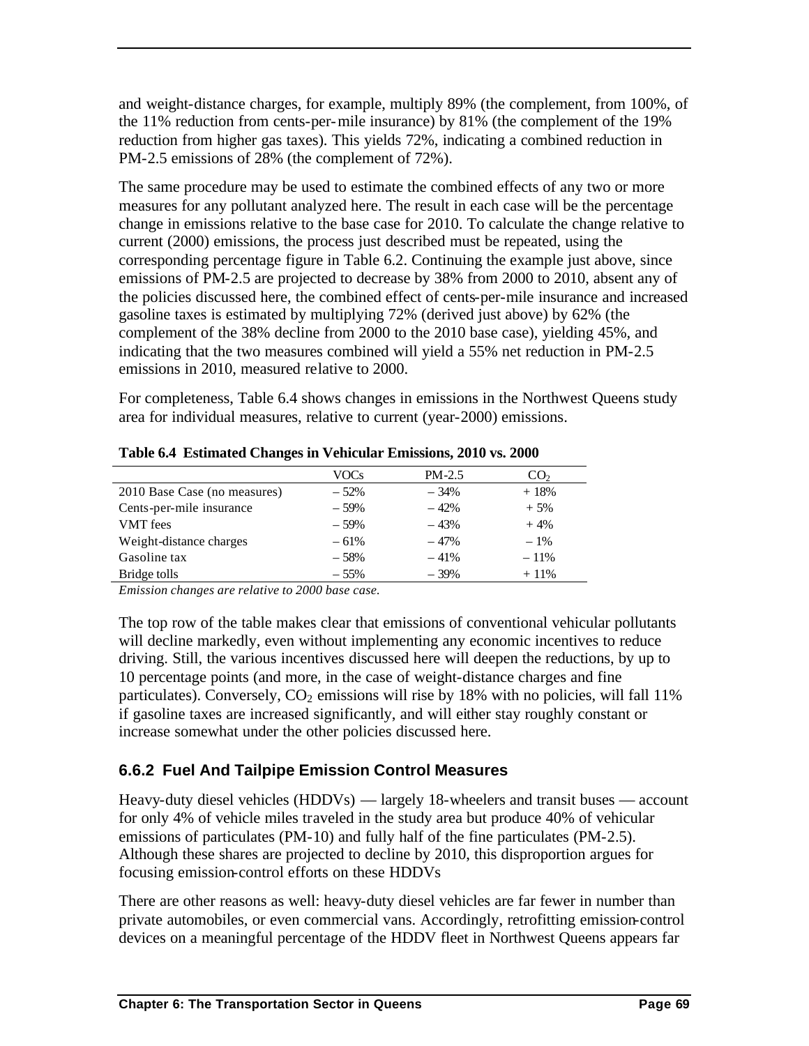and weight-distance charges, for example, multiply 89% (the complement, from 100%, of the 11% reduction from cents-per-mile insurance) by 81% (the complement of the 19% reduction from higher gas taxes). This yields 72%, indicating a combined reduction in PM-2.5 emissions of 28% (the complement of 72%).

The same procedure may be used to estimate the combined effects of any two or more measures for any pollutant analyzed here. The result in each case will be the percentage change in emissions relative to the base case for 2010. To calculate the change relative to current (2000) emissions, the process just described must be repeated, using the corresponding percentage figure in Table 6.2. Continuing the example just above, since emissions of PM-2.5 are projected to decrease by 38% from 2000 to 2010, absent any of the policies discussed here, the combined effect of cents-per-mile insurance and increased gasoline taxes is estimated by multiplying 72% (derived just above) by 62% (the complement of the 38% decline from 2000 to the 2010 base case), yielding 45%, and indicating that the two measures combined will yield a 55% net reduction in PM-2.5 emissions in 2010, measured relative to 2000.

For completeness, Table 6.4 shows changes in emissions in the Northwest Queens study area for individual measures, relative to current (year-2000) emissions.

**Table 6.4 Estimated Changes in Vehicular Emissions, 2010 vs. 2000**

| | VOCs | PM-2.5 | $CO_2$ |
|---|---|---|---|
| 2010 Base Case (no measures) | – 52% | – 34% | + 18% |
| Cents-per-mile insurance | – 59% | – 42% | + 5% |
| VMT fees | – 59% | – 43% | + 4% |
| Weight-distance charges | – 61% | – 47% | – 1% |
| Gasoline tax | – 58% | – 41% | – 11% |
| Bridge tolls | – 55% | – 39% | + 11% |

*Emission changes are relative to 2000 base case.*

The top row of the table makes clear that emissions of conventional vehicular pollutants will decline markedly, even without implementing any economic incentives to reduce driving. Still, the various incentives discussed here will deepen the reductions, by up to 10 percentage points (and more, in the case of weight-distance charges and fine particulates). Conversely, $CO_2$ emissions will rise by 18% with no policies, will fall 11% if gasoline taxes are increased significantly, and will either stay roughly constant or increase somewhat under the other policies discussed here.

### 6.6.2 Fuel And Tailpipe Emission Control Measures

Heavy-duty diesel vehicles (HDDVs) — largely 18-wheelers and transit buses — account for only 4% of vehicle miles traveled in the study area but produce 40% of vehicular emissions of particulates (PM-10) and fully half of the fine particulates (PM-2.5). Although these shares are projected to decline by 2010, this disproportion argues for focusing emission-control efforts on these HDDVs

There are other reasons as well: heavy-duty diesel vehicles are far fewer in number than private automobiles, or even commercial vans. Accordingly, retrofitting emission-control devices on a meaningful percentage of the HDDV fleet in Northwest Queens appears far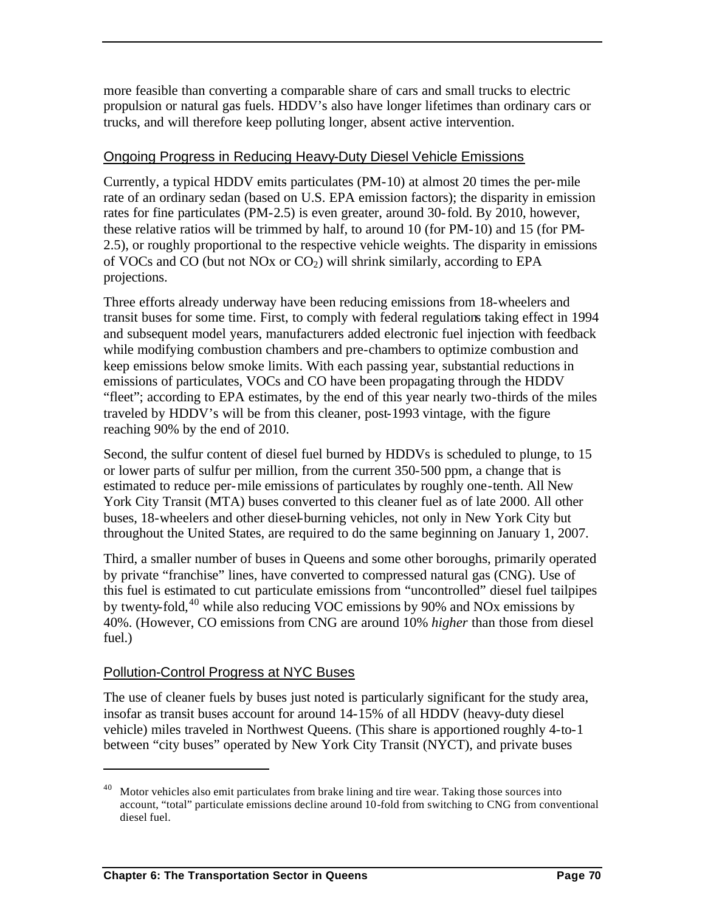more feasible than converting a comparable share of cars and small trucks to electric propulsion or natural gas fuels. HDDV's also have longer lifetimes than ordinary cars or trucks, and will therefore keep polluting longer, absent active intervention.

## Ongoing Progress in Reducing Heavy-Duty Diesel Vehicle Emissions

Currently, a typical HDDV emits particulates (PM-10) at almost 20 times the per-mile rate of an ordinary sedan (based on U.S. EPA emission factors); the disparity in emission rates for fine particulates (PM-2.5) is even greater, around 30-fold. By 2010, however, these relative ratios will be trimmed by half, to around 10 (for PM-10) and 15 (for PM-2.5), or roughly proportional to the respective vehicle weights. The disparity in emissions of VOCs and CO (but not NOx or $CO_2$) will shrink similarly, according to EPA projections.

Three efforts already underway have been reducing emissions from 18-wheelers and transit buses for some time. First, to comply with federal regulations taking effect in 1994 and subsequent model years, manufacturers added electronic fuel injection with feedback while modifying combustion chambers and pre-chambers to optimize combustion and keep emissions below smoke limits. With each passing year, substantial reductions in emissions of particulates, VOCs and CO have been propagating through the HDDV "fleet"; according to EPA estimates, by the end of this year nearly two-thirds of the miles traveled by HDDV's will be from this cleaner, post-1993 vintage, with the figure reaching 90% by the end of 2010.

Second, the sulfur content of diesel fuel burned by HDDVs is scheduled to plunge, to 15 or lower parts of sulfur per million, from the current 350-500 ppm, a change that is estimated to reduce per-mile emissions of particulates by roughly one-tenth. All New York City Transit (MTA) buses converted to this cleaner fuel as of late 2000. All other buses, 18-wheelers and other diesel-burning vehicles, not only in New York City but throughout the United States, are required to do the same beginning on January 1, 2007.

Third, a smaller number of buses in Queens and some other boroughs, primarily operated by private "franchise" lines, have converted to compressed natural gas (CNG). Use of this fuel is estimated to cut particulate emissions from "uncontrolled" diesel fuel tailpipes by twenty-fold,[40] while also reducing VOC emissions by 90% and NOx emissions by 40%. (However, CO emissions from CNG are around 10% *higher* than those from diesel fuel.)

## Pollution-Control Progress at NYC Buses

The use of cleaner fuels by buses just noted is particularly significant for the study area, insofar as transit buses account for around 14-15% of all HDDV (heavy-duty diesel vehicle) miles traveled in Northwest Queens. (This share is apportioned roughly 4-to-1 between "city buses" operated by New York City Transit (NYCT), and private buses

---

[40] Motor vehicles also emit particulates from brake lining and tire wear. Taking those sources into account, "total" particulate emissions decline around 10-fold from switching to CNG from conventional diesel fuel.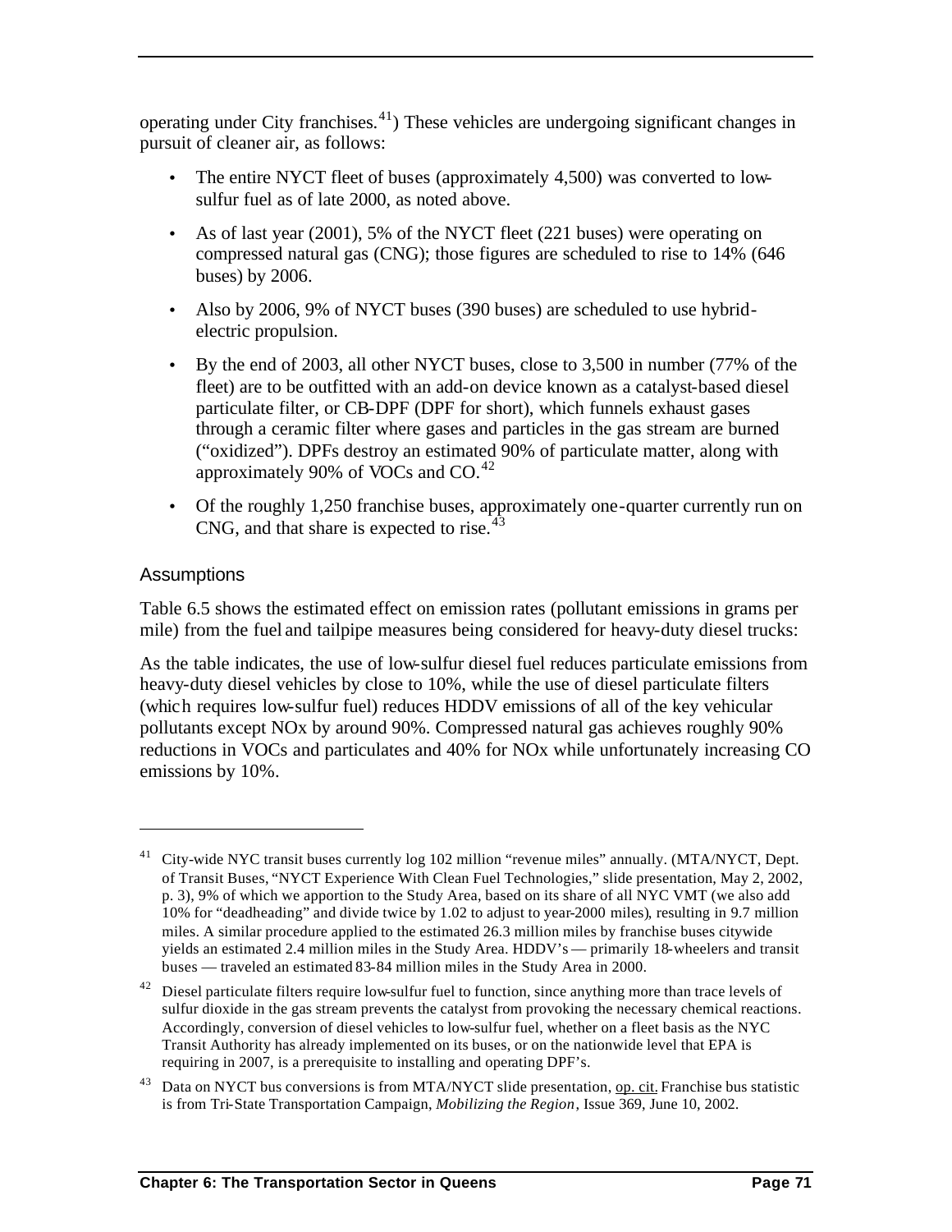operating under City franchises.[41]) These vehicles are undergoing significant changes in pursuit of cleaner air, as follows:

- The entire NYCT fleet of buses (approximately 4,500) was converted to low-sulfur fuel as of late 2000, as noted above.
- As of last year (2001), 5% of the NYCT fleet (221 buses) were operating on compressed natural gas (CNG); those figures are scheduled to rise to 14% (646 buses) by 2006.
- Also by 2006, 9% of NYCT buses (390 buses) are scheduled to use hybrid-electric propulsion.
- By the end of 2003, all other NYCT buses, close to 3,500 in number (77% of the fleet) are to be outfitted with an add-on device known as a catalyst-based diesel particulate filter, or CB-DPF (DPF for short), which funnels exhaust gases through a ceramic filter where gases and particles in the gas stream are burned ("oxidized"). DPFs destroy an estimated 90% of particulate matter, along with approximately 90% of VOCs and CO.[42]
- Of the roughly 1,250 franchise buses, approximately one-quarter currently run on CNG, and that share is expected to rise.[43]

### Assumptions

Table 6.5 shows the estimated effect on emission rates (pollutant emissions in grams per mile) from the fuel and tailpipe measures being considered for heavy-duty diesel trucks:

As the table indicates, the use of low-sulfur diesel fuel reduces particulate emissions from heavy-duty diesel vehicles by close to 10%, while the use of diesel particulate filters (which requires low-sulfur fuel) reduces HDDV emissions of all of the key vehicular pollutants except NOx by around 90%. Compressed natural gas achieves roughly 90% reductions in VOCs and particulates and 40% for NOx while unfortunately increasing CO emissions by 10%.

---

[41] City-wide NYC transit buses currently log 102 million "revenue miles" annually. (MTA/NYCT, Dept. of Transit Buses, "NYCT Experience With Clean Fuel Technologies," slide presentation, May 2, 2002, p. 3), 9% of which we apportion to the Study Area, based on its share of all NYC VMT (we also add 10% for "deadheading" and divide twice by 1.02 to adjust to year-2000 miles), resulting in 9.7 million miles. A similar procedure applied to the estimated 26.3 million miles by franchise buses citywide yields an estimated 2.4 million miles in the Study Area. HDDV's — primarily 18-wheelers and transit buses — traveled an estimated 83-84 million miles in the Study Area in 2000.

[42] Diesel particulate filters require low-sulfur fuel to function, since anything more than trace levels of sulfur dioxide in the gas stream prevents the catalyst from provoking the necessary chemical reactions. Accordingly, conversion of diesel vehicles to low-sulfur fuel, whether on a fleet basis as the NYC Transit Authority has already implemented on its buses, or on the nationwide level that EPA is requiring in 2007, is a prerequisite to installing and operating DPF's.

[43] Data on NYCT bus conversions is from MTA/NYCT slide presentation, op. cit. Franchise bus statistic is from Tri-State Transportation Campaign, *Mobilizing the Region*, Issue 369, June 10, 2002.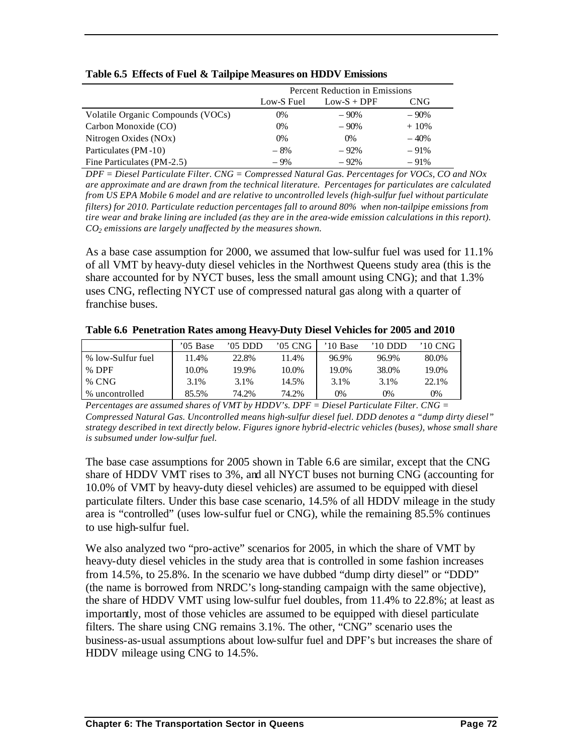**Table 6.5 Effects of Fuel & Tailpipe Measures on HDDV Emissions**

| | Percent Reduction in Emissions | | |
|---|---|---|---|
| | Low-S Fuel | Low-S + DPF | CNG |
| Volatile Organic Compounds (VOCs) | 0% | – 90% | – 90% |
| Carbon Monoxide (CO) | 0% | – 90% | + 10% |
| Nitrogen Oxides (NOx) | 0% | 0% | – 40% |
| Particulates (PM-10) | – 8% | – 92% | – 91% |
| Fine Particulates (PM-2.5) | – 9% | – 92% | – 91% |

*DPF = Diesel Particulate Filter. CNG = Compressed Natural Gas. Percentages for VOCs, CO and NOx are approximate and are drawn from the technical literature. Percentages for particulates are calculated from US EPA Mobile 6 model and are relative to uncontrolled levels (high-sulfur fuel without particulate filters) for 2010. Particulate reduction percentages fall to around 80% when non-tailpipe emissions from tire wear and brake lining are included (as they are in the area-wide emission calculations in this report). $CO_2$ emissions are largely unaffected by the measures shown.*

As a base case assumption for 2000, we assumed that low-sulfur fuel was used for 11.1% of all VMT by heavy-duty diesel vehicles in the Northwest Queens study area (this is the share accounted for by NYCT buses, less the small amount using CNG); and that 1.3% uses CNG, reflecting NYCT use of compressed natural gas along with a quarter of franchise buses.

**Table 6.6 Penetration Rates among Heavy-Duty Diesel Vehicles for 2005 and 2010**

| | '05 Base | '05 DDD | '05 CNG | '10 Base | '10 DDD | '10 CNG |
|---|---|---|---|---|---|---|
| % low-Sulfur fuel | 11.4% | 22.8% | 11.4% | 96.9% | 96.9% | 80.0% |
| % DPF | 10.0% | 19.9% | 10.0% | 19.0% | 38.0% | 19.0% |
| % CNG | 3.1% | 3.1% | 14.5% | 3.1% | 3.1% | 22.1% |
| % uncontrolled | 85.5% | 74.2% | 74.2% | 0% | 0% | 0% |

*Percentages are assumed shares of VMT by HDDV's. DPF = Diesel Particulate Filter. CNG = Compressed Natural Gas. Uncontrolled means high-sulfur diesel fuel. DDD denotes a "dump dirty diesel" strategy described in text directly below. Figures ignore hybrid-electric vehicles (buses), whose small share is subsumed under low-sulfur fuel.*

The base case assumptions for 2005 shown in Table 6.6 are similar, except that the CNG share of HDDV VMT rises to 3%, and all NYCT buses not burning CNG (accounting for 10.0% of VMT by heavy-duty diesel vehicles) are assumed to be equipped with diesel particulate filters. Under this base case scenario, 14.5% of all HDDV mileage in the study area is "controlled" (uses low-sulfur fuel or CNG), while the remaining 85.5% continues to use high-sulfur fuel.

We also analyzed two "pro-active" scenarios for 2005, in which the share of VMT by heavy-duty diesel vehicles in the study area that is controlled in some fashion increases from 14.5%, to 25.8%. In the scenario we have dubbed "dump dirty diesel" or "DDD" (the name is borrowed from NRDC's long-standing campaign with the same objective), the share of HDDV VMT using low-sulfur fuel doubles, from 11.4% to 22.8%; at least as importantly, most of those vehicles are assumed to be equipped with diesel particulate filters. The share using CNG remains 3.1%. The other, "CNG" scenario uses the business-as-usual assumptions about low-sulfur fuel and DPF's but increases the share of HDDV mileage using CNG to 14.5%.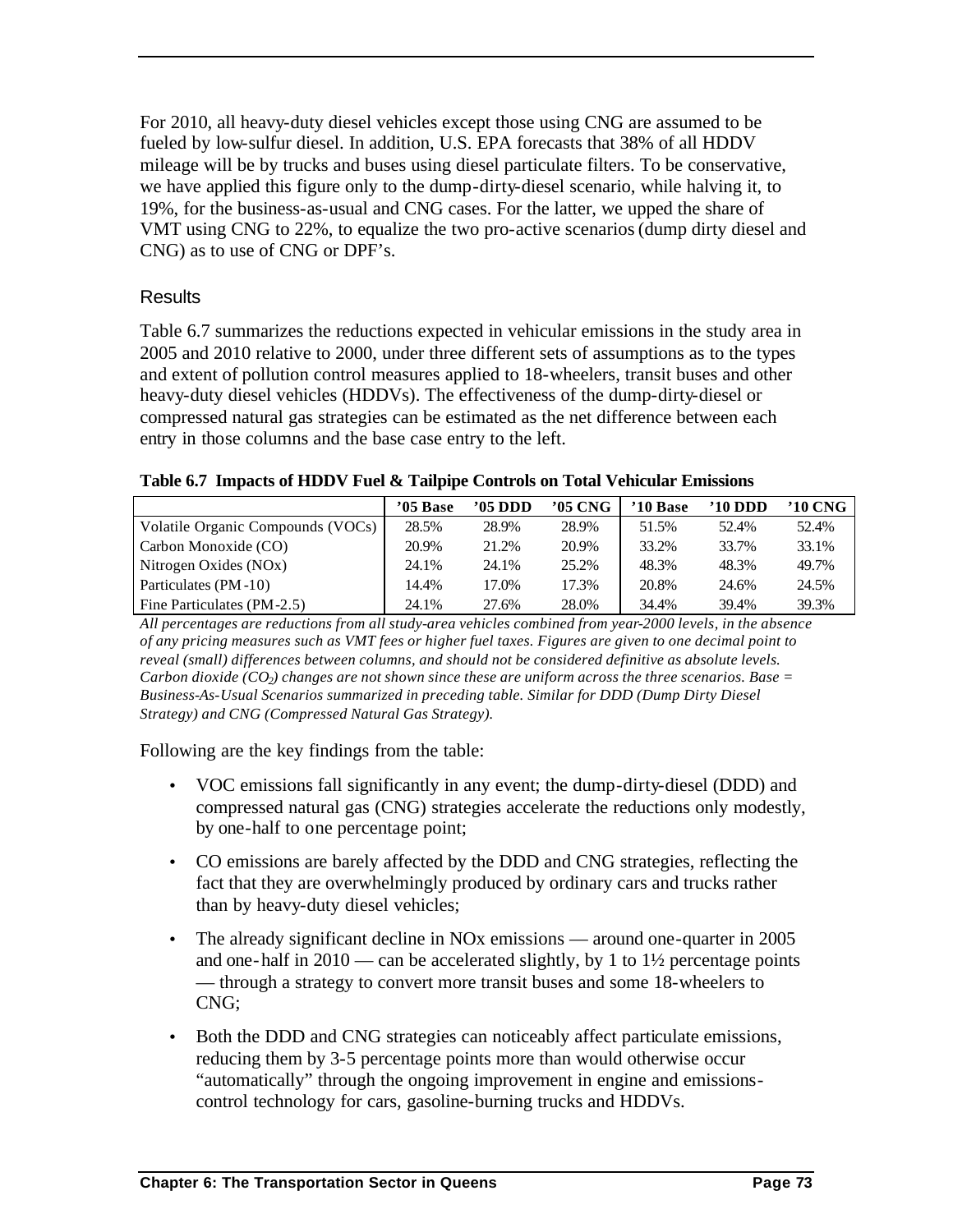For 2010, all heavy-duty diesel vehicles except those using CNG are assumed to be fueled by low-sulfur diesel. In addition, U.S. EPA forecasts that 38% of all HDDV mileage will be by trucks and buses using diesel particulate filters. To be conservative, we have applied this figure only to the dump-dirty-diesel scenario, while halving it, to 19%, for the business-as-usual and CNG cases. For the latter, we upped the share of VMT using CNG to 22%, to equalize the two pro-active scenarios (dump dirty diesel and CNG) as to use of CNG or DPF's.

### Results

Table 6.7 summarizes the reductions expected in vehicular emissions in the study area in 2005 and 2010 relative to 2000, under three different sets of assumptions as to the types and extent of pollution control measures applied to 18-wheelers, transit buses and other heavy-duty diesel vehicles (HDDVs). The effectiveness of the dump-dirty-diesel or compressed natural gas strategies can be estimated as the net difference between each entry in those columns and the base case entry to the left.

**Table 6.7 Impacts of HDDV Fuel & Tailpipe Controls on Total Vehicular Emissions**

| | '05 Base | '05 DDD | '05 CNG | '10 Base | '10 DDD | '10 CNG |
|---|---|---|---|---|---|---|
| Volatile Organic Compounds (VOCs) | 28.5% | 28.9% | 28.9% | 51.5% | 52.4% | 52.4% |
| Carbon Monoxide (CO) | 20.9% | 21.2% | 20.9% | 33.2% | 33.7% | 33.1% |
| Nitrogen Oxides (NOx) | 24.1% | 24.1% | 25.2% | 48.3% | 48.3% | 49.7% |
| Particulates (PM-10) | 14.4% | 17.0% | 17.3% | 20.8% | 24.6% | 24.5% |
| Fine Particulates (PM-2.5) | 24.1% | 27.6% | 28.0% | 34.4% | 39.4% | 39.3% |

*All percentages are reductions from all study-area vehicles combined from year-2000 levels, in the absence of any pricing measures such as VMT fees or higher fuel taxes. Figures are given to one decimal point to reveal (small) differences between columns, and should not be considered definitive as absolute levels. Carbon dioxide ($CO_2$) changes are not shown since these are uniform across the three scenarios. Base = Business-As-Usual Scenarios summarized in preceding table. Similar for DDD (Dump Dirty Diesel Strategy) and CNG (Compressed Natural Gas Strategy).*

Following are the key findings from the table:

- VOC emissions fall significantly in any event; the dump-dirty-diesel (DDD) and compressed natural gas (CNG) strategies accelerate the reductions only modestly, by one-half to one percentage point;
- CO emissions are barely affected by the DDD and CNG strategies, reflecting the fact that they are overwhelmingly produced by ordinary cars and trucks rather than by heavy-duty diesel vehicles;
- The already significant decline in NOx emissions — around one-quarter in 2005 and one-half in 2010 — can be accelerated slightly, by 1 to 1½ percentage points — through a strategy to convert more transit buses and some 18-wheelers to CNG;
- Both the DDD and CNG strategies can noticeably affect particulate emissions, reducing them by 3-5 percentage points more than would otherwise occur "automatically" through the ongoing improvement in engine and emissions-control technology for cars, gasoline-burning trucks and HDDVs.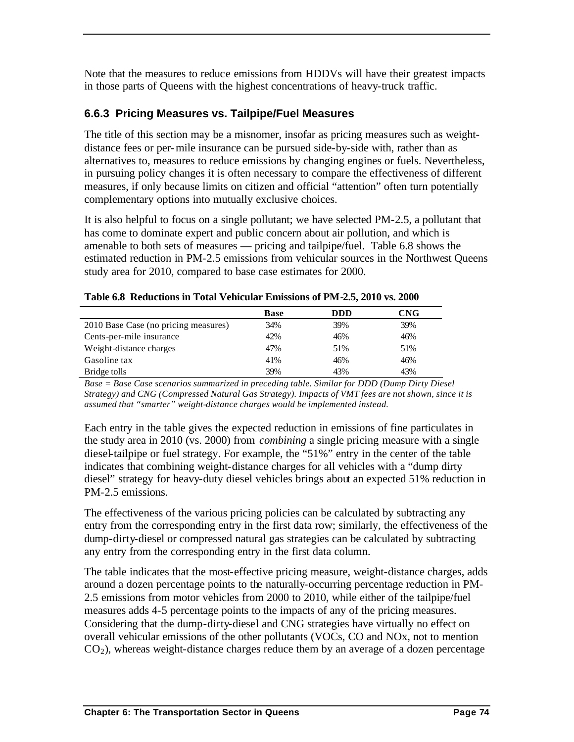Note that the measures to reduce emissions from HDDVs will have their greatest impacts in those parts of Queens with the highest concentrations of heavy-truck traffic.

### 6.6.3 Pricing Measures vs. Tailpipe/Fuel Measures

The title of this section may be a misnomer, insofar as pricing measures such as weight-distance fees or per-mile insurance can be pursued side-by-side with, rather than as alternatives to, measures to reduce emissions by changing engines or fuels. Nevertheless, in pursuing policy changes it is often necessary to compare the effectiveness of different measures, if only because limits on citizen and official "attention" often turn potentially complementary options into mutually exclusive choices.

It is also helpful to focus on a single pollutant; we have selected PM-2.5, a pollutant that has come to dominate expert and public concern about air pollution, and which is amenable to both sets of measures — pricing and tailpipe/fuel. Table 6.8 shows the estimated reduction in PM-2.5 emissions from vehicular sources in the Northwest Queens study area for 2010, compared to base case estimates for 2000.

**Table 6.8 Reductions in Total Vehicular Emissions of PM-2.5, 2010 vs. 2000**

| | Base | DDD | CNG |
|---|---|---|---|
| 2010 Base Case (no pricing measures) | 34% | 39% | 39% |
| Cents-per-mile insurance | 42% | 46% | 46% |
| Weight-distance charges | 47% | 51% | 51% |
| Gasoline tax | 41% | 46% | 46% |
| Bridge tolls | 39% | 43% | 43% |

*Base = Base Case scenarios summarized in preceding table. Similar for DDD (Dump Dirty Diesel Strategy) and CNG (Compressed Natural Gas Strategy). Impacts of VMT fees are not shown, since it is assumed that "smarter" weight-distance charges would be implemented instead.*

Each entry in the table gives the expected reduction in emissions of fine particulates in the study area in 2010 (vs. 2000) from *combining* a single pricing measure with a single diesel-tailpipe or fuel strategy. For example, the "51%" entry in the center of the table indicates that combining weight-distance charges for all vehicles with a "dump dirty diesel" strategy for heavy-duty diesel vehicles brings about an expected 51% reduction in PM-2.5 emissions.

The effectiveness of the various pricing policies can be calculated by subtracting any entry from the corresponding entry in the first data row; similarly, the effectiveness of the dump-dirty-diesel or compressed natural gas strategies can be calculated by subtracting any entry from the corresponding entry in the first data column.

The table indicates that the most-effective pricing measure, weight-distance charges, adds around a dozen percentage points to the naturally-occurring percentage reduction in PM-2.5 emissions from motor vehicles from 2000 to 2010, while either of the tailpipe/fuel measures adds 4-5 percentage points to the impacts of any of the pricing measures. Considering that the dump-dirty-diesel and CNG strategies have virtually no effect on overall vehicular emissions of the other pollutants (VOCs, CO and NOx, not to mention $CO_2$), whereas weight-distance charges reduce them by an average of a dozen percentage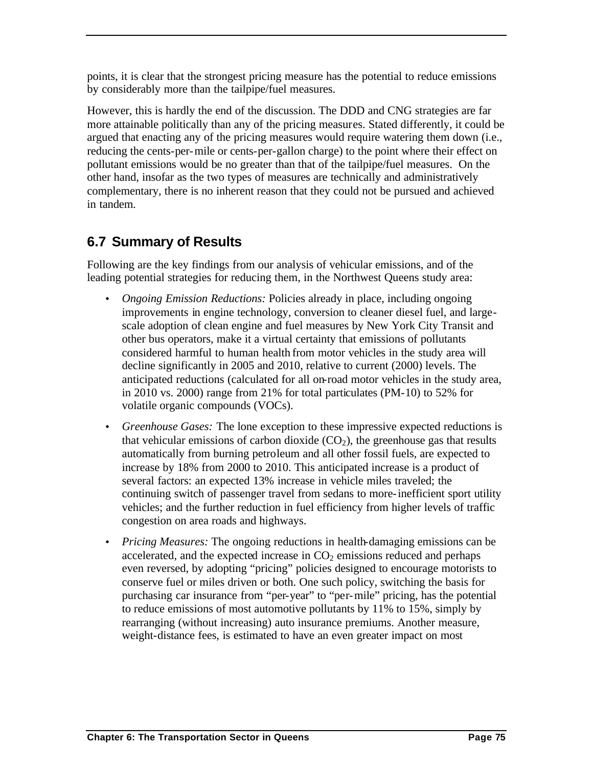points, it is clear that the strongest pricing measure has the potential to reduce emissions by considerably more than the tailpipe/fuel measures.

However, this is hardly the end of the discussion. The DDD and CNG strategies are far more attainable politically than any of the pricing measures. Stated differently, it could be argued that enacting any of the pricing measures would require watering them down (i.e., reducing the cents-per-mile or cents-per-gallon charge) to the point where their effect on pollutant emissions would be no greater than that of the tailpipe/fuel measures. On the other hand, insofar as the two types of measures are technically and administratively complementary, there is no inherent reason that they could not be pursued and achieved in tandem.

## 6.7 Summary of Results

Following are the key findings from our analysis of vehicular emissions, and of the leading potential strategies for reducing them, in the Northwest Queens study area:

- *Ongoing Emission Reductions:* Policies already in place, including ongoing improvements in engine technology, conversion to cleaner diesel fuel, and large-scale adoption of clean engine and fuel measures by New York City Transit and other bus operators, make it a virtual certainty that emissions of pollutants considered harmful to human health from motor vehicles in the study area will decline significantly in 2005 and 2010, relative to current (2000) levels. The anticipated reductions (calculated for all on-road motor vehicles in the study area, in 2010 vs. 2000) range from 21% for total particulates (PM-10) to 52% for volatile organic compounds (VOCs).
- *Greenhouse Gases:* The lone exception to these impressive expected reductions is that vehicular emissions of carbon dioxide ($CO_2$), the greenhouse gas that results automatically from burning petroleum and all other fossil fuels, are expected to increase by 18% from 2000 to 2010. This anticipated increase is a product of several factors: an expected 13% increase in vehicle miles traveled; the continuing switch of passenger travel from sedans to more-inefficient sport utility vehicles; and the further reduction in fuel efficiency from higher levels of traffic congestion on area roads and highways.
- *Pricing Measures:* The ongoing reductions in health-damaging emissions can be accelerated, and the expected increase in $CO_2$ emissions reduced and perhaps even reversed, by adopting "pricing" policies designed to encourage motorists to conserve fuel or miles driven or both. One such policy, switching the basis for purchasing car insurance from "per-year" to "per-mile" pricing, has the potential to reduce emissions of most automotive pollutants by 11% to 15%, simply by rearranging (without increasing) auto insurance premiums. Another measure, weight-distance fees, is estimated to have an even greater impact on most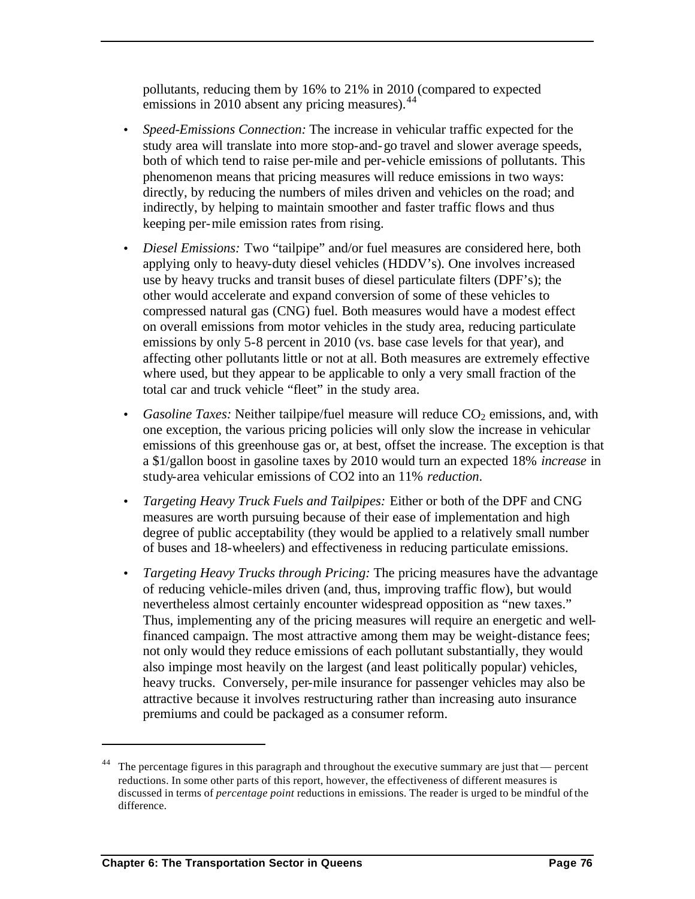pollutants, reducing them by 16% to 21% in 2010 (compared to expected emissions in 2010 absent any pricing measures).[44]

- *Speed-Emissions Connection:* The increase in vehicular traffic expected for the study area will translate into more stop-and-go travel and slower average speeds, both of which tend to raise per-mile and per-vehicle emissions of pollutants. This phenomenon means that pricing measures will reduce emissions in two ways: directly, by reducing the numbers of miles driven and vehicles on the road; and indirectly, by helping to maintain smoother and faster traffic flows and thus keeping per-mile emission rates from rising.

- *Diesel Emissions:* Two "tailpipe" and/or fuel measures are considered here, both applying only to heavy-duty diesel vehicles (HDDV's). One involves increased use by heavy trucks and transit buses of diesel particulate filters (DPF's); the other would accelerate and expand conversion of some of these vehicles to compressed natural gas (CNG) fuel. Both measures would have a modest effect on overall emissions from motor vehicles in the study area, reducing particulate emissions by only 5-8 percent in 2010 (vs. base case levels for that year), and affecting other pollutants little or not at all. Both measures are extremely effective where used, but they appear to be applicable to only a very small fraction of the total car and truck vehicle "fleet" in the study area.

- *Gasoline Taxes:* Neither tailpipe/fuel measure will reduce $CO_2$ emissions, and, with one exception, the various pricing policies will only slow the increase in vehicular emissions of this greenhouse gas or, at best, offset the increase. The exception is that a $1/gallon boost in gasoline taxes by 2010 would turn an expected 18% *increase* in study-area vehicular emissions of CO2 into an 11% *reduction*.

- *Targeting Heavy Truck Fuels and Tailpipes:* Either or both of the DPF and CNG measures are worth pursuing because of their ease of implementation and high degree of public acceptability (they would be applied to a relatively small number of buses and 18-wheelers) and effectiveness in reducing particulate emissions.

- *Targeting Heavy Trucks through Pricing:* The pricing measures have the advantage of reducing vehicle-miles driven (and, thus, improving traffic flow), but would nevertheless almost certainly encounter widespread opposition as "new taxes." Thus, implementing any of the pricing measures will require an energetic and well-financed campaign. The most attractive among them may be weight-distance fees; not only would they reduce emissions of each pollutant substantially, they would also impinge most heavily on the largest (and least politically popular) vehicles, heavy trucks. Conversely, per-mile insurance for passenger vehicles may also be attractive because it involves restructuring rather than increasing auto insurance premiums and could be packaged as a consumer reform.

---

[44] The percentage figures in this paragraph and throughout the executive summary are just that — percent reductions. In some other parts of this report, however, the effectiveness of different measures is discussed in terms of *percentage point* reductions in emissions. The reader is urged to be mindful of the difference.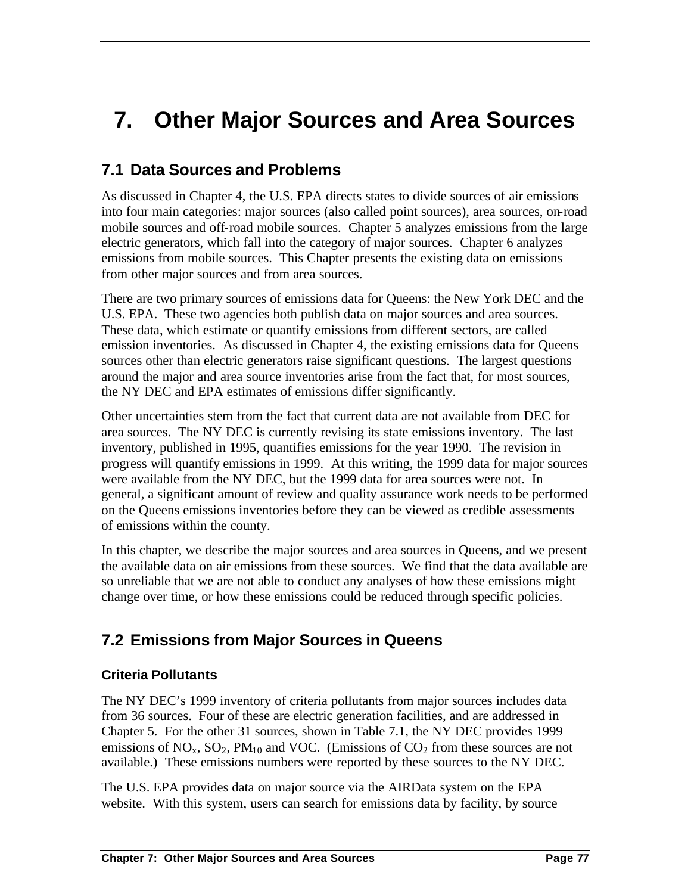# 7. Other Major Sources and Area Sources

## 7.1 Data Sources and Problems

As discussed in Chapter 4, the U.S. EPA directs states to divide sources of air emissions into four main categories: major sources (also called point sources), area sources, on-road mobile sources and off-road mobile sources. Chapter 5 analyzes emissions from the large electric generators, which fall into the category of major sources. Chapter 6 analyzes emissions from mobile sources. This Chapter presents the existing data on emissions from other major sources and from area sources.

There are two primary sources of emissions data for Queens: the New York DEC and the U.S. EPA. These two agencies both publish data on major sources and area sources. These data, which estimate or quantify emissions from different sectors, are called emission inventories. As discussed in Chapter 4, the existing emissions data for Queens sources other than electric generators raise significant questions. The largest questions around the major and area source inventories arise from the fact that, for most sources, the NY DEC and EPA estimates of emissions differ significantly.

Other uncertainties stem from the fact that current data are not available from DEC for area sources. The NY DEC is currently revising its state emissions inventory. The last inventory, published in 1995, quantifies emissions for the year 1990. The revision in progress will quantify emissions in 1999. At this writing, the 1999 data for major sources were available from the NY DEC, but the 1999 data for area sources were not. In general, a significant amount of review and quality assurance work needs to be performed on the Queens emissions inventories before they can be viewed as credible assessments of emissions within the county.

In this chapter, we describe the major sources and area sources in Queens, and we present the available data on air emissions from these sources. We find that the data available are so unreliable that we are not able to conduct any analyses of how these emissions might change over time, or how these emissions could be reduced through specific policies.

## 7.2 Emissions from Major Sources in Queens

### Criteria Pollutants

The NY DEC's 1999 inventory of criteria pollutants from major sources includes data from 36 sources. Four of these are electric generation facilities, and are addressed in Chapter 5. For the other 31 sources, shown in Table 7.1, the NY DEC provides 1999 emissions of $NO_x$, $SO_2$, $PM_{10}$ and VOC. (Emissions of $CO_2$ from these sources are not available.) These emissions numbers were reported by these sources to the NY DEC.

The U.S. EPA provides data on major source via the AIRData system on the EPA website. With this system, users can search for emissions data by facility, by source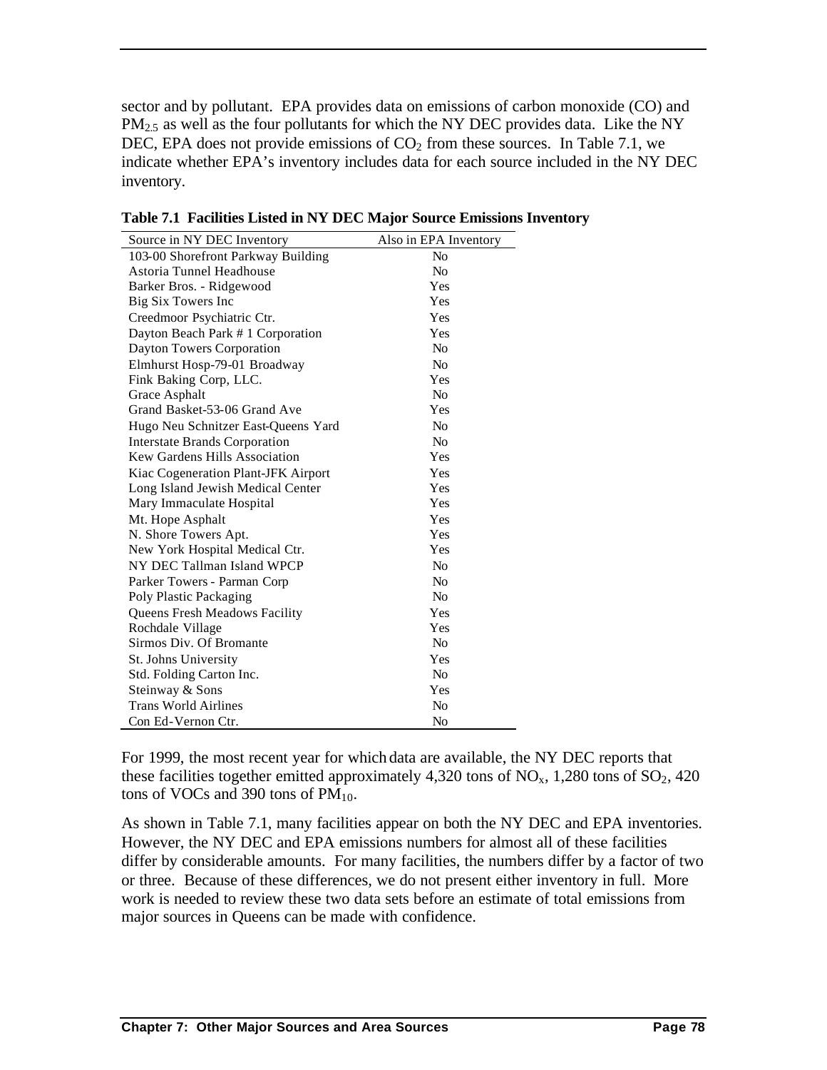sector and by pollutant. EPA provides data on emissions of carbon monoxide (CO) and $PM_{2.5}$ as well as the four pollutants for which the NY DEC provides data. Like the NY DEC, EPA does not provide emissions of $CO_2$ from these sources. In Table 7.1, we indicate whether EPA's inventory includes data for each source included in the NY DEC inventory.

**Table 7.1 Facilities Listed in NY DEC Major Source Emissions Inventory**

| Source in NY DEC Inventory | Also in EPA Inventory |
|---|---|
| 103-00 Shorefront Parkway Building | No |
| Astoria Tunnel Headhouse | No |
| Barker Bros. - Ridgewood | Yes |
| Big Six Towers Inc | Yes |
| Creedmoor Psychiatric Ctr. | Yes |
| Dayton Beach Park # 1 Corporation | Yes |
| Dayton Towers Corporation | No |
| Elmhurst Hosp-79-01 Broadway | No |
| Fink Baking Corp, LLC. | Yes |
| Grace Asphalt | No |
| Grand Basket-53-06 Grand Ave | Yes |
| Hugo Neu Schnitzer East-Queens Yard | No |
| Interstate Brands Corporation | No |
| Kew Gardens Hills Association | Yes |
| Kiac Cogeneration Plant-JFK Airport | Yes |
| Long Island Jewish Medical Center | Yes |
| Mary Immaculate Hospital | Yes |
| Mt. Hope Asphalt | Yes |
| N. Shore Towers Apt. | Yes |
| New York Hospital Medical Ctr. | Yes |
| NY DEC Tallman Island WPCP | No |
| Parker Towers - Parman Corp | No |
| Poly Plastic Packaging | No |
| Queens Fresh Meadows Facility | Yes |
| Rochdale Village | Yes |
| Sirmos Div. Of Bromante | No |
| St. Johns University | Yes |
| Std. Folding Carton Inc. | No |
| Steinway & Sons | Yes |
| Trans World Airlines | No |
| Con Ed-Vernon Ctr. | No |

For 1999, the most recent year for which data are available, the NY DEC reports that these facilities together emitted approximately 4,320 tons of $NO_x$, 1,280 tons of $SO_2$, 420 tons of VOCs and 390 tons of $PM_{10}$.

As shown in Table 7.1, many facilities appear on both the NY DEC and EPA inventories. However, the NY DEC and EPA emissions numbers for almost all of these facilities differ by considerable amounts. For many facilities, the numbers differ by a factor of two or three. Because of these differences, we do not present either inventory in full. More work is needed to review these two data sets before an estimate of total emissions from major sources in Queens can be made with confidence.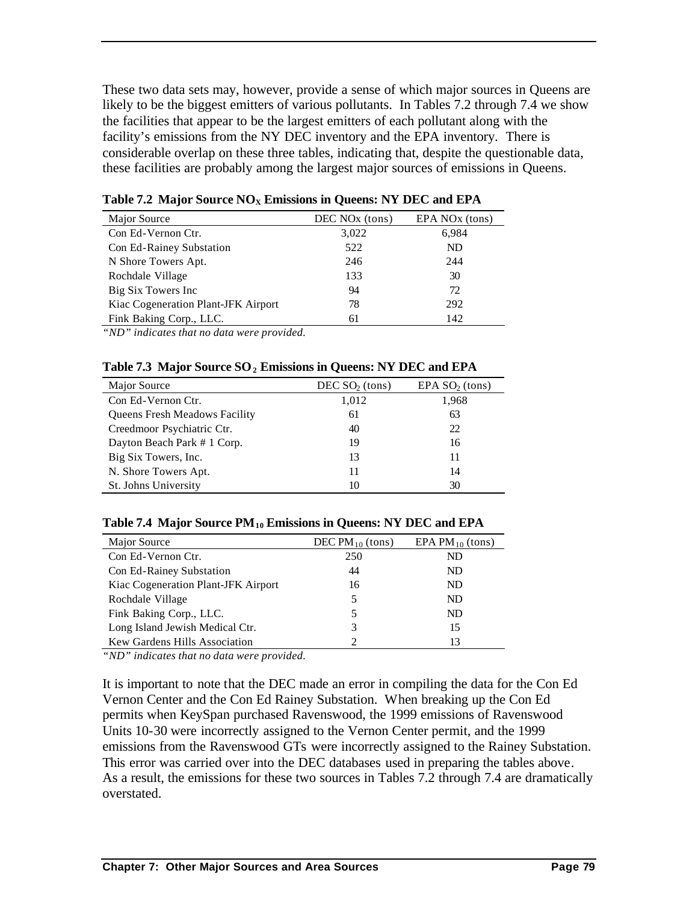These two data sets may, however, provide a sense of which major sources in Queens are likely to be the biggest emitters of various pollutants. In Tables 7.2 through 7.4 we show the facilities that appear to be the largest emitters of each pollutant along with the facility's emissions from the NY DEC inventory and the EPA inventory. There is considerable overlap on these three tables, indicating that, despite the questionable data, these facilities are probably among the largest major sources of emissions in Queens.

**Table 7.2 Major Source $NO_X$ Emissions in Queens: NY DEC and EPA**

| Major Source | DEC NOx (tons) | EPA NOx (tons) |
|---|---|---|
| Con Ed-Vernon Ctr. | 3,022 | 6,984 |
| Con Ed-Rainey Substation | 522 | ND |
| N Shore Towers Apt. | 246 | 244 |
| Rochdale Village | 133 | 30 |
| Big Six Towers Inc | 94 | 72 |
| Kiac Cogeneration Plant-JFK Airport | 78 | 292 |
| Fink Baking Corp., LLC. | 61 | 142 |

*"ND" indicates that no data were provided.*

**Table 7.3 Major Source $SO_2$ Emissions in Queens: NY DEC and EPA**

| Major Source | DEC $SO_2$ (tons) | EPA $SO_2$ (tons) |
|---|---|---|
| Con Ed-Vernon Ctr. | 1,012 | 1,968 |
| Queens Fresh Meadows Facility | 61 | 63 |
| Creedmoor Psychiatric Ctr. | 40 | 22 |
| Dayton Beach Park # 1 Corp. | 19 | 16 |
| Big Six Towers, Inc. | 13 | 11 |
| N. Shore Towers Apt. | 11 | 14 |
| St. Johns University | 10 | 30 |

**Table 7.4 Major Source $PM_{10}$ Emissions in Queens: NY DEC and EPA**

| Major Source | DEC $PM_{10}$ (tons) | EPA $PM_{10}$ (tons) |
|---|---|---|
| Con Ed-Vernon Ctr. | 250 | ND |
| Con Ed-Rainey Substation | 44 | ND |
| Kiac Cogeneration Plant-JFK Airport | 16 | ND |
| Rochdale Village | 5 | ND |
| Fink Baking Corp., LLC. | 5 | ND |
| Long Island Jewish Medical Ctr. | 3 | 15 |
| Kew Gardens Hills Association | 2 | 13 |

*"ND" indicates that no data were provided.*

It is important to note that the DEC made an error in compiling the data for the Con Ed Vernon Center and the Con Ed Rainey Substation. When breaking up the Con Ed permits when KeySpan purchased Ravenswood, the 1999 emissions of Ravenswood Units 10-30 were incorrectly assigned to the Vernon Center permit, and the 1999 emissions from the Ravenswood GTs were incorrectly assigned to the Rainey Substation. This error was carried over into the DEC databases used in preparing the tables above. As a result, the emissions for these two sources in Tables 7.2 through 7.4 are dramatically overstated.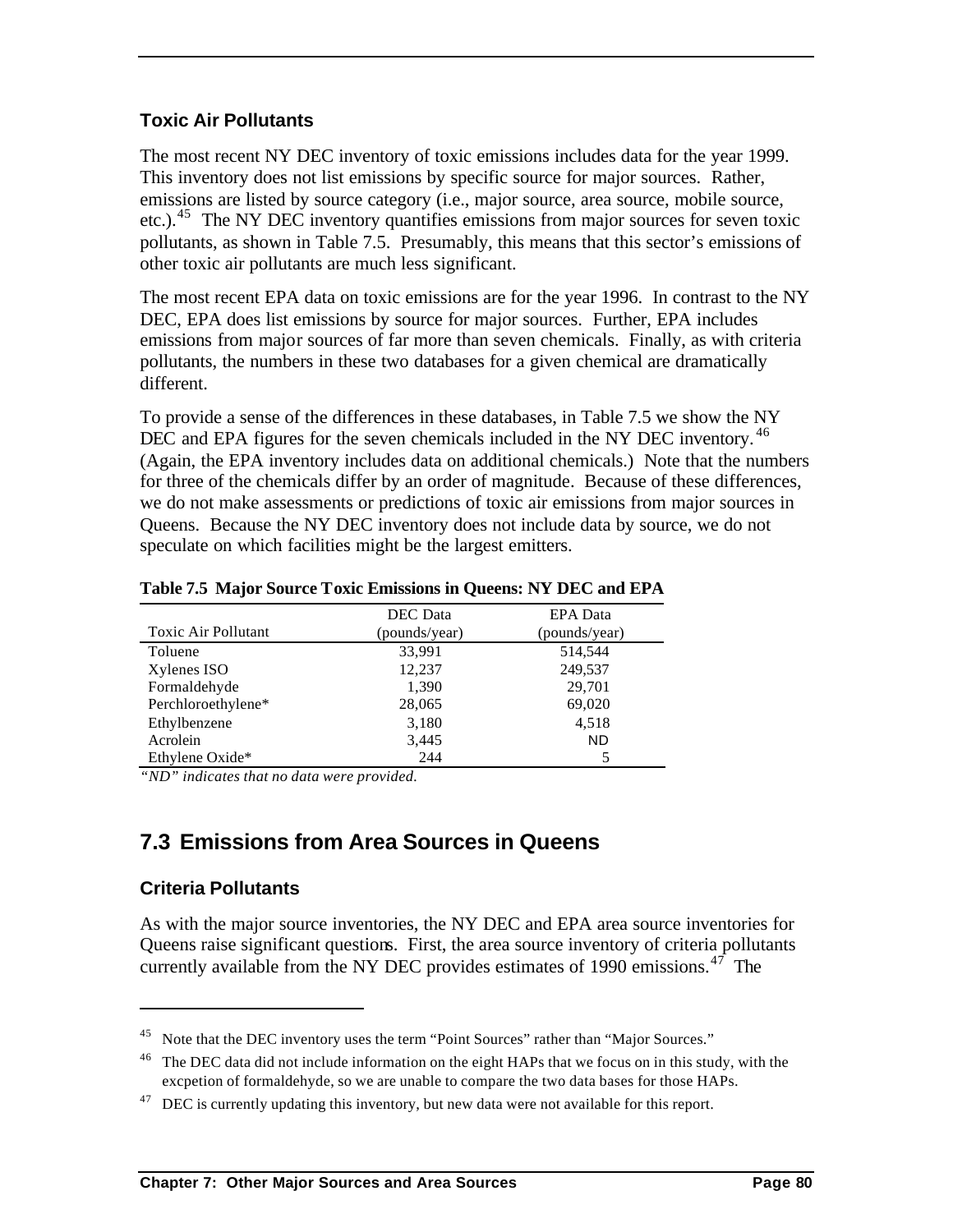### Toxic Air Pollutants

The most recent NY DEC inventory of toxic emissions includes data for the year 1999. This inventory does not list emissions by specific source for major sources. Rather, emissions are listed by source category (i.e., major source, area source, mobile source, etc.).[45] The NY DEC inventory quantifies emissions from major sources for seven toxic pollutants, as shown in Table 7.5. Presumably, this means that this sector's emissions of other toxic air pollutants are much less significant.

The most recent EPA data on toxic emissions are for the year 1996. In contrast to the NY DEC, EPA does list emissions by source for major sources. Further, EPA includes emissions from major sources of far more than seven chemicals. Finally, as with criteria pollutants, the numbers in these two databases for a given chemical are dramatically different.

To provide a sense of the differences in these databases, in Table 7.5 we show the NY DEC and EPA figures for the seven chemicals included in the NY DEC inventory.[46] (Again, the EPA inventory includes data on additional chemicals.) Note that the numbers for three of the chemicals differ by an order of magnitude. Because of these differences, we do not make assessments or predictions of toxic air emissions from major sources in Queens. Because the NY DEC inventory does not include data by source, we do not speculate on which facilities might be the largest emitters.

**Table 7.5 Major Source Toxic Emissions in Queens: NY DEC and EPA**

| Toxic Air Pollutant | DEC Data (pounds/year) | EPA Data (pounds/year) |
|---|---|---|
| Toluene | 33,991 | 514,544 |
| Xylenes ISO | 12,237 | 249,537 |
| Formaldehyde | 1,390 | 29,701 |
| Perchloroethylene* | 28,065 | 69,020 |
| Ethylbenzene | 3,180 | 4,518 |
| Acrolein | 3,445 | ND |
| Ethylene Oxide* | 244 | 5 |

*"ND" indicates that no data were provided.*

## 7.3 Emissions from Area Sources in Queens

### Criteria Pollutants

As with the major source inventories, the NY DEC and EPA area source inventories for Queens raise significant questions. First, the area source inventory of criteria pollutants currently available from the NY DEC provides estimates of 1990 emissions.[47] The

---

[45] Note that the DEC inventory uses the term "Point Sources" rather than "Major Sources."

[46] The DEC data did not include information on the eight HAPs that we focus on in this study, with the excpetion of formaldehyde, so we are unable to compare the two data bases for those HAPs.

[47] DEC is currently updating this inventory, but new data were not available for this report.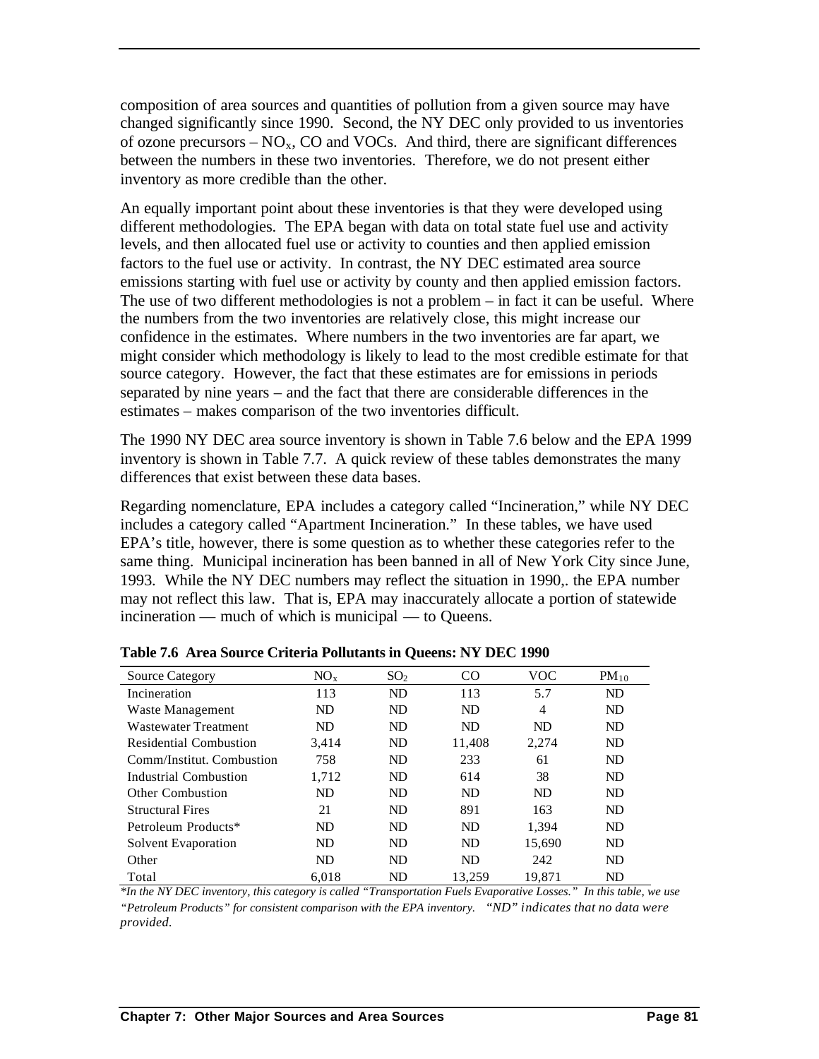composition of area sources and quantities of pollution from a given source may have changed significantly since 1990. Second, the NY DEC only provided to us inventories of ozone precursors – $NO_x$, CO and VOCs. And third, there are significant differences between the numbers in these two inventories. Therefore, we do not present either inventory as more credible than the other.

An equally important point about these inventories is that they were developed using different methodologies. The EPA began with data on total state fuel use and activity levels, and then allocated fuel use or activity to counties and then applied emission factors to the fuel use or activity. In contrast, the NY DEC estimated area source emissions starting with fuel use or activity by county and then applied emission factors. The use of two different methodologies is not a problem – in fact it can be useful. Where the numbers from the two inventories are relatively close, this might increase our confidence in the estimates. Where numbers in the two inventories are far apart, we might consider which methodology is likely to lead to the most credible estimate for that source category. However, the fact that these estimates are for emissions in periods separated by nine years – and the fact that there are considerable differences in the estimates – makes comparison of the two inventories difficult.

The 1990 NY DEC area source inventory is shown in Table 7.6 below and the EPA 1999 inventory is shown in Table 7.7. A quick review of these tables demonstrates the many differences that exist between these data bases.

Regarding nomenclature, EPA includes a category called "Incineration," while NY DEC includes a category called "Apartment Incineration." In these tables, we have used EPA's title, however, there is some question as to whether these categories refer to the same thing. Municipal incineration has been banned in all of New York City since June, 1993. While the NY DEC numbers may reflect the situation in 1990,. the EPA number may not reflect this law. That is, EPA may inaccurately allocate a portion of statewide incineration — much of which is municipal — to Queens.

**Table 7.6 Area Source Criteria Pollutants in Queens: NY DEC 1990**

| Source Category | $NO_x$ | $SO_2$ | CO | VOC | $PM_{10}$ |
|---|---|---|---|---|---|
| Incineration | 113 | ND | 113 | 5.7 | ND |
| Waste Management | ND | ND | ND | 4 | ND |
| Wastewater Treatment | ND | ND | ND | ND | ND |
| Residential Combustion | 3,414 | ND | 11,408 | 2,274 | ND |
| Comm/Institut. Combustion | 758 | ND | 233 | 61 | ND |
| Industrial Combustion | 1,712 | ND | 614 | 38 | ND |
| Other Combustion | ND | ND | ND | ND | ND |
| Structural Fires | 21 | ND | 891 | 163 | ND |
| Petroleum Products* | ND | ND | ND | 1,394 | ND |
| Solvent Evaporation | ND | ND | ND | 15,690 | ND |
| Other | ND | ND | ND | 242 | ND |
| Total | 6,018 | ND | 13,259 | 19,871 | ND |

*\*In the NY DEC inventory, this category is called "Transportation Fuels Evaporative Losses." In this table, we use "Petroleum Products" for consistent comparison with the EPA inventory. "ND" indicates that no data were provided.*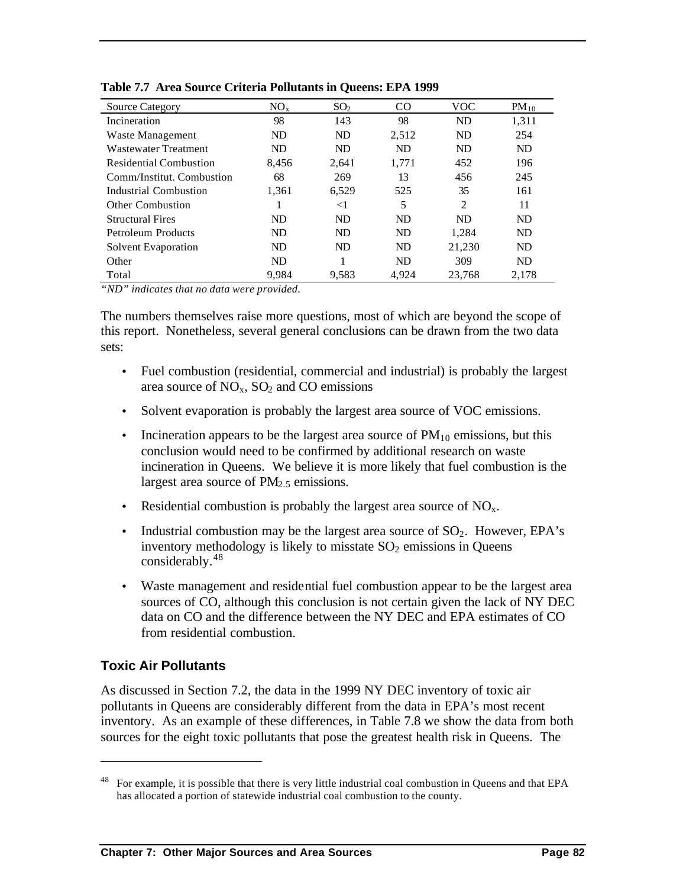**Table 7.7 Area Source Criteria Pollutants in Queens: EPA 1999**

| Source Category | $NO_x$ | $SO_2$ | CO | VOC | $PM_{10}$ |
|---|---|---|---|---|---|
| Incineration | 98 | 143 | 98 | ND | 1,311 |
| Waste Management | ND | ND | 2,512 | ND | 254 |
| Wastewater Treatment | ND | ND | ND | ND | ND |
| Residential Combustion | 8,456 | 2,641 | 1,771 | 452 | 196 |
| Comm/Institut. Combustion | 68 | 269 | 13 | 456 | 245 |
| Industrial Combustion | 1,361 | 6,529 | 525 | 35 | 161 |
| Other Combustion | 1 | <1 | 5 | 2 | 11 |
| Structural Fires | ND | ND | ND | ND | ND |
| Petroleum Products | ND | ND | ND | 1,284 | ND |
| Solvent Evaporation | ND | ND | ND | 21,230 | ND |
| Other | ND | 1 | ND | 309 | ND |
| Total | 9,984 | 9,583 | 4,924 | 23,768 | 2,178 |

*"ND" indicates that no data were provided.*

The numbers themselves raise more questions, most of which are beyond the scope of this report. Nonetheless, several general conclusions can be drawn from the two data sets:

- Fuel combustion (residential, commercial and industrial) is probably the largest area source of $NO_x$, $SO_2$ and CO emissions
- Solvent evaporation is probably the largest area source of VOC emissions.
- Incineration appears to be the largest area source of $PM_{10}$ emissions, but this conclusion would need to be confirmed by additional research on waste incineration in Queens. We believe it is more likely that fuel combustion is the largest area source of $PM_{2.5}$ emissions.
- Residential combustion is probably the largest area source of $NO_x$.
- Industrial combustion may be the largest area source of $SO_2$. However, EPA's inventory methodology is likely to misstate $SO_2$ emissions in Queens considerably.[48]
- Waste management and residential fuel combustion appear to be the largest area sources of CO, although this conclusion is not certain given the lack of NY DEC data on CO and the difference between the NY DEC and EPA estimates of CO from residential combustion.

### Toxic Air Pollutants

As discussed in Section 7.2, the data in the 1999 NY DEC inventory of toxic air pollutants in Queens are considerably different from the data in EPA's most recent inventory. As an example of these differences, in Table 7.8 we show the data from both sources for the eight toxic pollutants that pose the greatest health risk in Queens. The

[48] For example, it is possible that there is very little industrial coal combustion in Queens and that EPA has allocated a portion of statewide industrial coal combustion to the county.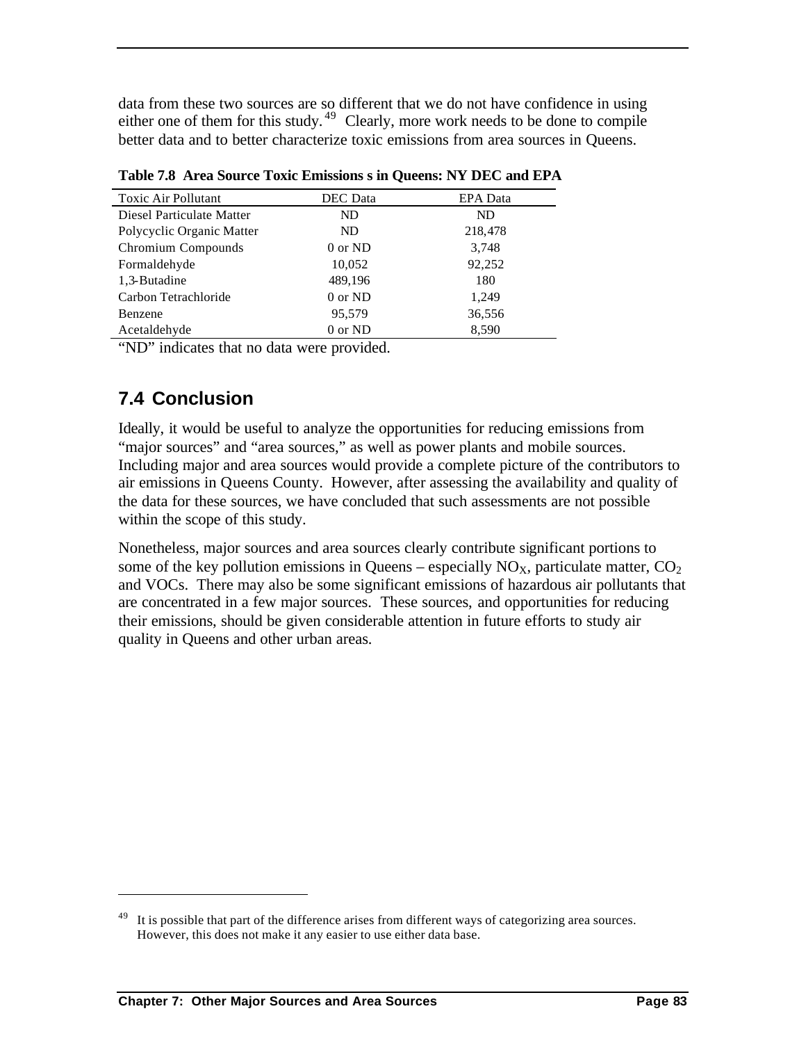data from these two sources are so different that we do not have confidence in using either one of them for this study.[49] Clearly, more work needs to be done to compile better data and to better characterize toxic emissions from area sources in Queens.

**Table 7.8 Area Source Toxic Emissions s in Queens: NY DEC and EPA**

| Toxic Air Pollutant | DEC Data | EPA Data |
|---|---|---|
| Diesel Particulate Matter | ND | ND |
| Polycyclic Organic Matter | ND | 218,478 |
| Chromium Compounds | 0 or ND | 3,748 |
| Formaldehyde | 10,052 | 92,252 |
| 1,3-Butadine | 489,196 | 180 |
| Carbon Tetrachloride | 0 or ND | 1,249 |
| Benzene | 95,579 | 36,556 |
| Acetaldehyde | 0 or ND | 8,590 |

"ND" indicates that no data were provided.

## 7.4 Conclusion

Ideally, it would be useful to analyze the opportunities for reducing emissions from "major sources" and "area sources," as well as power plants and mobile sources. Including major and area sources would provide a complete picture of the contributors to air emissions in Queens County. However, after assessing the availability and quality of the data for these sources, we have concluded that such assessments are not possible within the scope of this study.

Nonetheless, major sources and area sources clearly contribute significant portions to some of the key pollution emissions in Queens – especially $NO_X$, particulate matter, $CO_2$ and VOCs. There may also be some significant emissions of hazardous air pollutants that are concentrated in a few major sources. These sources, and opportunities for reducing their emissions, should be given considerable attention in future efforts to study air quality in Queens and other urban areas.

[49] It is possible that part of the difference arises from different ways of categorizing area sources. However, this does not make it any easier to use either data base.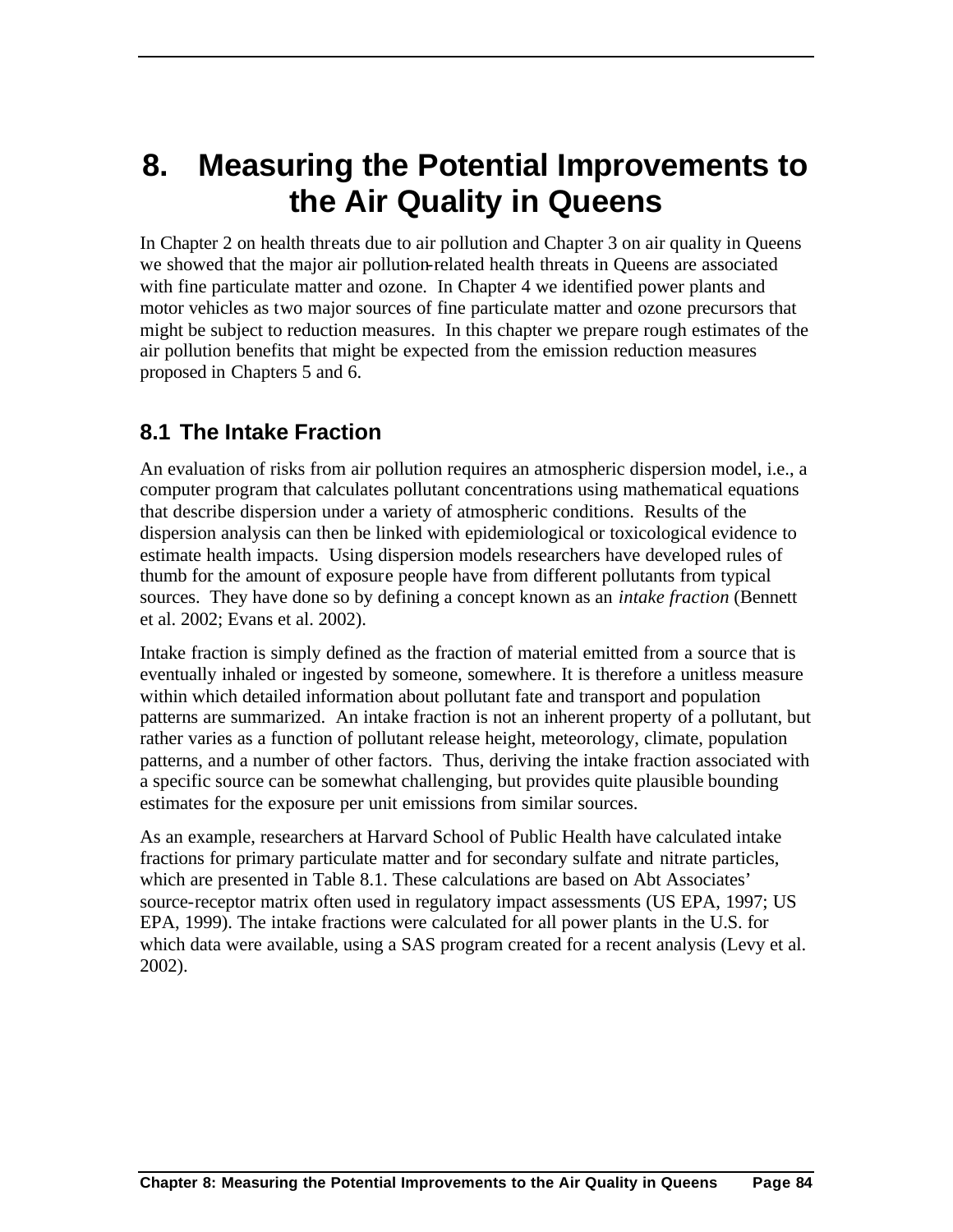# 8. Measuring the Potential Improvements to the Air Quality in Queens

In Chapter 2 on health threats due to air pollution and Chapter 3 on air quality in Queens we showed that the major air pollution-related health threats in Queens are associated with fine particulate matter and ozone. In Chapter 4 we identified power plants and motor vehicles as two major sources of fine particulate matter and ozone precursors that might be subject to reduction measures. In this chapter we prepare rough estimates of the air pollution benefits that might be expected from the emission reduction measures proposed in Chapters 5 and 6.

## 8.1 The Intake Fraction

An evaluation of risks from air pollution requires an atmospheric dispersion model, i.e., a computer program that calculates pollutant concentrations using mathematical equations that describe dispersion under a variety of atmospheric conditions. Results of the dispersion analysis can then be linked with epidemiological or toxicological evidence to estimate health impacts. Using dispersion models researchers have developed rules of thumb for the amount of exposure people have from different pollutants from typical sources. They have done so by defining a concept known as an *intake fraction* (Bennett et al. 2002; Evans et al. 2002).

Intake fraction is simply defined as the fraction of material emitted from a source that is eventually inhaled or ingested by someone, somewhere. It is therefore a unitless measure within which detailed information about pollutant fate and transport and population patterns are summarized. An intake fraction is not an inherent property of a pollutant, but rather varies as a function of pollutant release height, meteorology, climate, population patterns, and a number of other factors. Thus, deriving the intake fraction associated with a specific source can be somewhat challenging, but provides quite plausible bounding estimates for the exposure per unit emissions from similar sources.

As an example, researchers at Harvard School of Public Health have calculated intake fractions for primary particulate matter and for secondary sulfate and nitrate particles, which are presented in Table 8.1. These calculations are based on Abt Associates' source-receptor matrix often used in regulatory impact assessments (US EPA, 1997; US EPA, 1999). The intake fractions were calculated for all power plants in the U.S. for which data were available, using a SAS program created for a recent analysis (Levy et al. 2002).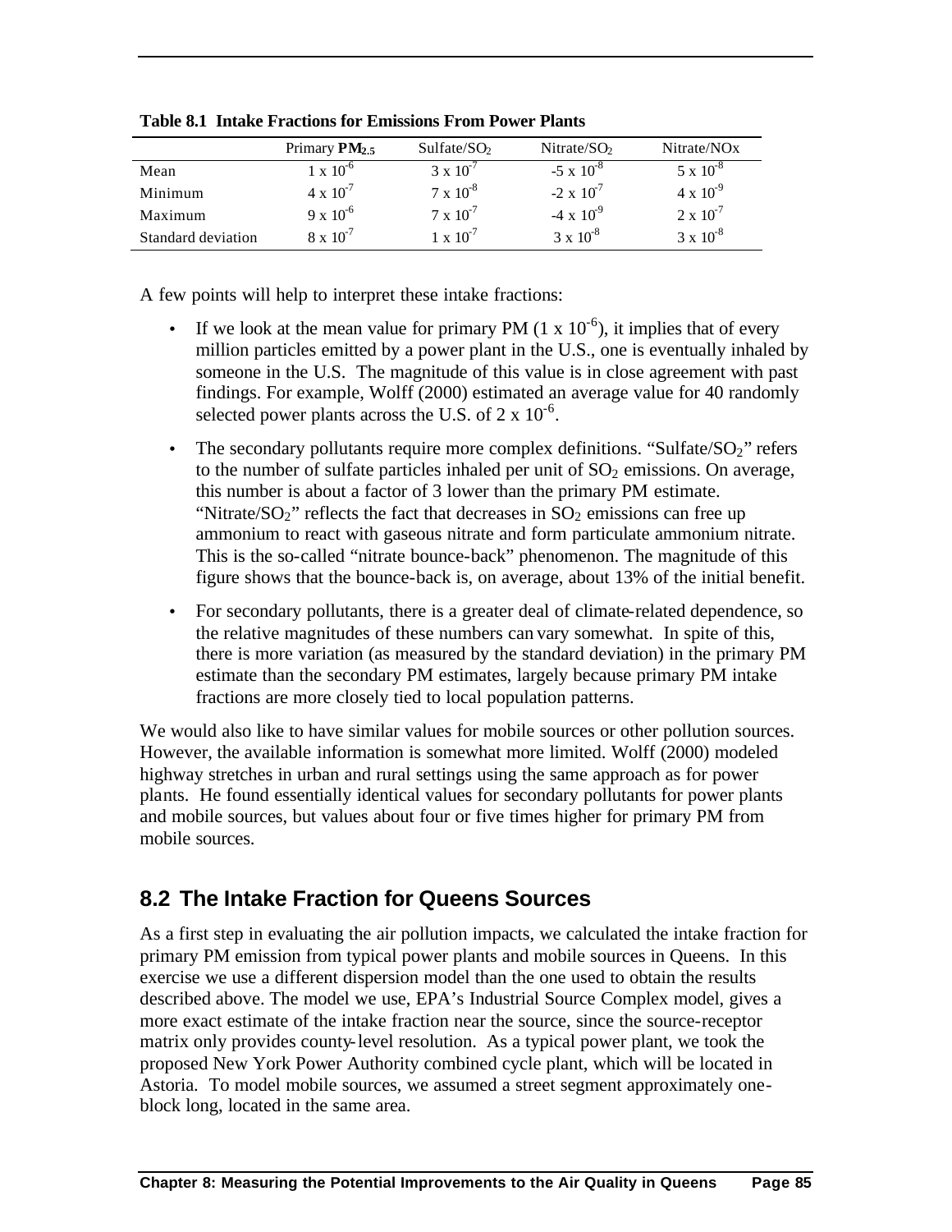**Table 8.1 Intake Fractions for Emissions From Power Plants**

| | Primary $PM_{2.5}$ | Sulfate/$SO_2$ | Nitrate/$SO_2$ | Nitrate/NOx |
|---|---|---|---|---|
| Mean | $1 \times 10^{-6}$ | $3 \times 10^{-7}$ | $-5 \times 10^{-8}$ | $5 \times 10^{-8}$ |
| Minimum | $4 \times 10^{-7}$ | $7 \times 10^{-8}$ | $-2 \times 10^{-7}$ | $4 \times 10^{-9}$ |
| Maximum | $9 \times 10^{-6}$ | $7 \times 10^{-7}$ | $-4 \times 10^{-9}$ | $2 \times 10^{-7}$ |
| Standard deviation | $8 \times 10^{-7}$ | $1 \times 10^{-7}$ | $3 \times 10^{-8}$ | $3 \times 10^{-8}$ |

A few points will help to interpret these intake fractions:

- If we look at the mean value for primary PM ($1 \times 10^{-6}$), it implies that of every million particles emitted by a power plant in the U.S., one is eventually inhaled by someone in the U.S. The magnitude of this value is in close agreement with past findings. For example, Wolff (2000) estimated an average value for 40 randomly selected power plants across the U.S. of $2 \times 10^{-6}$.
- The secondary pollutants require more complex definitions. "Sulfate/$SO_2$" refers to the number of sulfate particles inhaled per unit of $SO_2$ emissions. On average, this number is about a factor of 3 lower than the primary PM estimate. "Nitrate/$SO_2$" reflects the fact that decreases in $SO_2$ emissions can free up ammonium to react with gaseous nitrate and form particulate ammonium nitrate. This is the so-called "nitrate bounce-back" phenomenon. The magnitude of this figure shows that the bounce-back is, on average, about 13% of the initial benefit.
- For secondary pollutants, there is a greater deal of climate-related dependence, so the relative magnitudes of these numbers can vary somewhat. In spite of this, there is more variation (as measured by the standard deviation) in the primary PM estimate than the secondary PM estimates, largely because primary PM intake fractions are more closely tied to local population patterns.

We would also like to have similar values for mobile sources or other pollution sources. However, the available information is somewhat more limited. Wolff (2000) modeled highway stretches in urban and rural settings using the same approach as for power plants. He found essentially identical values for secondary pollutants for power plants and mobile sources, but values about four or five times higher for primary PM from mobile sources.

## 8.2 The Intake Fraction for Queens Sources

As a first step in evaluating the air pollution impacts, we calculated the intake fraction for primary PM emission from typical power plants and mobile sources in Queens. In this exercise we use a different dispersion model than the one used to obtain the results described above. The model we use, EPA's Industrial Source Complex model, gives a more exact estimate of the intake fraction near the source, since the source-receptor matrix only provides county-level resolution. As a typical power plant, we took the proposed New York Power Authority combined cycle plant, which will be located in Astoria. To model mobile sources, we assumed a street segment approximately one-block long, located in the same area.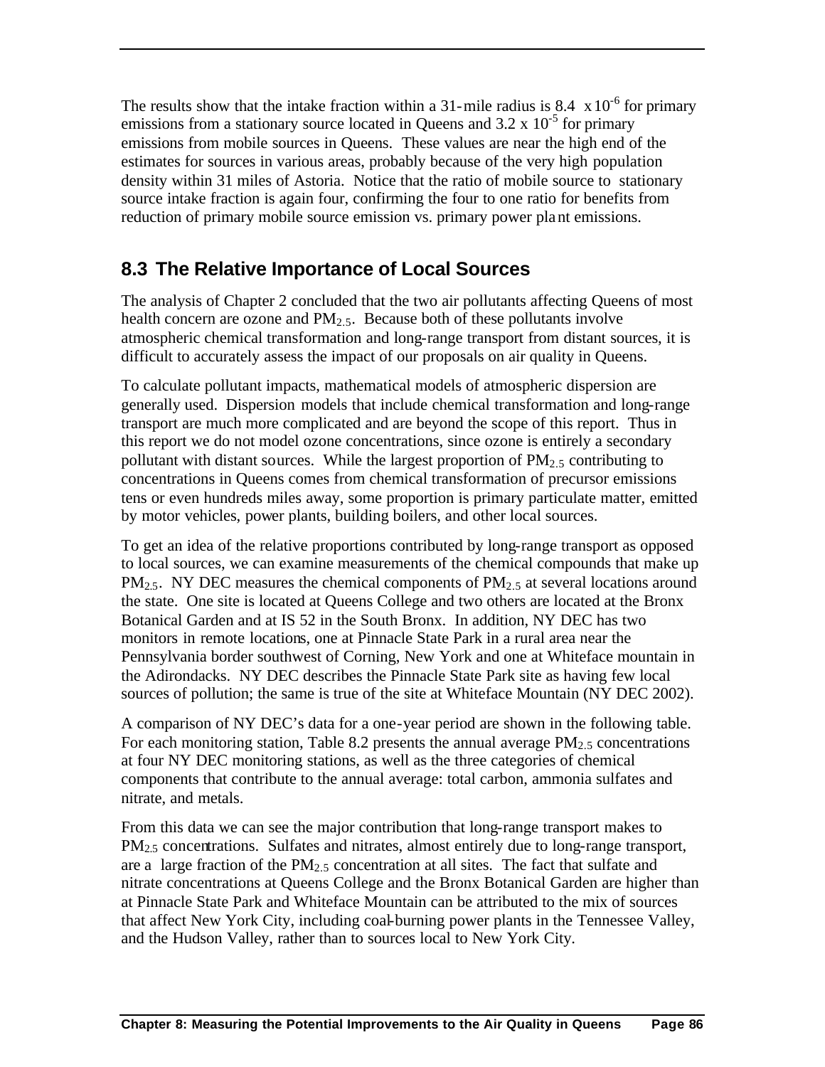The results show that the intake fraction within a 31-mile radius is $8.4 \times 10^{-6}$ for primary emissions from a stationary source located in Queens and $3.2 \times 10^{-5}$ for primary emissions from mobile sources in Queens. These values are near the high end of the estimates for sources in various areas, probably because of the very high population density within 31 miles of Astoria. Notice that the ratio of mobile source to stationary source intake fraction is again four, confirming the four to one ratio for benefits from reduction of primary mobile source emission vs. primary power plant emissions.

## 8.3 The Relative Importance of Local Sources

The analysis of Chapter 2 concluded that the two air pollutants affecting Queens of most health concern are ozone and $PM_{2.5}$. Because both of these pollutants involve atmospheric chemical transformation and long-range transport from distant sources, it is difficult to accurately assess the impact of our proposals on air quality in Queens.

To calculate pollutant impacts, mathematical models of atmospheric dispersion are generally used. Dispersion models that include chemical transformation and long-range transport are much more complicated and are beyond the scope of this report. Thus in this report we do not model ozone concentrations, since ozone is entirely a secondary pollutant with distant sources. While the largest proportion of $PM_{2.5}$ contributing to concentrations in Queens comes from chemical transformation of precursor emissions tens or even hundreds miles away, some proportion is primary particulate matter, emitted by motor vehicles, power plants, building boilers, and other local sources.

To get an idea of the relative proportions contributed by long-range transport as opposed to local sources, we can examine measurements of the chemical compounds that make up $PM_{2.5}$. NY DEC measures the chemical components of $PM_{2.5}$ at several locations around the state. One site is located at Queens College and two others are located at the Bronx Botanical Garden and at IS 52 in the South Bronx. In addition, NY DEC has two monitors in remote locations, one at Pinnacle State Park in a rural area near the Pennsylvania border southwest of Corning, New York and one at Whiteface mountain in the Adirondacks. NY DEC describes the Pinnacle State Park site as having few local sources of pollution; the same is true of the site at Whiteface Mountain (NY DEC 2002).

A comparison of NY DEC's data for a one-year period are shown in the following table. For each monitoring station, Table 8.2 presents the annual average $PM_{2.5}$ concentrations at four NY DEC monitoring stations, as well as the three categories of chemical components that contribute to the annual average: total carbon, ammonia sulfates and nitrate, and metals.

From this data we can see the major contribution that long-range transport makes to $PM_{2.5}$ concentrations. Sulfates and nitrates, almost entirely due to long-range transport, are a large fraction of the $PM_{2.5}$ concentration at all sites. The fact that sulfate and nitrate concentrations at Queens College and the Bronx Botanical Garden are higher than at Pinnacle State Park and Whiteface Mountain can be attributed to the mix of sources that affect New York City, including coal-burning power plants in the Tennessee Valley, and the Hudson Valley, rather than to sources local to New York City.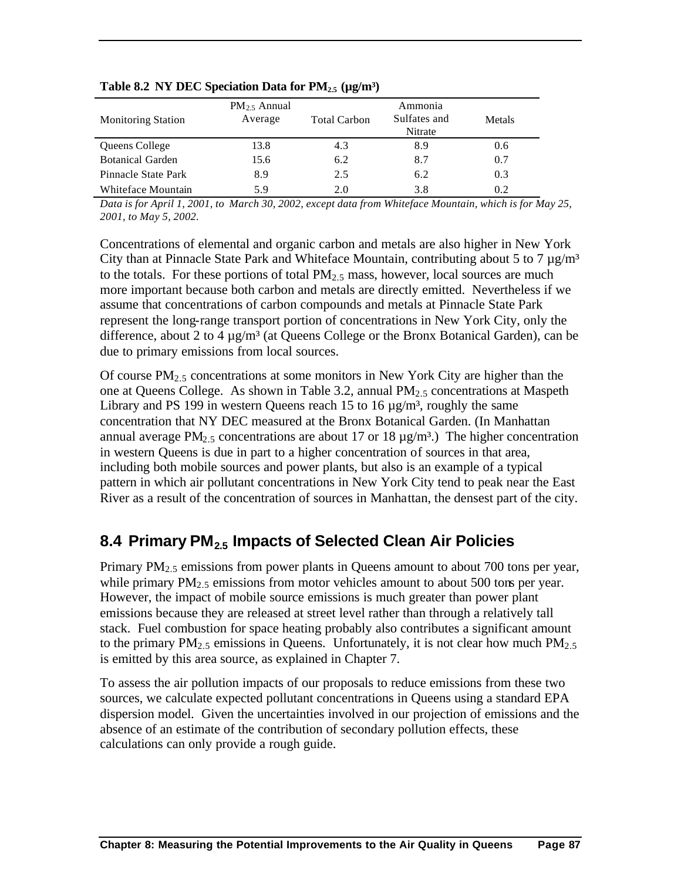**Table 8.2 NY DEC Speciation Data for $PM_{2.5}$ (µg/m³)**

| Monitoring Station | $PM_{2.5}$ Annual Average | Total Carbon | Ammonia Sulfates and Nitrate | Metals |
|---|---|---|---|---|
| Queens College | 13.8 | 4.3 | 8.9 | 0.6 |
| Botanical Garden | 15.6 | 6.2 | 8.7 | 0.7 |
| Pinnacle State Park | 8.9 | 2.5 | 6.2 | 0.3 |
| Whiteface Mountain | 5.9 | 2.0 | 3.8 | 0.2 |

*Data is for April 1, 2001, to March 30, 2002, except data from Whiteface Mountain, which is for May 25, 2001, to May 5, 2002.*

Concentrations of elemental and organic carbon and metals are also higher in New York City than at Pinnacle State Park and Whiteface Mountain, contributing about 5 to 7 µg/m³ to the totals. For these portions of total $PM_{2.5}$ mass, however, local sources are much more important because both carbon and metals are directly emitted. Nevertheless if we assume that concentrations of carbon compounds and metals at Pinnacle State Park represent the long-range transport portion of concentrations in New York City, only the difference, about 2 to 4 µg/m³ (at Queens College or the Bronx Botanical Garden), can be due to primary emissions from local sources.

Of course $PM_{2.5}$ concentrations at some monitors in New York City are higher than the one at Queens College. As shown in Table 3.2, annual $PM_{2.5}$ concentrations at Maspeth Library and PS 199 in western Queens reach 15 to 16 µg/m³, roughly the same concentration that NY DEC measured at the Bronx Botanical Garden. (In Manhattan annual average $PM_{2.5}$ concentrations are about 17 or 18 µg/m³.) The higher concentration in western Queens is due in part to a higher concentration of sources in that area, including both mobile sources and power plants, but also is an example of a typical pattern in which air pollutant concentrations in New York City tend to peak near the East River as a result of the concentration of sources in Manhattan, the densest part of the city.

## 8.4 Primary $PM_{2.5}$ Impacts of Selected Clean Air Policies

Primary $PM_{2.5}$ emissions from power plants in Queens amount to about 700 tons per year, while primary $PM_{2.5}$ emissions from motor vehicles amount to about 500 tons per year. However, the impact of mobile source emissions is much greater than power plant emissions because they are released at street level rather than through a relatively tall stack. Fuel combustion for space heating probably also contributes a significant amount to the primary $PM_{2.5}$ emissions in Queens. Unfortunately, it is not clear how much $PM_{2.5}$ is emitted by this area source, as explained in Chapter 7.

To assess the air pollution impacts of our proposals to reduce emissions from these two sources, we calculate expected pollutant concentrations in Queens using a standard EPA dispersion model. Given the uncertainties involved in our projection of emissions and the absence of an estimate of the contribution of secondary pollution effects, these calculations can only provide a rough guide.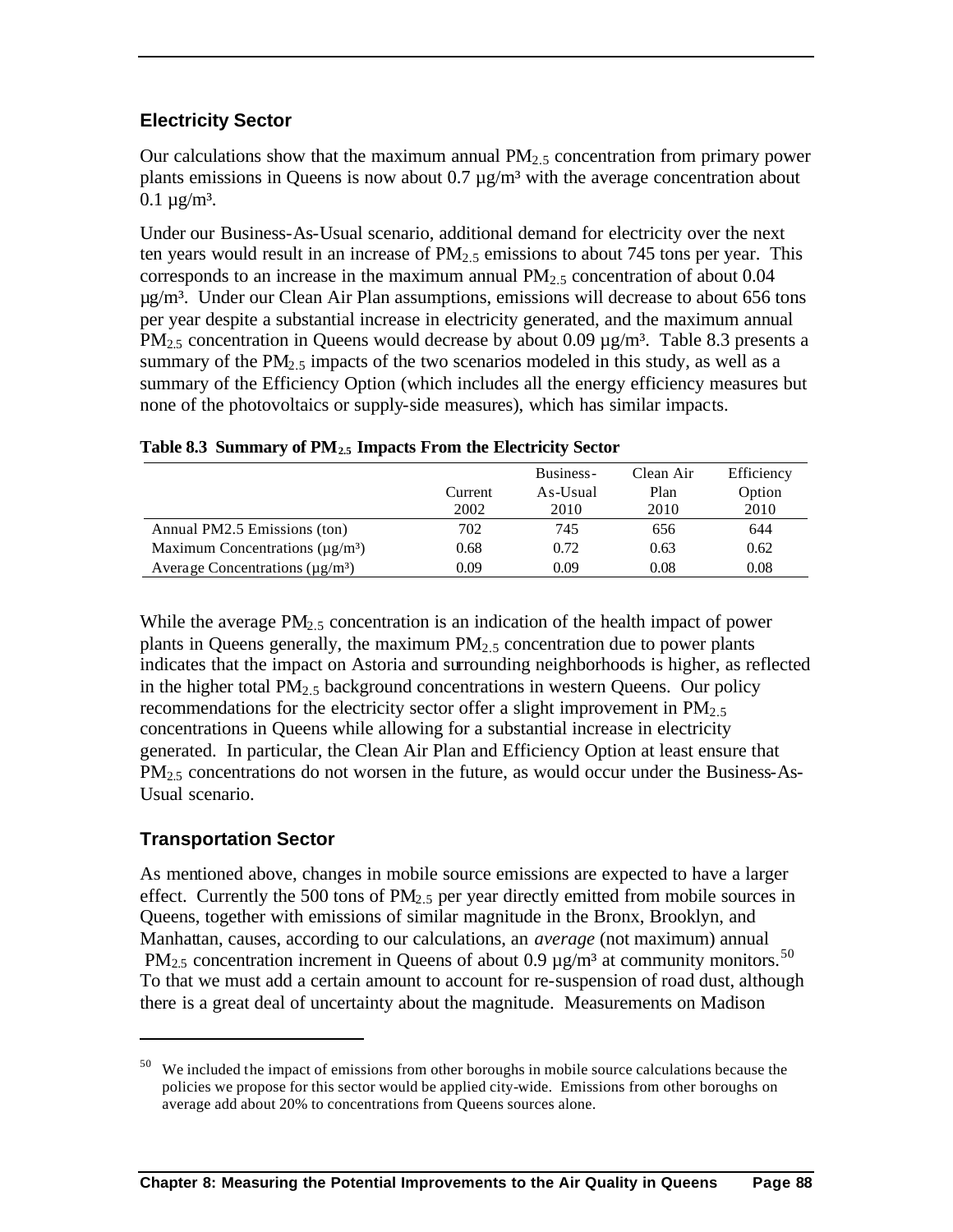## Electricity Sector

Our calculations show that the maximum annual $PM_{2.5}$ concentration from primary power plants emissions in Queens is now about 0.7 µg/m³ with the average concentration about 0.1 µg/m³.

Under our Business-As-Usual scenario, additional demand for electricity over the next ten years would result in an increase of $PM_{2.5}$ emissions to about 745 tons per year. This corresponds to an increase in the maximum annual $PM_{2.5}$ concentration of about 0.04 µg/m³. Under our Clean Air Plan assumptions, emissions will decrease to about 656 tons per year despite a substantial increase in electricity generated, and the maximum annual $PM_{2.5}$ concentration in Queens would decrease by about 0.09 µg/m³. Table 8.3 presents a summary of the $PM_{2.5}$ impacts of the two scenarios modeled in this study, as well as a summary of the Efficiency Option (which includes all the energy efficiency measures but none of the photovoltaics or supply-side measures), which has similar impacts.

**Table 8.3 Summary of $PM_{2.5}$ Impacts From the Electricity Sector**

| | Current 2002 | Business-As-Usual 2010 | Clean Air Plan 2010 | Efficiency Option 2010 |
|---|---|---|---|---|
| Annual PM2.5 Emissions (ton) | 702 | 745 | 656 | 644 |
| Maximum Concentrations (µg/m³) | 0.68 | 0.72 | 0.63 | 0.62 |
| Average Concentrations (µg/m³) | 0.09 | 0.09 | 0.08 | 0.08 |

While the average $PM_{2.5}$ concentration is an indication of the health impact of power plants in Queens generally, the maximum $PM_{2.5}$ concentration due to power plants indicates that the impact on Astoria and surrounding neighborhoods is higher, as reflected in the higher total $PM_{2.5}$ background concentrations in western Queens. Our policy recommendations for the electricity sector offer a slight improvement in $PM_{2.5}$ concentrations in Queens while allowing for a substantial increase in electricity generated. In particular, the Clean Air Plan and Efficiency Option at least ensure that $PM_{2.5}$ concentrations do not worsen in the future, as would occur under the Business-As-Usual scenario.

## Transportation Sector

As mentioned above, changes in mobile source emissions are expected to have a larger effect. Currently the 500 tons of $PM_{2.5}$ per year directly emitted from mobile sources in Queens, together with emissions of similar magnitude in the Bronx, Brooklyn, and Manhattan, causes, according to our calculations, an *average* (not maximum) annual $PM_{2.5}$ concentration increment in Queens of about 0.9 µg/m³ at community monitors.[50] To that we must add a certain amount to account for re-suspension of road dust, although there is a great deal of uncertainty about the magnitude. Measurements on Madison

---

[50] We included the impact of emissions from other boroughs in mobile source calculations because the policies we propose for this sector would be applied city-wide. Emissions from other boroughs on average add about 20% to concentrations from Queens sources alone.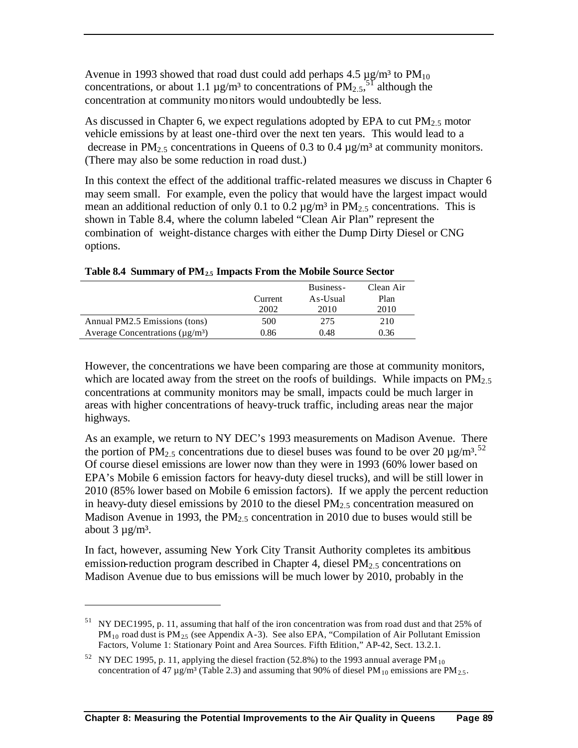Avenue in 1993 showed that road dust could add perhaps 4.5 µg/m³ to $PM_{10}$ concentrations, or about 1.1 µg/m³ to concentrations of $PM_{2.5}$,[51] although the concentration at community monitors would undoubtedly be less.

As discussed in Chapter 6, we expect regulations adopted by EPA to cut $PM_{2.5}$ motor vehicle emissions by at least one-third over the next ten years. This would lead to a decrease in $PM_{2.5}$ concentrations in Queens of 0.3 to 0.4 µg/m³ at community monitors. (There may also be some reduction in road dust.)

In this context the effect of the additional traffic-related measures we discuss in Chapter 6 may seem small. For example, even the policy that would have the largest impact would mean an additional reduction of only 0.1 to 0.2 µg/m³ in $PM_{2.5}$ concentrations. This is shown in Table 8.4, where the column labeled "Clean Air Plan" represent the combination of weight-distance charges with either the Dump Dirty Diesel or CNG options.

**Table 8.4 Summary of $PM_{2.5}$ Impacts From the Mobile Source Sector**

| | Current 2002 | Business-As-Usual 2010 | Clean Air Plan 2010 |
|---|---|---|---|
| Annual PM2.5 Emissions (tons) | 500 | 275 | 210 |
| Average Concentrations (µg/m³) | 0.86 | 0.48 | 0.36 |

However, the concentrations we have been comparing are those at community monitors, which are located away from the street on the roofs of buildings. While impacts on $PM_{2.5}$ concentrations at community monitors may be small, impacts could be much larger in areas with higher concentrations of heavy-truck traffic, including areas near the major highways.

As an example, we return to NY DEC's 1993 measurements on Madison Avenue. There the portion of $PM_{2.5}$ concentrations due to diesel buses was found to be over 20 µg/m³.[52] Of course diesel emissions are lower now than they were in 1993 (60% lower based on EPA's Mobile 6 emission factors for heavy-duty diesel trucks), and will be still lower in 2010 (85% lower based on Mobile 6 emission factors). If we apply the percent reduction in heavy-duty diesel emissions by 2010 to the diesel $PM_{2.5}$ concentration measured on Madison Avenue in 1993, the $PM_{2.5}$ concentration in 2010 due to buses would still be about 3 µg/m³.

In fact, however, assuming New York City Transit Authority completes its ambitious emission-reduction program described in Chapter 4, diesel $PM_{2.5}$ concentrations on Madison Avenue due to bus emissions will be much lower by 2010, probably in the

---

[51] NY DEC1995, p. 11, assuming that half of the iron concentration was from road dust and that 25% of $PM_{10}$ road dust is $PM_{2.5}$ (see Appendix A-3). See also EPA, "Compilation of Air Pollutant Emission Factors, Volume 1: Stationary Point and Area Sources. Fifth Edition," AP-42, Sect. 13.2.1.

[52] NY DEC 1995, p. 11, applying the diesel fraction (52.8%) to the 1993 annual average $PM_{10}$ concentration of 47 µg/m³ (Table 2.3) and assuming that 90% of diesel $PM_{10}$ emissions are $PM_{2.5}$.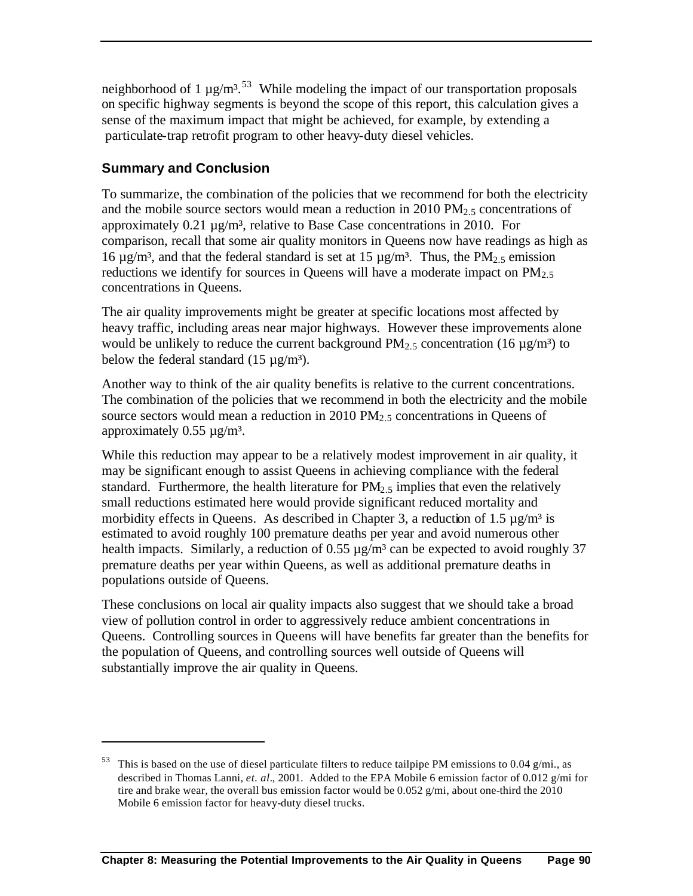neighborhood of 1 µg/m³.[53] While modeling the impact of our transportation proposals on specific highway segments is beyond the scope of this report, this calculation gives a sense of the maximum impact that might be achieved, for example, by extending a particulate-trap retrofit program to other heavy-duty diesel vehicles.

### Summary and Conclusion

To summarize, the combination of the policies that we recommend for both the electricity and the mobile source sectors would mean a reduction in 2010 $PM_{2.5}$ concentrations of approximately 0.21 µg/m³, relative to Base Case concentrations in 2010. For comparison, recall that some air quality monitors in Queens now have readings as high as 16 µg/m³, and that the federal standard is set at 15 µg/m³. Thus, the $PM_{2.5}$ emission reductions we identify for sources in Queens will have a moderate impact on $PM_{2.5}$ concentrations in Queens.

The air quality improvements might be greater at specific locations most affected by heavy traffic, including areas near major highways. However these improvements alone would be unlikely to reduce the current background $PM_{2.5}$ concentration (16 µg/m³) to below the federal standard (15 µg/m³).

Another way to think of the air quality benefits is relative to the current concentrations. The combination of the policies that we recommend in both the electricity and the mobile source sectors would mean a reduction in 2010 $PM_{2.5}$ concentrations in Queens of approximately 0.55 µg/m³.

While this reduction may appear to be a relatively modest improvement in air quality, it may be significant enough to assist Queens in achieving compliance with the federal standard. Furthermore, the health literature for $PM_{2.5}$ implies that even the relatively small reductions estimated here would provide significant reduced mortality and morbidity effects in Queens. As described in Chapter 3, a reduction of 1.5 µg/m³ is estimated to avoid roughly 100 premature deaths per year and avoid numerous other health impacts. Similarly, a reduction of 0.55 µg/m³ can be expected to avoid roughly 37 premature deaths per year within Queens, as well as additional premature deaths in populations outside of Queens.

These conclusions on local air quality impacts also suggest that we should take a broad view of pollution control in order to aggressively reduce ambient concentrations in Queens. Controlling sources in Queens will have benefits far greater than the benefits for the population of Queens, and controlling sources well outside of Queens will substantially improve the air quality in Queens.

---

[53] This is based on the use of diesel particulate filters to reduce tailpipe PM emissions to 0.04 g/mi., as described in Thomas Lanni, *et. al*., 2001. Added to the EPA Mobile 6 emission factor of 0.012 g/mi for tire and brake wear, the overall bus emission factor would be 0.052 g/mi, about one-third the 2010 Mobile 6 emission factor for heavy-duty diesel trucks.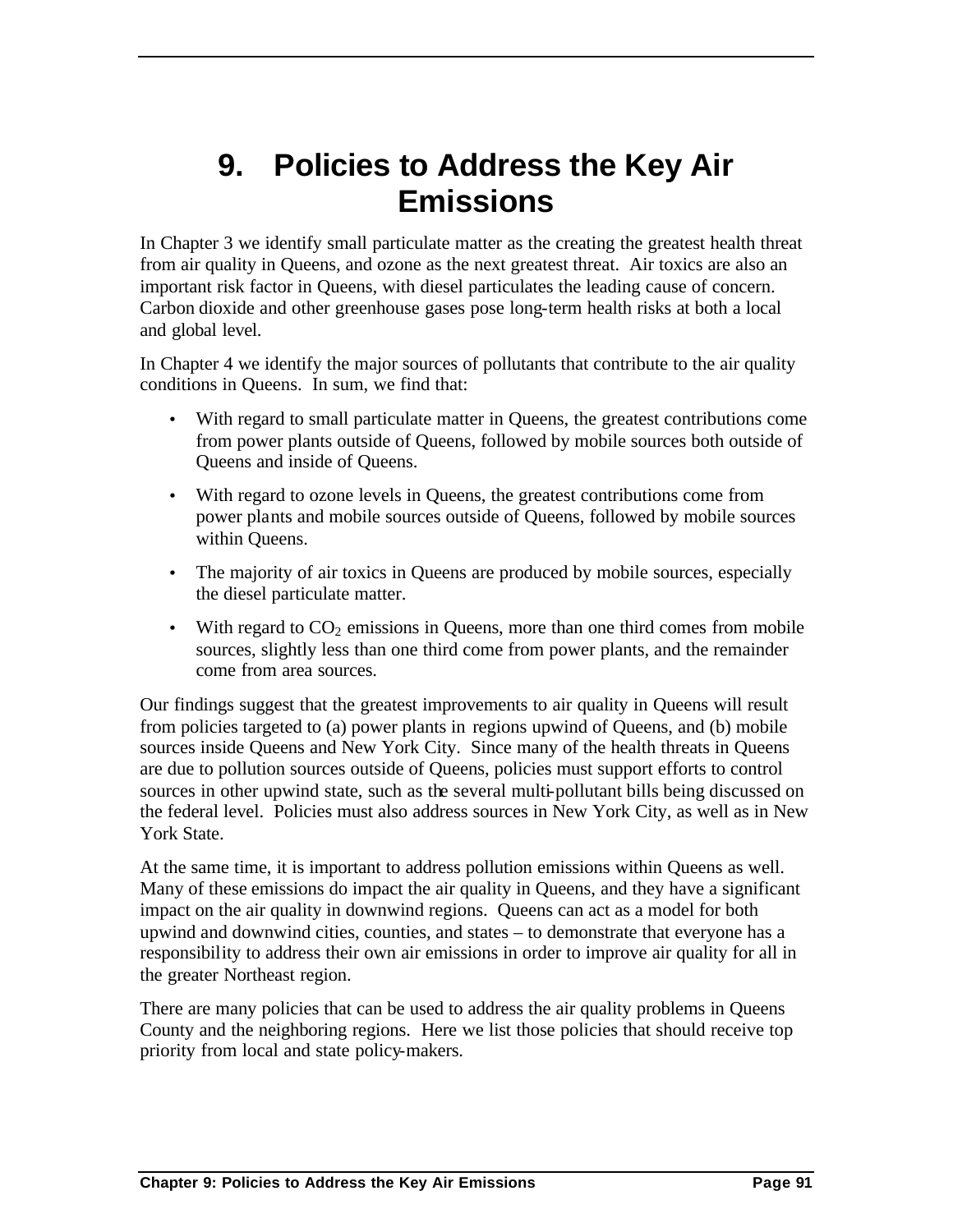# 9. Policies to Address the Key Air Emissions

In Chapter 3 we identify small particulate matter as the creating the greatest health threat from air quality in Queens, and ozone as the next greatest threat. Air toxics are also an important risk factor in Queens, with diesel particulates the leading cause of concern. Carbon dioxide and other greenhouse gases pose long-term health risks at both a local and global level.

In Chapter 4 we identify the major sources of pollutants that contribute to the air quality conditions in Queens. In sum, we find that:

- With regard to small particulate matter in Queens, the greatest contributions come from power plants outside of Queens, followed by mobile sources both outside of Queens and inside of Queens.
- With regard to ozone levels in Queens, the greatest contributions come from power plants and mobile sources outside of Queens, followed by mobile sources within Queens.
- The majority of air toxics in Queens are produced by mobile sources, especially the diesel particulate matter.
- With regard to $CO_2$ emissions in Queens, more than one third comes from mobile sources, slightly less than one third come from power plants, and the remainder come from area sources.

Our findings suggest that the greatest improvements to air quality in Queens will result from policies targeted to (a) power plants in regions upwind of Queens, and (b) mobile sources inside Queens and New York City. Since many of the health threats in Queens are due to pollution sources outside of Queens, policies must support efforts to control sources in other upwind state, such as the several multi-pollutant bills being discussed on the federal level. Policies must also address sources in New York City, as well as in New York State.

At the same time, it is important to address pollution emissions within Queens as well. Many of these emissions do impact the air quality in Queens, and they have a significant impact on the air quality in downwind regions. Queens can act as a model for both upwind and downwind cities, counties, and states – to demonstrate that everyone has a responsibility to address their own air emissions in order to improve air quality for all in the greater Northeast region.

There are many policies that can be used to address the air quality problems in Queens County and the neighboring regions. Here we list those policies that should receive top priority from local and state policy-makers.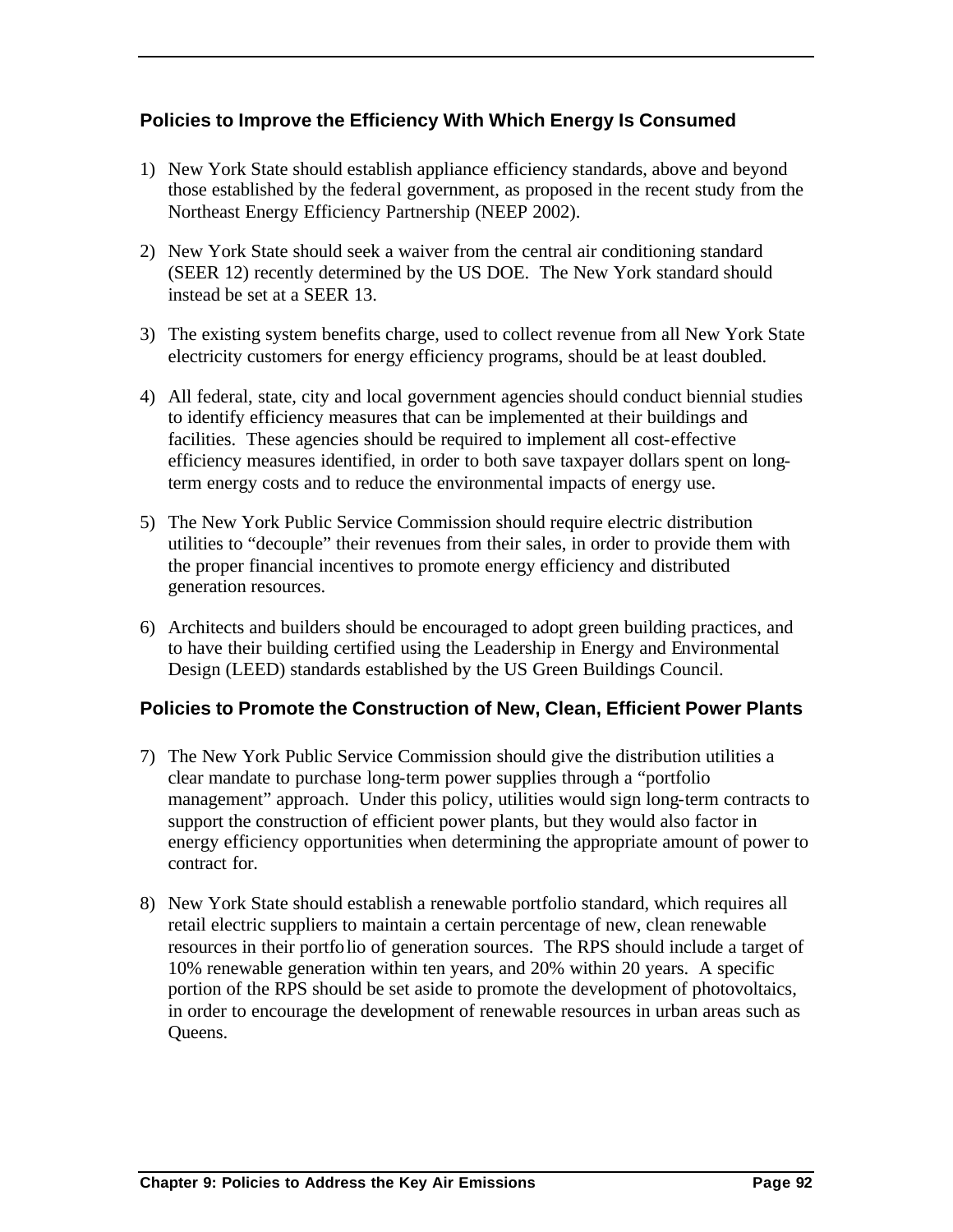### Policies to Improve the Efficiency With Which Energy Is Consumed

1) New York State should establish appliance efficiency standards, above and beyond those established by the federal government, as proposed in the recent study from the Northeast Energy Efficiency Partnership (NEEP 2002).

2) New York State should seek a waiver from the central air conditioning standard (SEER 12) recently determined by the US DOE. The New York standard should instead be set at a SEER 13.

3) The existing system benefits charge, used to collect revenue from all New York State electricity customers for energy efficiency programs, should be at least doubled.

4) All federal, state, city and local government agencies should conduct biennial studies to identify efficiency measures that can be implemented at their buildings and facilities. These agencies should be required to implement all cost-effective efficiency measures identified, in order to both save taxpayer dollars spent on long-term energy costs and to reduce the environmental impacts of energy use.

5) The New York Public Service Commission should require electric distribution utilities to "decouple" their revenues from their sales, in order to provide them with the proper financial incentives to promote energy efficiency and distributed generation resources.

6) Architects and builders should be encouraged to adopt green building practices, and to have their building certified using the Leadership in Energy and Environmental Design (LEED) standards established by the US Green Buildings Council.

### Policies to Promote the Construction of New, Clean, Efficient Power Plants

7) The New York Public Service Commission should give the distribution utilities a clear mandate to purchase long-term power supplies through a "portfolio management" approach. Under this policy, utilities would sign long-term contracts to support the construction of efficient power plants, but they would also factor in energy efficiency opportunities when determining the appropriate amount of power to contract for.

8) New York State should establish a renewable portfolio standard, which requires all retail electric suppliers to maintain a certain percentage of new, clean renewable resources in their portfolio of generation sources. The RPS should include a target of 10% renewable generation within ten years, and 20% within 20 years. A specific portion of the RPS should be set aside to promote the development of photovoltaics, in order to encourage the development of renewable resources in urban areas such as Queens.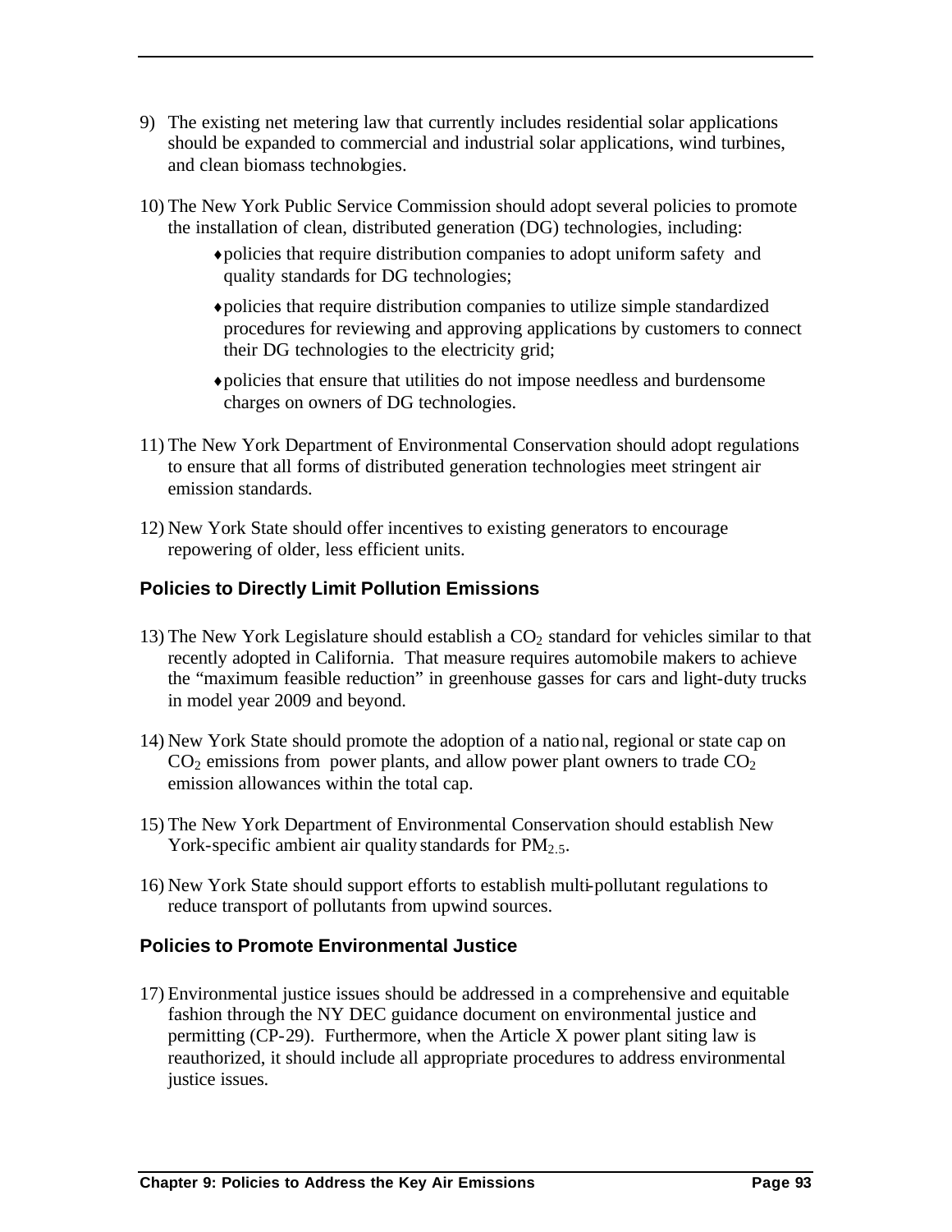9) The existing net metering law that currently includes residential solar applications should be expanded to commercial and industrial solar applications, wind turbines, and clean biomass technologies.

10) The New York Public Service Commission should adopt several policies to promote the installation of clean, distributed generation (DG) technologies, including:
    - policies that require distribution companies to adopt uniform safety and quality standards for DG technologies;
    - policies that require distribution companies to utilize simple standardized procedures for reviewing and approving applications by customers to connect their DG technologies to the electricity grid;
    - policies that ensure that utilities do not impose needless and burdensome charges on owners of DG technologies.

11) The New York Department of Environmental Conservation should adopt regulations to ensure that all forms of distributed generation technologies meet stringent air emission standards.

12) New York State should offer incentives to existing generators to encourage repowering of older, less efficient units.

### Policies to Directly Limit Pollution Emissions

13) The New York Legislature should establish a $CO_2$ standard for vehicles similar to that recently adopted in California. That measure requires automobile makers to achieve the "maximum feasible reduction" in greenhouse gasses for cars and light-duty trucks in model year 2009 and beyond.

14) New York State should promote the adoption of a national, regional or state cap on $CO_2$ emissions from power plants, and allow power plant owners to trade $CO_2$ emission allowances within the total cap.

15) The New York Department of Environmental Conservation should establish New York-specific ambient air quality standards for $PM_{2.5}$.

16) New York State should support efforts to establish multi-pollutant regulations to reduce transport of pollutants from upwind sources.

### Policies to Promote Environmental Justice

17) Environmental justice issues should be addressed in a comprehensive and equitable fashion through the NY DEC guidance document on environmental justice and permitting (CP-29). Furthermore, when the Article X power plant siting law is reauthorized, it should include all appropriate procedures to address environmental justice issues.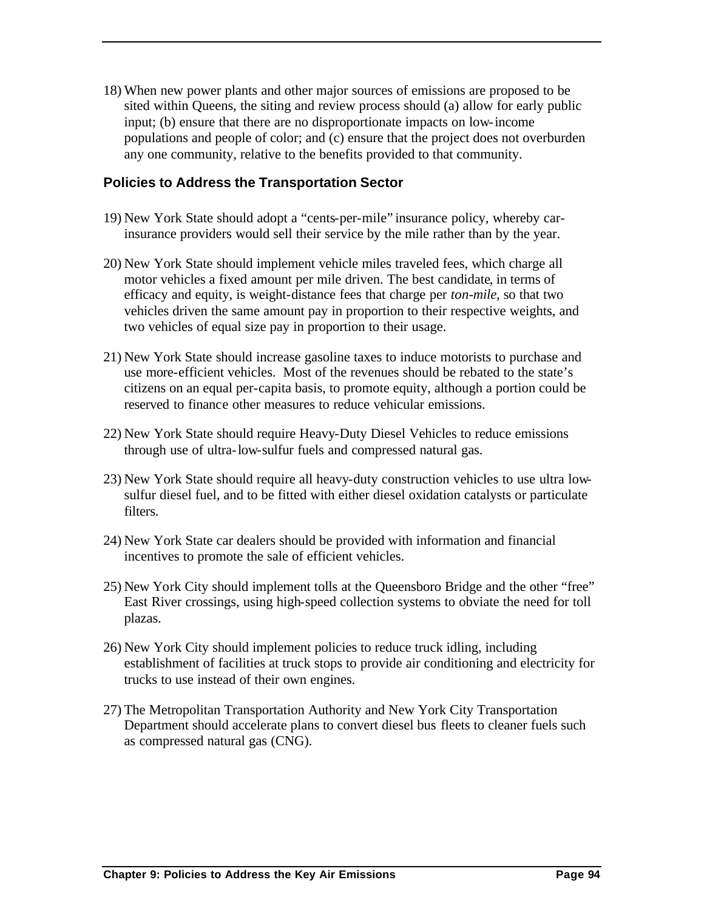18) When new power plants and other major sources of emissions are proposed to be sited within Queens, the siting and review process should (a) allow for early public input; (b) ensure that there are no disproportionate impacts on low-income populations and people of color; and (c) ensure that the project does not overburden any one community, relative to the benefits provided to that community.

### Policies to Address the Transportation Sector

19) New York State should adopt a "cents-per-mile" insurance policy, whereby car-insurance providers would sell their service by the mile rather than by the year.

20) New York State should implement vehicle miles traveled fees, which charge all motor vehicles a fixed amount per mile driven. The best candidate, in terms of efficacy and equity, is weight-distance fees that charge per *ton-mile*, so that two vehicles driven the same amount pay in proportion to their respective weights, and two vehicles of equal size pay in proportion to their usage.

21) New York State should increase gasoline taxes to induce motorists to purchase and use more-efficient vehicles. Most of the revenues should be rebated to the state's citizens on an equal per-capita basis, to promote equity, although a portion could be reserved to finance other measures to reduce vehicular emissions.

22) New York State should require Heavy-Duty Diesel Vehicles to reduce emissions through use of ultra-low-sulfur fuels and compressed natural gas.

23) New York State should require all heavy-duty construction vehicles to use ultra low-sulfur diesel fuel, and to be fitted with either diesel oxidation catalysts or particulate filters.

24) New York State car dealers should be provided with information and financial incentives to promote the sale of efficient vehicles.

25) New York City should implement tolls at the Queensboro Bridge and the other "free" East River crossings, using high-speed collection systems to obviate the need for toll plazas.

26) New York City should implement policies to reduce truck idling, including establishment of facilities at truck stops to provide air conditioning and electricity for trucks to use instead of their own engines.

27) The Metropolitan Transportation Authority and New York City Transportation Department should accelerate plans to convert diesel bus fleets to cleaner fuels such as compressed natural gas (CNG).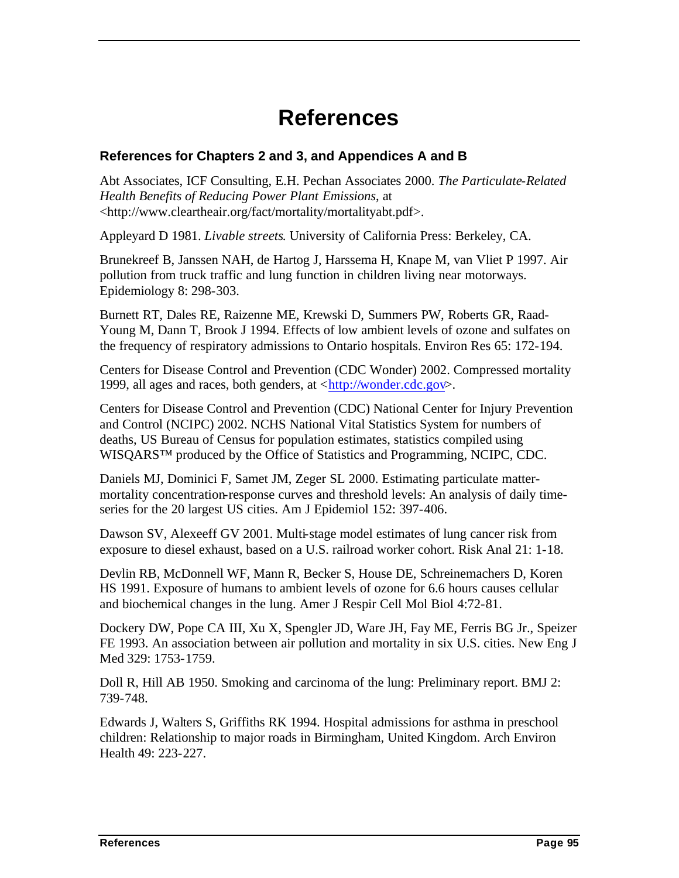# References

## References for Chapters 2 and 3, and Appendices A and B

Abt Associates, ICF Consulting, E.H. Pechan Associates 2000. *The Particulate-Related Health Benefits of Reducing Power Plant Emissions*, at <http://www.cleartheair.org/fact/mortality/mortalityabt.pdf>.

Appleyard D 1981. *Livable streets*. University of California Press: Berkeley, CA.

Brunekreef B, Janssen NAH, de Hartog J, Harssema H, Knape M, van Vliet P 1997. Air pollution from truck traffic and lung function in children living near motorways. Epidemiology 8: 298-303.

Burnett RT, Dales RE, Raizenne ME, Krewski D, Summers PW, Roberts GR, Raad-Young M, Dann T, Brook J 1994. Effects of low ambient levels of ozone and sulfates on the frequency of respiratory admissions to Ontario hospitals. Environ Res 65: 172-194.

Centers for Disease Control and Prevention (CDC Wonder) 2002. Compressed mortality 1999, all ages and races, both genders, at <http://wonder.cdc.gov>.

Centers for Disease Control and Prevention (CDC) National Center for Injury Prevention and Control (NCIPC) 2002. NCHS National Vital Statistics System for numbers of deaths, US Bureau of Census for population estimates, statistics compiled using WISQARS™ produced by the Office of Statistics and Programming, NCIPC, CDC.

Daniels MJ, Dominici F, Samet JM, Zeger SL 2000. Estimating particulate matter-mortality concentration-response curves and threshold levels: An analysis of daily time-series for the 20 largest US cities. Am J Epidemiol 152: 397-406.

Dawson SV, Alexeeff GV 2001. Multi-stage model estimates of lung cancer risk from exposure to diesel exhaust, based on a U.S. railroad worker cohort. Risk Anal 21: 1-18.

Devlin RB, McDonnell WF, Mann R, Becker S, House DE, Schreinemachers D, Koren HS 1991. Exposure of humans to ambient levels of ozone for 6.6 hours causes cellular and biochemical changes in the lung. Amer J Respir Cell Mol Biol 4:72-81.

Dockery DW, Pope CA III, Xu X, Spengler JD, Ware JH, Fay ME, Ferris BG Jr., Speizer FE 1993. An association between air pollution and mortality in six U.S. cities. New Eng J Med 329: 1753-1759.

Doll R, Hill AB 1950. Smoking and carcinoma of the lung: Preliminary report. BMJ 2: 739-748.

Edwards J, Walters S, Griffiths RK 1994. Hospital admissions for asthma in preschool children: Relationship to major roads in Birmingham, United Kingdom. Arch Environ Health 49: 223-227.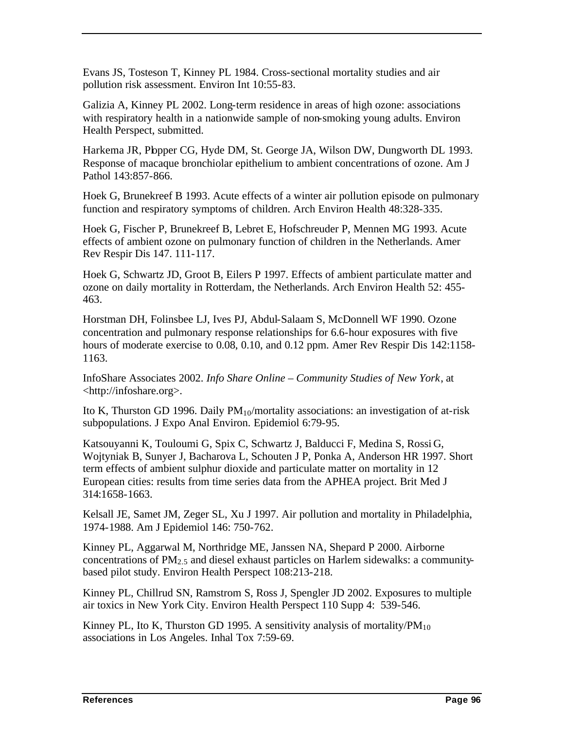Evans JS, Tosteson T, Kinney PL 1984. Cross-sectional mortality studies and air pollution risk assessment. Environ Int 10:55-83.

Galizia A, Kinney PL 2002. Long-term residence in areas of high ozone: associations with respiratory health in a nationwide sample of non-smoking young adults. Environ Health Perspect, submitted.

Harkema JR, Plopper CG, Hyde DM, St. George JA, Wilson DW, Dungworth DL 1993. Response of macaque bronchiolar epithelium to ambient concentrations of ozone. Am J Pathol 143:857-866.

Hoek G, Brunekreef B 1993. Acute effects of a winter air pollution episode on pulmonary function and respiratory symptoms of children. Arch Environ Health 48:328-335.

Hoek G, Fischer P, Brunekreef B, Lebret E, Hofschreuder P, Mennen MG 1993. Acute effects of ambient ozone on pulmonary function of children in the Netherlands. Amer Rev Respir Dis 147. 111-117.

Hoek G, Schwartz JD, Groot B, Eilers P 1997. Effects of ambient particulate matter and ozone on daily mortality in Rotterdam, the Netherlands. Arch Environ Health 52: 455-463.

Horstman DH, Folinsbee LJ, Ives PJ, Abdul-Salaam S, McDonnell WF 1990. Ozone concentration and pulmonary response relationships for 6.6-hour exposures with five hours of moderate exercise to 0.08, 0.10, and 0.12 ppm. Amer Rev Respir Dis 142:1158-1163.

InfoShare Associates 2002. *Info Share Online – Community Studies of New York*, at <http://infoshare.org>.

Ito K, Thurston GD 1996. Daily $PM_{10}$/mortality associations: an investigation of at-risk subpopulations. J Expo Anal Environ. Epidemiol 6:79-95.

Katsouyanni K, Touloumi G, Spix C, Schwartz J, Balducci F, Medina S, Rossi G, Wojtyniak B, Sunyer J, Bacharova L, Schouten J P, Ponka A, Anderson HR 1997. Short term effects of ambient sulphur dioxide and particulate matter on mortality in 12 European cities: results from time series data from the APHEA project. Brit Med J 314:1658-1663.

Kelsall JE, Samet JM, Zeger SL, Xu J 1997. Air pollution and mortality in Philadelphia, 1974-1988. Am J Epidemiol 146: 750-762.

Kinney PL, Aggarwal M, Northridge ME, Janssen NA, Shepard P 2000. Airborne concentrations of $PM_{2.5}$ and diesel exhaust particles on Harlem sidewalks: a community-based pilot study. Environ Health Perspect 108:213-218.

Kinney PL, Chillrud SN, Ramstrom S, Ross J, Spengler JD 2002. Exposures to multiple air toxics in New York City. Environ Health Perspect 110 Supp 4: 539-546.

Kinney PL, Ito K, Thurston GD 1995. A sensitivity analysis of mortality/$PM_{10}$ associations in Los Angeles. Inhal Tox 7:59-69.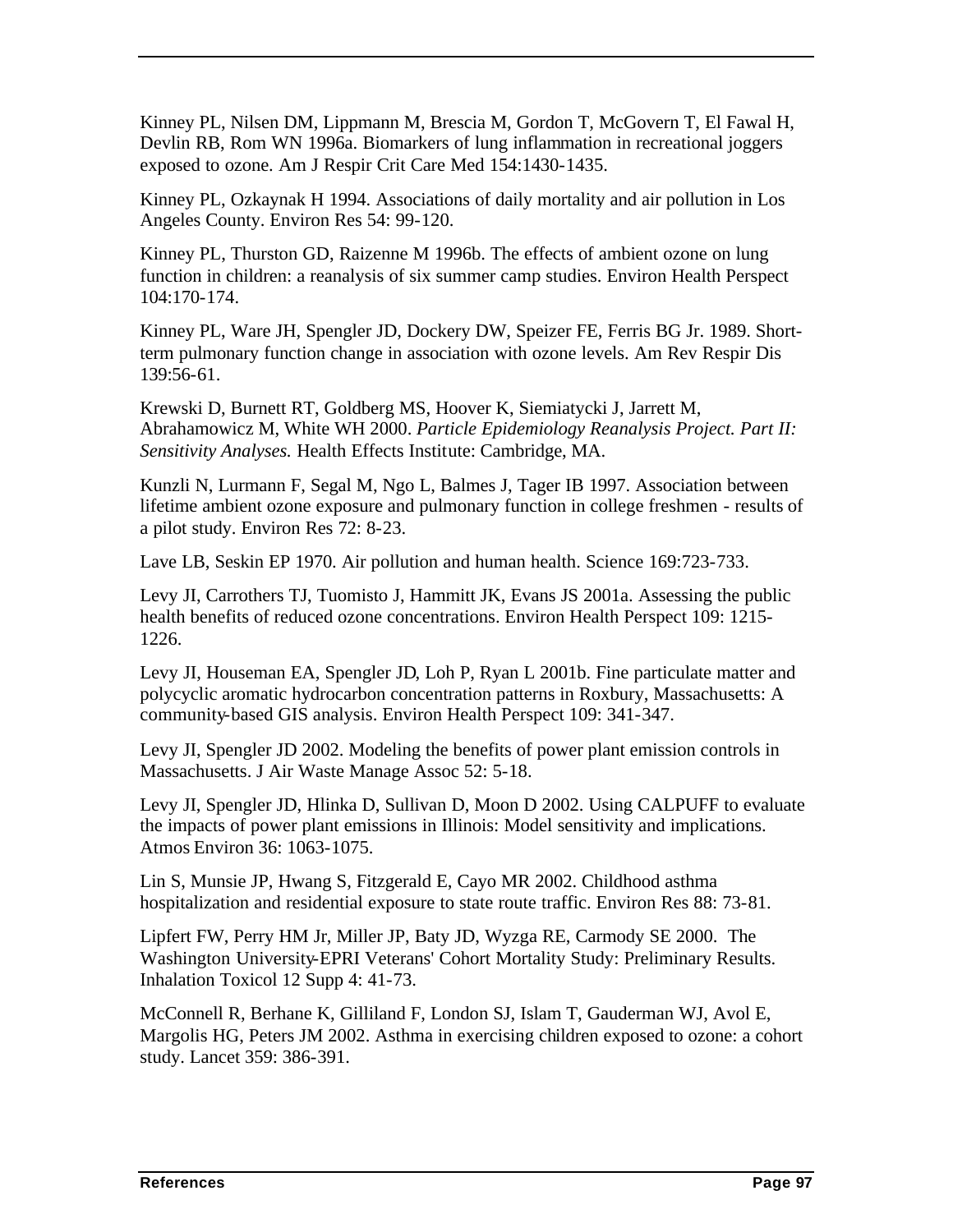Kinney PL, Nilsen DM, Lippmann M, Brescia M, Gordon T, McGovern T, El Fawal H, Devlin RB, Rom WN 1996a. Biomarkers of lung inflammation in recreational joggers exposed to ozone. Am J Respir Crit Care Med 154:1430-1435.

Kinney PL, Ozkaynak H 1994. Associations of daily mortality and air pollution in Los Angeles County. Environ Res 54: 99-120.

Kinney PL, Thurston GD, Raizenne M 1996b. The effects of ambient ozone on lung function in children: a reanalysis of six summer camp studies. Environ Health Perspect 104:170-174.

Kinney PL, Ware JH, Spengler JD, Dockery DW, Speizer FE, Ferris BG Jr. 1989. Short-term pulmonary function change in association with ozone levels. Am Rev Respir Dis 139:56-61.

Krewski D, Burnett RT, Goldberg MS, Hoover K, Siemiatycki J, Jarrett M, Abrahamowicz M, White WH 2000. *Particle Epidemiology Reanalysis Project. Part II: Sensitivity Analyses.* Health Effects Institute: Cambridge, MA.

Kunzli N, Lurmann F, Segal M, Ngo L, Balmes J, Tager IB 1997. Association between lifetime ambient ozone exposure and pulmonary function in college freshmen - results of a pilot study. Environ Res 72: 8-23.

Lave LB, Seskin EP 1970. Air pollution and human health. Science 169:723-733.

Levy JI, Carrothers TJ, Tuomisto J, Hammitt JK, Evans JS 2001a. Assessing the public health benefits of reduced ozone concentrations. Environ Health Perspect 109: 1215-1226.

Levy JI, Houseman EA, Spengler JD, Loh P, Ryan L 2001b. Fine particulate matter and polycyclic aromatic hydrocarbon concentration patterns in Roxbury, Massachusetts: A community-based GIS analysis. Environ Health Perspect 109: 341-347.

Levy JI, Spengler JD 2002. Modeling the benefits of power plant emission controls in Massachusetts. J Air Waste Manage Assoc 52: 5-18.

Levy JI, Spengler JD, Hlinka D, Sullivan D, Moon D 2002. Using CALPUFF to evaluate the impacts of power plant emissions in Illinois: Model sensitivity and implications. Atmos Environ 36: 1063-1075.

Lin S, Munsie JP, Hwang S, Fitzgerald E, Cayo MR 2002. Childhood asthma hospitalization and residential exposure to state route traffic. Environ Res 88: 73-81.

Lipfert FW, Perry HM Jr, Miller JP, Baty JD, Wyzga RE, Carmody SE 2000. The Washington University-EPRI Veterans' Cohort Mortality Study: Preliminary Results. Inhalation Toxicol 12 Supp 4: 41-73.

McConnell R, Berhane K, Gilliland F, London SJ, Islam T, Gauderman WJ, Avol E, Margolis HG, Peters JM 2002. Asthma in exercising children exposed to ozone: a cohort study. Lancet 359: 386-391.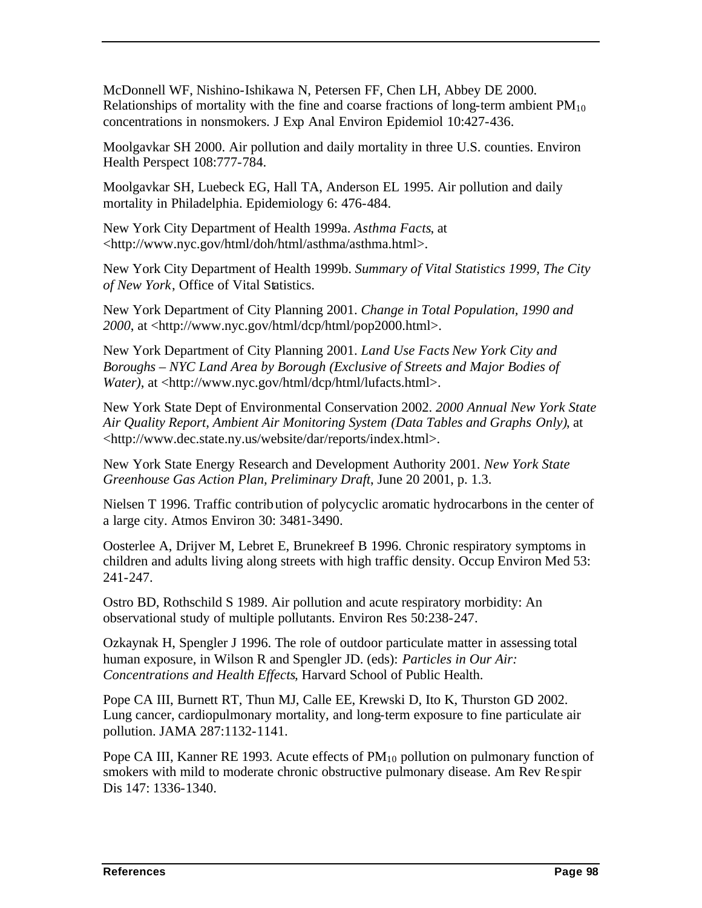McDonnell WF, Nishino-Ishikawa N, Petersen FF, Chen LH, Abbey DE 2000. Relationships of mortality with the fine and coarse fractions of long-term ambient $PM_{10}$ concentrations in nonsmokers. J Exp Anal Environ Epidemiol 10:427-436.

Moolgavkar SH 2000. Air pollution and daily mortality in three U.S. counties. Environ Health Perspect 108:777-784.

Moolgavkar SH, Luebeck EG, Hall TA, Anderson EL 1995. Air pollution and daily mortality in Philadelphia. Epidemiology 6: 476-484.

New York City Department of Health 1999a. *Asthma Facts*, at <http://www.nyc.gov/html/doh/html/asthma/asthma.html>.

New York City Department of Health 1999b. *Summary of Vital Statistics 1999, The City of New York*, Office of Vital Statistics.

New York Department of City Planning 2001. *Change in Total Population, 1990 and 2000*, at <http://www.nyc.gov/html/dcp/html/pop2000.html>.

New York Department of City Planning 2001. *Land Use Facts New York City and Boroughs – NYC Land Area by Borough (Exclusive of Streets and Major Bodies of Water)*, at <http://www.nyc.gov/html/dcp/html/lufacts.html>.

New York State Dept of Environmental Conservation 2002. *2000 Annual New York State Air Quality Report, Ambient Air Monitoring System (Data Tables and Graphs Only)*, at <http://www.dec.state.ny.us/website/dar/reports/index.html>.

New York State Energy Research and Development Authority 2001. *New York State Greenhouse Gas Action Plan, Preliminary Draft*, June 20 2001, p. 1.3.

Nielsen T 1996. Traffic contribution of polycyclic aromatic hydrocarbons in the center of a large city. Atmos Environ 30: 3481-3490.

Oosterlee A, Drijver M, Lebret E, Brunekreef B 1996. Chronic respiratory symptoms in children and adults living along streets with high traffic density. Occup Environ Med 53: 241-247.

Ostro BD, Rothschild S 1989. Air pollution and acute respiratory morbidity: An observational study of multiple pollutants. Environ Res 50:238-247.

Ozkaynak H, Spengler J 1996. The role of outdoor particulate matter in assessing total human exposure, in Wilson R and Spengler JD. (eds): *Particles in Our Air: Concentrations and Health Effects*, Harvard School of Public Health.

Pope CA III, Burnett RT, Thun MJ, Calle EE, Krewski D, Ito K, Thurston GD 2002. Lung cancer, cardiopulmonary mortality, and long-term exposure to fine particulate air pollution. JAMA 287:1132-1141.

Pope CA III, Kanner RE 1993. Acute effects of $PM_{10}$ pollution on pulmonary function of smokers with mild to moderate chronic obstructive pulmonary disease. Am Rev Respir Dis 147: 1336-1340.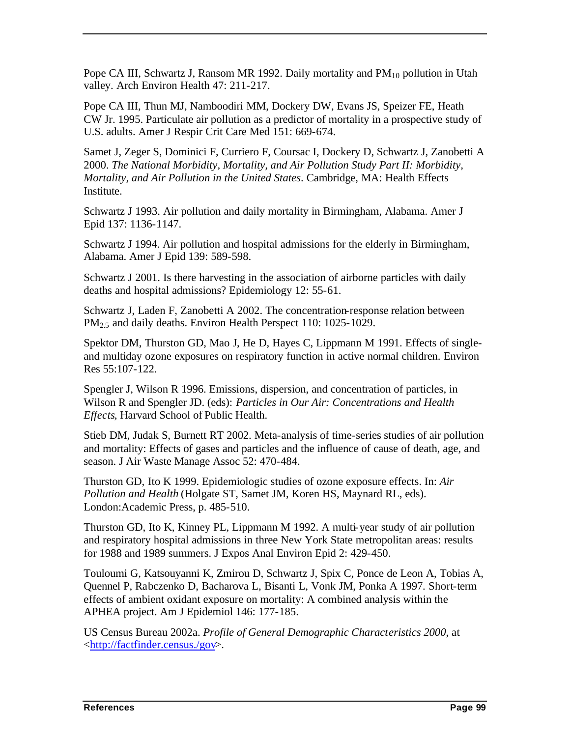Pope CA III, Schwartz J, Ransom MR 1992. Daily mortality and $PM_{10}$ pollution in Utah valley. Arch Environ Health 47: 211-217.

Pope CA III, Thun MJ, Namboodiri MM, Dockery DW, Evans JS, Speizer FE, Heath CW Jr. 1995. Particulate air pollution as a predictor of mortality in a prospective study of U.S. adults. Amer J Respir Crit Care Med 151: 669-674.

Samet J, Zeger S, Dominici F, Curriero F, Coursac I, Dockery D, Schwartz J, Zanobetti A 2000. *The National Morbidity, Mortality, and Air Pollution Study Part II: Morbidity, Mortality, and Air Pollution in the United States*. Cambridge, MA: Health Effects Institute.

Schwartz J 1993. Air pollution and daily mortality in Birmingham, Alabama. Amer J Epid 137: 1136-1147.

Schwartz J 1994. Air pollution and hospital admissions for the elderly in Birmingham, Alabama. Amer J Epid 139: 589-598.

Schwartz J 2001. Is there harvesting in the association of airborne particles with daily deaths and hospital admissions? Epidemiology 12: 55-61.

Schwartz J, Laden F, Zanobetti A 2002. The concentration-response relation between $PM_{2.5}$ and daily deaths. Environ Health Perspect 110: 1025-1029.

Spektor DM, Thurston GD, Mao J, He D, Hayes C, Lippmann M 1991. Effects of single- and multiday ozone exposures on respiratory function in active normal children. Environ Res 55:107-122.

Spengler J, Wilson R 1996. Emissions, dispersion, and concentration of particles, in Wilson R and Spengler JD. (eds): *Particles in Our Air: Concentrations and Health Effects*, Harvard School of Public Health.

Stieb DM, Judak S, Burnett RT 2002. Meta-analysis of time-series studies of air pollution and mortality: Effects of gases and particles and the influence of cause of death, age, and season. J Air Waste Manage Assoc 52: 470-484.

Thurston GD, Ito K 1999. Epidemiologic studies of ozone exposure effects. In: *Air Pollution and Health* (Holgate ST, Samet JM, Koren HS, Maynard RL, eds). London:Academic Press, p. 485-510.

Thurston GD, Ito K, Kinney PL, Lippmann M 1992. A multi-year study of air pollution and respiratory hospital admissions in three New York State metropolitan areas: results for 1988 and 1989 summers. J Expos Anal Environ Epid 2: 429-450.

Touloumi G, Katsouyanni K, Zmirou D, Schwartz J, Spix C, Ponce de Leon A, Tobias A, Quennel P, Rabczenko D, Bacharova L, Bisanti L, Vonk JM, Ponka A 1997. Short-term effects of ambient oxidant exposure on mortality: A combined analysis within the APHEA project. Am J Epidemiol 146: 177-185.

US Census Bureau 2002a. *Profile of General Demographic Characteristics 2000*, at <http://factfinder.census./gov>.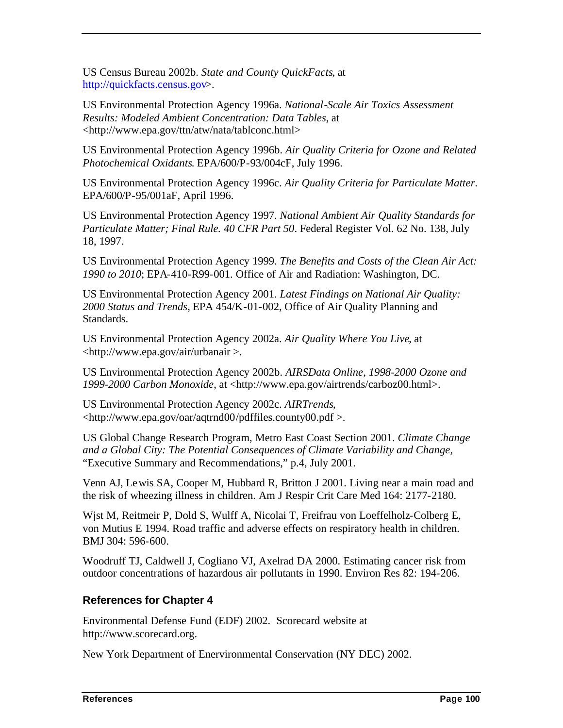US Census Bureau 2002b. *State and County QuickFacts*, at [http://quickfacts.census.gov](http://quickfacts.census.gov)>.

US Environmental Protection Agency 1996a. *National-Scale Air Toxics Assessment Results: Modeled Ambient Concentration: Data Tables*, at <http://www.epa.gov/ttn/atw/nata/tablconc.html>

US Environmental Protection Agency 1996b. *Air Quality Criteria for Ozone and Related Photochemical Oxidants*. EPA/600/P-93/004cF, July 1996.

US Environmental Protection Agency 1996c. *Air Quality Criteria for Particulate Matter*. EPA/600/P-95/001aF, April 1996.

US Environmental Protection Agency 1997. *National Ambient Air Quality Standards for Particulate Matter; Final Rule. 40 CFR Part 50*. Federal Register Vol. 62 No. 138, July 18, 1997.

US Environmental Protection Agency 1999. *The Benefits and Costs of the Clean Air Act: 1990 to 2010*; EPA-410-R99-001. Office of Air and Radiation: Washington, DC.

US Environmental Protection Agency 2001. *Latest Findings on National Air Quality: 2000 Status and Trends*, EPA 454/K-01-002, Office of Air Quality Planning and Standards.

US Environmental Protection Agency 2002a. *Air Quality Where You Live*, at <http://www.epa.gov/air/urbanair >.

US Environmental Protection Agency 2002b. *AIRSData Online, 1998-2000 Ozone and 1999-2000 Carbon Monoxide*, at <http://www.epa.gov/airtrends/carboz00.html>.

US Environmental Protection Agency 2002c. *AIRTrends*, <http://www.epa.gov/oar/aqtrnd00/pdffiles.county00.pdf >.

US Global Change Research Program, Metro East Coast Section 2001. *Climate Change and a Global City: The Potential Consequences of Climate Variability and Change*, "Executive Summary and Recommendations," p.4, July 2001.

Venn AJ, Lewis SA, Cooper M, Hubbard R, Britton J 2001. Living near a main road and the risk of wheezing illness in children. Am J Respir Crit Care Med 164: 2177-2180.

Wjst M, Reitmeir P, Dold S, Wulff A, Nicolai T, Freifrau von Loeffelholz-Colberg E, von Mutius E 1994. Road traffic and adverse effects on respiratory health in children. BMJ 304: 596-600.

Woodruff TJ, Caldwell J, Cogliano VJ, Axelrad DA 2000. Estimating cancer risk from outdoor concentrations of hazardous air pollutants in 1990. Environ Res 82: 194-206.

### References for Chapter 4

Environmental Defense Fund (EDF) 2002. Scorecard website at http://www.scorecard.org.

New York Department of Enervironmental Conservation (NY DEC) 2002.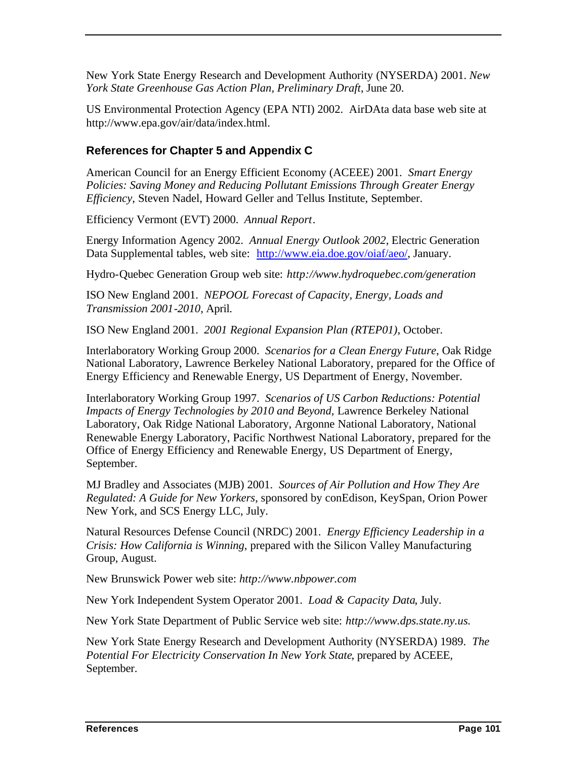New York State Energy Research and Development Authority (NYSERDA) 2001. *New York State Greenhouse Gas Action Plan, Preliminary Draft*, June 20.

US Environmental Protection Agency (EPA NTI) 2002. AirDAta data base web site at http://www.epa.gov/air/data/index.html.

### References for Chapter 5 and Appendix C

American Council for an Energy Efficient Economy (ACEEE) 2001. *Smart Energy Policies: Saving Money and Reducing Pollutant Emissions Through Greater Energy Efficiency*, Steven Nadel, Howard Geller and Tellus Institute, September.

Efficiency Vermont (EVT) 2000. *Annual Report*.

Energy Information Agency 2002. *Annual Energy Outlook 2002*, Electric Generation Data Supplemental tables, web site: http://www.eia.doe.gov/oiaf/aeo/, January.

Hydro-Quebec Generation Group web site: *http://www.hydroquebec.com/generation*

ISO New England 2001. *NEPOOL Forecast of Capacity, Energy, Loads and Transmission 2001-2010*, April.

ISO New England 2001. *2001 Regional Expansion Plan (RTEP01)*, October.

Interlaboratory Working Group 2000. *Scenarios for a Clean Energy Future*, Oak Ridge National Laboratory, Lawrence Berkeley National Laboratory, prepared for the Office of Energy Efficiency and Renewable Energy, US Department of Energy, November.

Interlaboratory Working Group 1997. *Scenarios of US Carbon Reductions: Potential Impacts of Energy Technologies by 2010 and Beyond*, Lawrence Berkeley National Laboratory, Oak Ridge National Laboratory, Argonne National Laboratory, National Renewable Energy Laboratory, Pacific Northwest National Laboratory, prepared for the Office of Energy Efficiency and Renewable Energy, US Department of Energy, September.

MJ Bradley and Associates (MJB) 2001. *Sources of Air Pollution and How They Are Regulated: A Guide for New Yorkers*, sponsored by conEdison, KeySpan, Orion Power New York, and SCS Energy LLC, July.

Natural Resources Defense Council (NRDC) 2001. *Energy Efficiency Leadership in a Crisis: How California is Winning*, prepared with the Silicon Valley Manufacturing Group, August.

New Brunswick Power web site: *http://www.nbpower.com*

New York Independent System Operator 2001. *Load & Capacity Data*, July.

New York State Department of Public Service web site: *http://www.dps.state.ny.us.*

New York State Energy Research and Development Authority (NYSERDA) 1989. *The Potential For Electricity Conservation In New York State*, prepared by ACEEE, September.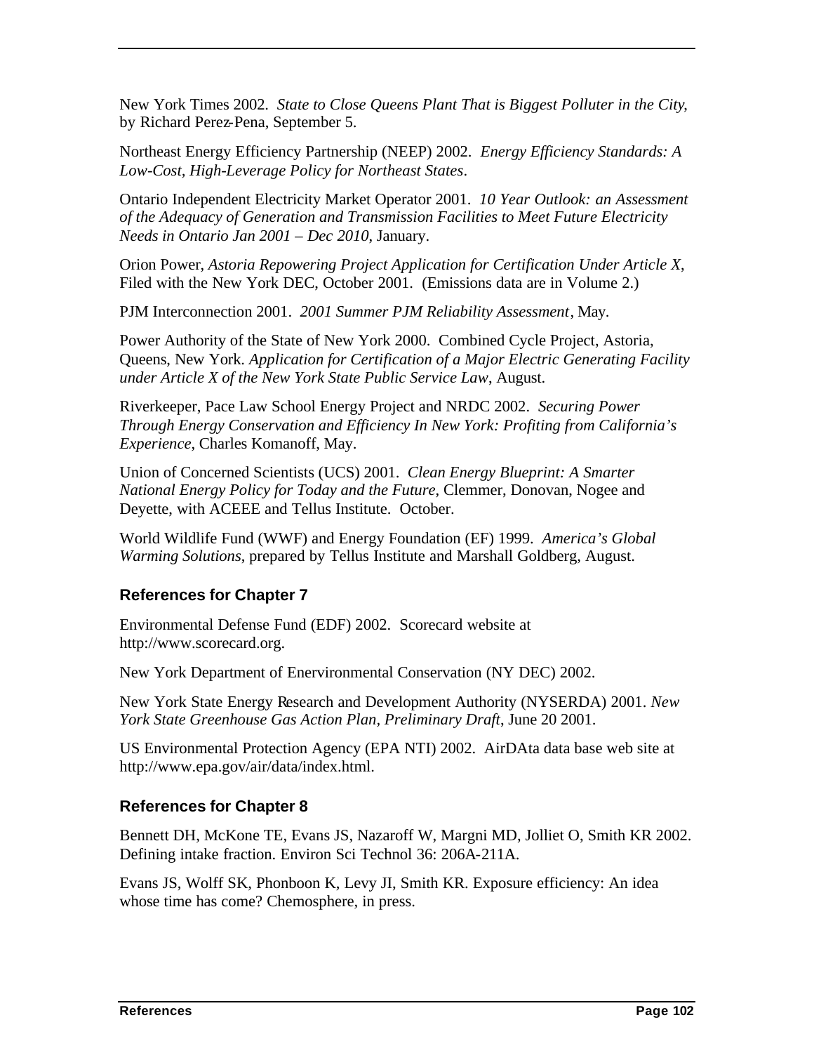New York Times 2002. *State to Close Queens Plant That is Biggest Polluter in the City*, by Richard Perez-Pena, September 5.

Northeast Energy Efficiency Partnership (NEEP) 2002. *Energy Efficiency Standards: A Low-Cost, High-Leverage Policy for Northeast States*.

Ontario Independent Electricity Market Operator 2001. *10 Year Outlook: an Assessment of the Adequacy of Generation and Transmission Facilities to Meet Future Electricity Needs in Ontario Jan 2001 – Dec 2010*, January.

Orion Power, *Astoria Repowering Project Application for Certification Under Article X*, Filed with the New York DEC, October 2001. (Emissions data are in Volume 2.)

PJM Interconnection 2001. *2001 Summer PJM Reliability Assessment*, May.

Power Authority of the State of New York 2000. Combined Cycle Project, Astoria, Queens, New York. *Application for Certification of a Major Electric Generating Facility under Article X of the New York State Public Service Law*, August.

Riverkeeper, Pace Law School Energy Project and NRDC 2002. *Securing Power Through Energy Conservation and Efficiency In New York: Profiting from California's Experience*, Charles Komanoff, May.

Union of Concerned Scientists (UCS) 2001. *Clean Energy Blueprint: A Smarter National Energy Policy for Today and the Future*, Clemmer, Donovan, Nogee and Deyette, with ACEEE and Tellus Institute. October.

World Wildlife Fund (WWF) and Energy Foundation (EF) 1999. *America's Global Warming Solutions*, prepared by Tellus Institute and Marshall Goldberg, August.

### References for Chapter 7

Environmental Defense Fund (EDF) 2002. Scorecard website at http://www.scorecard.org.

New York Department of Enervironmental Conservation (NY DEC) 2002.

New York State Energy Research and Development Authority (NYSERDA) 2001. *New York State Greenhouse Gas Action Plan, Preliminary Draft*, June 20 2001.

US Environmental Protection Agency (EPA NTI) 2002. AirDAta data base web site at http://www.epa.gov/air/data/index.html.

### References for Chapter 8

Bennett DH, McKone TE, Evans JS, Nazaroff W, Margni MD, Jolliet O, Smith KR 2002. Defining intake fraction. Environ Sci Technol 36: 206A-211A.

Evans JS, Wolff SK, Phonboon K, Levy JI, Smith KR. Exposure efficiency: An idea whose time has come? Chemosphere, in press.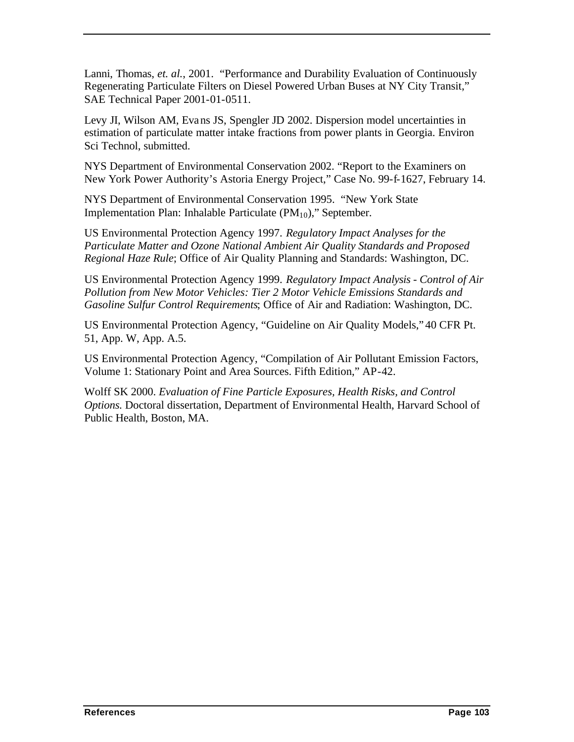Lanni, Thomas, *et. al.*, 2001. "Performance and Durability Evaluation of Continuously Regenerating Particulate Filters on Diesel Powered Urban Buses at NY City Transit," SAE Technical Paper 2001-01-0511.

Levy JI, Wilson AM, Evans JS, Spengler JD 2002. Dispersion model uncertainties in estimation of particulate matter intake fractions from power plants in Georgia. Environ Sci Technol, submitted.

NYS Department of Environmental Conservation 2002. "Report to the Examiners on New York Power Authority's Astoria Energy Project," Case No. 99-f-1627, February 14.

NYS Department of Environmental Conservation 1995. "New York State Implementation Plan: Inhalable Particulate ($PM_{10}$)," September.

US Environmental Protection Agency 1997. *Regulatory Impact Analyses for the Particulate Matter and Ozone National Ambient Air Quality Standards and Proposed Regional Haze Rule*; Office of Air Quality Planning and Standards: Washington, DC.

US Environmental Protection Agency 1999. *Regulatory Impact Analysis - Control of Air Pollution from New Motor Vehicles: Tier 2 Motor Vehicle Emissions Standards and Gasoline Sulfur Control Requirements*; Office of Air and Radiation: Washington, DC.

US Environmental Protection Agency, "Guideline on Air Quality Models," 40 CFR Pt. 51, App. W, App. A.5.

US Environmental Protection Agency, "Compilation of Air Pollutant Emission Factors, Volume 1: Stationary Point and Area Sources. Fifth Edition," AP-42.

Wolff SK 2000. *Evaluation of Fine Particle Exposures, Health Risks, and Control Options.* Doctoral dissertation, Department of Environmental Health, Harvard School of Public Health, Boston, MA.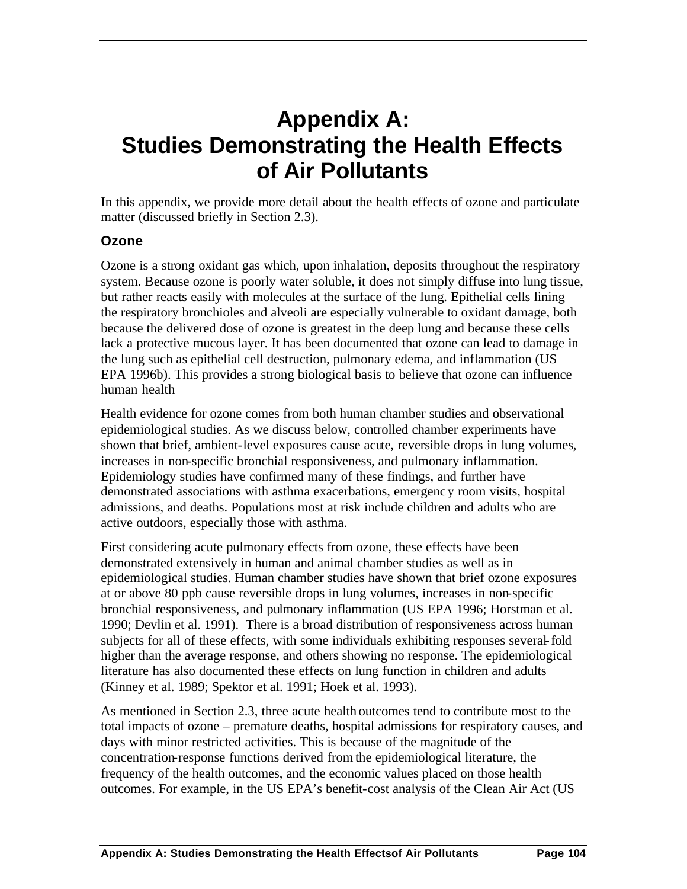# Appendix A: Studies Demonstrating the Health Effects of Air Pollutants

In this appendix, we provide more detail about the health effects of ozone and particulate matter (discussed briefly in Section 2.3).

### Ozone

Ozone is a strong oxidant gas which, upon inhalation, deposits throughout the respiratory system. Because ozone is poorly water soluble, it does not simply diffuse into lung tissue, but rather reacts easily with molecules at the surface of the lung. Epithelial cells lining the respiratory bronchioles and alveoli are especially vulnerable to oxidant damage, both because the delivered dose of ozone is greatest in the deep lung and because these cells lack a protective mucous layer. It has been documented that ozone can lead to damage in the lung such as epithelial cell destruction, pulmonary edema, and inflammation (US EPA 1996b). This provides a strong biological basis to believe that ozone can influence human health

Health evidence for ozone comes from both human chamber studies and observational epidemiological studies. As we discuss below, controlled chamber experiments have shown that brief, ambient-level exposures cause acute, reversible drops in lung volumes, increases in non-specific bronchial responsiveness, and pulmonary inflammation. Epidemiology studies have confirmed many of these findings, and further have demonstrated associations with asthma exacerbations, emergency room visits, hospital admissions, and deaths. Populations most at risk include children and adults who are active outdoors, especially those with asthma.

First considering acute pulmonary effects from ozone, these effects have been demonstrated extensively in human and animal chamber studies as well as in epidemiological studies. Human chamber studies have shown that brief ozone exposures at or above 80 ppb cause reversible drops in lung volumes, increases in non-specific bronchial responsiveness, and pulmonary inflammation (US EPA 1996; Horstman et al. 1990; Devlin et al. 1991). There is a broad distribution of responsiveness across human subjects for all of these effects, with some individuals exhibiting responses several-fold higher than the average response, and others showing no response. The epidemiological literature has also documented these effects on lung function in children and adults (Kinney et al. 1989; Spektor et al. 1991; Hoek et al. 1993).

As mentioned in Section 2.3, three acute health outcomes tend to contribute most to the total impacts of ozone – premature deaths, hospital admissions for respiratory causes, and days with minor restricted activities. This is because of the magnitude of the concentration-response functions derived from the epidemiological literature, the frequency of the health outcomes, and the economic values placed on those health outcomes. For example, in the US EPA's benefit-cost analysis of the Clean Air Act (US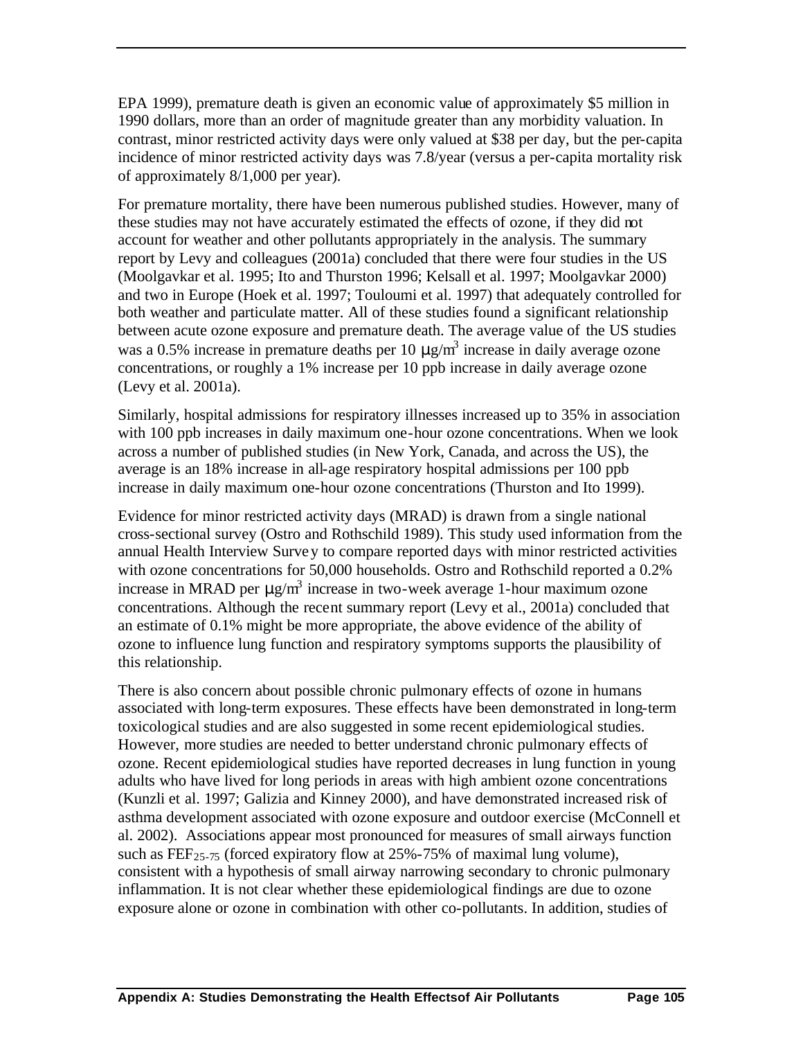EPA 1999), premature death is given an economic value of approximately $5 million in 1990 dollars, more than an order of magnitude greater than any morbidity valuation. In contrast, minor restricted activity days were only valued at $38 per day, but the per-capita incidence of minor restricted activity days was 7.8/year (versus a per-capita mortality risk of approximately 8/1,000 per year).

For premature mortality, there have been numerous published studies. However, many of these studies may not have accurately estimated the effects of ozone, if they did not account for weather and other pollutants appropriately in the analysis. The summary report by Levy and colleagues (2001a) concluded that there were four studies in the US (Moolgavkar et al. 1995; Ito and Thurston 1996; Kelsall et al. 1997; Moolgavkar 2000) and two in Europe (Hoek et al. 1997; Touloumi et al. 1997) that adequately controlled for both weather and particulate matter. All of these studies found a significant relationship between acute ozone exposure and premature death. The average value of the US studies was a 0.5% increase in premature deaths per 10 $\mu g/m^3$ increase in daily average ozone concentrations, or roughly a 1% increase per 10 ppb increase in daily average ozone (Levy et al. 2001a).

Similarly, hospital admissions for respiratory illnesses increased up to 35% in association with 100 ppb increases in daily maximum one-hour ozone concentrations. When we look across a number of published studies (in New York, Canada, and across the US), the average is an 18% increase in all-age respiratory hospital admissions per 100 ppb increase in daily maximum one-hour ozone concentrations (Thurston and Ito 1999).

Evidence for minor restricted activity days (MRAD) is drawn from a single national cross-sectional survey (Ostro and Rothschild 1989). This study used information from the annual Health Interview Survey to compare reported days with minor restricted activities with ozone concentrations for 50,000 households. Ostro and Rothschild reported a 0.2% increase in MRAD per $\mu g/m^3$ increase in two-week average 1-hour maximum ozone concentrations. Although the recent summary report (Levy et al., 2001a) concluded that an estimate of 0.1% might be more appropriate, the above evidence of the ability of ozone to influence lung function and respiratory symptoms supports the plausibility of this relationship.

There is also concern about possible chronic pulmonary effects of ozone in humans associated with long-term exposures. These effects have been demonstrated in long-term toxicological studies and are also suggested in some recent epidemiological studies. However, more studies are needed to better understand chronic pulmonary effects of ozone. Recent epidemiological studies have reported decreases in lung function in young adults who have lived for long periods in areas with high ambient ozone concentrations (Kunzli et al. 1997; Galizia and Kinney 2000), and have demonstrated increased risk of asthma development associated with ozone exposure and outdoor exercise (McConnell et al. 2002). Associations appear most pronounced for measures of small airways function such as $FEF_{25\text{-}75}$ (forced expiratory flow at 25%-75% of maximal lung volume), consistent with a hypothesis of small airway narrowing secondary to chronic pulmonary inflammation. It is not clear whether these epidemiological findings are due to ozone exposure alone or ozone in combination with other co-pollutants. In addition, studies of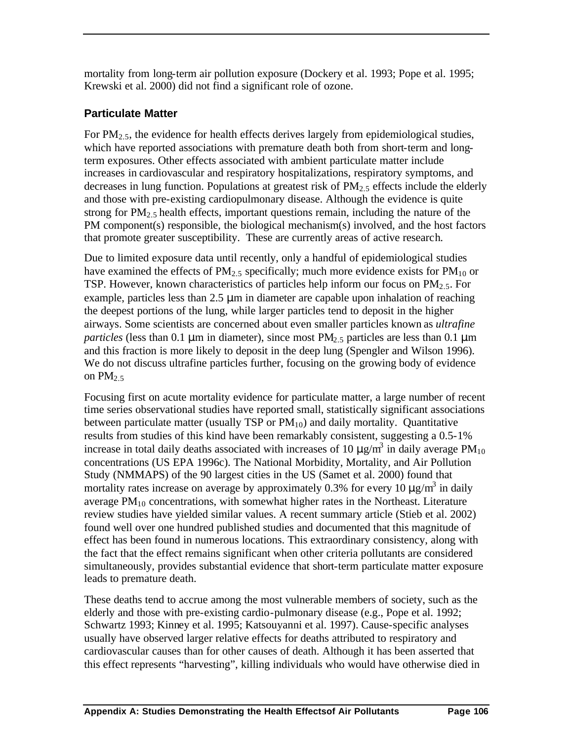mortality from long-term air pollution exposure (Dockery et al. 1993; Pope et al. 1995; Krewski et al. 2000) did not find a significant role of ozone.

### Particulate Matter

For $PM_{2.5}$, the evidence for health effects derives largely from epidemiological studies, which have reported associations with premature death both from short-term and long-term exposures. Other effects associated with ambient particulate matter include increases in cardiovascular and respiratory hospitalizations, respiratory symptoms, and decreases in lung function. Populations at greatest risk of $PM_{2.5}$ effects include the elderly and those with pre-existing cardiopulmonary disease. Although the evidence is quite strong for $PM_{2.5}$ health effects, important questions remain, including the nature of the PM component(s) responsible, the biological mechanism(s) involved, and the host factors that promote greater susceptibility. These are currently areas of active research.

Due to limited exposure data until recently, only a handful of epidemiological studies have examined the effects of $PM_{2.5}$ specifically; much more evidence exists for $PM_{10}$ or TSP. However, known characteristics of particles help inform our focus on $PM_{2.5}$. For example, particles less than 2.5 μm in diameter are capable upon inhalation of reaching the deepest portions of the lung, while larger particles tend to deposit in the higher airways. Some scientists are concerned about even smaller particles known as *ultrafine particles* (less than 0.1 μm in diameter), since most $PM_{2.5}$ particles are less than 0.1 μm and this fraction is more likely to deposit in the deep lung (Spengler and Wilson 1996). We do not discuss ultrafine particles further, focusing on the growing body of evidence on $PM_{2.5}$

Focusing first on acute mortality evidence for particulate matter, a large number of recent time series observational studies have reported small, statistically significant associations between particulate matter (usually TSP or $PM_{10}$) and daily mortality. Quantitative results from studies of this kind have been remarkably consistent, suggesting a 0.5-1% increase in total daily deaths associated with increases of 10 $\mu g/m^3$ in daily average $PM_{10}$ concentrations (US EPA 1996c). The National Morbidity, Mortality, and Air Pollution Study (NMMAPS) of the 90 largest cities in the US (Samet et al. 2000) found that mortality rates increase on average by approximately 0.3% for every 10 $\mu g/m^3$ in daily average $PM_{10}$ concentrations, with somewhat higher rates in the Northeast. Literature review studies have yielded similar values. A recent summary article (Stieb et al. 2002) found well over one hundred published studies and documented that this magnitude of effect has been found in numerous locations. This extraordinary consistency, along with the fact that the effect remains significant when other criteria pollutants are considered simultaneously, provides substantial evidence that short-term particulate matter exposure leads to premature death.

These deaths tend to accrue among the most vulnerable members of society, such as the elderly and those with pre-existing cardio-pulmonary disease (e.g., Pope et al. 1992; Schwartz 1993; Kinney et al. 1995; Katsouyanni et al. 1997). Cause-specific analyses usually have observed larger relative effects for deaths attributed to respiratory and cardiovascular causes than for other causes of death. Although it has been asserted that this effect represents "harvesting", killing individuals who would have otherwise died in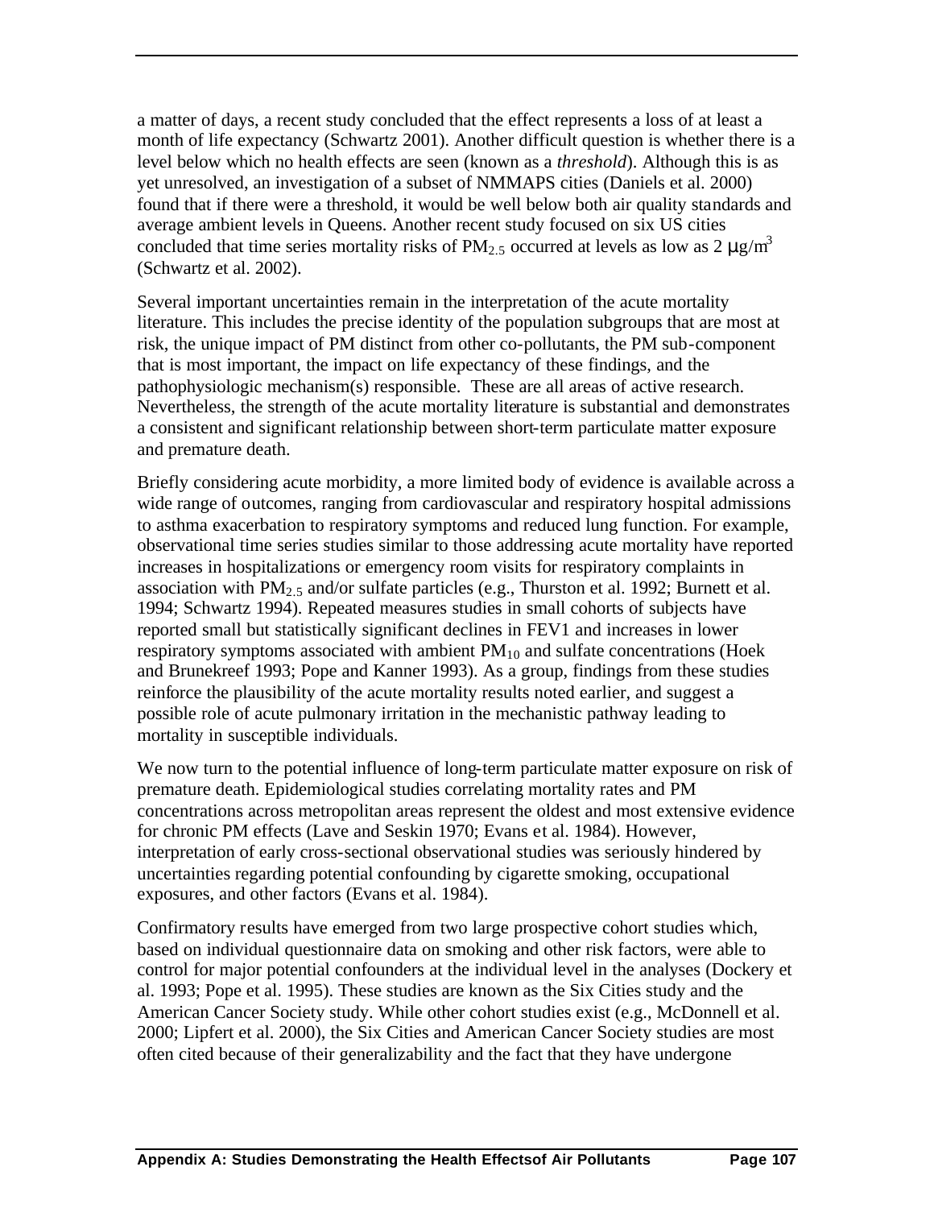a matter of days, a recent study concluded that the effect represents a loss of at least a month of life expectancy (Schwartz 2001). Another difficult question is whether there is a level below which no health effects are seen (known as a *threshold*). Although this is as yet unresolved, an investigation of a subset of NMMAPS cities (Daniels et al. 2000) found that if there were a threshold, it would be well below both air quality standards and average ambient levels in Queens. Another recent study focused on six US cities concluded that time series mortality risks of $PM_{2.5}$ occurred at levels as low as 2 $\mu g/m^3$ (Schwartz et al. 2002).

Several important uncertainties remain in the interpretation of the acute mortality literature. This includes the precise identity of the population subgroups that are most at risk, the unique impact of PM distinct from other co-pollutants, the PM sub-component that is most important, the impact on life expectancy of these findings, and the pathophysiologic mechanism(s) responsible. These are all areas of active research. Nevertheless, the strength of the acute mortality literature is substantial and demonstrates a consistent and significant relationship between short-term particulate matter exposure and premature death.

Briefly considering acute morbidity, a more limited body of evidence is available across a wide range of outcomes, ranging from cardiovascular and respiratory hospital admissions to asthma exacerbation to respiratory symptoms and reduced lung function. For example, observational time series studies similar to those addressing acute mortality have reported increases in hospitalizations or emergency room visits for respiratory complaints in association with $PM_{2.5}$ and/or sulfate particles (e.g., Thurston et al. 1992; Burnett et al. 1994; Schwartz 1994). Repeated measures studies in small cohorts of subjects have reported small but statistically significant declines in FEV1 and increases in lower respiratory symptoms associated with ambient $PM_{10}$ and sulfate concentrations (Hoek and Brunekreef 1993; Pope and Kanner 1993). As a group, findings from these studies reinforce the plausibility of the acute mortality results noted earlier, and suggest a possible role of acute pulmonary irritation in the mechanistic pathway leading to mortality in susceptible individuals.

We now turn to the potential influence of long-term particulate matter exposure on risk of premature death. Epidemiological studies correlating mortality rates and PM concentrations across metropolitan areas represent the oldest and most extensive evidence for chronic PM effects (Lave and Seskin 1970; Evans et al. 1984). However, interpretation of early cross-sectional observational studies was seriously hindered by uncertainties regarding potential confounding by cigarette smoking, occupational exposures, and other factors (Evans et al. 1984).

Confirmatory results have emerged from two large prospective cohort studies which, based on individual questionnaire data on smoking and other risk factors, were able to control for major potential confounders at the individual level in the analyses (Dockery et al. 1993; Pope et al. 1995). These studies are known as the Six Cities study and the American Cancer Society study. While other cohort studies exist (e.g., McDonnell et al. 2000; Lipfert et al. 2000), the Six Cities and American Cancer Society studies are most often cited because of their generalizability and the fact that they have undergone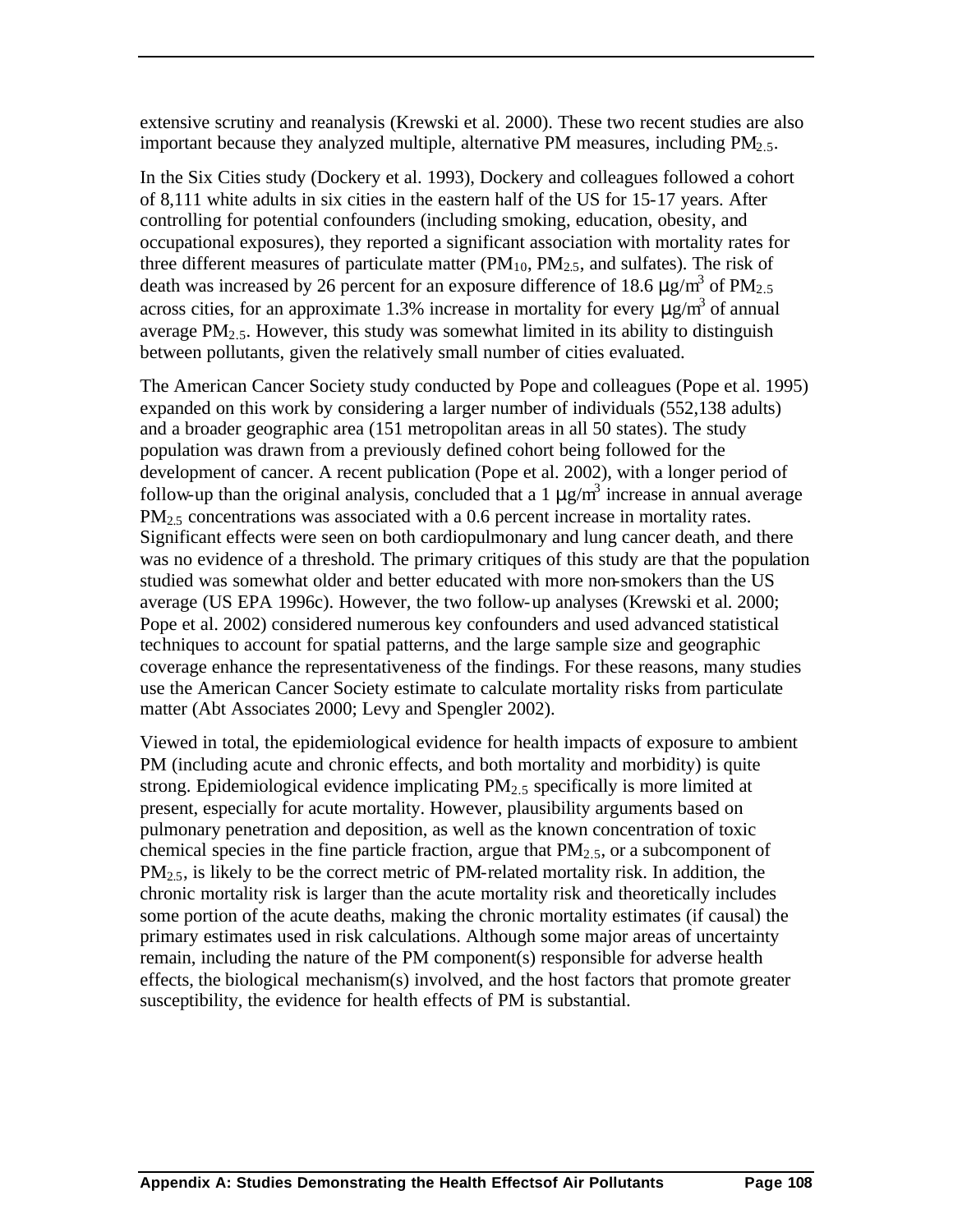extensive scrutiny and reanalysis (Krewski et al. 2000). These two recent studies are also important because they analyzed multiple, alternative PM measures, including $PM_{2.5}$.

In the Six Cities study (Dockery et al. 1993), Dockery and colleagues followed a cohort of 8,111 white adults in six cities in the eastern half of the US for 15-17 years. After controlling for potential confounders (including smoking, education, obesity, and occupational exposures), they reported a significant association with mortality rates for three different measures of particulate matter ($PM_{10}$, $PM_{2.5}$, and sulfates). The risk of death was increased by 26 percent for an exposure difference of 18.6 $\mu g/m^3$ of $PM_{2.5}$ across cities, for an approximate 1.3% increase in mortality for every $\mu g/m^3$ of annual average $PM_{2.5}$. However, this study was somewhat limited in its ability to distinguish between pollutants, given the relatively small number of cities evaluated.

The American Cancer Society study conducted by Pope and colleagues (Pope et al. 1995) expanded on this work by considering a larger number of individuals (552,138 adults) and a broader geographic area (151 metropolitan areas in all 50 states). The study population was drawn from a previously defined cohort being followed for the development of cancer. A recent publication (Pope et al. 2002), with a longer period of follow-up than the original analysis, concluded that a 1 $\mu g/m^3$ increase in annual average $PM_{2.5}$ concentrations was associated with a 0.6 percent increase in mortality rates. Significant effects were seen on both cardiopulmonary and lung cancer death, and there was no evidence of a threshold. The primary critiques of this study are that the population studied was somewhat older and better educated with more non-smokers than the US average (US EPA 1996c). However, the two follow-up analyses (Krewski et al. 2000; Pope et al. 2002) considered numerous key confounders and used advanced statistical techniques to account for spatial patterns, and the large sample size and geographic coverage enhance the representativeness of the findings. For these reasons, many studies use the American Cancer Society estimate to calculate mortality risks from particulate matter (Abt Associates 2000; Levy and Spengler 2002).

Viewed in total, the epidemiological evidence for health impacts of exposure to ambient PM (including acute and chronic effects, and both mortality and morbidity) is quite strong. Epidemiological evidence implicating $PM_{2.5}$ specifically is more limited at present, especially for acute mortality. However, plausibility arguments based on pulmonary penetration and deposition, as well as the known concentration of toxic chemical species in the fine particle fraction, argue that $PM_{2.5}$, or a subcomponent of $PM_{2.5}$, is likely to be the correct metric of PM-related mortality risk. In addition, the chronic mortality risk is larger than the acute mortality risk and theoretically includes some portion of the acute deaths, making the chronic mortality estimates (if causal) the primary estimates used in risk calculations. Although some major areas of uncertainty remain, including the nature of the PM component(s) responsible for adverse health effects, the biological mechanism(s) involved, and the host factors that promote greater susceptibility, the evidence for health effects of PM is substantial.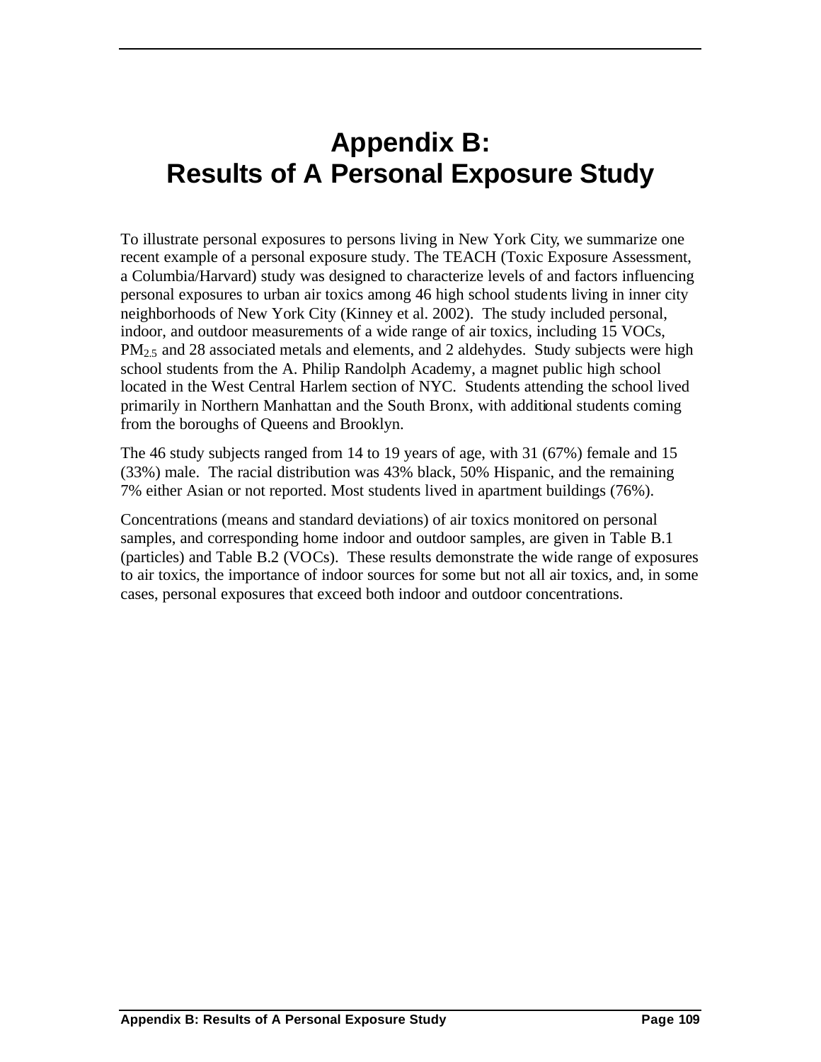# Appendix B: Results of A Personal Exposure Study

To illustrate personal exposures to persons living in New York City, we summarize one recent example of a personal exposure study. The TEACH (Toxic Exposure Assessment, a Columbia/Harvard) study was designed to characterize levels of and factors influencing personal exposures to urban air toxics among 46 high school students living in inner city neighborhoods of New York City (Kinney et al. 2002). The study included personal, indoor, and outdoor measurements of a wide range of air toxics, including 15 VOCs, $PM_{2.5}$ and 28 associated metals and elements, and 2 aldehydes. Study subjects were high school students from the A. Philip Randolph Academy, a magnet public high school located in the West Central Harlem section of NYC. Students attending the school lived primarily in Northern Manhattan and the South Bronx, with additional students coming from the boroughs of Queens and Brooklyn.

The 46 study subjects ranged from 14 to 19 years of age, with 31 (67%) female and 15 (33%) male. The racial distribution was 43% black, 50% Hispanic, and the remaining 7% either Asian or not reported. Most students lived in apartment buildings (76%).

Concentrations (means and standard deviations) of air toxics monitored on personal samples, and corresponding home indoor and outdoor samples, are given in Table B.1 (particles) and Table B.2 (VOCs). These results demonstrate the wide range of exposures to air toxics, the importance of indoor sources for some but not all air toxics, and, in some cases, personal exposures that exceed both indoor and outdoor concentrations.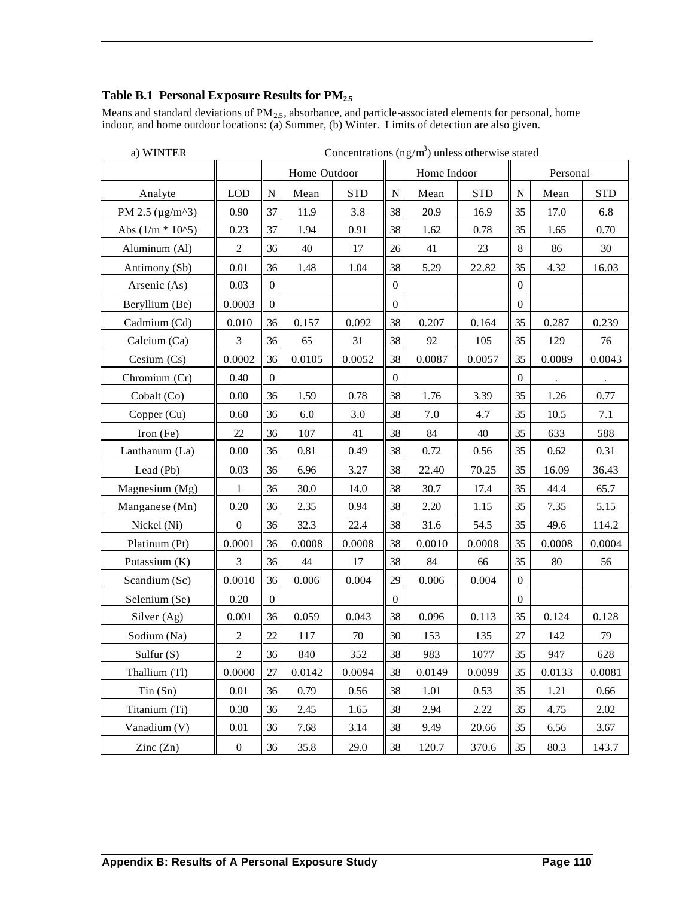### Table B.1 Personal Exposure Results for $PM_{2.5}$

Means and standard deviations of $PM_{2.5}$, absorbance, and particle-associated elements for personal, home indoor, and home outdoor locations: (a) Summer, (b) Winter. Limits of detection are also given.

a) WINTER — Concentrations ($ng/m^3$) unless otherwise stated

| | | Home Outdoor | | | Home Indoor | | | Personal | | |
|---|---|---|---|---|---|---|---|---|---|---|
| Analyte | LOD | N | Mean | STD | N | Mean | STD | N | Mean | STD |
| PM 2.5 (µg/m^3) | 0.90 | 37 | 11.9 | 3.8 | 38 | 20.9 | 16.9 | 35 | 17.0 | 6.8 |
| Abs (1/m * 10^5) | 0.23 | 37 | 1.94 | 0.91 | 38 | 1.62 | 0.78 | 35 | 1.65 | 0.70 |
| Aluminum (Al) | 2 | 36 | 40 | 17 | 26 | 41 | 23 | 8 | 86 | 30 |
| Antimony (Sb) | 0.01 | 36 | 1.48 | 1.04 | 38 | 5.29 | 22.82 | 35 | 4.32 | 16.03 |
| Arsenic (As) | 0.03 | 0 | | | 0 | | | 0 | | |
| Beryllium (Be) | 0.0003 | 0 | | | 0 | | | 0 | | |
| Cadmium (Cd) | 0.010 | 36 | 0.157 | 0.092 | 38 | 0.207 | 0.164 | 35 | 0.287 | 0.239 |
| Calcium (Ca) | 3 | 36 | 65 | 31 | 38 | 92 | 105 | 35 | 129 | 76 |
| Cesium (Cs) | 0.0002 | 36 | 0.0105 | 0.0052 | 38 | 0.0087 | 0.0057 | 35 | 0.0089 | 0.0043 |
| Chromium (Cr) | 0.40 | 0 | | | 0 | | | 0 | . | . |
| Cobalt (Co) | 0.00 | 36 | 1.59 | 0.78 | 38 | 1.76 | 3.39 | 35 | 1.26 | 0.77 |
| Copper (Cu) | 0.60 | 36 | 6.0 | 3.0 | 38 | 7.0 | 4.7 | 35 | 10.5 | 7.1 |
| Iron (Fe) | 22 | 36 | 107 | 41 | 38 | 84 | 40 | 35 | 633 | 588 |
| Lanthanum (La) | 0.00 | 36 | 0.81 | 0.49 | 38 | 0.72 | 0.56 | 35 | 0.62 | 0.31 |
| Lead (Pb) | 0.03 | 36 | 6.96 | 3.27 | 38 | 22.40 | 70.25 | 35 | 16.09 | 36.43 |
| Magnesium (Mg) | 1 | 36 | 30.0 | 14.0 | 38 | 30.7 | 17.4 | 35 | 44.4 | 65.7 |
| Manganese (Mn) | 0.20 | 36 | 2.35 | 0.94 | 38 | 2.20 | 1.15 | 35 | 7.35 | 5.15 |
| Nickel (Ni) | 0 | 36 | 32.3 | 22.4 | 38 | 31.6 | 54.5 | 35 | 49.6 | 114.2 |
| Platinum (Pt) | 0.0001 | 36 | 0.0008 | 0.0008 | 38 | 0.0010 | 0.0008 | 35 | 0.0008 | 0.0004 |
| Potassium (K) | 3 | 36 | 44 | 17 | 38 | 84 | 66 | 35 | 80 | 56 |
| Scandium (Sc) | 0.0010 | 36 | 0.006 | 0.004 | 29 | 0.006 | 0.004 | 0 | | |
| Selenium (Se) | 0.20 | 0 | | | 0 | | | 0 | | |
| Silver (Ag) | 0.001 | 36 | 0.059 | 0.043 | 38 | 0.096 | 0.113 | 35 | 0.124 | 0.128 |
| Sodium (Na) | 2 | 22 | 117 | 70 | 30 | 153 | 135 | 27 | 142 | 79 |
| Sulfur (S) | 2 | 36 | 840 | 352 | 38 | 983 | 1077 | 35 | 947 | 628 |
| Thallium (Tl) | 0.0000 | 27 | 0.0142 | 0.0094 | 38 | 0.0149 | 0.0099 | 35 | 0.0133 | 0.0081 |
| Tin (Sn) | 0.01 | 36 | 0.79 | 0.56 | 38 | 1.01 | 0.53 | 35 | 1.21 | 0.66 |
| Titanium (Ti) | 0.30 | 36 | 2.45 | 1.65 | 38 | 2.94 | 2.22 | 35 | 4.75 | 2.02 |
| Vanadium (V) | 0.01 | 36 | 7.68 | 3.14 | 38 | 9.49 | 20.66 | 35 | 6.56 | 3.67 |
| Zinc (Zn) | 0 | 36 | 35.8 | 29.0 | 38 | 120.7 | 370.6 | 35 | 80.3 | 143.7 |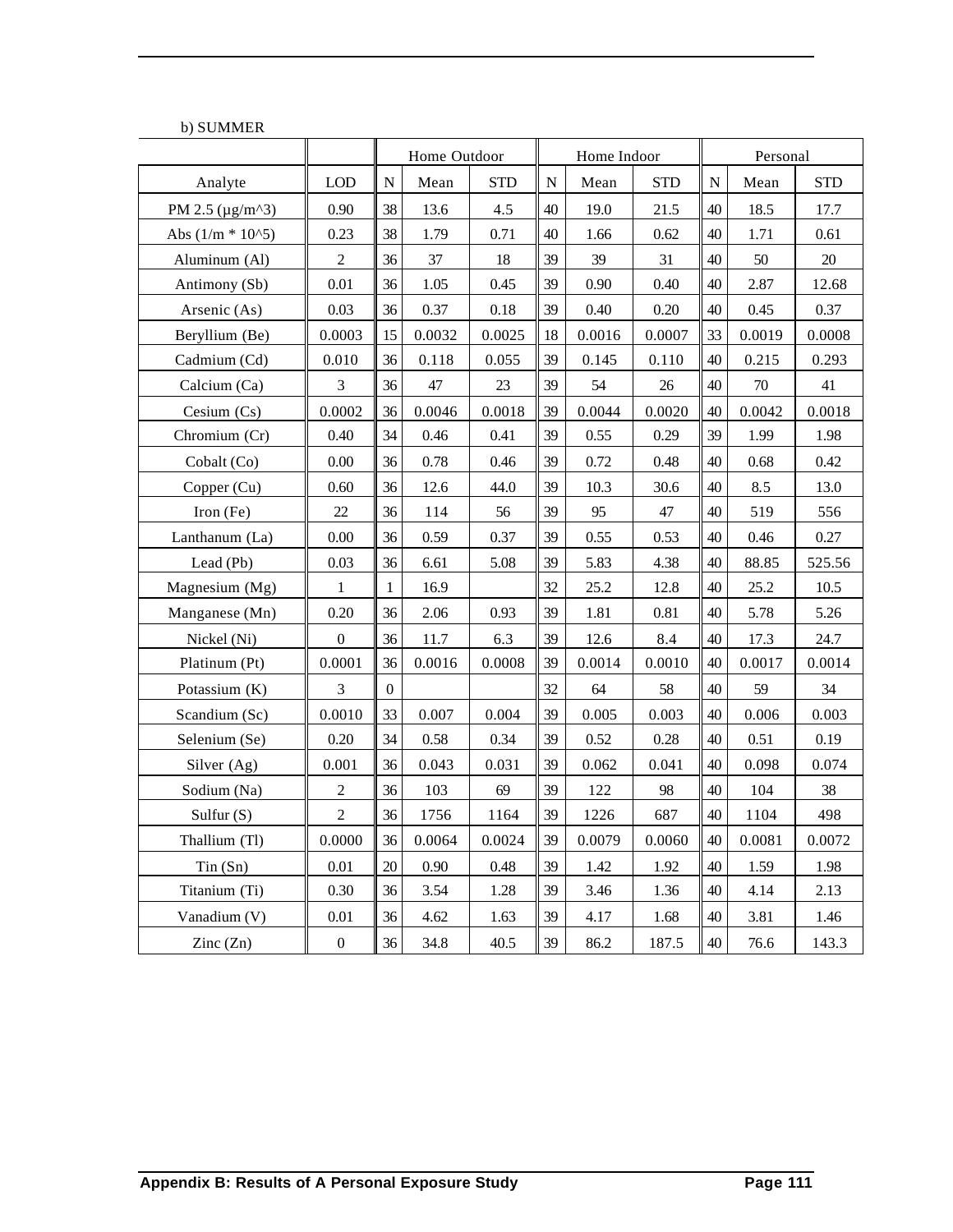b) SUMMER

| | | Home Outdoor | | | Home Indoor | | | Personal | | |
|---|---|---|---|---|---|---|---|---|---|---|
| Analyte | LOD | N | Mean | STD | N | Mean | STD | N | Mean | STD |
| PM 2.5 (μg/m^3) | 0.90 | 38 | 13.6 | 4.5 | 40 | 19.0 | 21.5 | 40 | 18.5 | 17.7 |
| Abs (1/m * 10^5) | 0.23 | 38 | 1.79 | 0.71 | 40 | 1.66 | 0.62 | 40 | 1.71 | 0.61 |
| Aluminum (Al) | 2 | 36 | 37 | 18 | 39 | 39 | 31 | 40 | 50 | 20 |
| Antimony (Sb) | 0.01 | 36 | 1.05 | 0.45 | 39 | 0.90 | 0.40 | 40 | 2.87 | 12.68 |
| Arsenic (As) | 0.03 | 36 | 0.37 | 0.18 | 39 | 0.40 | 0.20 | 40 | 0.45 | 0.37 |
| Beryllium (Be) | 0.0003 | 15 | 0.0032 | 0.0025 | 18 | 0.0016 | 0.0007 | 33 | 0.0019 | 0.0008 |
| Cadmium (Cd) | 0.010 | 36 | 0.118 | 0.055 | 39 | 0.145 | 0.110 | 40 | 0.215 | 0.293 |
| Calcium (Ca) | 3 | 36 | 47 | 23 | 39 | 54 | 26 | 40 | 70 | 41 |
| Cesium (Cs) | 0.0002 | 36 | 0.0046 | 0.0018 | 39 | 0.0044 | 0.0020 | 40 | 0.0042 | 0.0018 |
| Chromium (Cr) | 0.40 | 34 | 0.46 | 0.41 | 39 | 0.55 | 0.29 | 39 | 1.99 | 1.98 |
| Cobalt (Co) | 0.00 | 36 | 0.78 | 0.46 | 39 | 0.72 | 0.48 | 40 | 0.68 | 0.42 |
| Copper (Cu) | 0.60 | 36 | 12.6 | 44.0 | 39 | 10.3 | 30.6 | 40 | 8.5 | 13.0 |
| Iron (Fe) | 22 | 36 | 114 | 56 | 39 | 95 | 47 | 40 | 519 | 556 |
| Lanthanum (La) | 0.00 | 36 | 0.59 | 0.37 | 39 | 0.55 | 0.53 | 40 | 0.46 | 0.27 |
| Lead (Pb) | 0.03 | 36 | 6.61 | 5.08 | 39 | 5.83 | 4.38 | 40 | 88.85 | 525.56 |
| Magnesium (Mg) | 1 | 1 | 16.9 | | 32 | 25.2 | 12.8 | 40 | 25.2 | 10.5 |
| Manganese (Mn) | 0.20 | 36 | 2.06 | 0.93 | 39 | 1.81 | 0.81 | 40 | 5.78 | 5.26 |
| Nickel (Ni) | 0 | 36 | 11.7 | 6.3 | 39 | 12.6 | 8.4 | 40 | 17.3 | 24.7 |
| Platinum (Pt) | 0.0001 | 36 | 0.0016 | 0.0008 | 39 | 0.0014 | 0.0010 | 40 | 0.0017 | 0.0014 |
| Potassium (K) | 3 | 0 | | | 32 | 64 | 58 | 40 | 59 | 34 |
| Scandium (Sc) | 0.0010 | 33 | 0.007 | 0.004 | 39 | 0.005 | 0.003 | 40 | 0.006 | 0.003 |
| Selenium (Se) | 0.20 | 34 | 0.58 | 0.34 | 39 | 0.52 | 0.28 | 40 | 0.51 | 0.19 |
| Silver (Ag) | 0.001 | 36 | 0.043 | 0.031 | 39 | 0.062 | 0.041 | 40 | 0.098 | 0.074 |
| Sodium (Na) | 2 | 36 | 103 | 69 | 39 | 122 | 98 | 40 | 104 | 38 |
| Sulfur (S) | 2 | 36 | 1756 | 1164 | 39 | 1226 | 687 | 40 | 1104 | 498 |
| Thallium (Tl) | 0.0000 | 36 | 0.0064 | 0.0024 | 39 | 0.0079 | 0.0060 | 40 | 0.0081 | 0.0072 |
| Tin (Sn) | 0.01 | 20 | 0.90 | 0.48 | 39 | 1.42 | 1.92 | 40 | 1.59 | 1.98 |
| Titanium (Ti) | 0.30 | 36 | 3.54 | 1.28 | 39 | 3.46 | 1.36 | 40 | 4.14 | 2.13 |
| Vanadium (V) | 0.01 | 36 | 4.62 | 1.63 | 39 | 4.17 | 1.68 | 40 | 3.81 | 1.46 |
| Zinc (Zn) | 0 | 36 | 34.8 | 40.5 | 39 | 86.2 | 187.5 | 40 | 76.6 | 143.3 |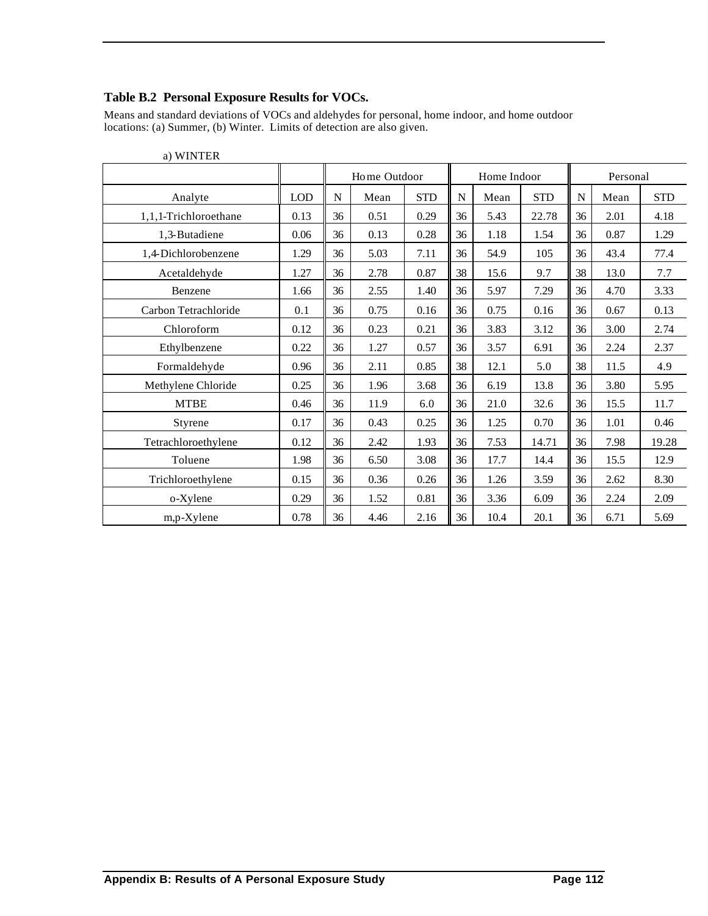**Table B.2 Personal Exposure Results for VOCs.**

Means and standard deviations of VOCs and aldehydes for personal, home indoor, and home outdoor locations: (a) Summer, (b) Winter. Limits of detection are also given.

a) WINTER

| | | Home Outdoor | | | Home Indoor | | | Personal | | |
|---|---|---|---|---|---|---|---|---|---|---|
| Analyte | LOD | N | Mean | STD | N | Mean | STD | N | Mean | STD |
| 1,1,1-Trichloroethane | 0.13 | 36 | 0.51 | 0.29 | 36 | 5.43 | 22.78 | 36 | 2.01 | 4.18 |
| 1,3-Butadiene | 0.06 | 36 | 0.13 | 0.28 | 36 | 1.18 | 1.54 | 36 | 0.87 | 1.29 |
| 1,4-Dichlorobenzene | 1.29 | 36 | 5.03 | 7.11 | 36 | 54.9 | 105 | 36 | 43.4 | 77.4 |
| Acetaldehyde | 1.27 | 36 | 2.78 | 0.87 | 38 | 15.6 | 9.7 | 38 | 13.0 | 7.7 |
| Benzene | 1.66 | 36 | 2.55 | 1.40 | 36 | 5.97 | 7.29 | 36 | 4.70 | 3.33 |
| Carbon Tetrachloride | 0.1 | 36 | 0.75 | 0.16 | 36 | 0.75 | 0.16 | 36 | 0.67 | 0.13 |
| Chloroform | 0.12 | 36 | 0.23 | 0.21 | 36 | 3.83 | 3.12 | 36 | 3.00 | 2.74 |
| Ethylbenzene | 0.22 | 36 | 1.27 | 0.57 | 36 | 3.57 | 6.91 | 36 | 2.24 | 2.37 |
| Formaldehyde | 0.96 | 36 | 2.11 | 0.85 | 38 | 12.1 | 5.0 | 38 | 11.5 | 4.9 |
| Methylene Chloride | 0.25 | 36 | 1.96 | 3.68 | 36 | 6.19 | 13.8 | 36 | 3.80 | 5.95 |
| MTBE | 0.46 | 36 | 11.9 | 6.0 | 36 | 21.0 | 32.6 | 36 | 15.5 | 11.7 |
| Styrene | 0.17 | 36 | 0.43 | 0.25 | 36 | 1.25 | 0.70 | 36 | 1.01 | 0.46 |
| Tetrachloroethylene | 0.12 | 36 | 2.42 | 1.93 | 36 | 7.53 | 14.71 | 36 | 7.98 | 19.28 |
| Toluene | 1.98 | 36 | 6.50 | 3.08 | 36 | 17.7 | 14.4 | 36 | 15.5 | 12.9 |
| Trichloroethylene | 0.15 | 36 | 0.36 | 0.26 | 36 | 1.26 | 3.59 | 36 | 2.62 | 8.30 |
| o-Xylene | 0.29 | 36 | 1.52 | 0.81 | 36 | 3.36 | 6.09 | 36 | 2.24 | 2.09 |
| m,p-Xylene | 0.78 | 36 | 4.46 | 2.16 | 36 | 10.4 | 20.1 | 36 | 6.71 | 5.69 |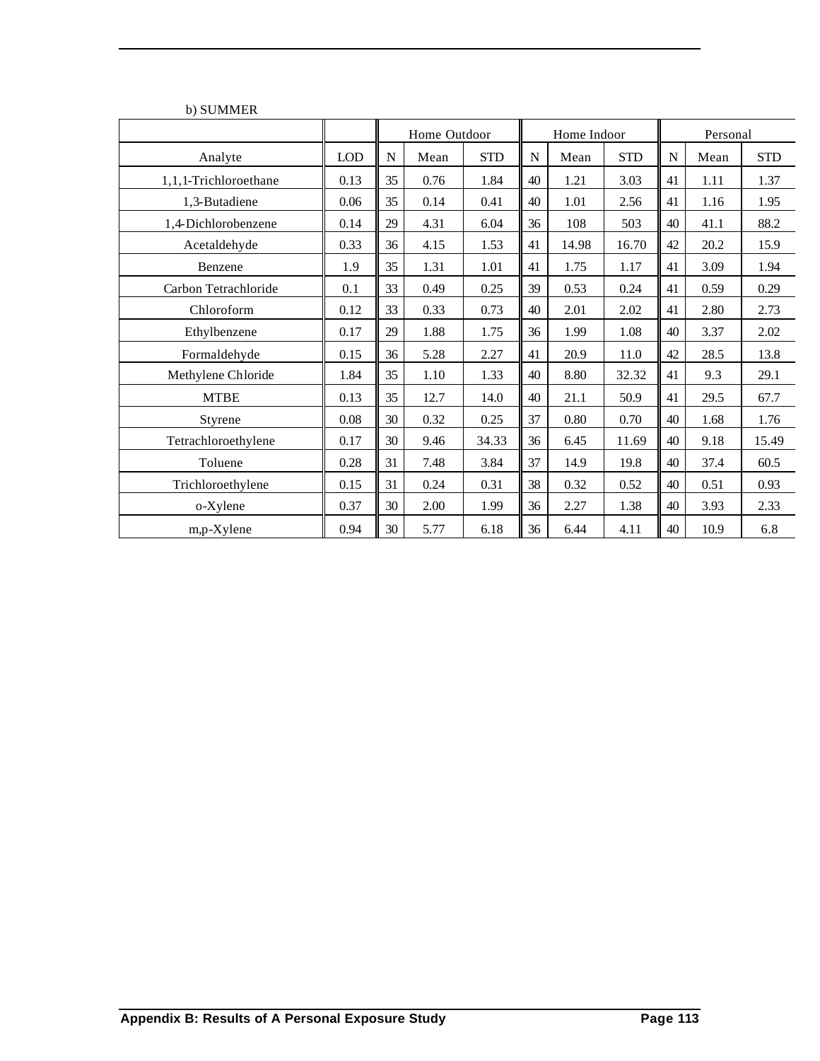b) SUMMER

| | | Home Outdoor | | | Home Indoor | | | Personal | | |
|---|---|---|---|---|---|---|---|---|---|---|
| Analyte | LOD | N | Mean | STD | N | Mean | STD | N | Mean | STD |
| 1,1,1-Trichloroethane | 0.13 | 35 | 0.76 | 1.84 | 40 | 1.21 | 3.03 | 41 | 1.11 | 1.37 |
| 1,3-Butadiene | 0.06 | 35 | 0.14 | 0.41 | 40 | 1.01 | 2.56 | 41 | 1.16 | 1.95 |
| 1,4-Dichlorobenzene | 0.14 | 29 | 4.31 | 6.04 | 36 | 108 | 503 | 40 | 41.1 | 88.2 |
| Acetaldehyde | 0.33 | 36 | 4.15 | 1.53 | 41 | 14.98 | 16.70 | 42 | 20.2 | 15.9 |
| Benzene | 1.9 | 35 | 1.31 | 1.01 | 41 | 1.75 | 1.17 | 41 | 3.09 | 1.94 |
| Carbon Tetrachloride | 0.1 | 33 | 0.49 | 0.25 | 39 | 0.53 | 0.24 | 41 | 0.59 | 0.29 |
| Chloroform | 0.12 | 33 | 0.33 | 0.73 | 40 | 2.01 | 2.02 | 41 | 2.80 | 2.73 |
| Ethylbenzene | 0.17 | 29 | 1.88 | 1.75 | 36 | 1.99 | 1.08 | 40 | 3.37 | 2.02 |
| Formaldehyde | 0.15 | 36 | 5.28 | 2.27 | 41 | 20.9 | 11.0 | 42 | 28.5 | 13.8 |
| Methylene Chloride | 1.84 | 35 | 1.10 | 1.33 | 40 | 8.80 | 32.32 | 41 | 9.3 | 29.1 |
| MTBE | 0.13 | 35 | 12.7 | 14.0 | 40 | 21.1 | 50.9 | 41 | 29.5 | 67.7 |
| Styrene | 0.08 | 30 | 0.32 | 0.25 | 37 | 0.80 | 0.70 | 40 | 1.68 | 1.76 |
| Tetrachloroethylene | 0.17 | 30 | 9.46 | 34.33 | 36 | 6.45 | 11.69 | 40 | 9.18 | 15.49 |
| Toluene | 0.28 | 31 | 7.48 | 3.84 | 37 | 14.9 | 19.8 | 40 | 37.4 | 60.5 |
| Trichloroethylene | 0.15 | 31 | 0.24 | 0.31 | 38 | 0.32 | 0.52 | 40 | 0.51 | 0.93 |
| o-Xylene | 0.37 | 30 | 2.00 | 1.99 | 36 | 2.27 | 1.38 | 40 | 3.93 | 2.33 |
| m,p-Xylene | 0.94 | 30 | 5.77 | 6.18 | 36 | 6.44 | 4.11 | 40 | 10.9 | 6.8 |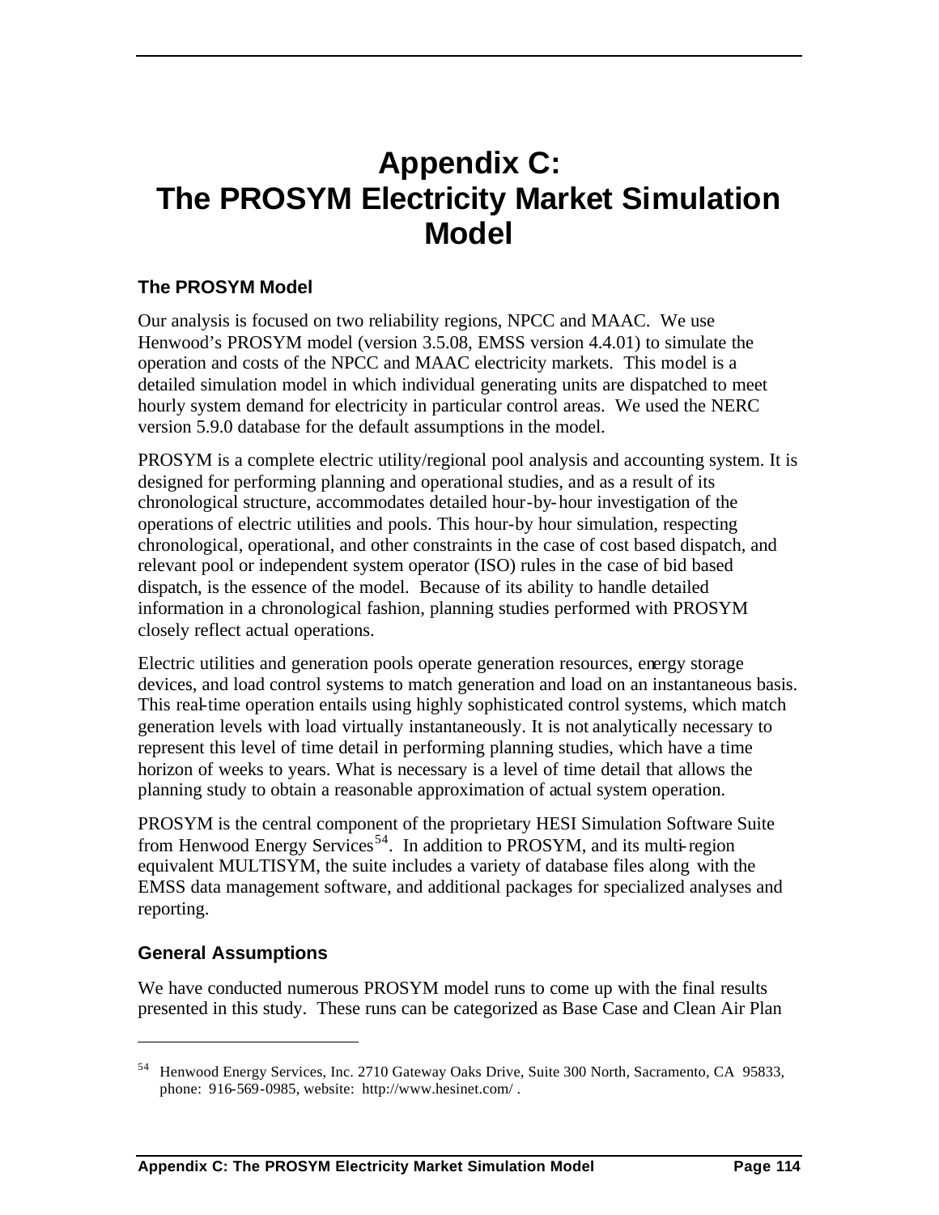# Appendix C: The PROSYM Electricity Market Simulation Model

### The PROSYM Model

Our analysis is focused on two reliability regions, NPCC and MAAC. We use Henwood's PROSYM model (version 3.5.08, EMSS version 4.4.01) to simulate the operation and costs of the NPCC and MAAC electricity markets. This model is a detailed simulation model in which individual generating units are dispatched to meet hourly system demand for electricity in particular control areas. We used the NERC version 5.9.0 database for the default assumptions in the model.

PROSYM is a complete electric utility/regional pool analysis and accounting system. It is designed for performing planning and operational studies, and as a result of its chronological structure, accommodates detailed hour-by-hour investigation of the operations of electric utilities and pools. This hour-by hour simulation, respecting chronological, operational, and other constraints in the case of cost based dispatch, and relevant pool or independent system operator (ISO) rules in the case of bid based dispatch, is the essence of the model. Because of its ability to handle detailed information in a chronological fashion, planning studies performed with PROSYM closely reflect actual operations.

Electric utilities and generation pools operate generation resources, energy storage devices, and load control systems to match generation and load on an instantaneous basis. This real-time operation entails using highly sophisticated control systems, which match generation levels with load virtually instantaneously. It is not analytically necessary to represent this level of time detail in performing planning studies, which have a time horizon of weeks to years. What is necessary is a level of time detail that allows the planning study to obtain a reasonable approximation of actual system operation.

PROSYM is the central component of the proprietary HESI Simulation Software Suite from Henwood Energy Services[54]. In addition to PROSYM, and its multi-region equivalent MULTISYM, the suite includes a variety of database files along with the EMSS data management software, and additional packages for specialized analyses and reporting.

### General Assumptions

We have conducted numerous PROSYM model runs to come up with the final results presented in this study. These runs can be categorized as Base Case and Clean Air Plan

---

[54] Henwood Energy Services, Inc. 2710 Gateway Oaks Drive, Suite 300 North, Sacramento, CA 95833, phone: 916-569-0985, website: http://www.hesinet.com/ .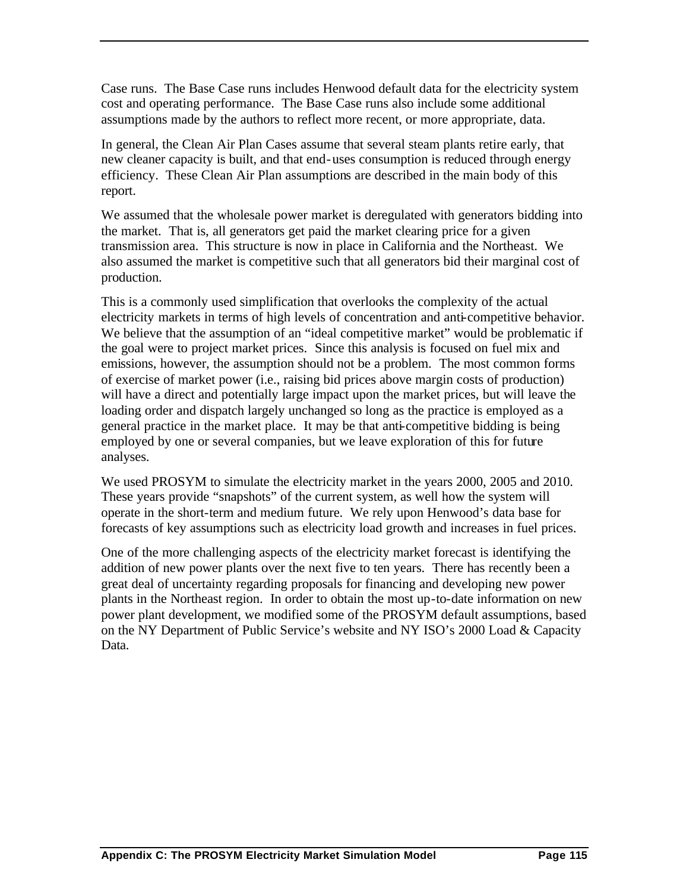Case runs. The Base Case runs includes Henwood default data for the electricity system cost and operating performance. The Base Case runs also include some additional assumptions made by the authors to reflect more recent, or more appropriate, data.

In general, the Clean Air Plan Cases assume that several steam plants retire early, that new cleaner capacity is built, and that end-uses consumption is reduced through energy efficiency. These Clean Air Plan assumptions are described in the main body of this report.

We assumed that the wholesale power market is deregulated with generators bidding into the market. That is, all generators get paid the market clearing price for a given transmission area. This structure is now in place in California and the Northeast. We also assumed the market is competitive such that all generators bid their marginal cost of production.

This is a commonly used simplification that overlooks the complexity of the actual electricity markets in terms of high levels of concentration and anti-competitive behavior. We believe that the assumption of an "ideal competitive market" would be problematic if the goal were to project market prices. Since this analysis is focused on fuel mix and emissions, however, the assumption should not be a problem. The most common forms of exercise of market power (i.e., raising bid prices above margin costs of production) will have a direct and potentially large impact upon the market prices, but will leave the loading order and dispatch largely unchanged so long as the practice is employed as a general practice in the market place. It may be that anti-competitive bidding is being employed by one or several companies, but we leave exploration of this for future analyses.

We used PROSYM to simulate the electricity market in the years 2000, 2005 and 2010. These years provide "snapshots" of the current system, as well how the system will operate in the short-term and medium future. We rely upon Henwood's data base for forecasts of key assumptions such as electricity load growth and increases in fuel prices.

One of the more challenging aspects of the electricity market forecast is identifying the addition of new power plants over the next five to ten years. There has recently been a great deal of uncertainty regarding proposals for financing and developing new power plants in the Northeast region. In order to obtain the most up-to-date information on new power plant development, we modified some of the PROSYM default assumptions, based on the NY Department of Public Service's website and NY ISO's 2000 Load & Capacity Data.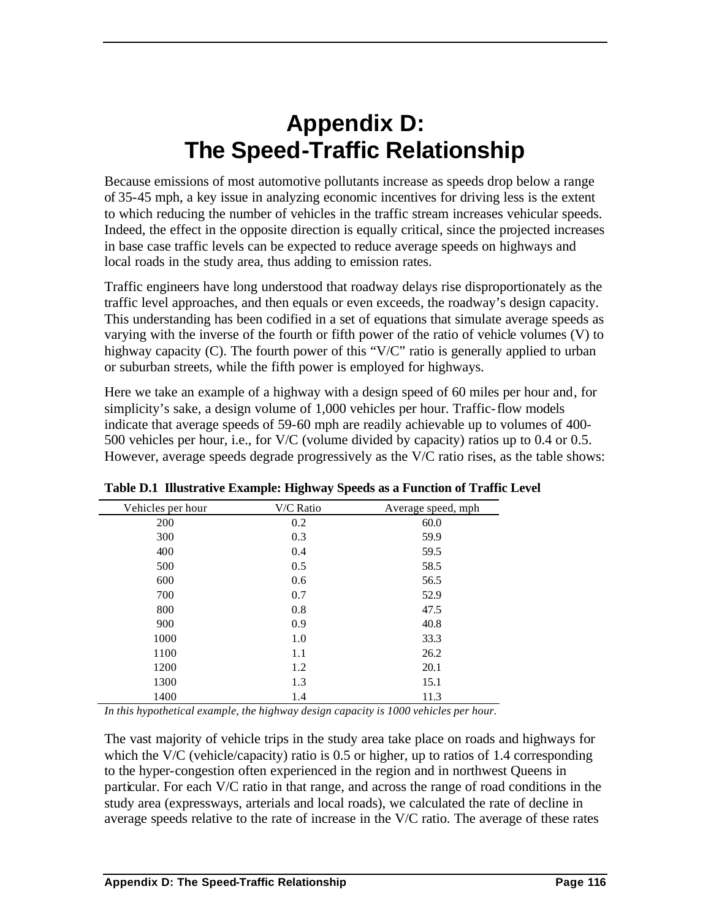# Appendix D: The Speed-Traffic Relationship

Because emissions of most automotive pollutants increase as speeds drop below a range of 35-45 mph, a key issue in analyzing economic incentives for driving less is the extent to which reducing the number of vehicles in the traffic stream increases vehicular speeds. Indeed, the effect in the opposite direction is equally critical, since the projected increases in base case traffic levels can be expected to reduce average speeds on highways and local roads in the study area, thus adding to emission rates.

Traffic engineers have long understood that roadway delays rise disproportionately as the traffic level approaches, and then equals or even exceeds, the roadway's design capacity. This understanding has been codified in a set of equations that simulate average speeds as varying with the inverse of the fourth or fifth power of the ratio of vehicle volumes (V) to highway capacity (C). The fourth power of this "V/C" ratio is generally applied to urban or suburban streets, while the fifth power is employed for highways.

Here we take an example of a highway with a design speed of 60 miles per hour and, for simplicity's sake, a design volume of 1,000 vehicles per hour. Traffic-flow models indicate that average speeds of 59-60 mph are readily achievable up to volumes of 400-500 vehicles per hour, i.e., for V/C (volume divided by capacity) ratios up to 0.4 or 0.5. However, average speeds degrade progressively as the V/C ratio rises, as the table shows:

**Table D.1 Illustrative Example: Highway Speeds as a Function of Traffic Level**

| Vehicles per hour | V/C Ratio | Average speed, mph |
|---|---|---|
| 200 | 0.2 | 60.0 |
| 300 | 0.3 | 59.9 |
| 400 | 0.4 | 59.5 |
| 500 | 0.5 | 58.5 |
| 600 | 0.6 | 56.5 |
| 700 | 0.7 | 52.9 |
| 800 | 0.8 | 47.5 |
| 900 | 0.9 | 40.8 |
| 1000 | 1.0 | 33.3 |
| 1100 | 1.1 | 26.2 |
| 1200 | 1.2 | 20.1 |
| 1300 | 1.3 | 15.1 |
| 1400 | 1.4 | 11.3 |

*In this hypothetical example, the highway design capacity is 1000 vehicles per hour.*

The vast majority of vehicle trips in the study area take place on roads and highways for which the V/C (vehicle/capacity) ratio is 0.5 or higher, up to ratios of 1.4 corresponding to the hyper-congestion often experienced in the region and in northwest Queens in particular. For each V/C ratio in that range, and across the range of road conditions in the study area (expressways, arterials and local roads), we calculated the rate of decline in average speeds relative to the rate of increase in the V/C ratio. The average of these rates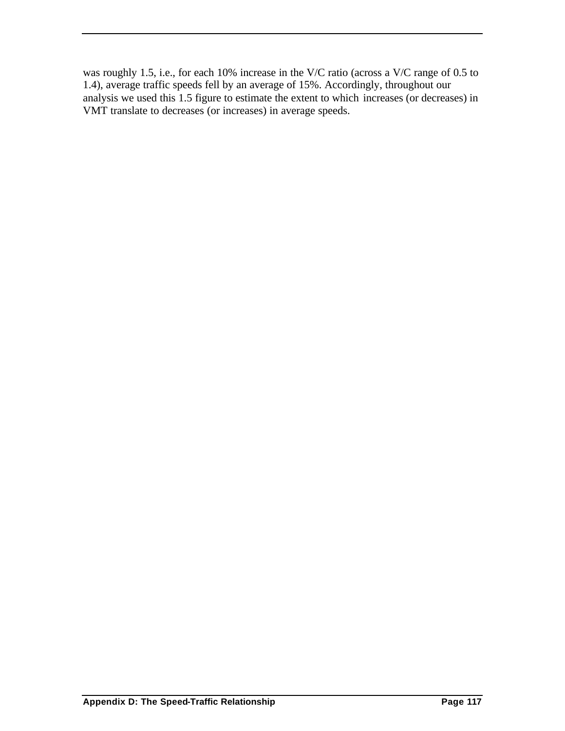was roughly 1.5, i.e., for each 10% increase in the V/C ratio (across a V/C range of 0.5 to 1.4), average traffic speeds fell by an average of 15%. Accordingly, throughout our analysis we used this 1.5 figure to estimate the extent to which increases (or decreases) in VMT translate to decreases (or increases) in average speeds.